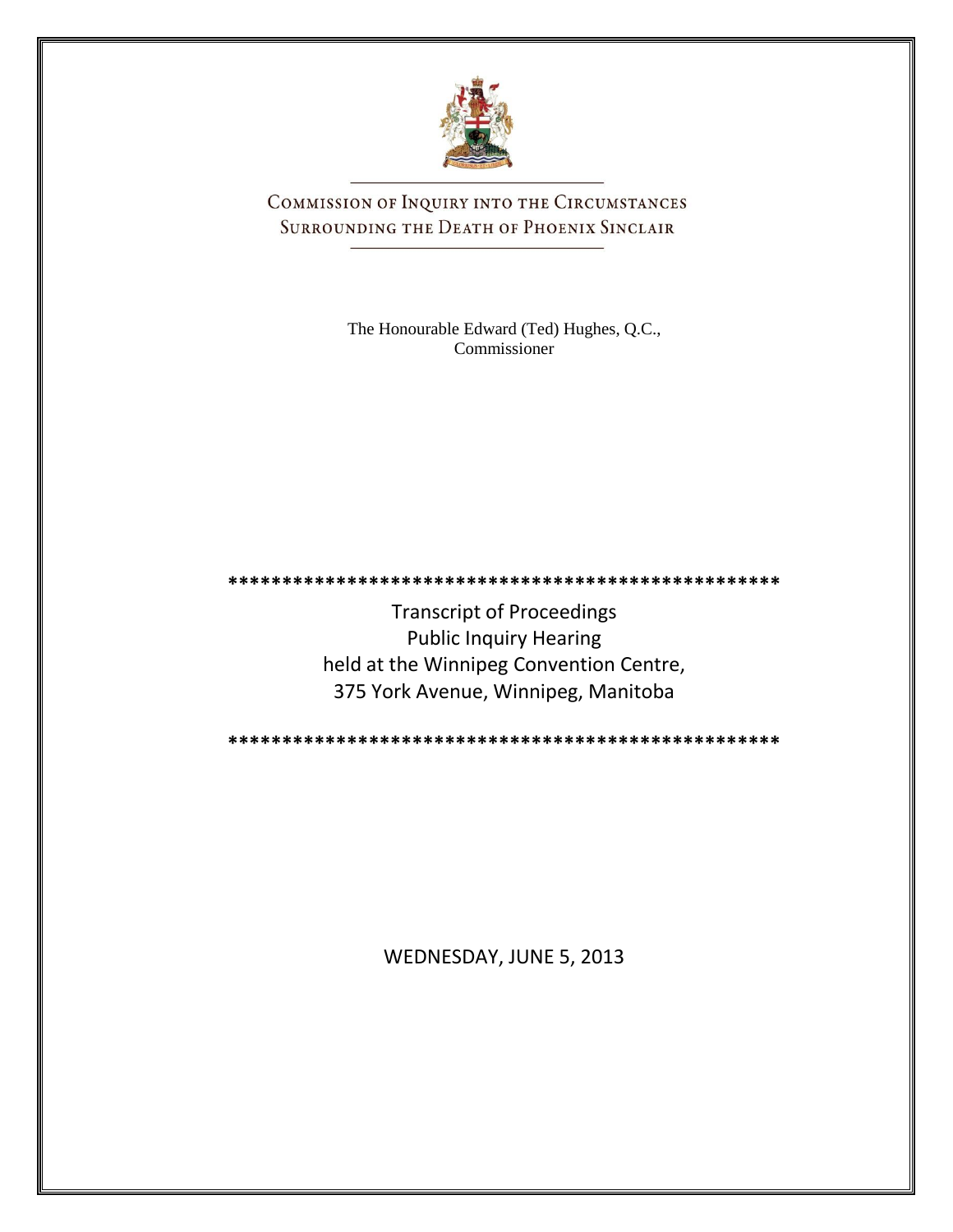# Commission of Inquiry into the Circumstances Surrounding the Death of Phoenix Sinclair

The Honourable Edward (Ted) Hughes, Q.C.,
Commissioner

***************************************************

Transcript of Proceedings
Public Inquiry Hearing
held at the Winnipeg Convention Centre,
375 York Avenue, Winnipeg, Manitoba

***************************************************

WEDNESDAY, JUNE 5, 2013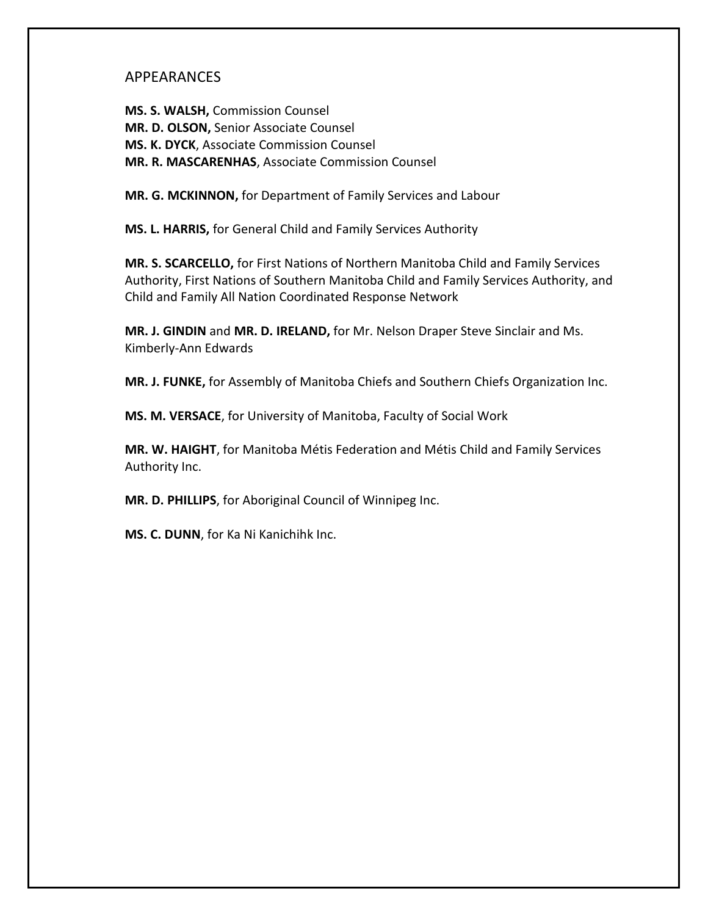## APPEARANCES

**MS. S. WALSH,** Commission Counsel
**MR. D. OLSON,** Senior Associate Counsel
**MS. K. DYCK**, Associate Commission Counsel
**MR. R. MASCARENHAS**, Associate Commission Counsel

**MR. G. MCKINNON,** for Department of Family Services and Labour

**MS. L. HARRIS,** for General Child and Family Services Authority

**MR. S. SCARCELLO,** for First Nations of Northern Manitoba Child and Family Services Authority, First Nations of Southern Manitoba Child and Family Services Authority, and Child and Family All Nation Coordinated Response Network

**MR. J. GINDIN** and **MR. D. IRELAND,** for Mr. Nelson Draper Steve Sinclair and Ms. Kimberly-Ann Edwards

**MR. J. FUNKE,** for Assembly of Manitoba Chiefs and Southern Chiefs Organization Inc.

**MS. M. VERSACE**, for University of Manitoba, Faculty of Social Work

**MR. W. HAIGHT**, for Manitoba Métis Federation and Métis Child and Family Services Authority Inc.

**MR. D. PHILLIPS**, for Aboriginal Council of Winnipeg Inc.

**MS. C. DUNN**, for Ka Ni Kanichihk Inc.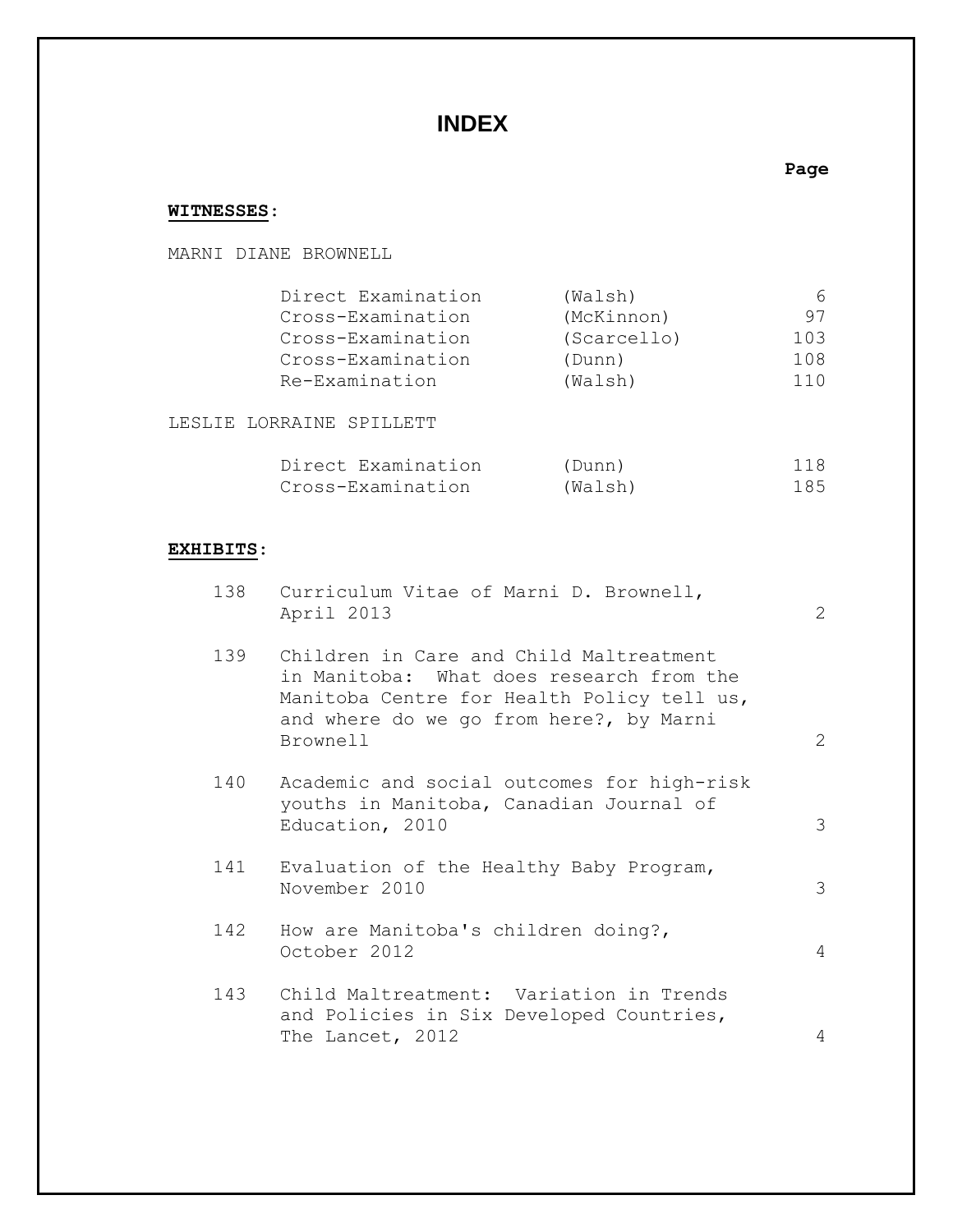# INDEX

**WITNESSES**:

MARNI DIANE BROWNELL

| | | Page |
|---|---|---|
| Direct Examination | (Walsh) | 6 |
| Cross-Examination | (McKinnon) | 97 |
| Cross-Examination | (Scarcello) | 103 |
| Cross-Examination | (Dunn) | 108 |
| Re-Examination | (Walsh) | 110 |

LESLIE LORRAINE SPILLETT

| | | Page |
|---|---|---|
| Direct Examination | (Dunn) | 118 |
| Cross-Examination | (Walsh) | 185 |

**EXHIBITS**:

| No. | Description | Page |
|---|---|---|
| 138 | Curriculum Vitae of Marni D. Brownell, April 2013 | 2 |
| 139 | Children in Care and Child Maltreatment in Manitoba: What does research from the Manitoba Centre for Health Policy tell us, and where do we go from here?, by Marni Brownell | 2 |
| 140 | Academic and social outcomes for high-risk youths in Manitoba, Canadian Journal of Education, 2010 | 3 |
| 141 | Evaluation of the Healthy Baby Program, November 2010 | 3 |
| 142 | How are Manitoba's children doing?, October 2012 | 4 |
| 143 | Child Maltreatment: Variation in Trends and Policies in Six Developed Countries, The Lancet, 2012 | 4 |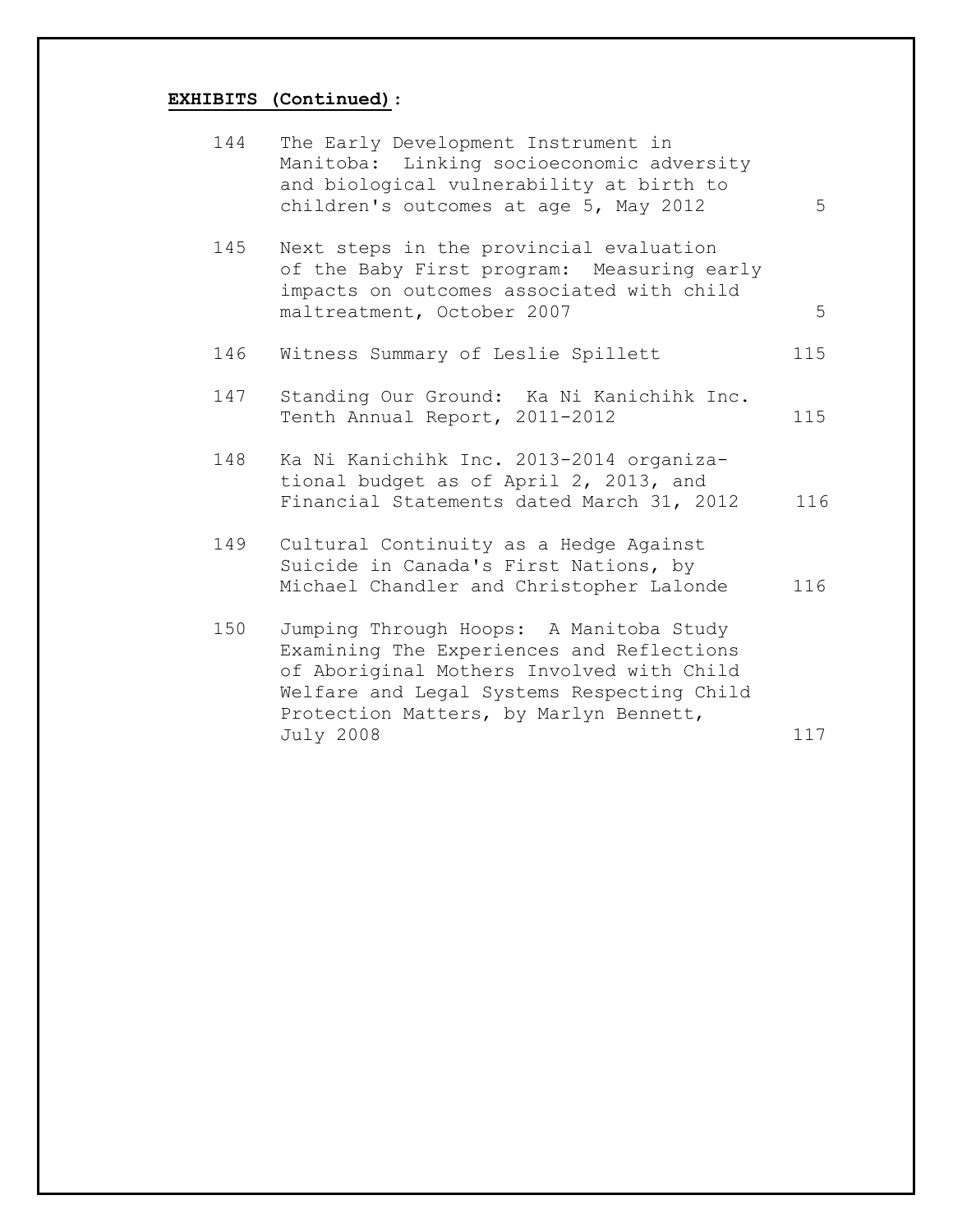**EXHIBITS (Continued):**

| No. | Description | Page |
|---|---|---|
| 144 | The Early Development Instrument in Manitoba: Linking socioeconomic adversity and biological vulnerability at birth to children's outcomes at age 5, May 2012 | 5 |
| 145 | Next steps in the provincial evaluation of the Baby First program: Measuring early impacts on outcomes associated with child maltreatment, October 2007 | 5 |
| 146 | Witness Summary of Leslie Spillett | 115 |
| 147 | Standing Our Ground: Ka Ni Kanichihk Inc. Tenth Annual Report, 2011-2012 | 115 |
| 148 | Ka Ni Kanichihk Inc. 2013-2014 organizational budget as of April 2, 2013, and Financial Statements dated March 31, 2012 | 116 |
| 149 | Cultural Continuity as a Hedge Against Suicide in Canada's First Nations, by Michael Chandler and Christopher Lalonde | 116 |
| 150 | Jumping Through Hoops: A Manitoba Study Examining The Experiences and Reflections of Aboriginal Mothers Involved with Child Welfare and Legal Systems Respecting Child Protection Matters, by Marlyn Bennett, July 2008 | 117 |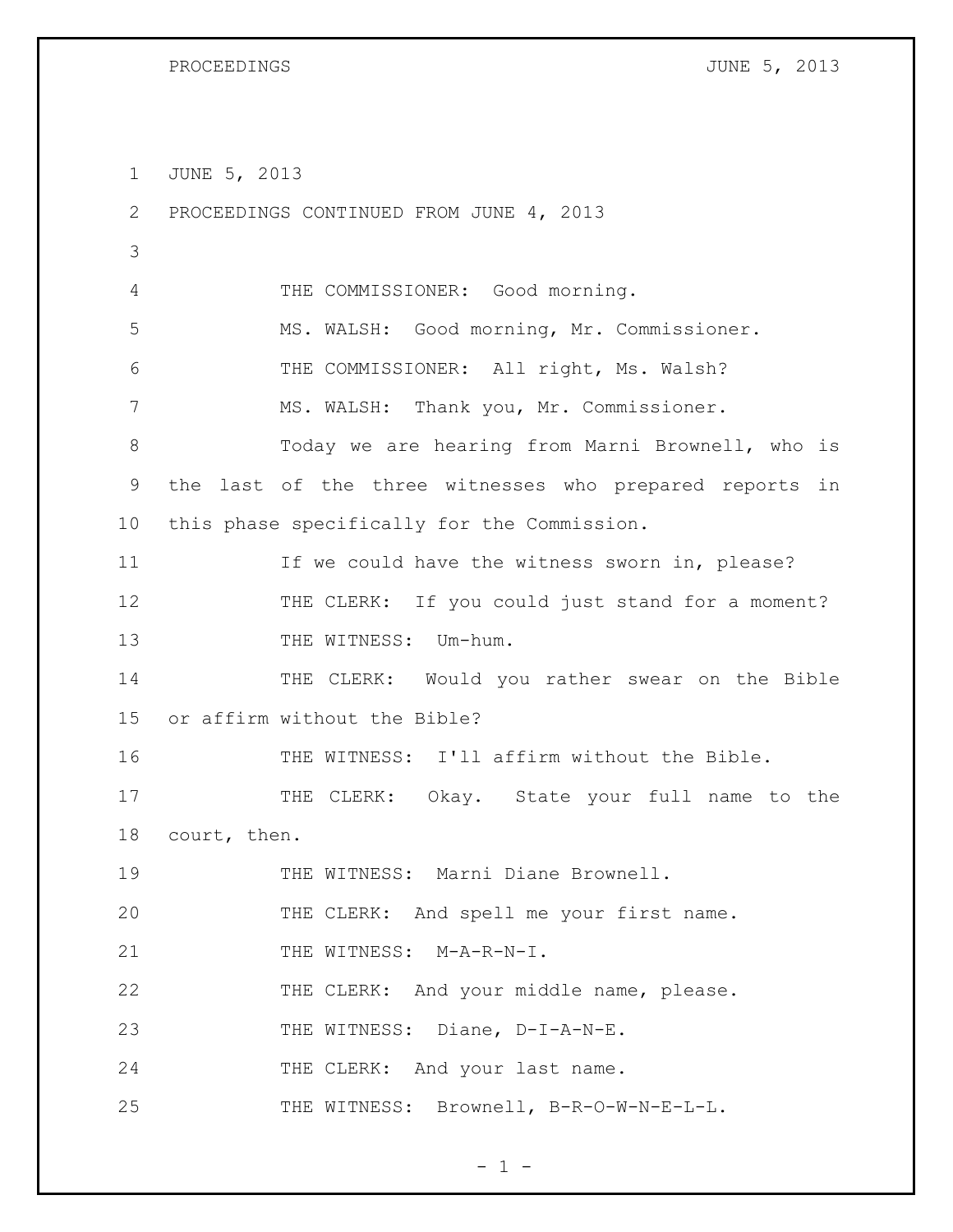JUNE 5, 2013

PROCEEDINGS CONTINUED FROM JUNE 4, 2013

THE COMMISSIONER: Good morning.

MS. WALSH: Good morning, Mr. Commissioner.

THE COMMISSIONER: All right, Ms. Walsh?

MS. WALSH: Thank you, Mr. Commissioner.

Today we are hearing from Marni Brownell, who is the last of the three witnesses who prepared reports in this phase specifically for the Commission.

If we could have the witness sworn in, please?

THE CLERK: If you could just stand for a moment?

THE WITNESS: Um-hum.

THE CLERK: Would you rather swear on the Bible or affirm without the Bible?

THE WITNESS: I'll affirm without the Bible.

THE CLERK: Okay. State your full name to the court, then.

THE WITNESS: Marni Diane Brownell.

THE CLERK: And spell me your first name.

THE WITNESS: M-A-R-N-I.

THE CLERK: And your middle name, please.

THE WITNESS: Diane, D-I-A-N-E.

THE CLERK: And your last name.

THE WITNESS: Brownell, B-R-O-W-N-E-L-L.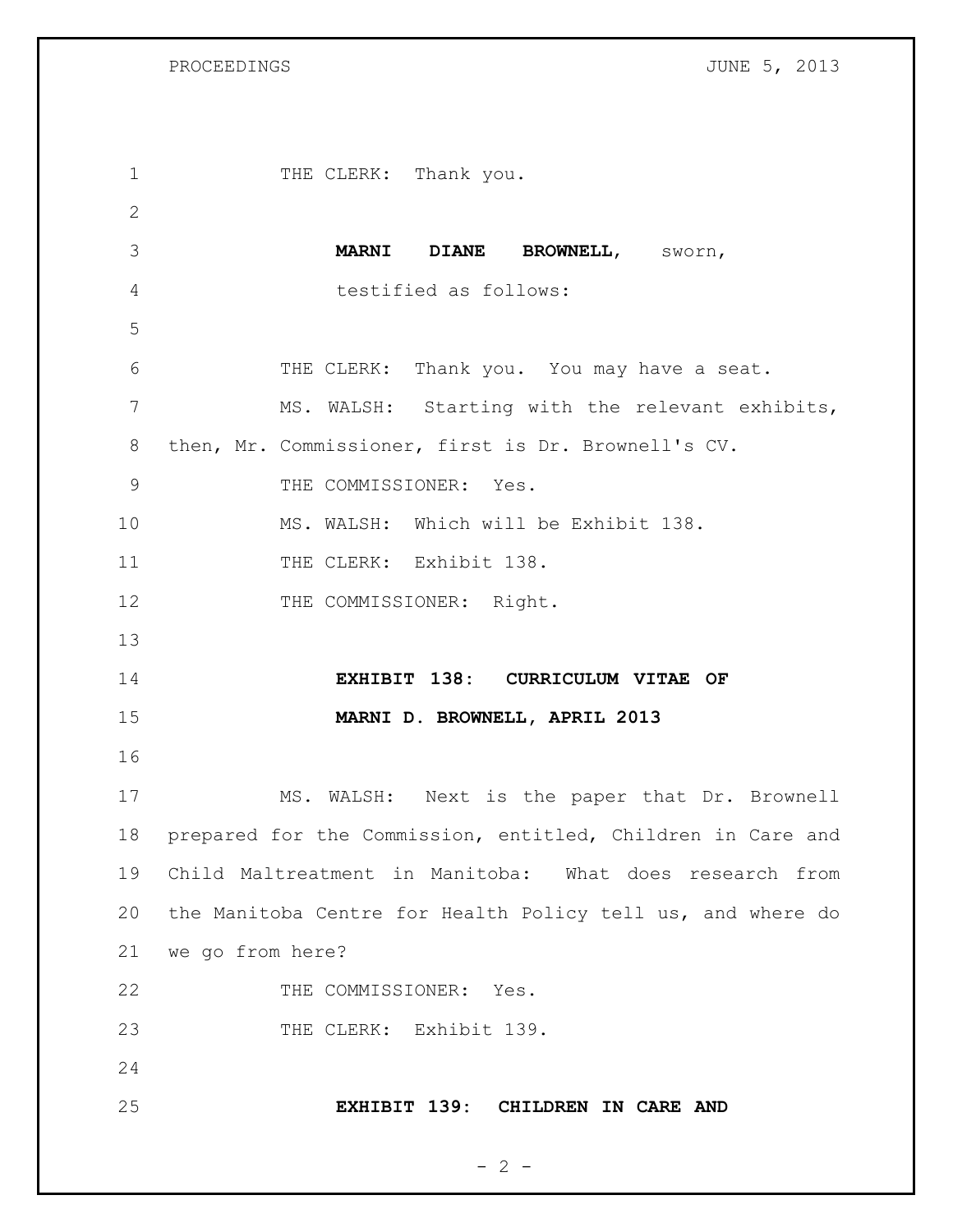THE CLERK: Thank you.

**MARNI DIANE BROWNELL**, sworn,
testified as follows:

THE CLERK: Thank you. You may have a seat.

MS. WALSH: Starting with the relevant exhibits, then, Mr. Commissioner, first is Dr. Brownell's CV.

THE COMMISSIONER: Yes.

MS. WALSH: Which will be Exhibit 138.

THE CLERK: Exhibit 138.

THE COMMISSIONER: Right.

**EXHIBIT 138: CURRICULUM VITAE OF MARNI D. BROWNELL, APRIL 2013**

MS. WALSH: Next is the paper that Dr. Brownell prepared for the Commission, entitled, Children in Care and Child Maltreatment in Manitoba: What does research from the Manitoba Centre for Health Policy tell us, and where do we go from here?

THE COMMISSIONER: Yes.

THE CLERK: Exhibit 139.

**EXHIBIT 139: CHILDREN IN CARE AND**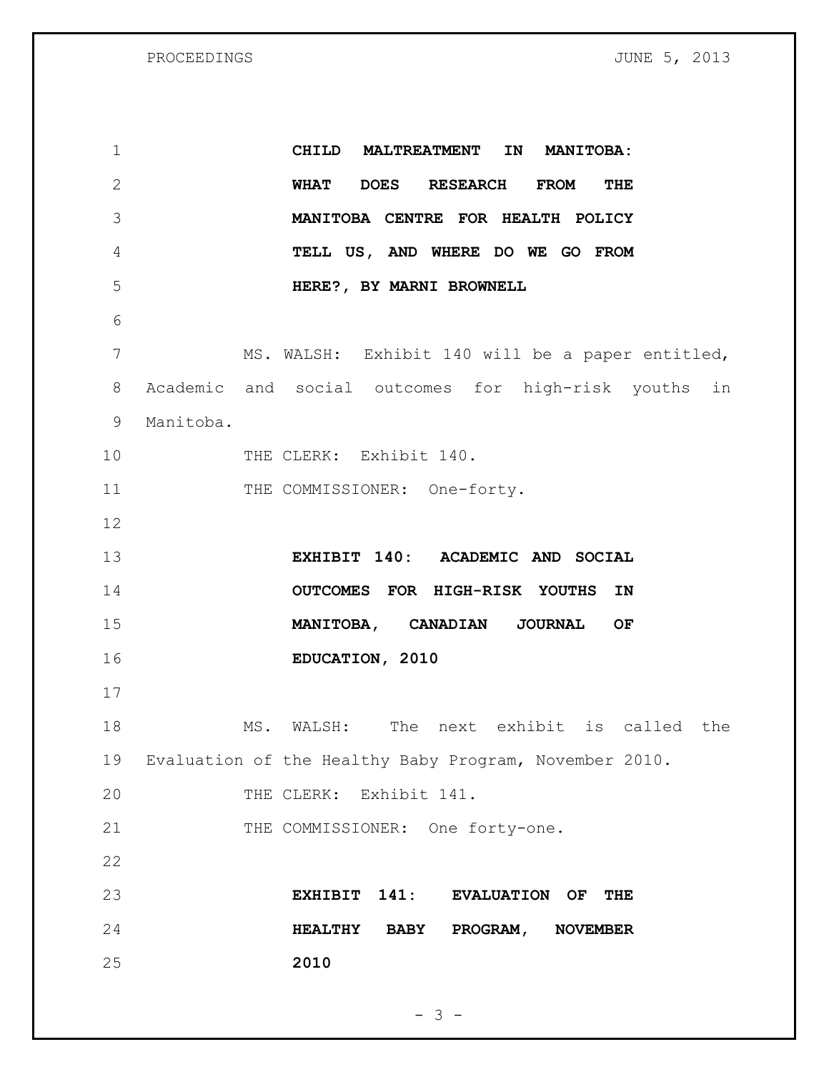**CHILD MALTREATMENT IN MANITOBA: WHAT DOES RESEARCH FROM THE MANITOBA CENTRE FOR HEALTH POLICY TELL US, AND WHERE DO WE GO FROM HERE?, BY MARNI BROWNELL**

MS. WALSH: Exhibit 140 will be a paper entitled, Academic and social outcomes for high-risk youths in Manitoba.

THE CLERK: Exhibit 140.

THE COMMISSIONER: One-forty.

**EXHIBIT 140: ACADEMIC AND SOCIAL OUTCOMES FOR HIGH-RISK YOUTHS IN MANITOBA, CANADIAN JOURNAL OF EDUCATION, 2010**

MS. WALSH: The next exhibit is called the Evaluation of the Healthy Baby Program, November 2010.

THE CLERK: Exhibit 141.

THE COMMISSIONER: One forty-one.

**EXHIBIT 141: EVALUATION OF THE HEALTHY BABY PROGRAM, NOVEMBER 2010**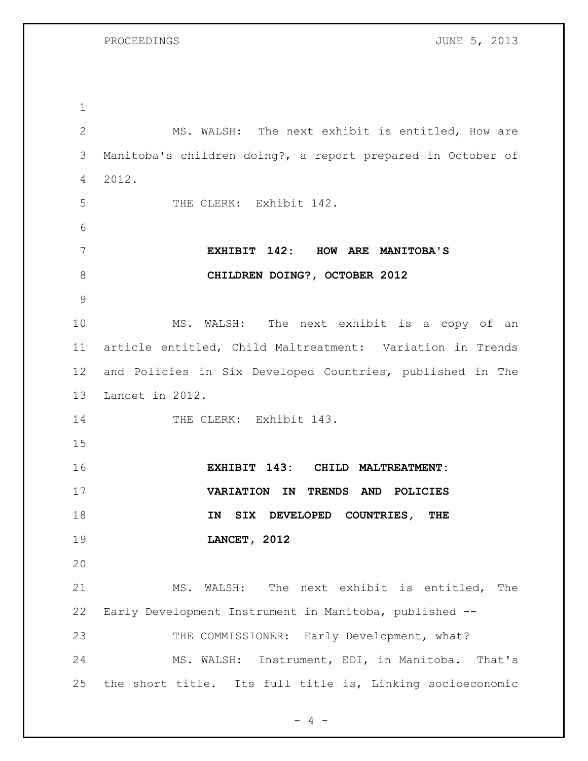MS. WALSH: The next exhibit is entitled, How are Manitoba's children doing?, a report prepared in October of 2012.

THE CLERK: Exhibit 142.

**EXHIBIT 142: HOW ARE MANITOBA'S CHILDREN DOING?, OCTOBER 2012**

MS. WALSH: The next exhibit is a copy of an article entitled, Child Maltreatment: Variation in Trends and Policies in Six Developed Countries, published in The Lancet in 2012.

THE CLERK: Exhibit 143.

**EXHIBIT 143: CHILD MALTREATMENT: VARIATION IN TRENDS AND POLICIES IN SIX DEVELOPED COUNTRIES, THE LANCET, 2012**

MS. WALSH: The next exhibit is entitled, The Early Development Instrument in Manitoba, published --

THE COMMISSIONER: Early Development, what?

MS. WALSH: Instrument, EDI, in Manitoba. That's the short title. Its full title is, Linking socioeconomic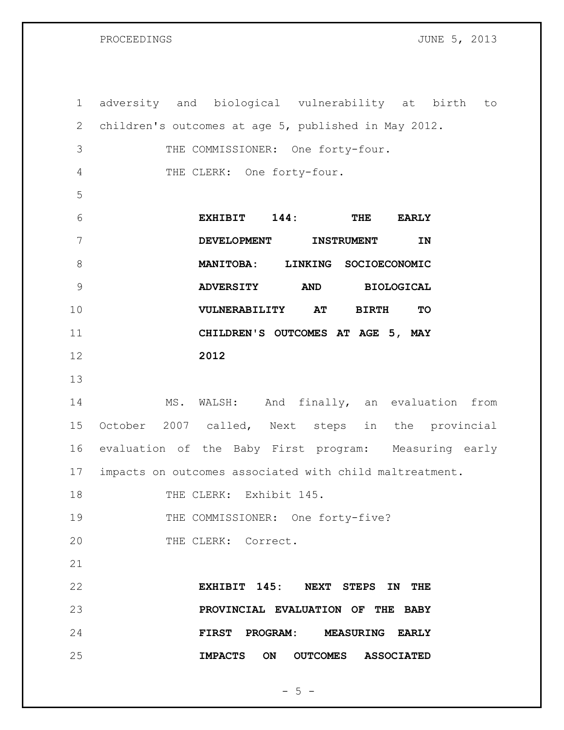adversity and biological vulnerability at birth to children's outcomes at age 5, published in May 2012.

THE COMMISSIONER: One forty-four.

THE CLERK: One forty-four.

**EXHIBIT 144: THE EARLY DEVELOPMENT INSTRUMENT IN MANITOBA: LINKING SOCIOECONOMIC ADVERSITY AND BIOLOGICAL VULNERABILITY AT BIRTH TO CHILDREN'S OUTCOMES AT AGE 5, MAY 2012**

MS. WALSH: And finally, an evaluation from October 2007 called, Next steps in the provincial evaluation of the Baby First program: Measuring early impacts on outcomes associated with child maltreatment.

THE CLERK: Exhibit 145.

THE COMMISSIONER: One forty-five?

THE CLERK: Correct.

**EXHIBIT 145: NEXT STEPS IN THE PROVINCIAL EVALUATION OF THE BABY FIRST PROGRAM: MEASURING EARLY IMPACTS ON OUTCOMES ASSOCIATED**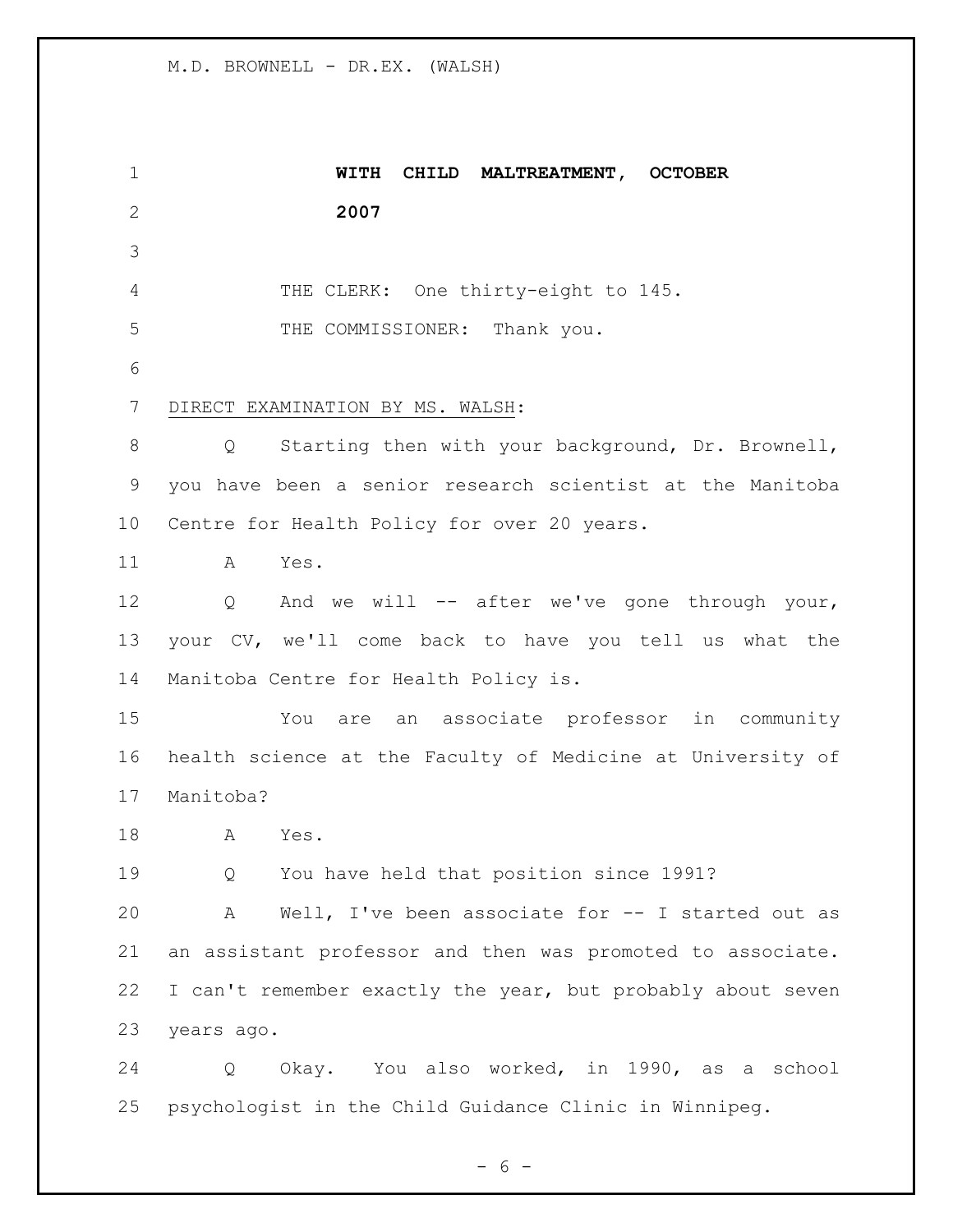**WITH CHILD MALTREATMENT, OCTOBER 2007**

THE CLERK: One thirty-eight to 145.

THE COMMISSIONER: Thank you.

DIRECT EXAMINATION BY MS. WALSH:

Q Starting then with your background, Dr. Brownell, you have been a senior research scientist at the Manitoba Centre for Health Policy for over 20 years.

A Yes.

Q And we will -- after we've gone through your, your CV, we'll come back to have you tell us what the Manitoba Centre for Health Policy is.

You are an associate professor in community health science at the Faculty of Medicine at University of Manitoba?

A Yes.

Q You have held that position since 1991?

A Well, I've been associate for -- I started out as an assistant professor and then was promoted to associate. I can't remember exactly the year, but probably about seven years ago.

Q Okay. You also worked, in 1990, as a school psychologist in the Child Guidance Clinic in Winnipeg.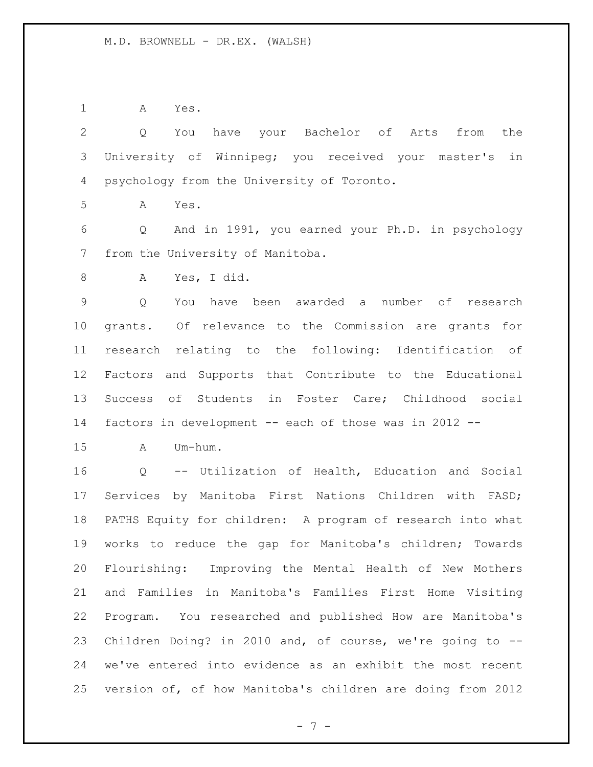A Yes.

Q You have your Bachelor of Arts from the University of Winnipeg; you received your master's in psychology from the University of Toronto.

A Yes.

Q And in 1991, you earned your Ph.D. in psychology from the University of Manitoba.

A Yes, I did.

Q You have been awarded a number of research grants. Of relevance to the Commission are grants for research relating to the following: Identification of Factors and Supports that Contribute to the Educational Success of Students in Foster Care; Childhood social factors in development -- each of those was in 2012 --

A Um-hum.

Q -- Utilization of Health, Education and Social Services by Manitoba First Nations Children with FASD; PATHS Equity for children: A program of research into what works to reduce the gap for Manitoba's children; Towards Flourishing: Improving the Mental Health of New Mothers and Families in Manitoba's Families First Home Visiting Program. You researched and published How are Manitoba's Children Doing? in 2010 and, of course, we're going to -- we've entered into evidence as an exhibit the most recent version of, of how Manitoba's children are doing from 2012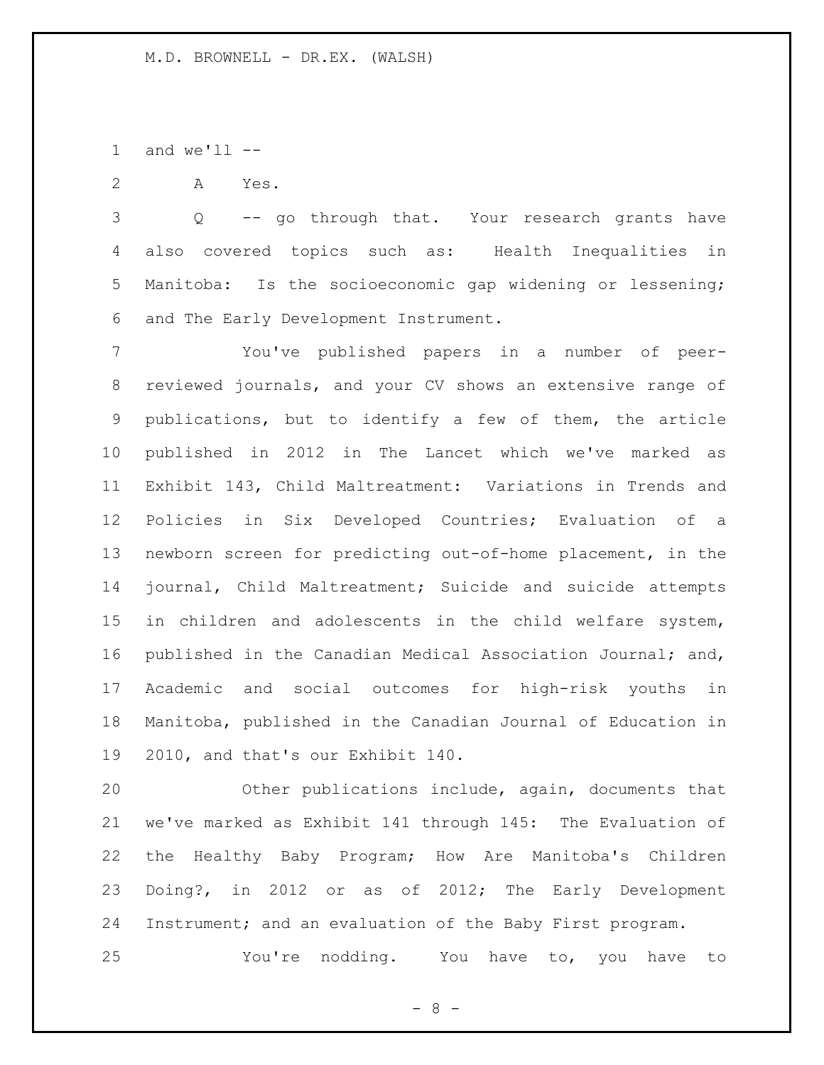and we'll --

A Yes.

Q -- go through that. Your research grants have also covered topics such as: Health Inequalities in Manitoba: Is the socioeconomic gap widening or lessening; and The Early Development Instrument.

You've published papers in a number of peer-reviewed journals, and your CV shows an extensive range of publications, but to identify a few of them, the article published in 2012 in The Lancet which we've marked as Exhibit 143, Child Maltreatment: Variations in Trends and Policies in Six Developed Countries; Evaluation of a newborn screen for predicting out-of-home placement, in the journal, Child Maltreatment; Suicide and suicide attempts in children and adolescents in the child welfare system, published in the Canadian Medical Association Journal; and, Academic and social outcomes for high-risk youths in Manitoba, published in the Canadian Journal of Education in 2010, and that's our Exhibit 140.

Other publications include, again, documents that we've marked as Exhibit 141 through 145: The Evaluation of the Healthy Baby Program; How Are Manitoba's Children Doing?, in 2012 or as of 2012; The Early Development Instrument; and an evaluation of the Baby First program.

You're nodding. You have to, you have to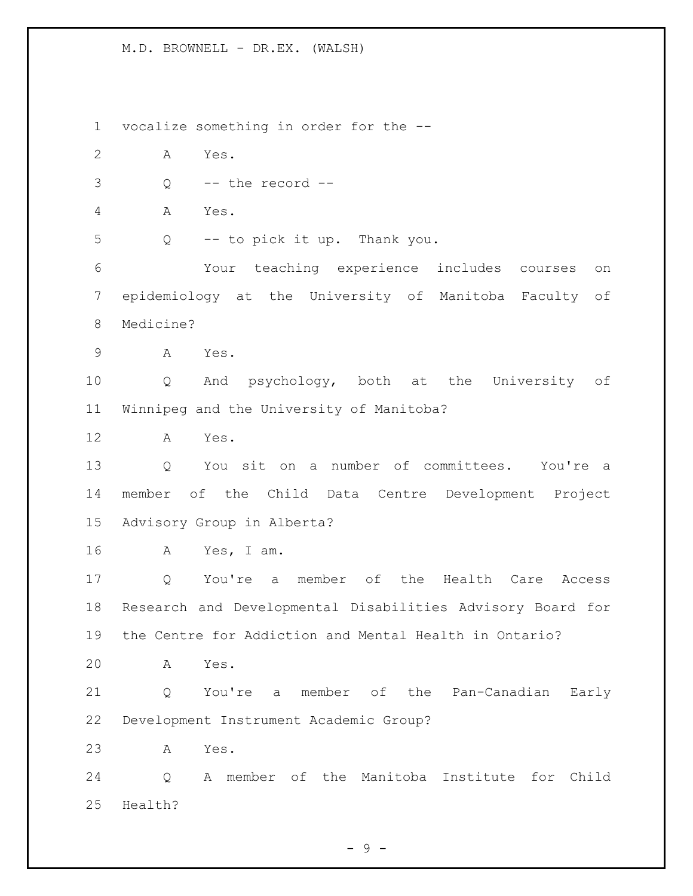vocalize something in order for the --

A Yes.

Q -- the record --

A Yes.

Q -- to pick it up. Thank you.

Your teaching experience includes courses on epidemiology at the University of Manitoba Faculty of Medicine?

A Yes.

Q And psychology, both at the University of Winnipeg and the University of Manitoba?

A Yes.

Q You sit on a number of committees. You're a member of the Child Data Centre Development Project Advisory Group in Alberta?

A Yes, I am.

Q You're a member of the Health Care Access Research and Developmental Disabilities Advisory Board for the Centre for Addiction and Mental Health in Ontario?

A Yes.

Q You're a member of the Pan-Canadian Early Development Instrument Academic Group?

A Yes.

Q A member of the Manitoba Institute for Child Health?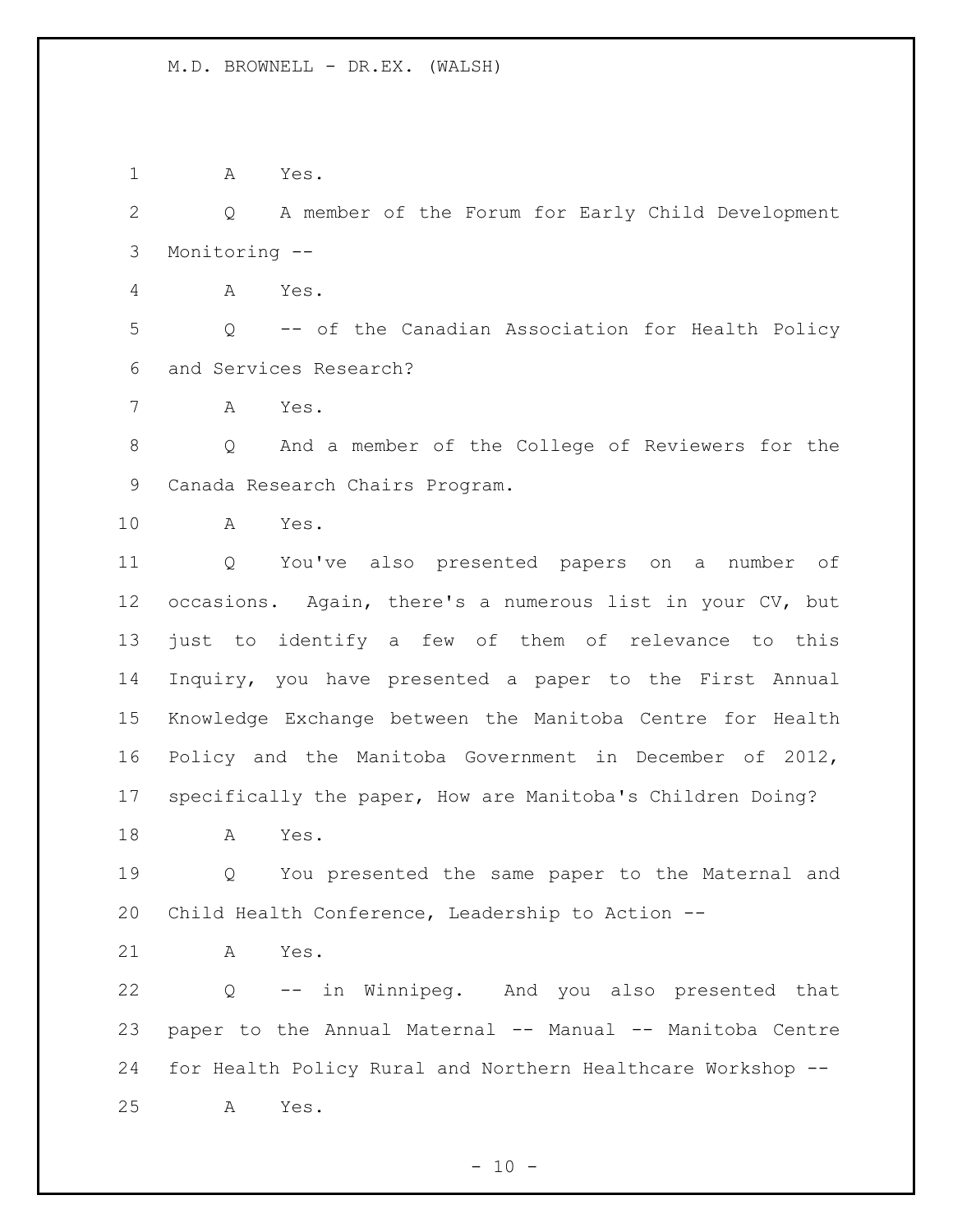A Yes.

Q A member of the Forum for Early Child Development Monitoring --

A Yes.

Q -- of the Canadian Association for Health Policy and Services Research?

A Yes.

Q And a member of the College of Reviewers for the Canada Research Chairs Program.

A Yes.

Q You've also presented papers on a number of occasions. Again, there's a numerous list in your CV, but just to identify a few of them of relevance to this Inquiry, you have presented a paper to the First Annual Knowledge Exchange between the Manitoba Centre for Health Policy and the Manitoba Government in December of 2012, specifically the paper, How are Manitoba's Children Doing?

A Yes.

Q You presented the same paper to the Maternal and Child Health Conference, Leadership to Action --

A Yes.

Q -- in Winnipeg. And you also presented that paper to the Annual Maternal -- Manual -- Manitoba Centre for Health Policy Rural and Northern Healthcare Workshop --

A Yes.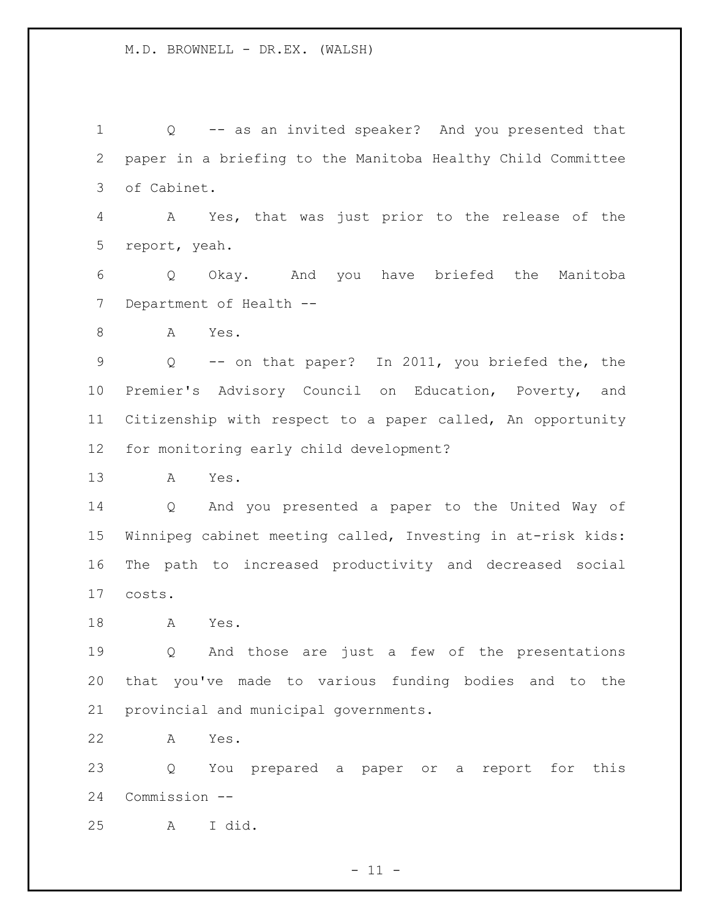Q -- as an invited speaker? And you presented that paper in a briefing to the Manitoba Healthy Child Committee of Cabinet.

A Yes, that was just prior to the release of the report, yeah.

Q Okay. And you have briefed the Manitoba Department of Health --

A Yes.

Q -- on that paper? In 2011, you briefed the, the Premier's Advisory Council on Education, Poverty, and Citizenship with respect to a paper called, An opportunity for monitoring early child development?

A Yes.

Q And you presented a paper to the United Way of Winnipeg cabinet meeting called, Investing in at-risk kids: The path to increased productivity and decreased social costs.

A Yes.

Q And those are just a few of the presentations that you've made to various funding bodies and to the provincial and municipal governments.

A Yes.

Q You prepared a paper or a report for this Commission --

A I did.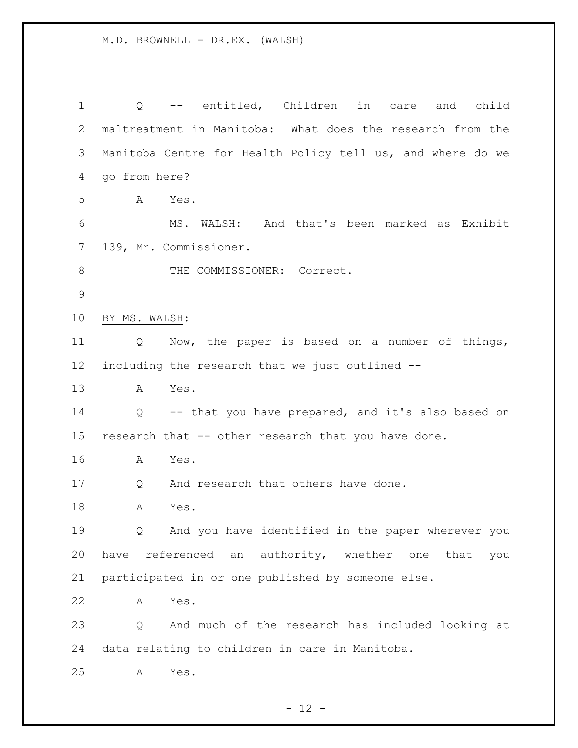Q -- entitled, Children in care and child maltreatment in Manitoba: What does the research from the Manitoba Centre for Health Policy tell us, and where do we go from here?

A Yes.

MS. WALSH: And that's been marked as Exhibit 139, Mr. Commissioner.

THE COMMISSIONER: Correct.

BY MS. WALSH:

Q Now, the paper is based on a number of things, including the research that we just outlined --

A Yes.

Q -- that you have prepared, and it's also based on research that -- other research that you have done.

A Yes.

Q And research that others have done.

A Yes.

Q And you have identified in the paper wherever you have referenced an authority, whether one that you participated in or one published by someone else.

A Yes.

Q And much of the research has included looking at data relating to children in care in Manitoba.

A Yes.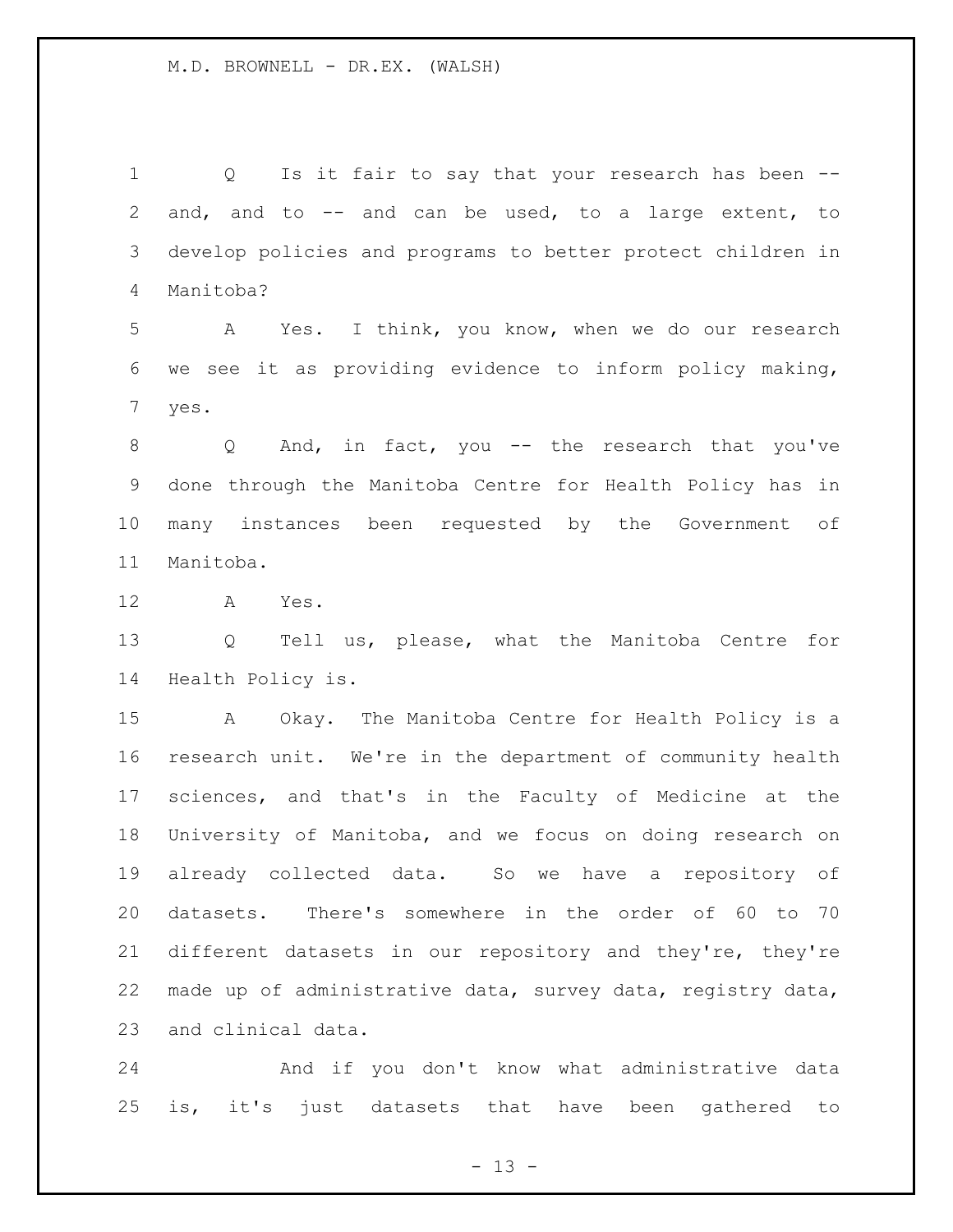Q Is it fair to say that your research has been -- and, and to -- and can be used, to a large extent, to develop policies and programs to better protect children in Manitoba?

A Yes. I think, you know, when we do our research we see it as providing evidence to inform policy making, yes.

Q And, in fact, you -- the research that you've done through the Manitoba Centre for Health Policy has in many instances been requested by the Government of Manitoba.

A Yes.

Q Tell us, please, what the Manitoba Centre for Health Policy is.

A Okay. The Manitoba Centre for Health Policy is a research unit. We're in the department of community health sciences, and that's in the Faculty of Medicine at the University of Manitoba, and we focus on doing research on already collected data. So we have a repository of datasets. There's somewhere in the order of 60 to 70 different datasets in our repository and they're, they're made up of administrative data, survey data, registry data, and clinical data.

And if you don't know what administrative data is, it's just datasets that have been gathered to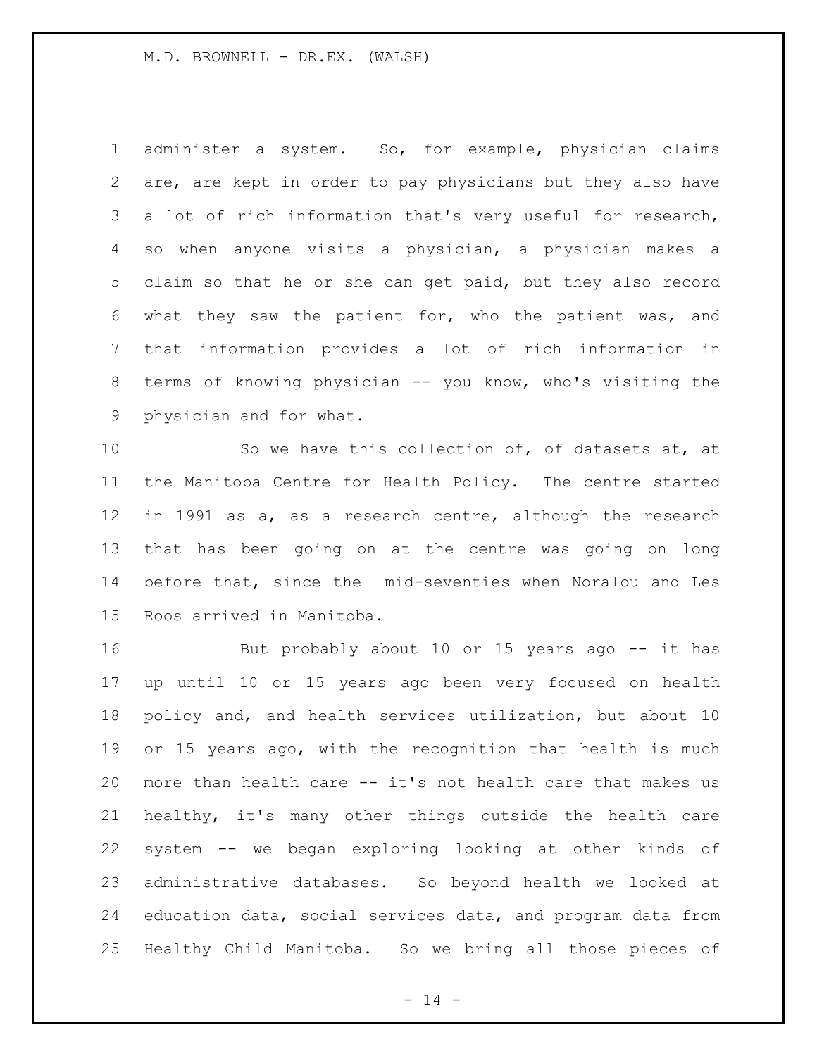administer a system. So, for example, physician claims are, are kept in order to pay physicians but they also have a lot of rich information that's very useful for research, so when anyone visits a physician, a physician makes a claim so that he or she can get paid, but they also record what they saw the patient for, who the patient was, and that information provides a lot of rich information in terms of knowing physician -- you know, who's visiting the physician and for what.

So we have this collection of, of datasets at, at the Manitoba Centre for Health Policy. The centre started in 1991 as a, as a research centre, although the research that has been going on at the centre was going on long before that, since the mid-seventies when Noralou and Les Roos arrived in Manitoba.

But probably about 10 or 15 years ago -- it has up until 10 or 15 years ago been very focused on health policy and, and health services utilization, but about 10 or 15 years ago, with the recognition that health is much more than health care -- it's not health care that makes us healthy, it's many other things outside the health care system -- we began exploring looking at other kinds of administrative databases. So beyond health we looked at education data, social services data, and program data from Healthy Child Manitoba. So we bring all those pieces of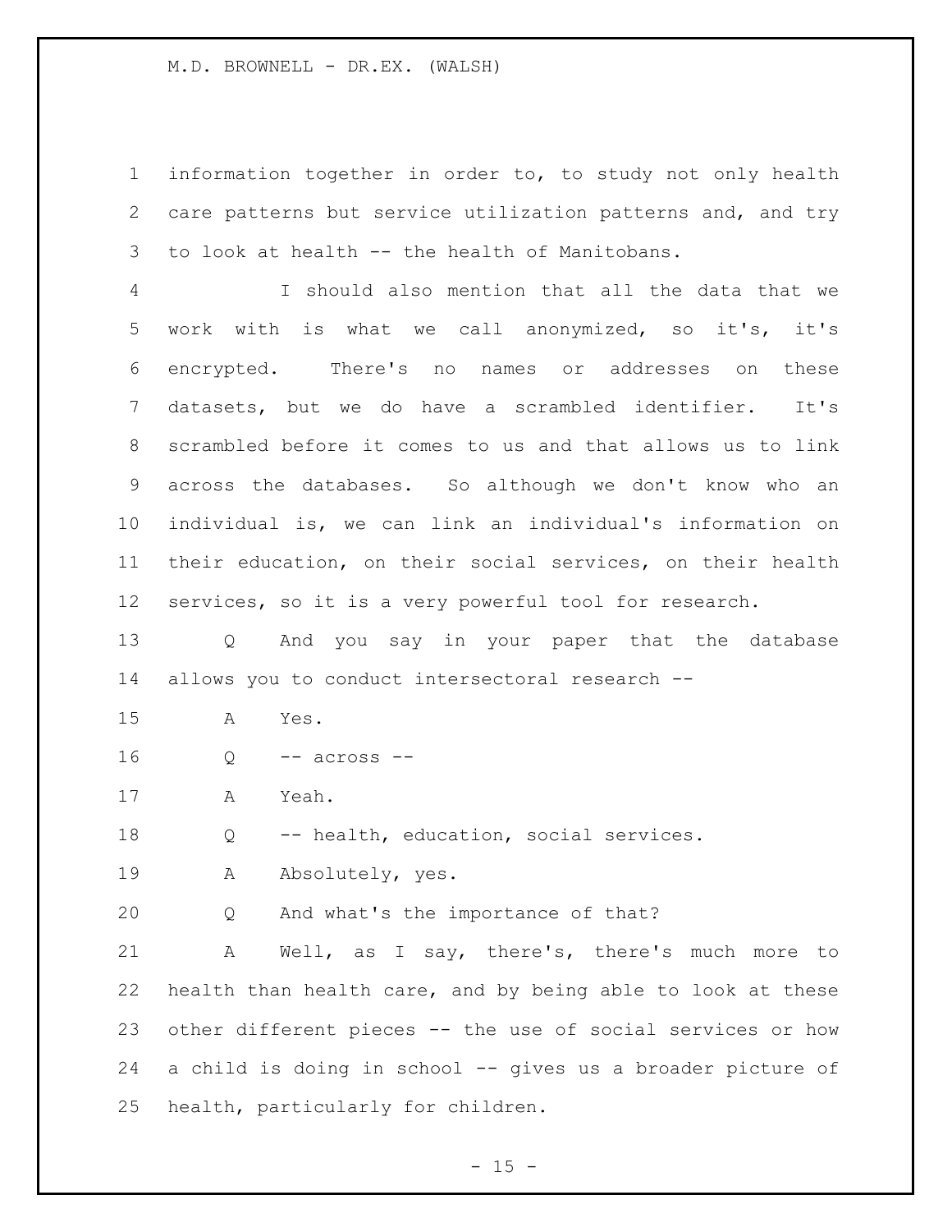information together in order to, to study not only health care patterns but service utilization patterns and, and try to look at health -- the health of Manitobans.

I should also mention that all the data that we work with is what we call anonymized, so it's, it's encrypted. There's no names or addresses on these datasets, but we do have a scrambled identifier. It's scrambled before it comes to us and that allows us to link across the databases. So although we don't know who an individual is, we can link an individual's information on their education, on their social services, on their health services, so it is a very powerful tool for research.

Q And you say in your paper that the database allows you to conduct intersectoral research --

A Yes.

Q -- across --

A Yeah.

Q -- health, education, social services.

A Absolutely, yes.

Q And what's the importance of that?

A Well, as I say, there's, there's much more to health than health care, and by being able to look at these other different pieces -- the use of social services or how a child is doing in school -- gives us a broader picture of health, particularly for children.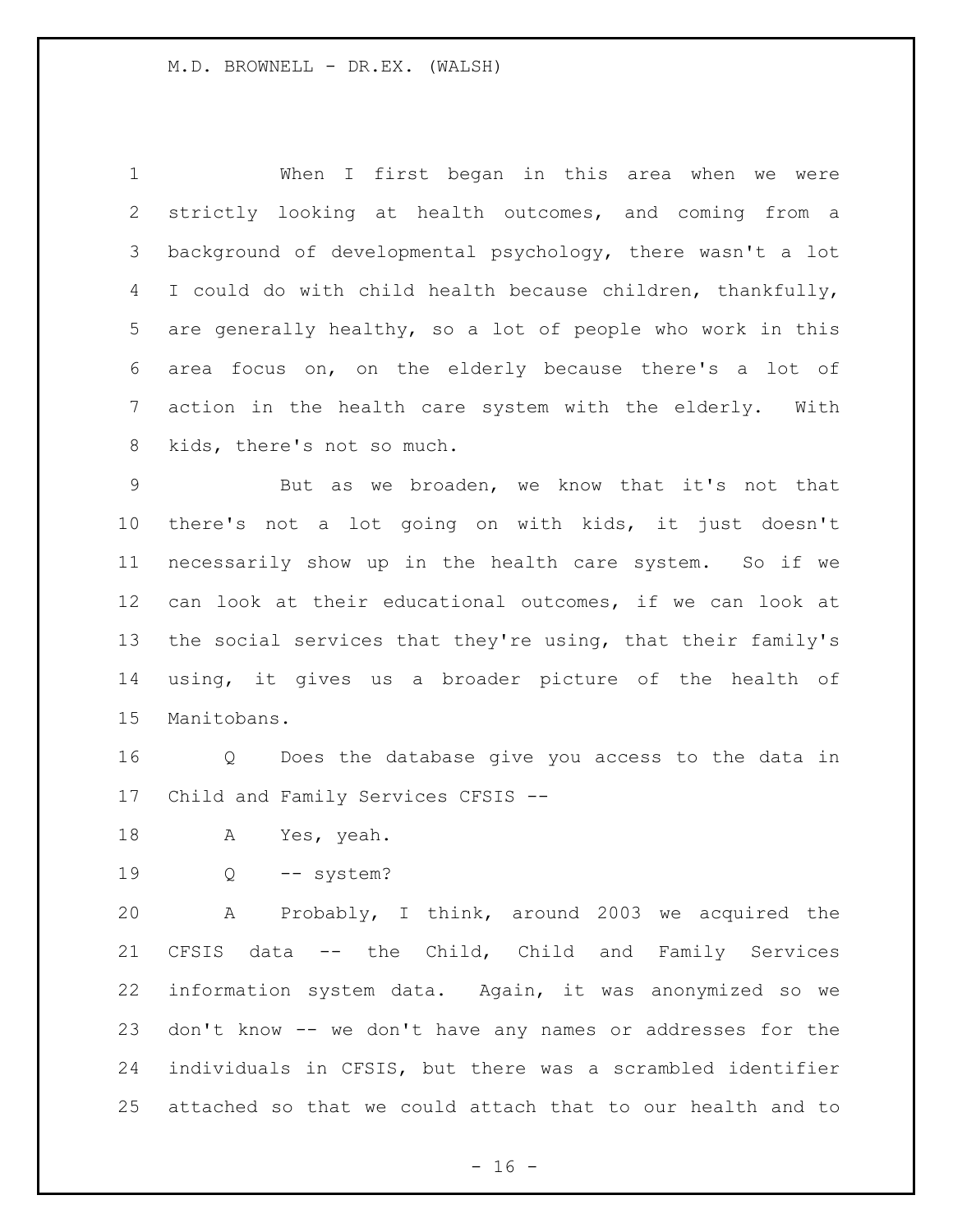When I first began in this area when we were strictly looking at health outcomes, and coming from a background of developmental psychology, there wasn't a lot I could do with child health because children, thankfully, are generally healthy, so a lot of people who work in this area focus on, on the elderly because there's a lot of action in the health care system with the elderly. With kids, there's not so much.

But as we broaden, we know that it's not that there's not a lot going on with kids, it just doesn't necessarily show up in the health care system. So if we can look at their educational outcomes, if we can look at the social services that they're using, that their family's using, it gives us a broader picture of the health of Manitobans.

Q Does the database give you access to the data in Child and Family Services CFSIS --

A Yes, yeah.

Q -- system?

A Probably, I think, around 2003 we acquired the CFSIS data -- the Child, Child and Family Services information system data. Again, it was anonymized so we don't know -- we don't have any names or addresses for the individuals in CFSIS, but there was a scrambled identifier attached so that we could attach that to our health and to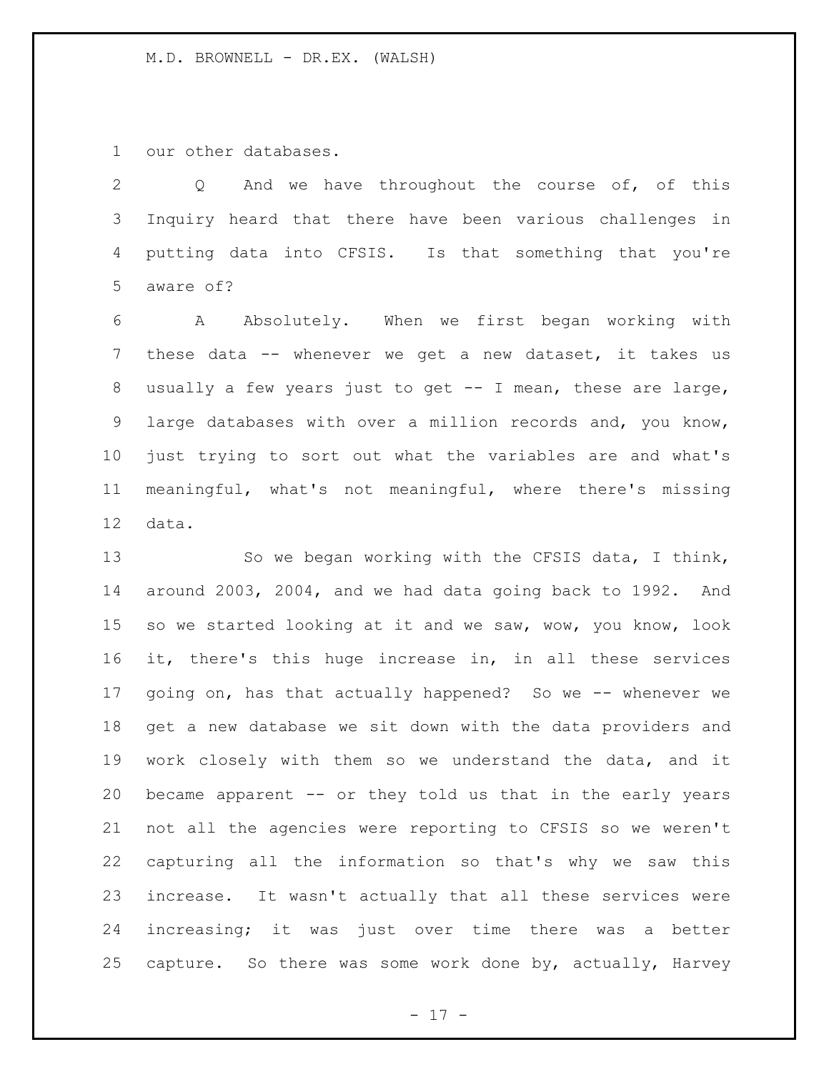our other databases.

Q And we have throughout the course of, of this Inquiry heard that there have been various challenges in putting data into CFSIS. Is that something that you're aware of?

A Absolutely. When we first began working with these data -- whenever we get a new dataset, it takes us usually a few years just to get -- I mean, these are large, large databases with over a million records and, you know, just trying to sort out what the variables are and what's meaningful, what's not meaningful, where there's missing data.

So we began working with the CFSIS data, I think, around 2003, 2004, and we had data going back to 1992. And so we started looking at it and we saw, wow, you know, look it, there's this huge increase in, in all these services going on, has that actually happened? So we -- whenever we get a new database we sit down with the data providers and work closely with them so we understand the data, and it became apparent -- or they told us that in the early years not all the agencies were reporting to CFSIS so we weren't capturing all the information so that's why we saw this increase. It wasn't actually that all these services were increasing; it was just over time there was a better capture. So there was some work done by, actually, Harvey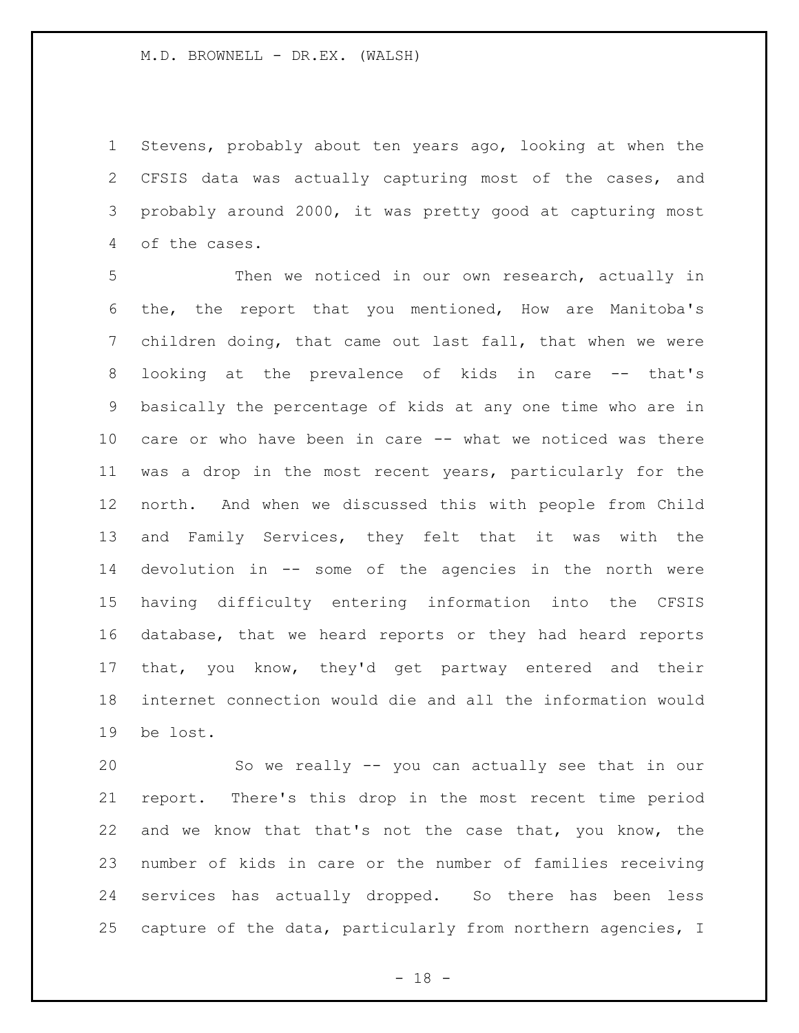Stevens, probably about ten years ago, looking at when the CFSIS data was actually capturing most of the cases, and probably around 2000, it was pretty good at capturing most of the cases.

Then we noticed in our own research, actually in the, the report that you mentioned, How are Manitoba's children doing, that came out last fall, that when we were looking at the prevalence of kids in care -- that's basically the percentage of kids at any one time who are in care or who have been in care -- what we noticed was there was a drop in the most recent years, particularly for the north. And when we discussed this with people from Child and Family Services, they felt that it was with the devolution in -- some of the agencies in the north were having difficulty entering information into the CFSIS database, that we heard reports or they had heard reports that, you know, they'd get partway entered and their internet connection would die and all the information would be lost.

So we really -- you can actually see that in our report. There's this drop in the most recent time period and we know that that's not the case that, you know, the number of kids in care or the number of families receiving services has actually dropped. So there has been less capture of the data, particularly from northern agencies, I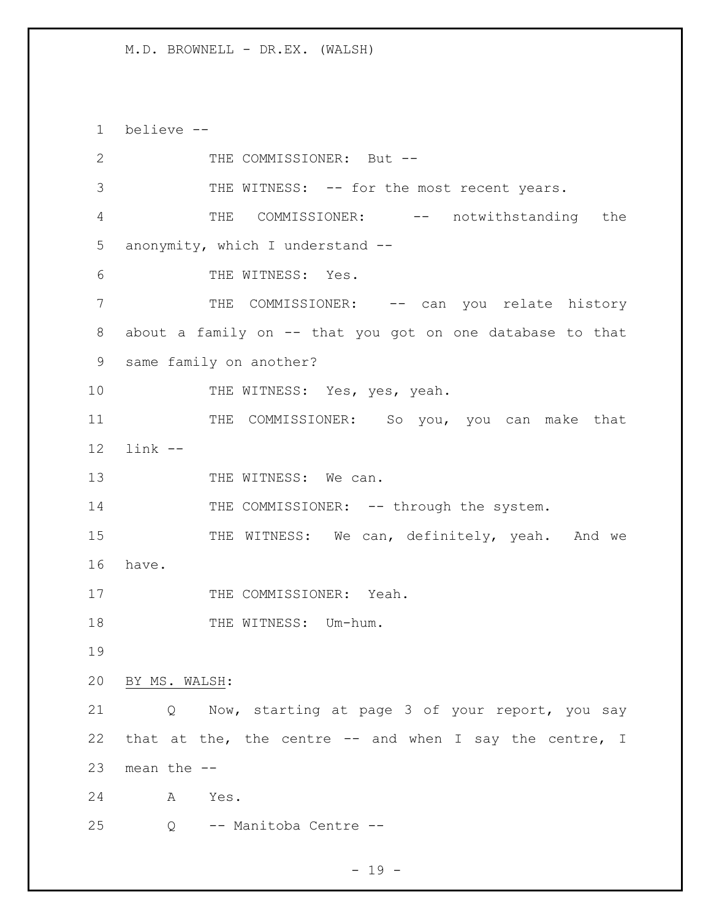believe --

THE COMMISSIONER: But --

THE WITNESS: -- for the most recent years.

THE COMMISSIONER: -- notwithstanding the anonymity, which I understand --

THE WITNESS: Yes.

THE COMMISSIONER: -- can you relate history about a family on -- that you got on one database to that same family on another?

THE WITNESS: Yes, yes, yeah.

THE COMMISSIONER: So you, you can make that link --

THE WITNESS: We can.

THE COMMISSIONER: -- through the system.

THE WITNESS: We can, definitely, yeah. And we have.

THE COMMISSIONER: Yeah.

THE WITNESS: Um-hum.

BY MS. WALSH:

Q Now, starting at page 3 of your report, you say that at the, the centre -- and when I say the centre, I mean the --

A Yes.

Q -- Manitoba Centre --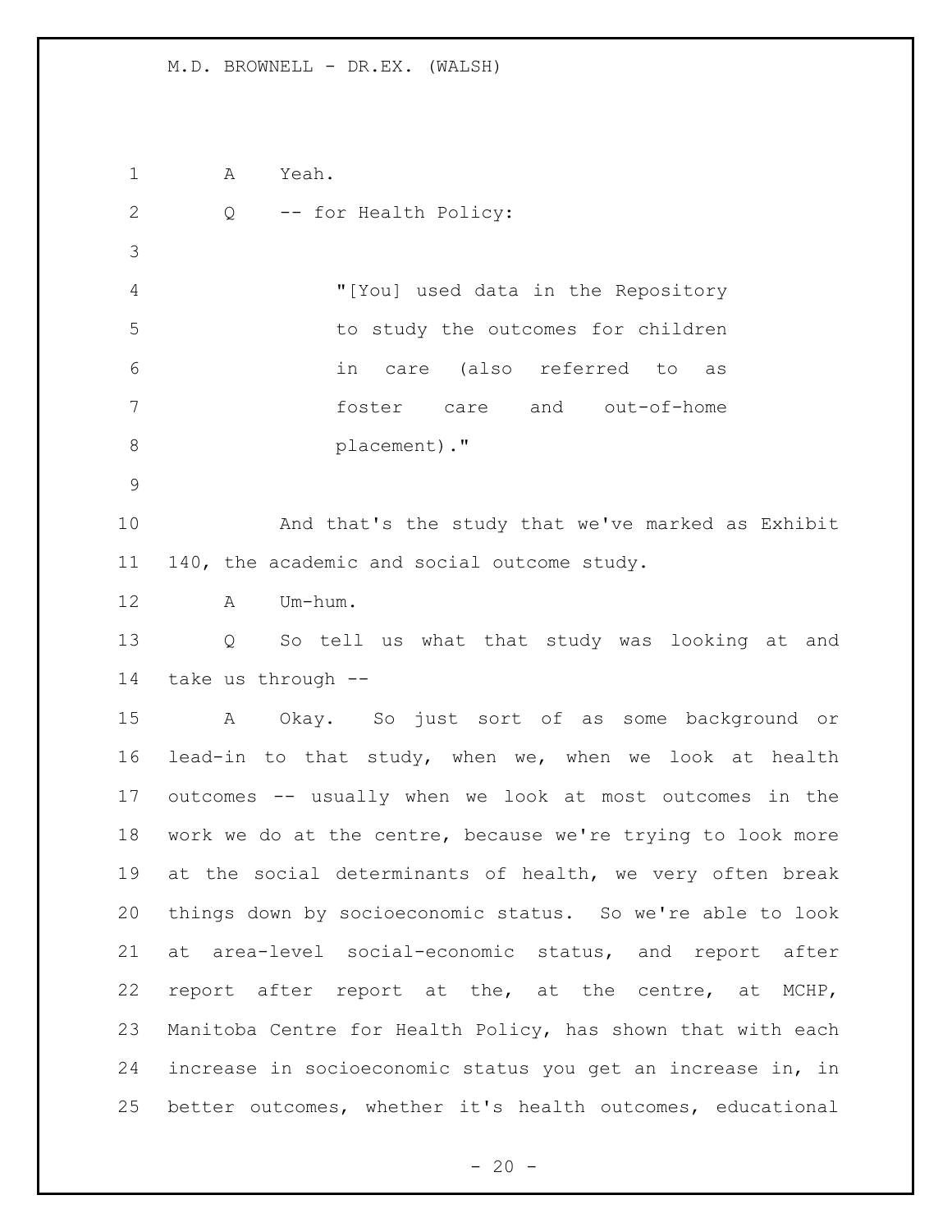A Yeah.

Q -- for Health Policy:

> "[You] used data in the Repository to study the outcomes for children in care (also referred to as foster care and out-of-home placement)."

And that's the study that we've marked as Exhibit 140, the academic and social outcome study.

A Um-hum.

Q So tell us what that study was looking at and take us through --

A Okay. So just sort of as some background or lead-in to that study, when we, when we look at health outcomes -- usually when we look at most outcomes in the work we do at the centre, because we're trying to look more at the social determinants of health, we very often break things down by socioeconomic status. So we're able to look at area-level social-economic status, and report after report after report at the, at the centre, at MCHP, Manitoba Centre for Health Policy, has shown that with each increase in socioeconomic status you get an increase in, in better outcomes, whether it's health outcomes, educational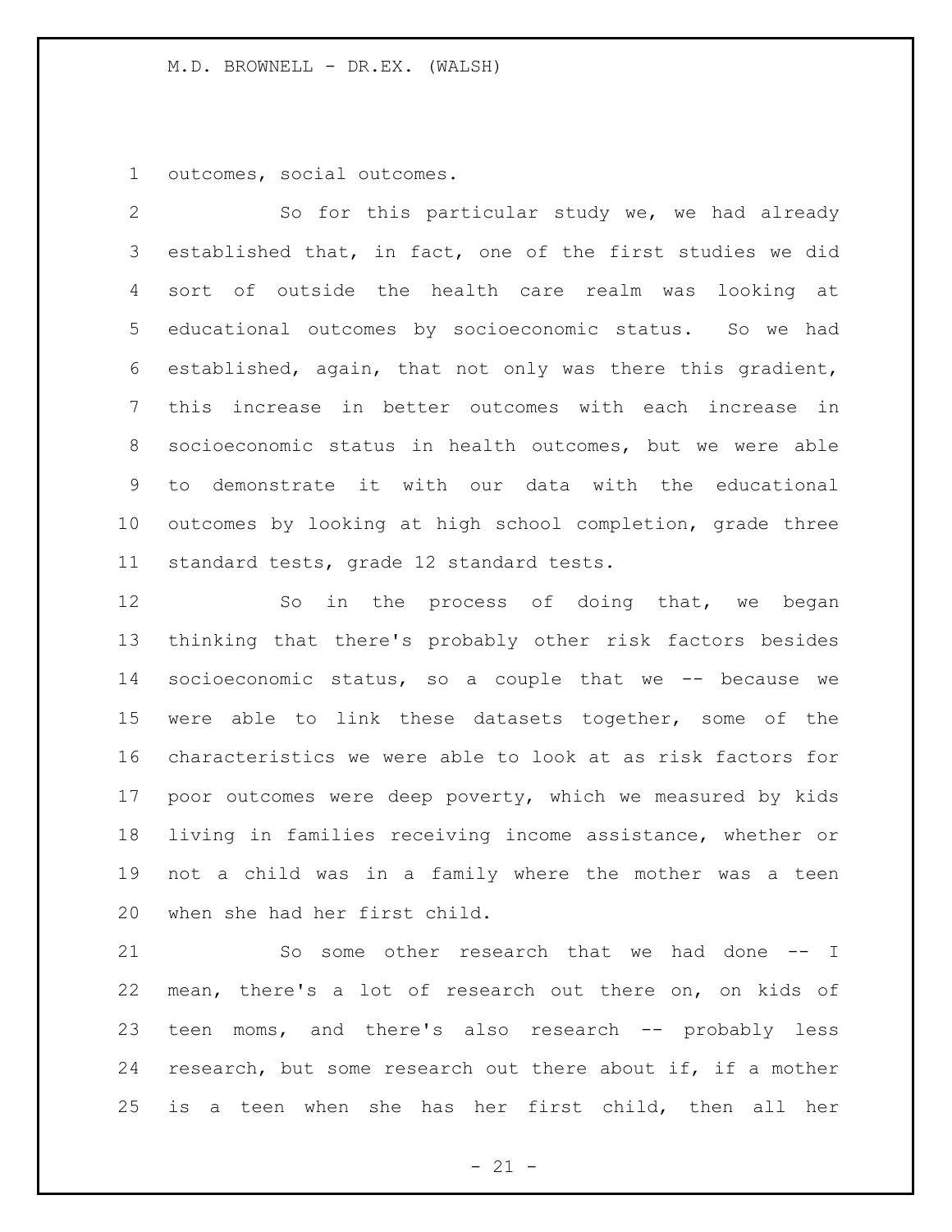outcomes, social outcomes.

So for this particular study we, we had already established that, in fact, one of the first studies we did sort of outside the health care realm was looking at educational outcomes by socioeconomic status. So we had established, again, that not only was there this gradient, this increase in better outcomes with each increase in socioeconomic status in health outcomes, but we were able to demonstrate it with our data with the educational outcomes by looking at high school completion, grade three standard tests, grade 12 standard tests.

So in the process of doing that, we began thinking that there's probably other risk factors besides socioeconomic status, so a couple that we -- because we were able to link these datasets together, some of the characteristics we were able to look at as risk factors for poor outcomes were deep poverty, which we measured by kids living in families receiving income assistance, whether or not a child was in a family where the mother was a teen when she had her first child.

So some other research that we had done -- I mean, there's a lot of research out there on, on kids of teen moms, and there's also research -- probably less research, but some research out there about if, if a mother is a teen when she has her first child, then all her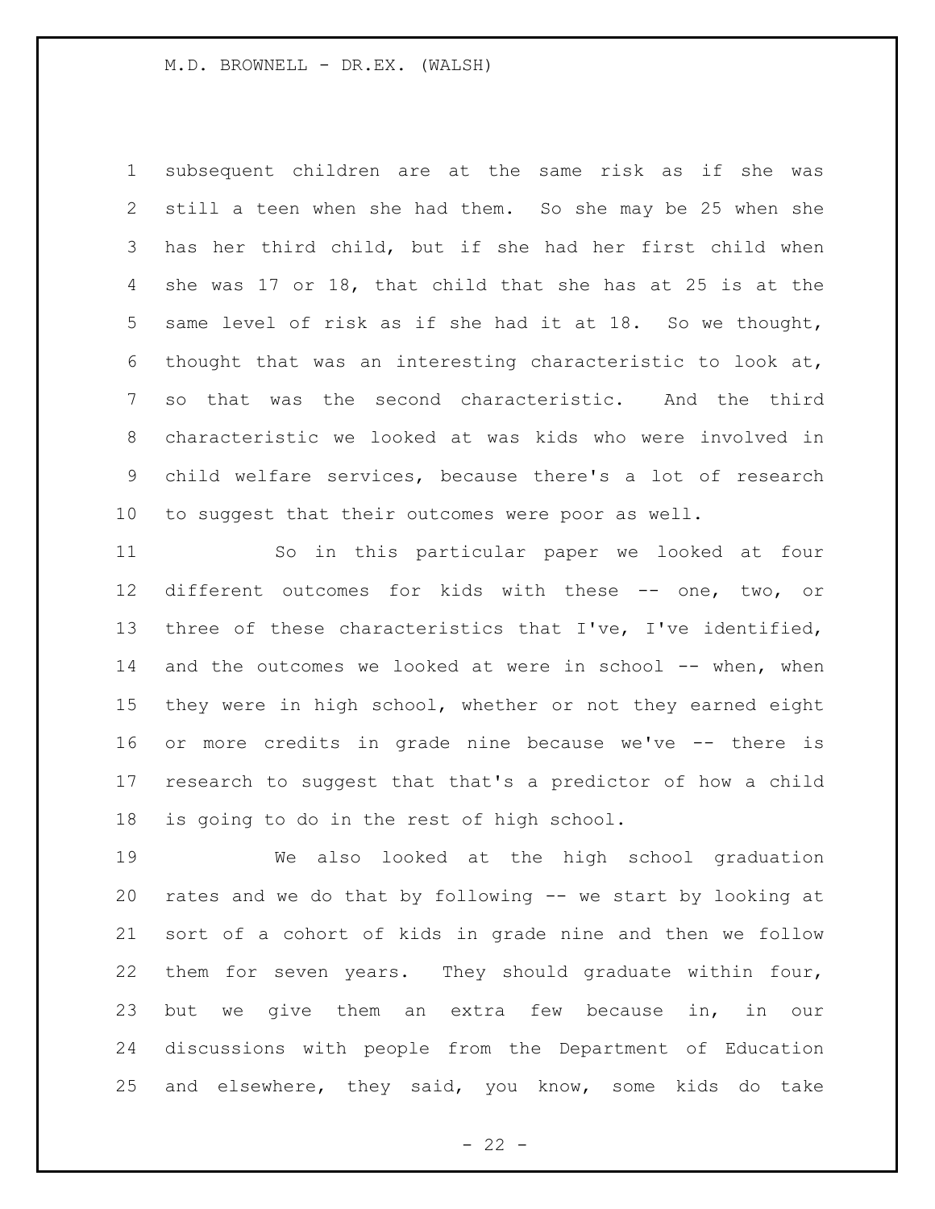subsequent children are at the same risk as if she was still a teen when she had them. So she may be 25 when she has her third child, but if she had her first child when she was 17 or 18, that child that she has at 25 is at the same level of risk as if she had it at 18. So we thought, thought that was an interesting characteristic to look at, so that was the second characteristic. And the third characteristic we looked at was kids who were involved in child welfare services, because there's a lot of research to suggest that their outcomes were poor as well.

So in this particular paper we looked at four different outcomes for kids with these -- one, two, or three of these characteristics that I've, I've identified, and the outcomes we looked at were in school -- when, when they were in high school, whether or not they earned eight or more credits in grade nine because we've -- there is research to suggest that that's a predictor of how a child is going to do in the rest of high school.

We also looked at the high school graduation rates and we do that by following -- we start by looking at sort of a cohort of kids in grade nine and then we follow them for seven years. They should graduate within four, but we give them an extra few because in, in our discussions with people from the Department of Education and elsewhere, they said, you know, some kids do take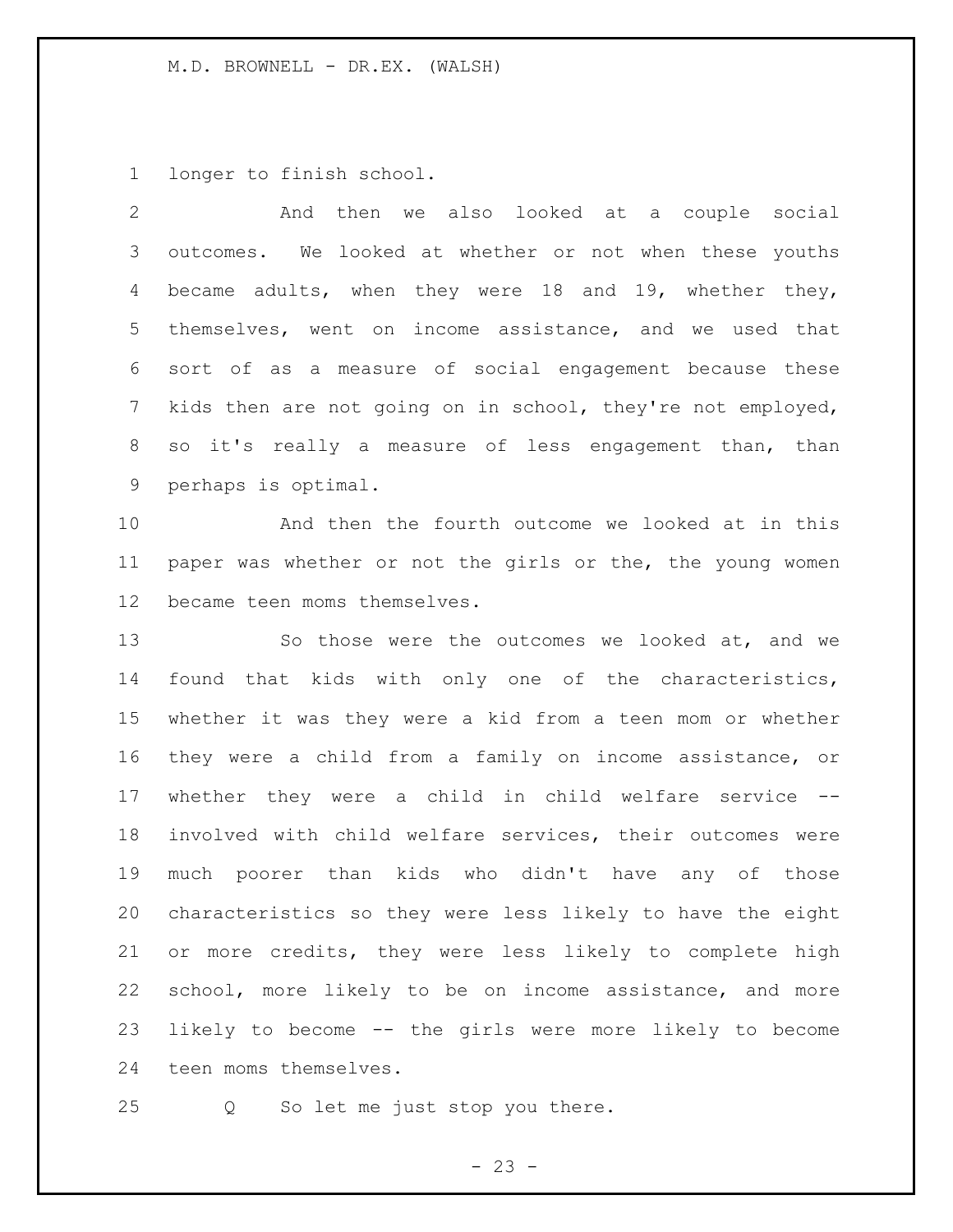longer to finish school.

And then we also looked at a couple social outcomes. We looked at whether or not when these youths became adults, when they were 18 and 19, whether they, themselves, went on income assistance, and we used that sort of as a measure of social engagement because these kids then are not going on in school, they're not employed, so it's really a measure of less engagement than, than perhaps is optimal.

And then the fourth outcome we looked at in this paper was whether or not the girls or the, the young women became teen moms themselves.

So those were the outcomes we looked at, and we found that kids with only one of the characteristics, whether it was they were a kid from a teen mom or whether they were a child from a family on income assistance, or whether they were a child in child welfare service -- involved with child welfare services, their outcomes were much poorer than kids who didn't have any of those characteristics so they were less likely to have the eight or more credits, they were less likely to complete high school, more likely to be on income assistance, and more likely to become -- the girls were more likely to become teen moms themselves.

Q So let me just stop you there.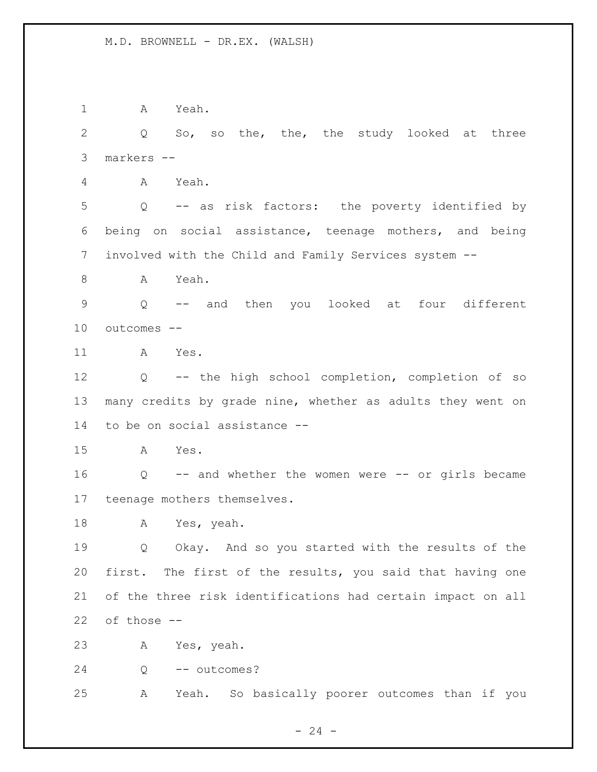A Yeah.

Q So, so the, the, the study looked at three markers --

A Yeah.

Q -- as risk factors: the poverty identified by being on social assistance, teenage mothers, and being involved with the Child and Family Services system --

A Yeah.

Q -- and then you looked at four different outcomes --

A Yes.

Q -- the high school completion, completion of so many credits by grade nine, whether as adults they went on to be on social assistance --

A Yes.

Q -- and whether the women were -- or girls became teenage mothers themselves.

A Yes, yeah.

Q Okay. And so you started with the results of the first. The first of the results, you said that having one of the three risk identifications had certain impact on all of those --

A Yes, yeah.

Q -- outcomes?

A Yeah. So basically poorer outcomes than if you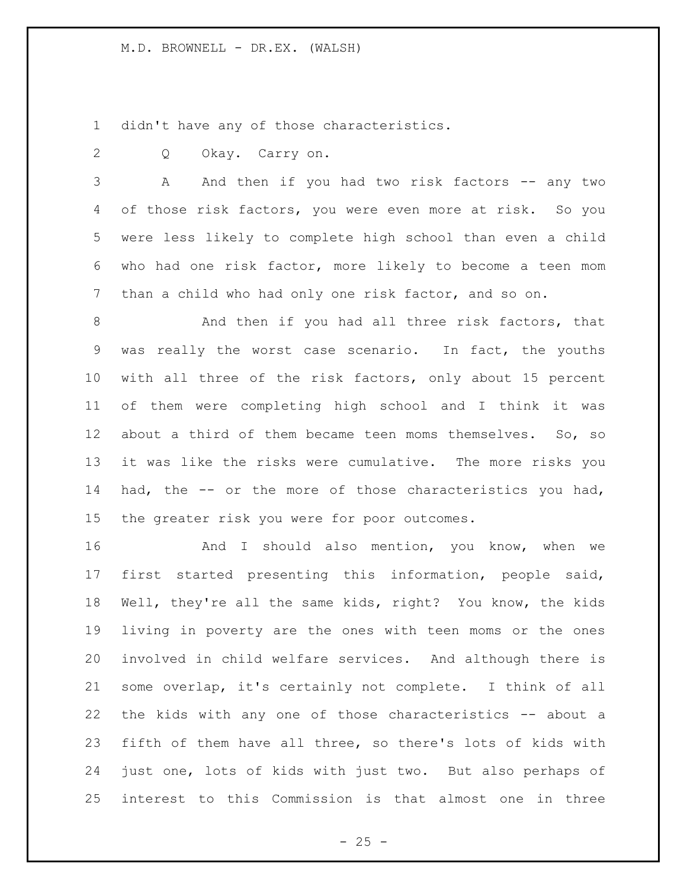didn't have any of those characteristics.

Q Okay. Carry on.

A And then if you had two risk factors -- any two of those risk factors, you were even more at risk. So you were less likely to complete high school than even a child who had one risk factor, more likely to become a teen mom than a child who had only one risk factor, and so on.

And then if you had all three risk factors, that was really the worst case scenario. In fact, the youths with all three of the risk factors, only about 15 percent of them were completing high school and I think it was about a third of them became teen moms themselves. So, so it was like the risks were cumulative. The more risks you had, the -- or the more of those characteristics you had, the greater risk you were for poor outcomes.

And I should also mention, you know, when we first started presenting this information, people said, Well, they're all the same kids, right? You know, the kids living in poverty are the ones with teen moms or the ones involved in child welfare services. And although there is some overlap, it's certainly not complete. I think of all the kids with any one of those characteristics -- about a fifth of them have all three, so there's lots of kids with just one, lots of kids with just two. But also perhaps of interest to this Commission is that almost one in three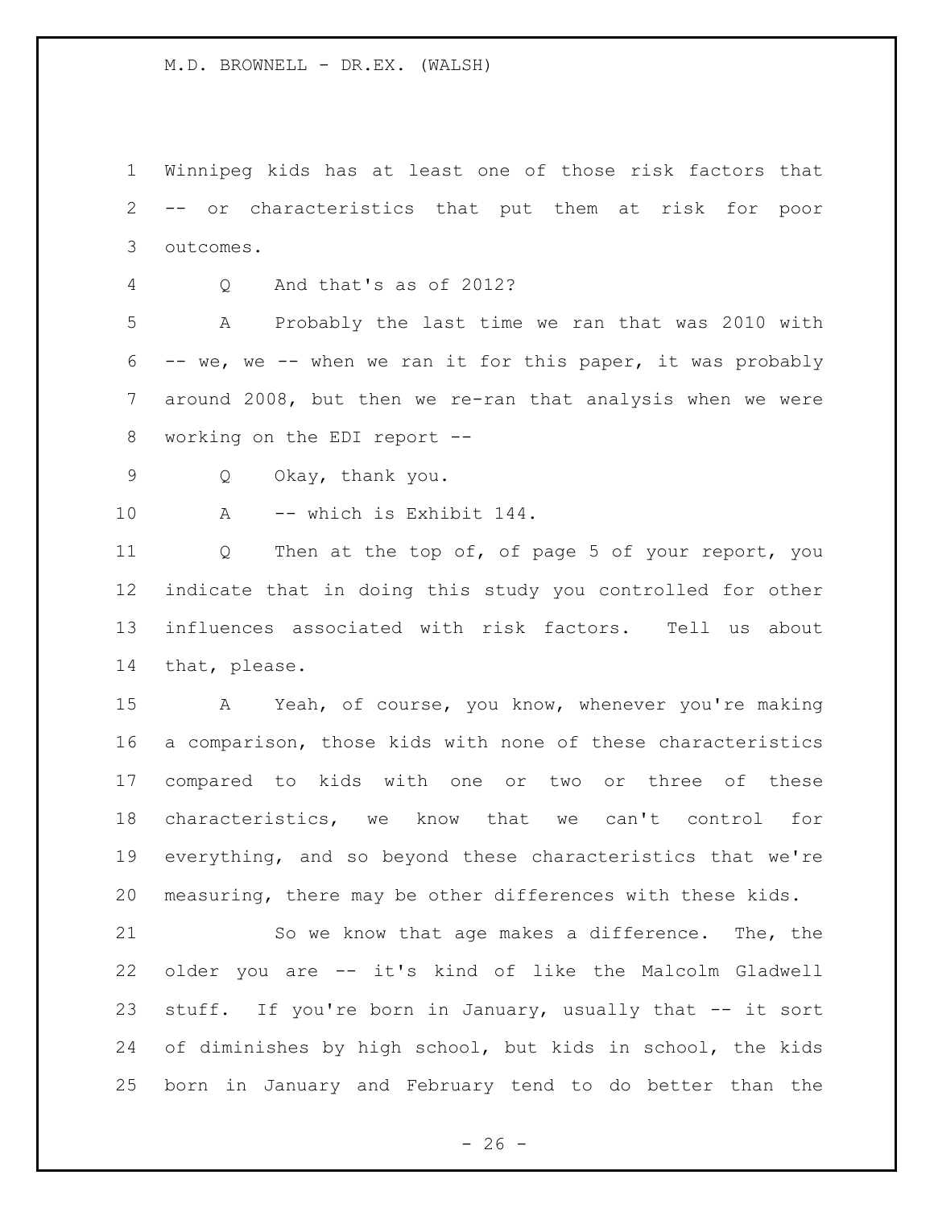Winnipeg kids has at least one of those risk factors that -- or characteristics that put them at risk for poor outcomes.

Q And that's as of 2012?

A Probably the last time we ran that was 2010 with -- we, we -- when we ran it for this paper, it was probably around 2008, but then we re-ran that analysis when we were working on the EDI report --

Q Okay, thank you.

A -- which is Exhibit 144.

Q Then at the top of, of page 5 of your report, you indicate that in doing this study you controlled for other influences associated with risk factors. Tell us about that, please.

A Yeah, of course, you know, whenever you're making a comparison, those kids with none of these characteristics compared to kids with one or two or three of these characteristics, we know that we can't control for everything, and so beyond these characteristics that we're measuring, there may be other differences with these kids.

So we know that age makes a difference. The, the older you are -- it's kind of like the Malcolm Gladwell stuff. If you're born in January, usually that -- it sort of diminishes by high school, but kids in school, the kids born in January and February tend to do better than the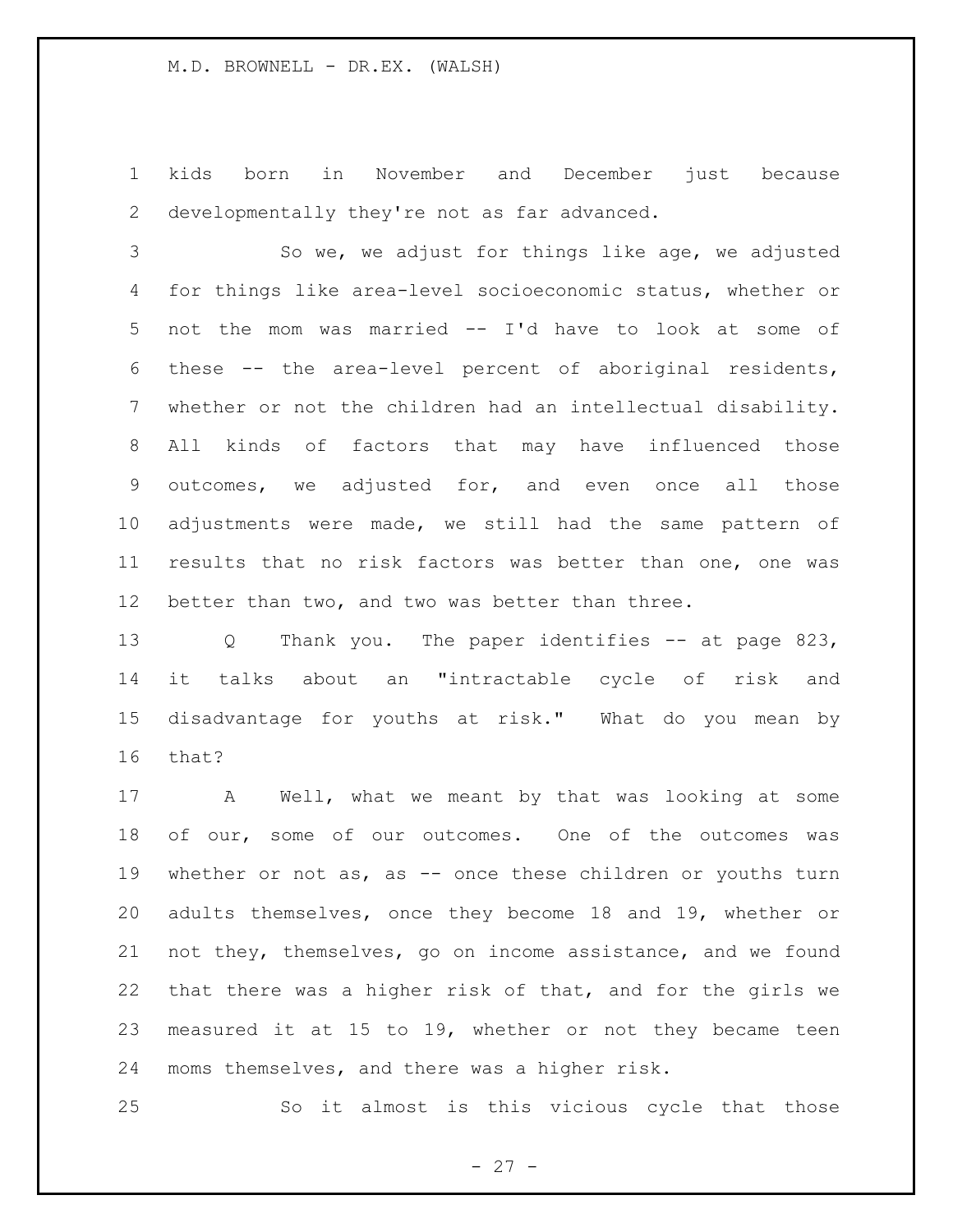kids born in November and December just because developmentally they're not as far advanced.

So we, we adjust for things like age, we adjusted for things like area-level socioeconomic status, whether or not the mom was married -- I'd have to look at some of these -- the area-level percent of aboriginal residents, whether or not the children had an intellectual disability. All kinds of factors that may have influenced those outcomes, we adjusted for, and even once all those adjustments were made, we still had the same pattern of results that no risk factors was better than one, one was better than two, and two was better than three.

Q Thank you. The paper identifies -- at page 823, it talks about an "intractable cycle of risk and disadvantage for youths at risk." What do you mean by that?

A Well, what we meant by that was looking at some of our, some of our outcomes. One of the outcomes was whether or not as, as -- once these children or youths turn adults themselves, once they become 18 and 19, whether or not they, themselves, go on income assistance, and we found that there was a higher risk of that, and for the girls we measured it at 15 to 19, whether or not they became teen moms themselves, and there was a higher risk.

So it almost is this vicious cycle that those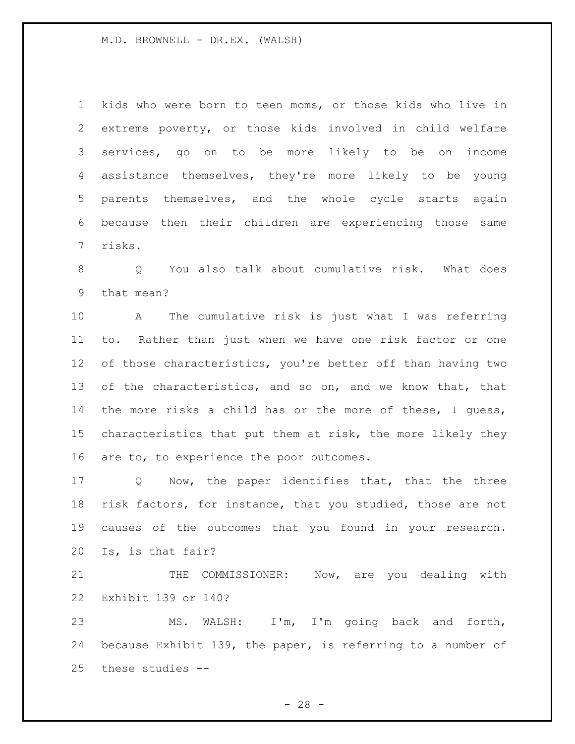kids who were born to teen moms, or those kids who live in extreme poverty, or those kids involved in child welfare services, go on to be more likely to be on income assistance themselves, they're more likely to be young parents themselves, and the whole cycle starts again because then their children are experiencing those same risks.

Q You also talk about cumulative risk. What does that mean?

A The cumulative risk is just what I was referring to. Rather than just when we have one risk factor or one of those characteristics, you're better off than having two of the characteristics, and so on, and we know that, that the more risks a child has or the more of these, I guess, characteristics that put them at risk, the more likely they are to, to experience the poor outcomes.

Q Now, the paper identifies that, that the three risk factors, for instance, that you studied, those are not causes of the outcomes that you found in your research. Is, is that fair?

THE COMMISSIONER: Now, are you dealing with Exhibit 139 or 140?

MS. WALSH: I'm, I'm going back and forth, because Exhibit 139, the paper, is referring to a number of these studies --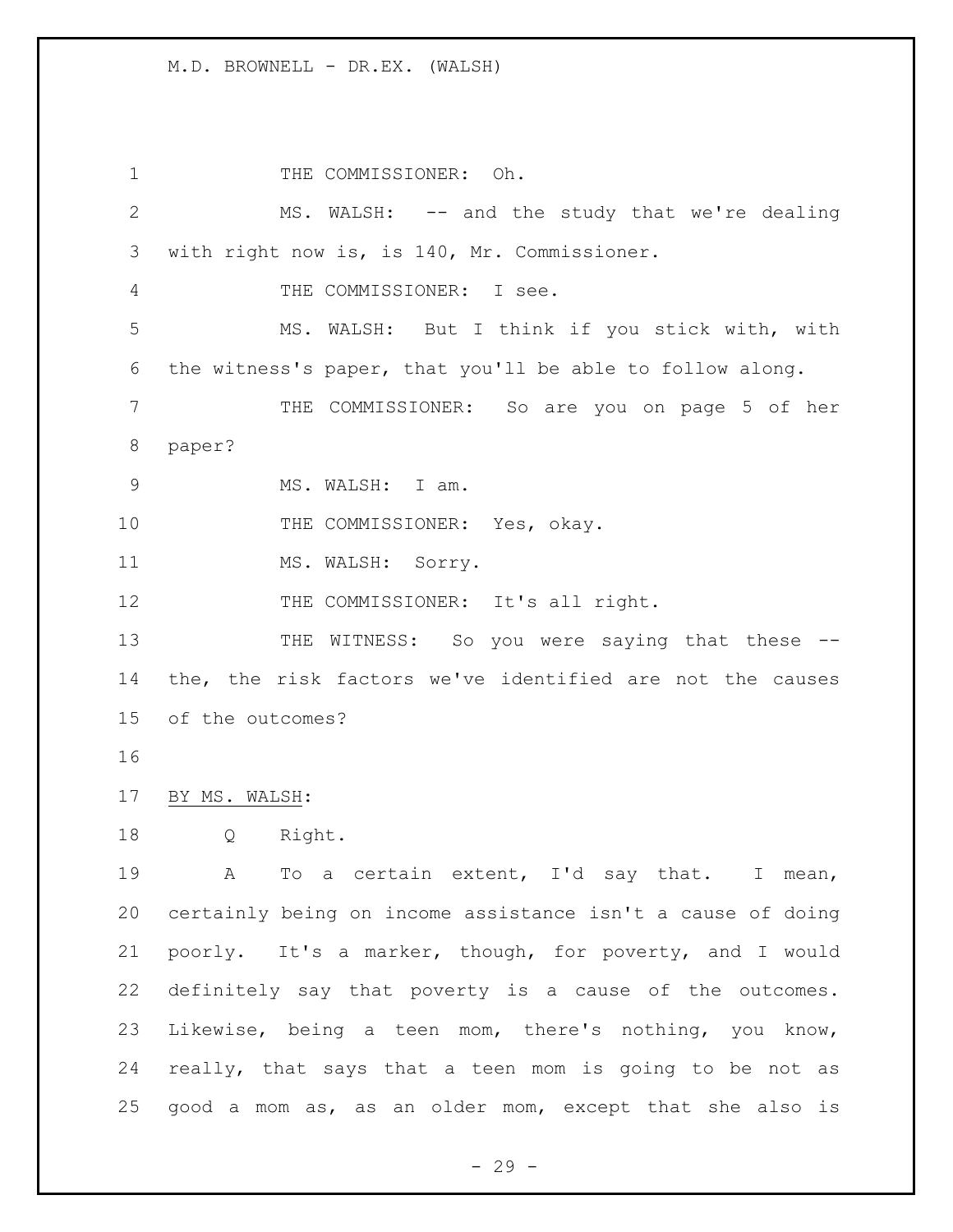THE COMMISSIONER: Oh.

MS. WALSH: -- and the study that we're dealing with right now is, is 140, Mr. Commissioner.

THE COMMISSIONER: I see.

MS. WALSH: But I think if you stick with, with the witness's paper, that you'll be able to follow along.

THE COMMISSIONER: So are you on page 5 of her paper?

MS. WALSH: I am.

THE COMMISSIONER: Yes, okay.

MS. WALSH: Sorry.

THE COMMISSIONER: It's all right.

THE WITNESS: So you were saying that these -- the, the risk factors we've identified are not the causes of the outcomes?

BY MS. WALSH:

Q Right.

A To a certain extent, I'd say that. I mean, certainly being on income assistance isn't a cause of doing poorly. It's a marker, though, for poverty, and I would definitely say that poverty is a cause of the outcomes. Likewise, being a teen mom, there's nothing, you know, really, that says that a teen mom is going to be not as good a mom as, as an older mom, except that she also is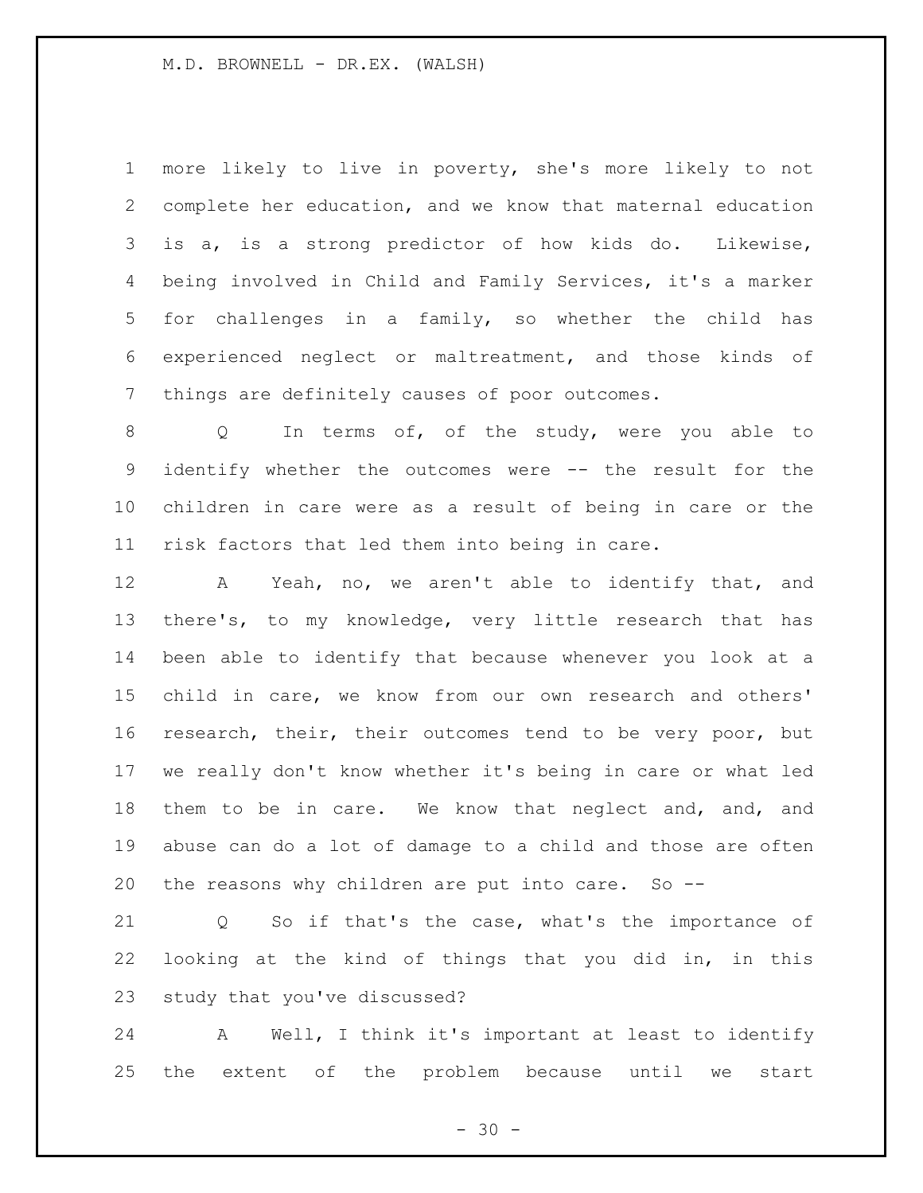more likely to live in poverty, she's more likely to not complete her education, and we know that maternal education is a, is a strong predictor of how kids do. Likewise, being involved in Child and Family Services, it's a marker for challenges in a family, so whether the child has experienced neglect or maltreatment, and those kinds of things are definitely causes of poor outcomes.

Q In terms of, of the study, were you able to identify whether the outcomes were -- the result for the children in care were as a result of being in care or the risk factors that led them into being in care.

A Yeah, no, we aren't able to identify that, and there's, to my knowledge, very little research that has been able to identify that because whenever you look at a child in care, we know from our own research and others' research, their, their outcomes tend to be very poor, but we really don't know whether it's being in care or what led them to be in care. We know that neglect and, and, and abuse can do a lot of damage to a child and those are often the reasons why children are put into care. So --

Q So if that's the case, what's the importance of looking at the kind of things that you did in, in this study that you've discussed?

A Well, I think it's important at least to identify the extent of the problem because until we start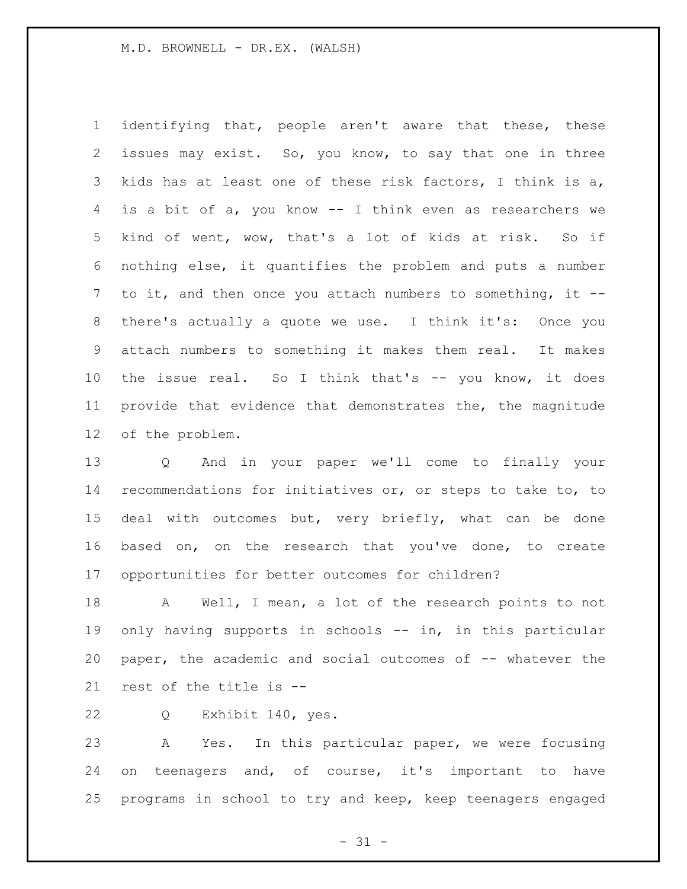identifying that, people aren't aware that these, these issues may exist. So, you know, to say that one in three kids has at least one of these risk factors, I think is a, is a bit of a, you know -- I think even as researchers we kind of went, wow, that's a lot of kids at risk. So if nothing else, it quantifies the problem and puts a number to it, and then once you attach numbers to something, it -- there's actually a quote we use. I think it's: Once you attach numbers to something it makes them real. It makes the issue real. So I think that's -- you know, it does provide that evidence that demonstrates the, the magnitude of the problem.

Q And in your paper we'll come to finally your recommendations for initiatives or, or steps to take to, to deal with outcomes but, very briefly, what can be done based on, on the research that you've done, to create opportunities for better outcomes for children?

A Well, I mean, a lot of the research points to not only having supports in schools -- in, in this particular paper, the academic and social outcomes of -- whatever the rest of the title is --

Q Exhibit 140, yes.

A Yes. In this particular paper, we were focusing on teenagers and, of course, it's important to have programs in school to try and keep, keep teenagers engaged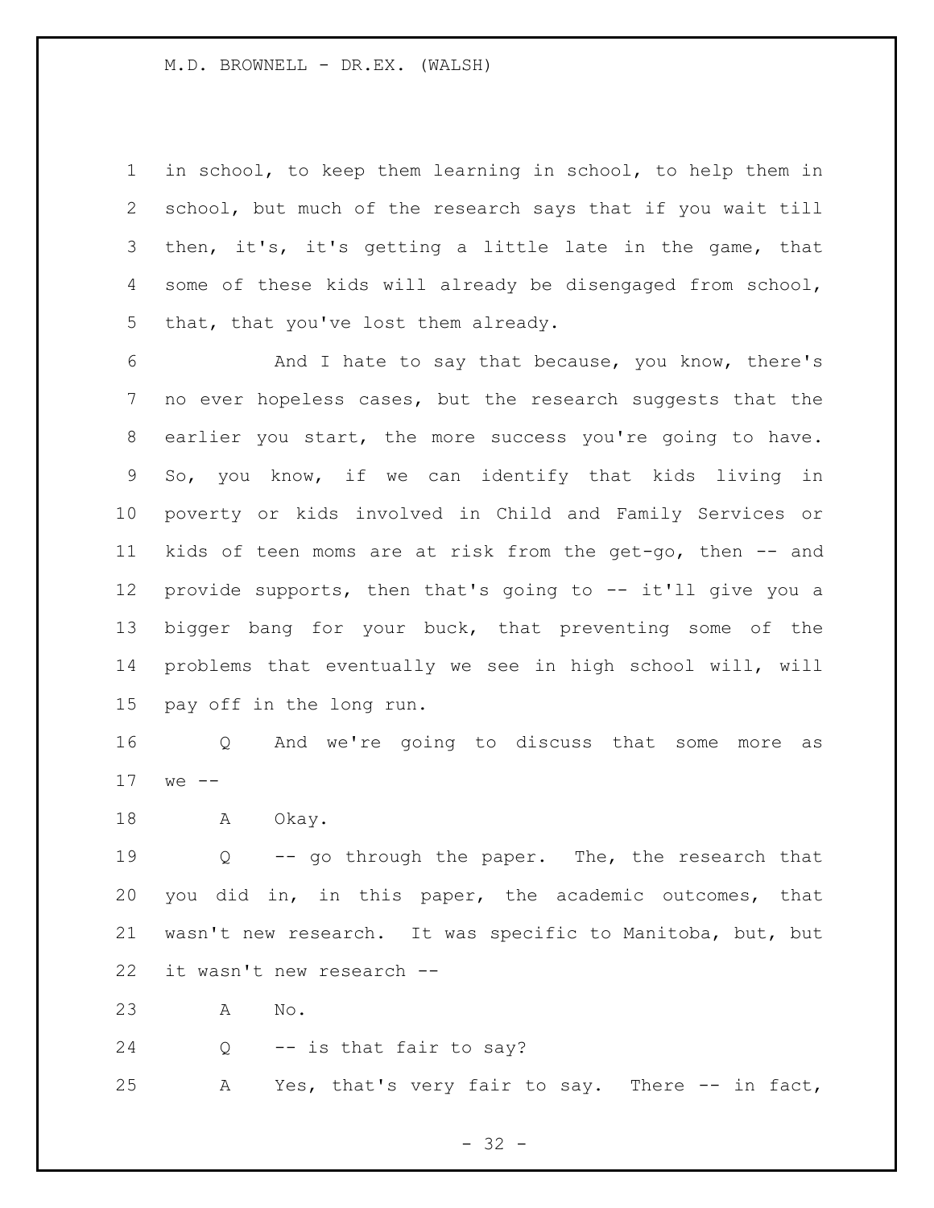in school, to keep them learning in school, to help them in school, but much of the research says that if you wait till then, it's, it's getting a little late in the game, that some of these kids will already be disengaged from school, that, that you've lost them already.

And I hate to say that because, you know, there's no ever hopeless cases, but the research suggests that the earlier you start, the more success you're going to have. So, you know, if we can identify that kids living in poverty or kids involved in Child and Family Services or kids of teen moms are at risk from the get-go, then -- and provide supports, then that's going to -- it'll give you a bigger bang for your buck, that preventing some of the problems that eventually we see in high school will, will pay off in the long run.

Q And we're going to discuss that some more as we --

A Okay.

Q -- go through the paper. The, the research that you did in, in this paper, the academic outcomes, that wasn't new research. It was specific to Manitoba, but, but it wasn't new research --

A No.

Q -- is that fair to say?

A Yes, that's very fair to say. There -- in fact,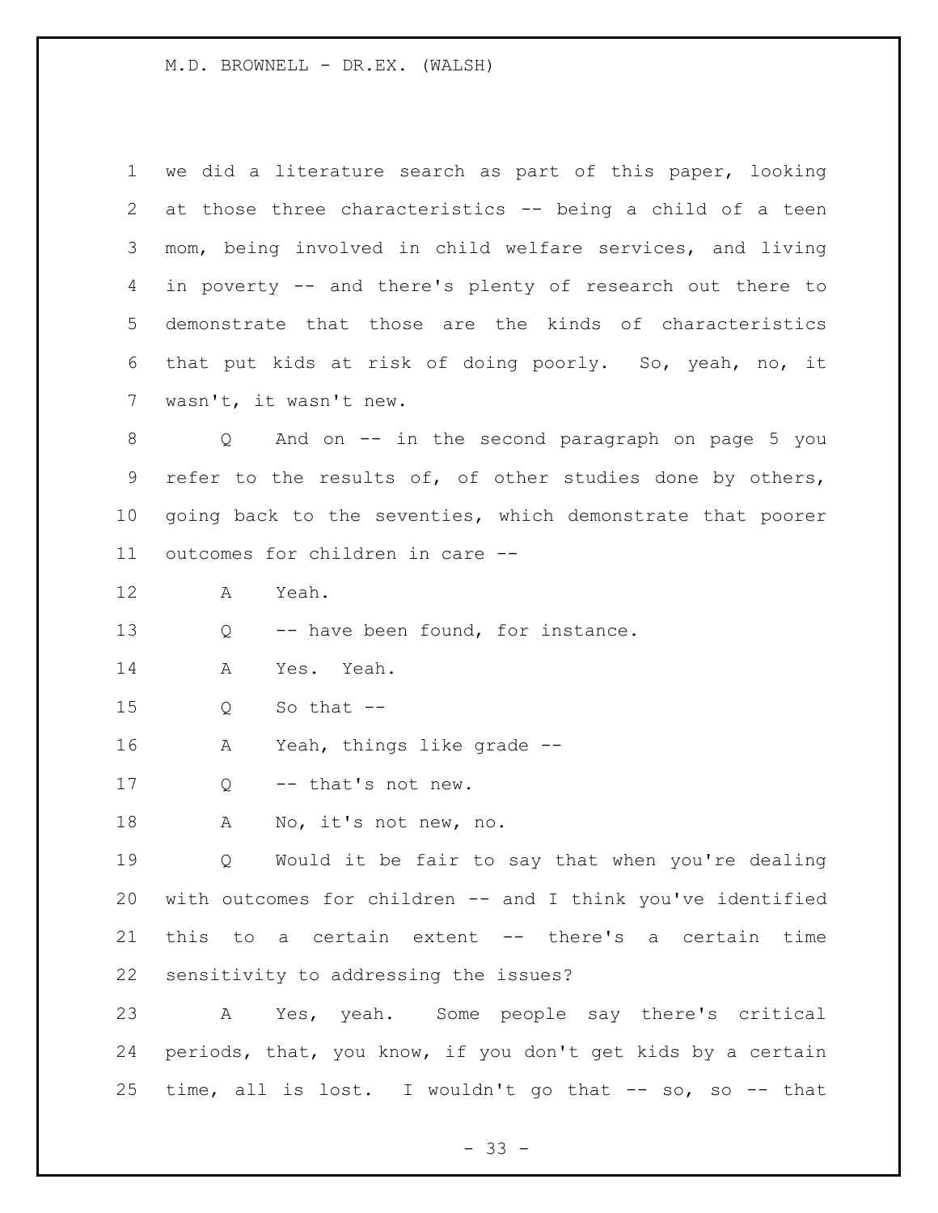we did a literature search as part of this paper, looking at those three characteristics -- being a child of a teen mom, being involved in child welfare services, and living in poverty -- and there's plenty of research out there to demonstrate that those are the kinds of characteristics that put kids at risk of doing poorly. So, yeah, no, it wasn't, it wasn't new.

Q And on -- in the second paragraph on page 5 you refer to the results of, of other studies done by others, going back to the seventies, which demonstrate that poorer outcomes for children in care --

A Yeah.

Q -- have been found, for instance.

A Yes. Yeah.

Q So that --

A Yeah, things like grade --

Q -- that's not new.

A No, it's not new, no.

Q Would it be fair to say that when you're dealing with outcomes for children -- and I think you've identified this to a certain extent -- there's a certain time sensitivity to addressing the issues?

A Yes, yeah. Some people say there's critical periods, that, you know, if you don't get kids by a certain time, all is lost. I wouldn't go that -- so, so -- that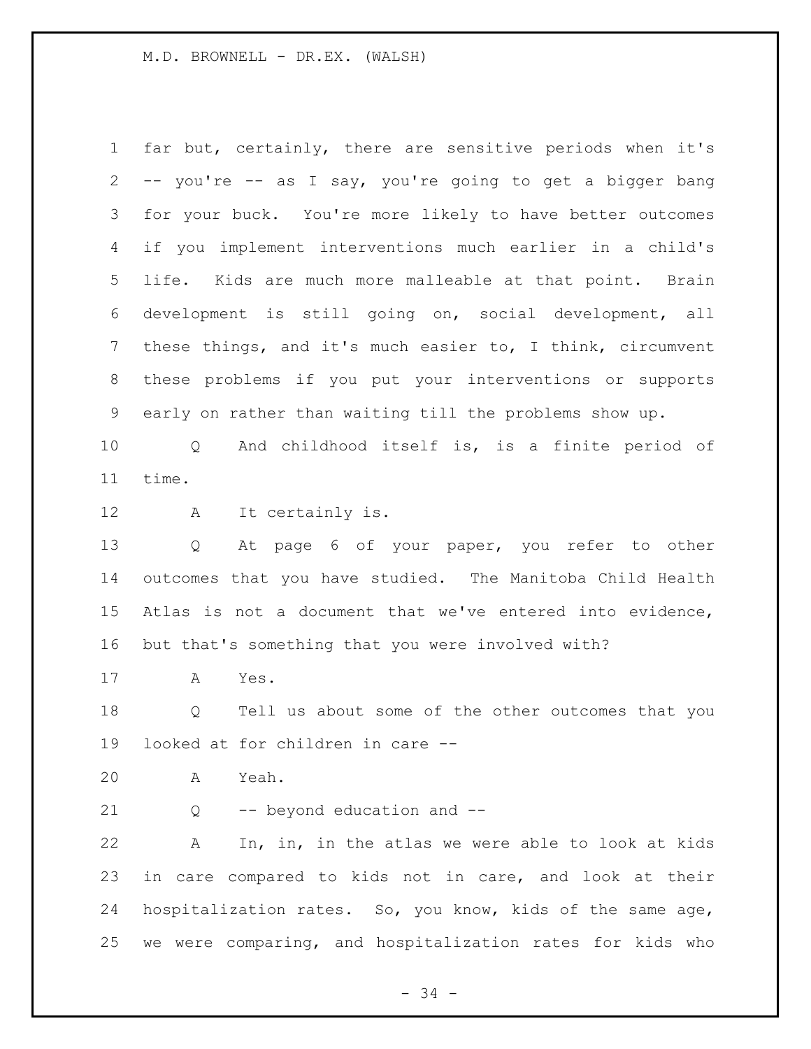far but, certainly, there are sensitive periods when it's -- you're -- as I say, you're going to get a bigger bang for your buck. You're more likely to have better outcomes if you implement interventions much earlier in a child's life. Kids are much more malleable at that point. Brain development is still going on, social development, all these things, and it's much easier to, I think, circumvent these problems if you put your interventions or supports early on rather than waiting till the problems show up.

Q And childhood itself is, is a finite period of time.

A It certainly is.

Q At page 6 of your paper, you refer to other outcomes that you have studied. The Manitoba Child Health Atlas is not a document that we've entered into evidence, but that's something that you were involved with?

A Yes.

Q Tell us about some of the other outcomes that you looked at for children in care --

A Yeah.

Q -- beyond education and --

A In, in, in the atlas we were able to look at kids in care compared to kids not in care, and look at their hospitalization rates. So, you know, kids of the same age, we were comparing, and hospitalization rates for kids who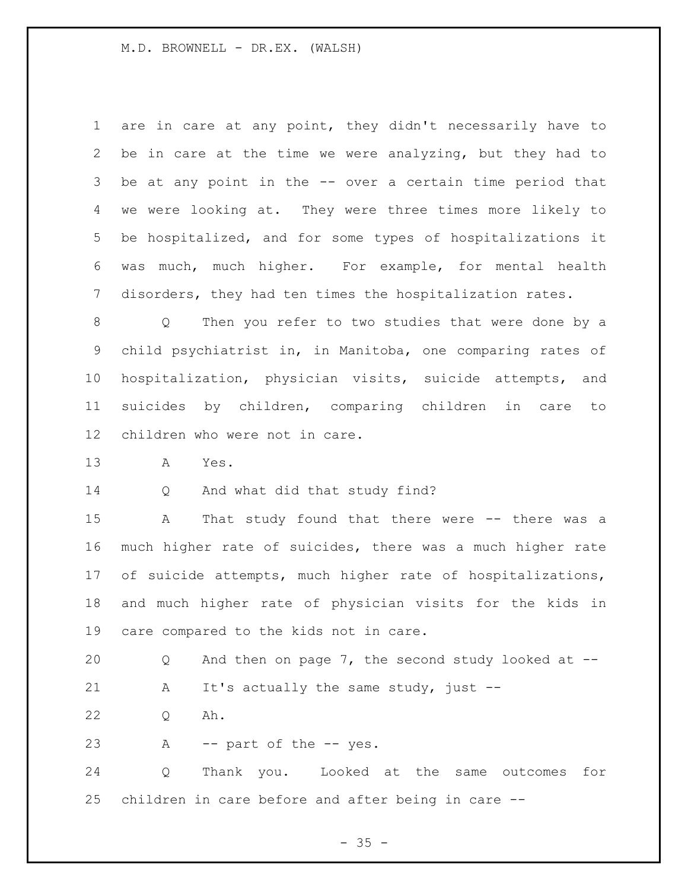are in care at any point, they didn't necessarily have to be in care at the time we were analyzing, but they had to be at any point in the -- over a certain time period that we were looking at. They were three times more likely to be hospitalized, and for some types of hospitalizations it was much, much higher. For example, for mental health disorders, they had ten times the hospitalization rates.

Q Then you refer to two studies that were done by a child psychiatrist in, in Manitoba, one comparing rates of hospitalization, physician visits, suicide attempts, and suicides by children, comparing children in care to children who were not in care.

A Yes.

Q And what did that study find?

A That study found that there were -- there was a much higher rate of suicides, there was a much higher rate of suicide attempts, much higher rate of hospitalizations, and much higher rate of physician visits for the kids in care compared to the kids not in care.

Q And then on page 7, the second study looked at --

A It's actually the same study, just --

Q Ah.

A -- part of the -- yes.

Q Thank you. Looked at the same outcomes for children in care before and after being in care --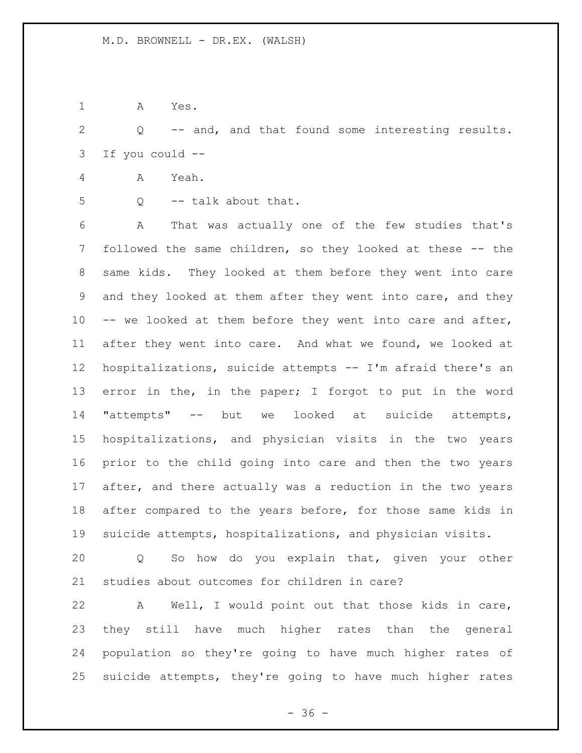A Yes.

Q -- and, and that found some interesting results. If you could --

A Yeah.

Q -- talk about that.

A That was actually one of the few studies that's followed the same children, so they looked at these -- the same kids. They looked at them before they went into care and they looked at them after they went into care, and they -- we looked at them before they went into care and after, after they went into care. And what we found, we looked at hospitalizations, suicide attempts -- I'm afraid there's an error in the, in the paper; I forgot to put in the word "attempts" -- but we looked at suicide attempts, hospitalizations, and physician visits in the two years prior to the child going into care and then the two years after, and there actually was a reduction in the two years after compared to the years before, for those same kids in suicide attempts, hospitalizations, and physician visits.

Q So how do you explain that, given your other studies about outcomes for children in care?

A Well, I would point out that those kids in care, they still have much higher rates than the general population so they're going to have much higher rates of suicide attempts, they're going to have much higher rates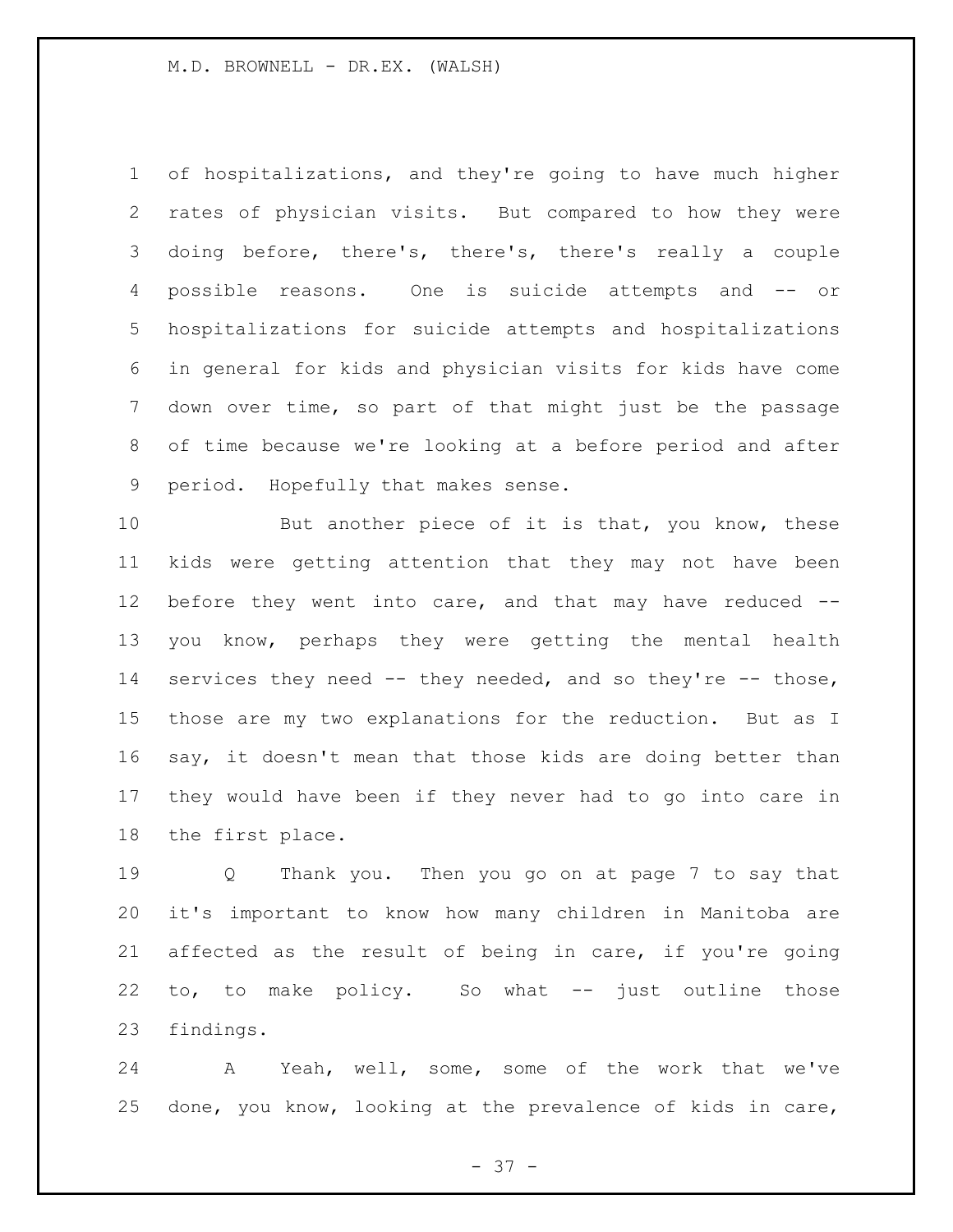of hospitalizations, and they're going to have much higher rates of physician visits. But compared to how they were doing before, there's, there's, there's really a couple possible reasons. One is suicide attempts and -- or hospitalizations for suicide attempts and hospitalizations in general for kids and physician visits for kids have come down over time, so part of that might just be the passage of time because we're looking at a before period and after period. Hopefully that makes sense.

But another piece of it is that, you know, these kids were getting attention that they may not have been before they went into care, and that may have reduced -- you know, perhaps they were getting the mental health services they need -- they needed, and so they're -- those, those are my two explanations for the reduction. But as I say, it doesn't mean that those kids are doing better than they would have been if they never had to go into care in the first place.

Q Thank you. Then you go on at page 7 to say that it's important to know how many children in Manitoba are affected as the result of being in care, if you're going to, to make policy. So what -- just outline those findings.

A Yeah, well, some, some of the work that we've done, you know, looking at the prevalence of kids in care,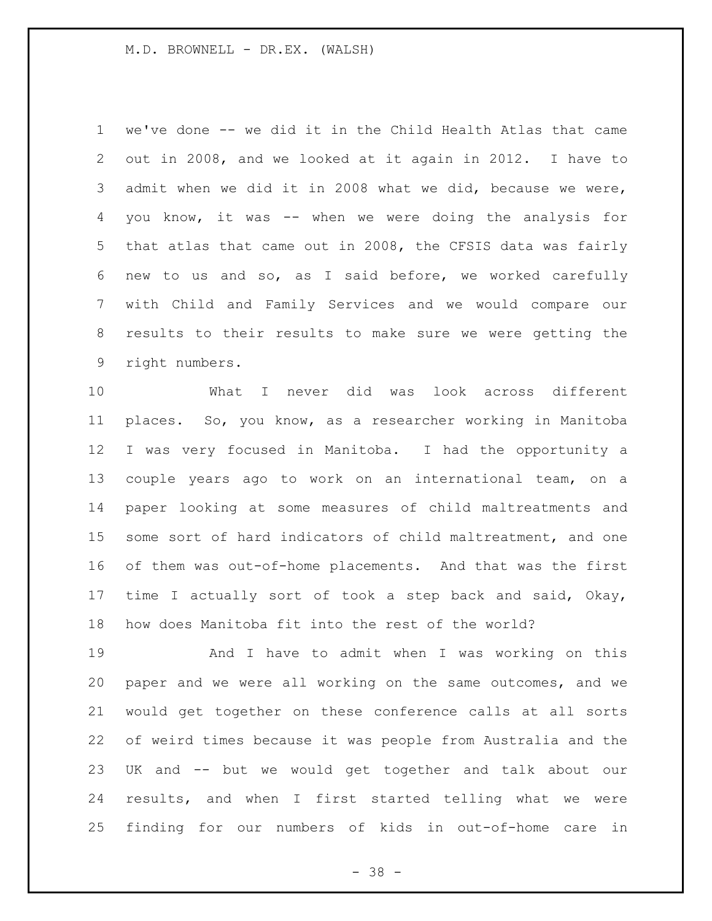we've done -- we did it in the Child Health Atlas that came out in 2008, and we looked at it again in 2012. I have to admit when we did it in 2008 what we did, because we were, you know, it was -- when we were doing the analysis for that atlas that came out in 2008, the CFSIS data was fairly new to us and so, as I said before, we worked carefully with Child and Family Services and we would compare our results to their results to make sure we were getting the right numbers.

What I never did was look across different places. So, you know, as a researcher working in Manitoba I was very focused in Manitoba. I had the opportunity a couple years ago to work on an international team, on a paper looking at some measures of child maltreatments and some sort of hard indicators of child maltreatment, and one of them was out-of-home placements. And that was the first time I actually sort of took a step back and said, Okay, how does Manitoba fit into the rest of the world?

And I have to admit when I was working on this paper and we were all working on the same outcomes, and we would get together on these conference calls at all sorts of weird times because it was people from Australia and the UK and -- but we would get together and talk about our results, and when I first started telling what we were finding for our numbers of kids in out-of-home care in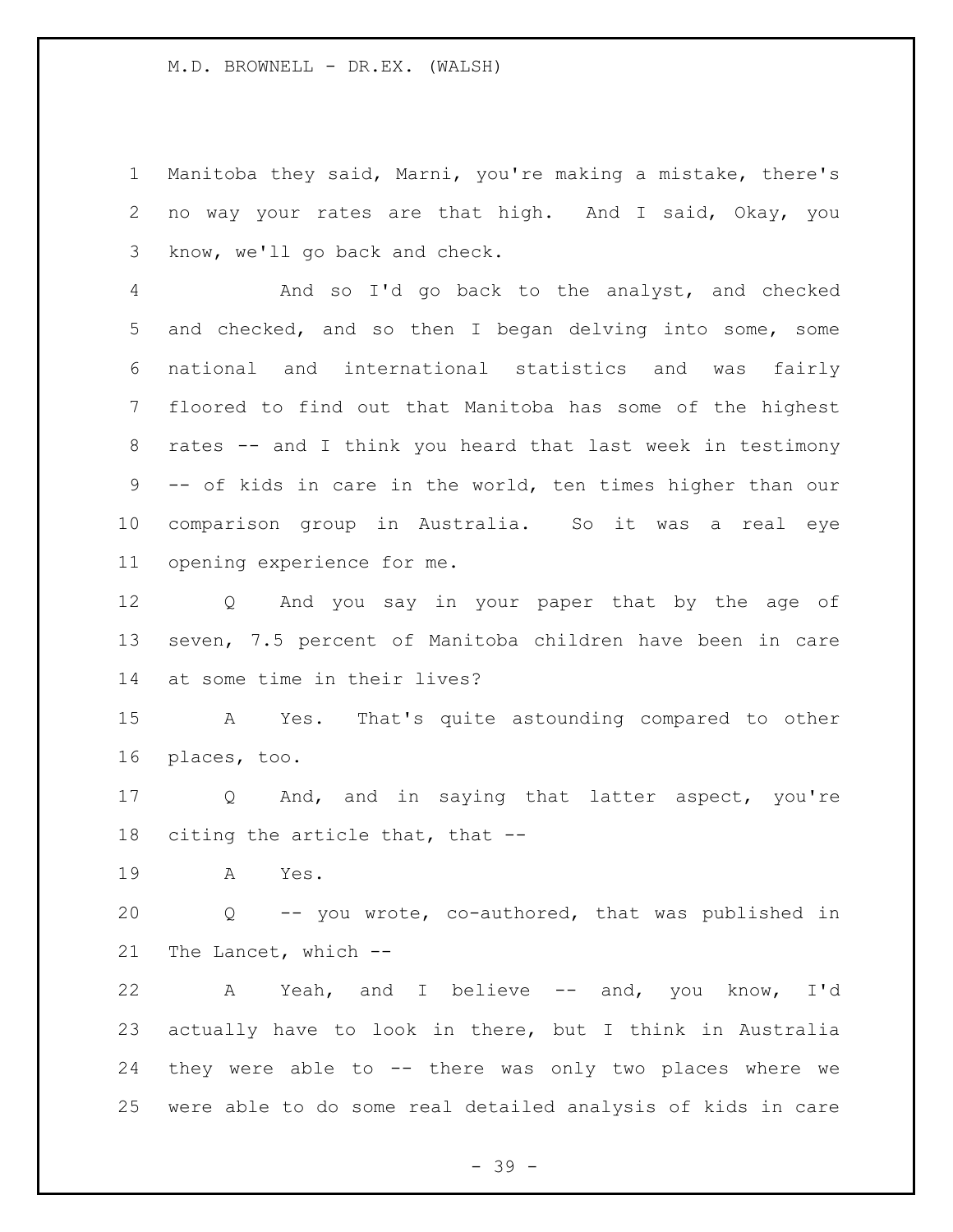Manitoba they said, Marni, you're making a mistake, there's no way your rates are that high. And I said, Okay, you know, we'll go back and check.

And so I'd go back to the analyst, and checked and checked, and so then I began delving into some, some national and international statistics and was fairly floored to find out that Manitoba has some of the highest rates -- and I think you heard that last week in testimony -- of kids in care in the world, ten times higher than our comparison group in Australia. So it was a real eye opening experience for me.

Q And you say in your paper that by the age of seven, 7.5 percent of Manitoba children have been in care at some time in their lives?

A Yes. That's quite astounding compared to other places, too.

Q And, and in saying that latter aspect, you're citing the article that, that --

A Yes.

Q -- you wrote, co-authored, that was published in The Lancet, which --

A Yeah, and I believe -- and, you know, I'd actually have to look in there, but I think in Australia they were able to -- there was only two places where we were able to do some real detailed analysis of kids in care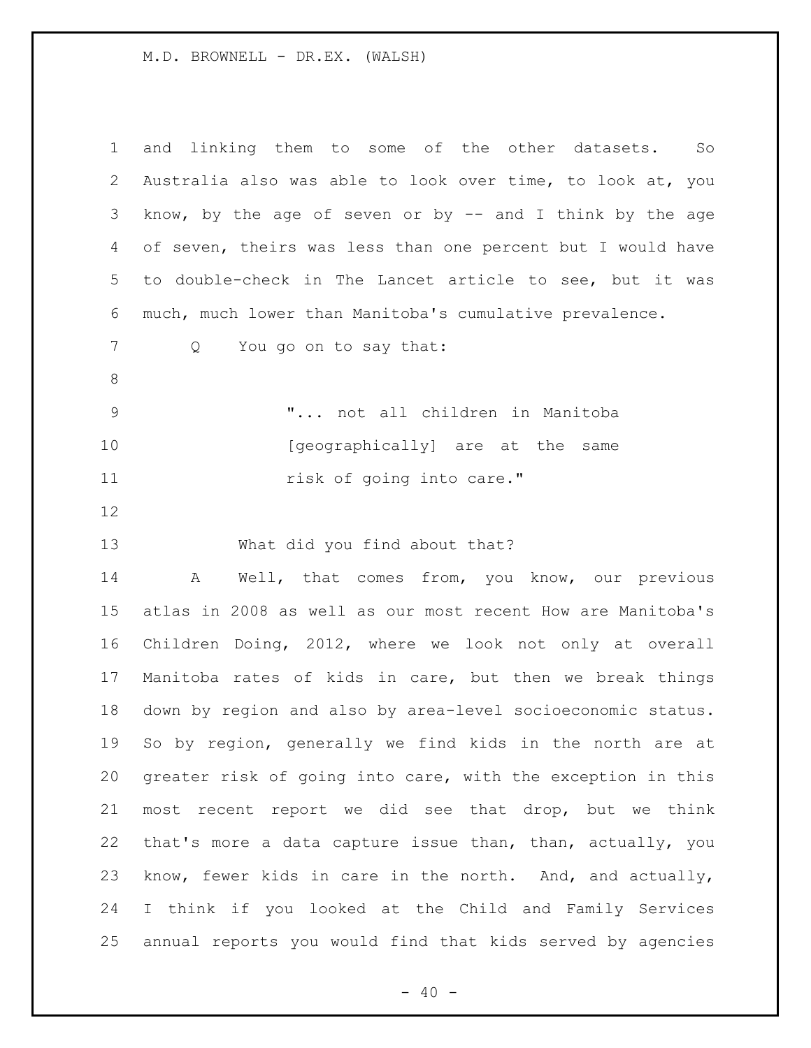and linking them to some of the other datasets. So Australia also was able to look over time, to look at, you know, by the age of seven or by -- and I think by the age of seven, theirs was less than one percent but I would have to double-check in The Lancet article to see, but it was much, much lower than Manitoba's cumulative prevalence.

Q You go on to say that:

> "... not all children in Manitoba [geographically] are at the same risk of going into care."

What did you find about that?

A Well, that comes from, you know, our previous atlas in 2008 as well as our most recent How are Manitoba's Children Doing, 2012, where we look not only at overall Manitoba rates of kids in care, but then we break things down by region and also by area-level socioeconomic status. So by region, generally we find kids in the north are at greater risk of going into care, with the exception in this most recent report we did see that drop, but we think that's more a data capture issue than, than, actually, you know, fewer kids in care in the north. And, and actually, I think if you looked at the Child and Family Services annual reports you would find that kids served by agencies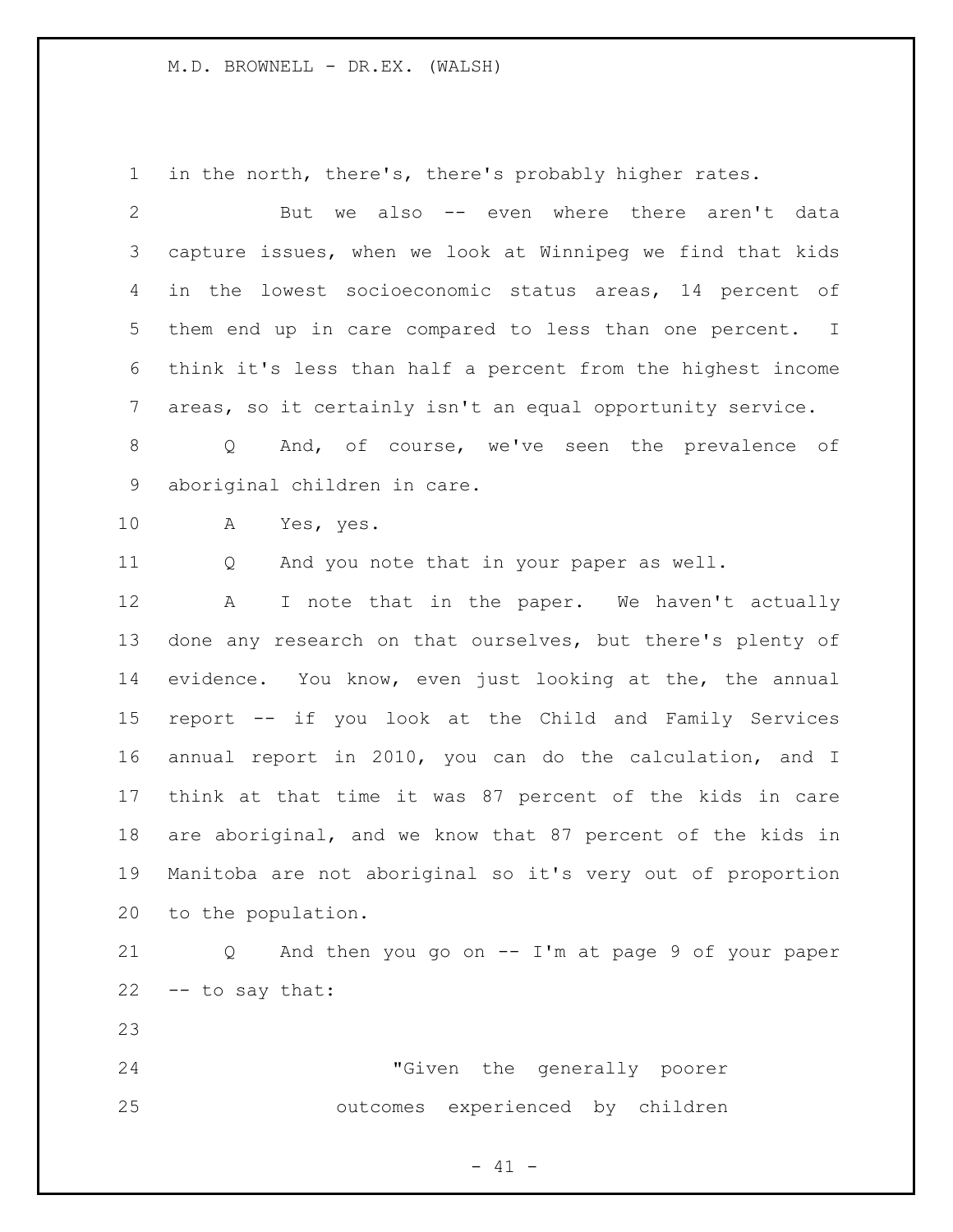in the north, there's, there's probably higher rates.

But we also -- even where there aren't data capture issues, when we look at Winnipeg we find that kids in the lowest socioeconomic status areas, 14 percent of them end up in care compared to less than one percent. I think it's less than half a percent from the highest income areas, so it certainly isn't an equal opportunity service.

Q And, of course, we've seen the prevalence of aboriginal children in care.

A Yes, yes.

Q And you note that in your paper as well.

A I note that in the paper. We haven't actually done any research on that ourselves, but there's plenty of evidence. You know, even just looking at the, the annual report -- if you look at the Child and Family Services annual report in 2010, you can do the calculation, and I think at that time it was 87 percent of the kids in care are aboriginal, and we know that 87 percent of the kids in Manitoba are not aboriginal so it's very out of proportion to the population.

Q And then you go on -- I'm at page 9 of your paper -- to say that:

> "Given the generally poorer outcomes experienced by children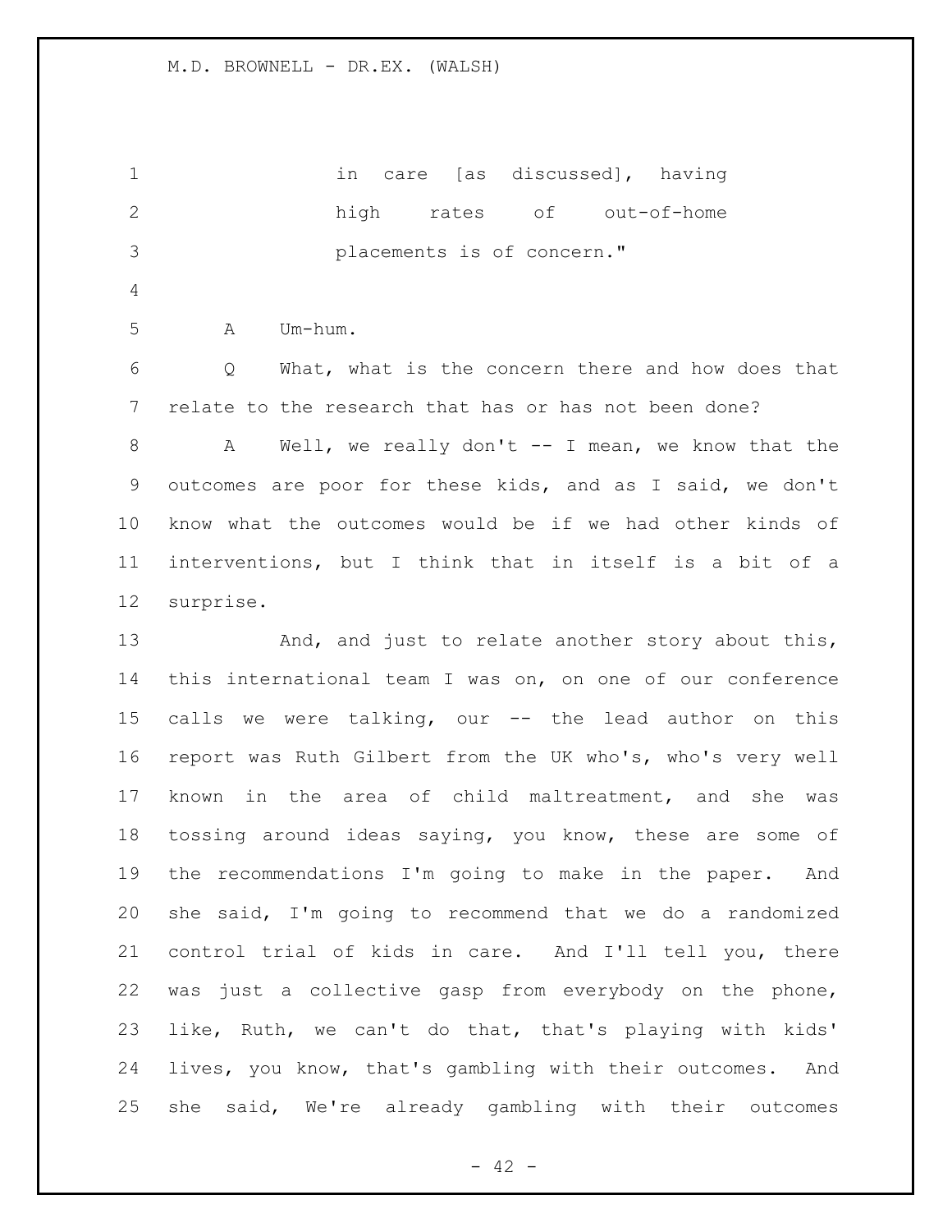in care [as discussed], having high rates of out-of-home placements is of concern."

A Um-hum.

Q What, what is the concern there and how does that relate to the research that has or has not been done?

A Well, we really don't -- I mean, we know that the outcomes are poor for these kids, and as I said, we don't know what the outcomes would be if we had other kinds of interventions, but I think that in itself is a bit of a surprise.

And, and just to relate another story about this, this international team I was on, on one of our conference calls we were talking, our -- the lead author on this report was Ruth Gilbert from the UK who's, who's very well known in the area of child maltreatment, and she was tossing around ideas saying, you know, these are some of the recommendations I'm going to make in the paper. And she said, I'm going to recommend that we do a randomized control trial of kids in care. And I'll tell you, there was just a collective gasp from everybody on the phone, like, Ruth, we can't do that, that's playing with kids' lives, you know, that's gambling with their outcomes. And she said, We're already gambling with their outcomes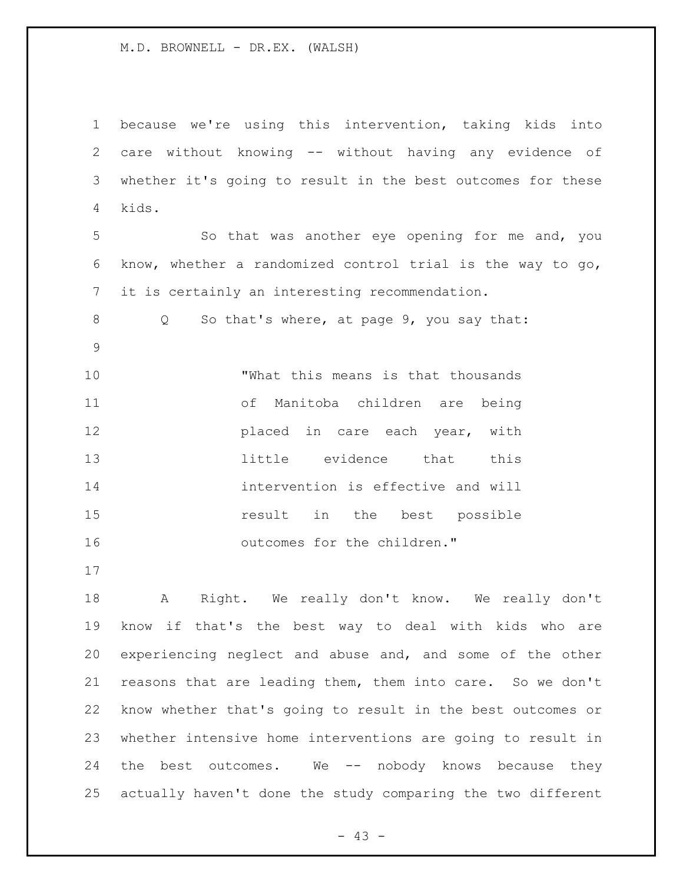because we're using this intervention, taking kids into care without knowing -- without having any evidence of whether it's going to result in the best outcomes for these kids.

So that was another eye opening for me and, you know, whether a randomized control trial is the way to go, it is certainly an interesting recommendation.

Q So that's where, at page 9, you say that:

> "What this means is that thousands of Manitoba children are being placed in care each year, with little evidence that this intervention is effective and will result in the best possible outcomes for the children."

A Right. We really don't know. We really don't know if that's the best way to deal with kids who are experiencing neglect and abuse and, and some of the other reasons that are leading them, them into care. So we don't know whether that's going to result in the best outcomes or whether intensive home interventions are going to result in the best outcomes. We -- nobody knows because they actually haven't done the study comparing the two different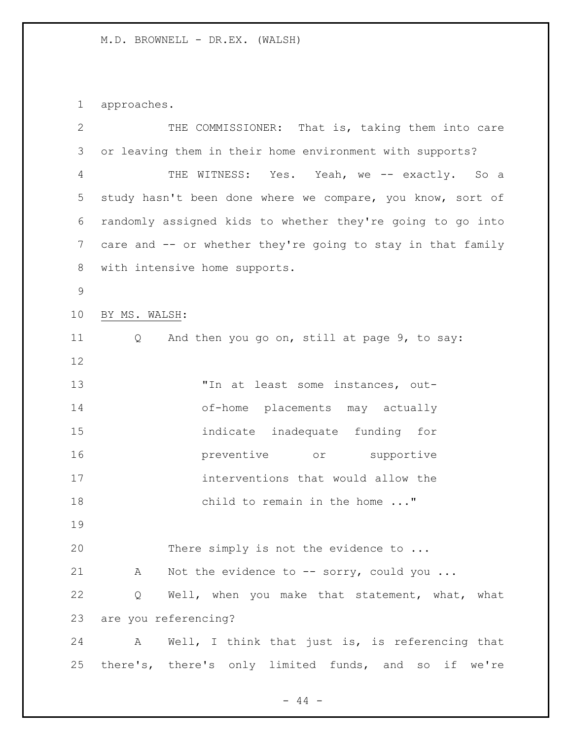approaches.

THE COMMISSIONER: That is, taking them into care or leaving them in their home environment with supports?

THE WITNESS: Yes. Yeah, we -- exactly. So a study hasn't been done where we compare, you know, sort of randomly assigned kids to whether they're going to go into care and -- or whether they're going to stay in that family with intensive home supports.

BY MS. WALSH:

Q And then you go on, still at page 9, to say:

> "In at least some instances, out-of-home placements may actually indicate inadequate funding for preventive or supportive interventions that would allow the child to remain in the home ..."

There simply is not the evidence to ...

A Not the evidence to -- sorry, could you ...

Q Well, when you make that statement, what, what are you referencing?

A Well, I think that just is, is referencing that there's, there's only limited funds, and so if we're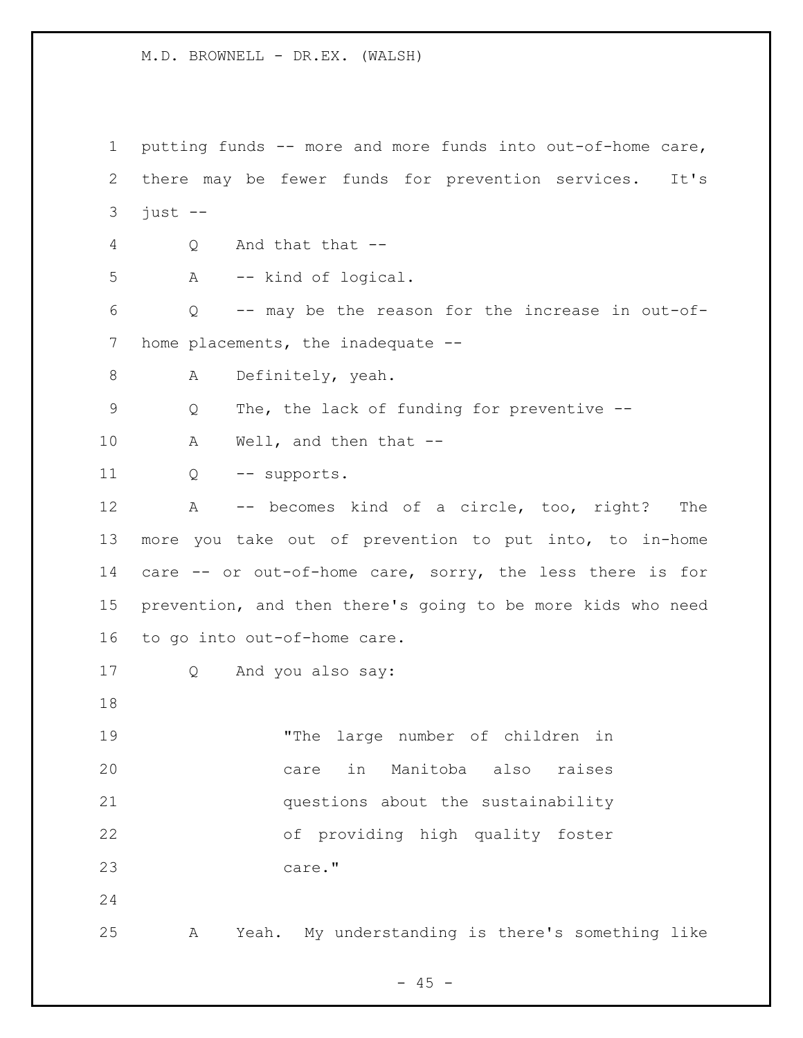putting funds -- more and more funds into out-of-home care, there may be fewer funds for prevention services. It's just --

Q And that that --

A -- kind of logical.

Q -- may be the reason for the increase in out-of-home placements, the inadequate --

A Definitely, yeah.

Q The, the lack of funding for preventive --

A Well, and then that --

Q -- supports.

A -- becomes kind of a circle, too, right? The more you take out of prevention to put into, to in-home care -- or out-of-home care, sorry, the less there is for prevention, and then there's going to be more kids who need to go into out-of-home care.

Q And you also say:

> "The large number of children in care in Manitoba also raises questions about the sustainability of providing high quality foster care."

A Yeah. My understanding is there's something like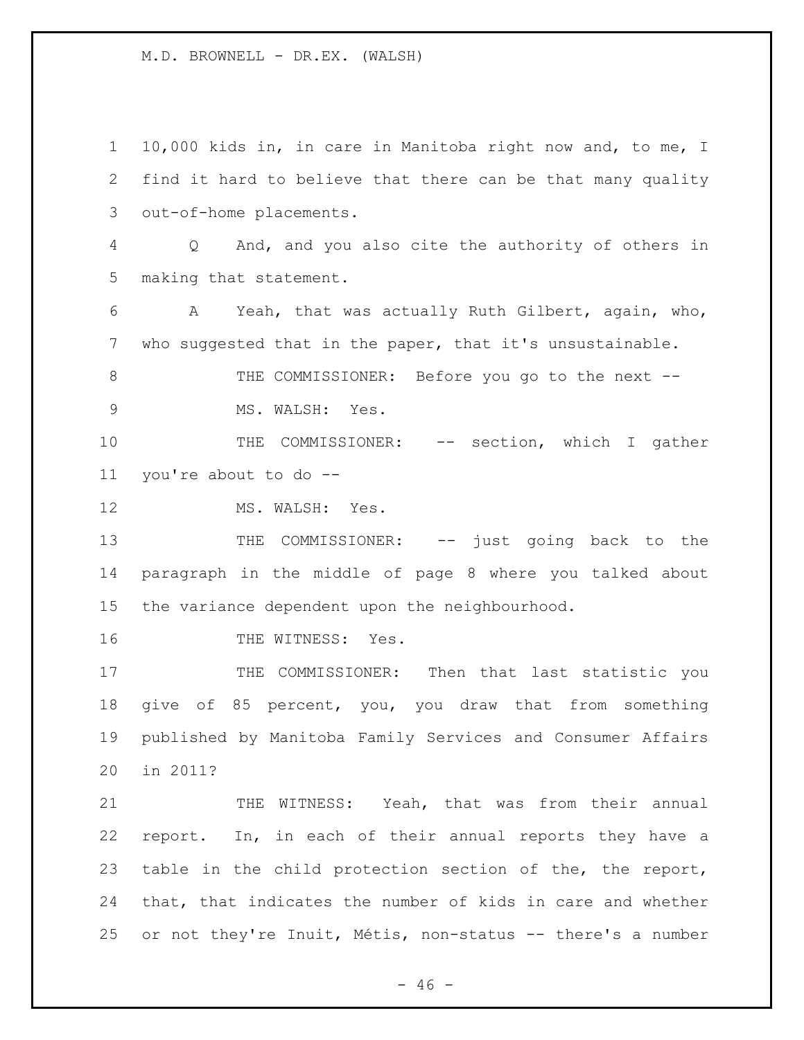10,000 kids in, in care in Manitoba right now and, to me, I find it hard to believe that there can be that many quality out-of-home placements.

Q And, and you also cite the authority of others in making that statement.

A Yeah, that was actually Ruth Gilbert, again, who, who suggested that in the paper, that it's unsustainable.

THE COMMISSIONER: Before you go to the next --

MS. WALSH: Yes.

THE COMMISSIONER: -- section, which I gather you're about to do --

MS. WALSH: Yes.

THE COMMISSIONER: -- just going back to the paragraph in the middle of page 8 where you talked about the variance dependent upon the neighbourhood.

THE WITNESS: Yes.

THE COMMISSIONER: Then that last statistic you give of 85 percent, you, you draw that from something published by Manitoba Family Services and Consumer Affairs in 2011?

THE WITNESS: Yeah, that was from their annual report. In, in each of their annual reports they have a table in the child protection section of the, the report, that, that indicates the number of kids in care and whether or not they're Inuit, Métis, non-status -- there's a number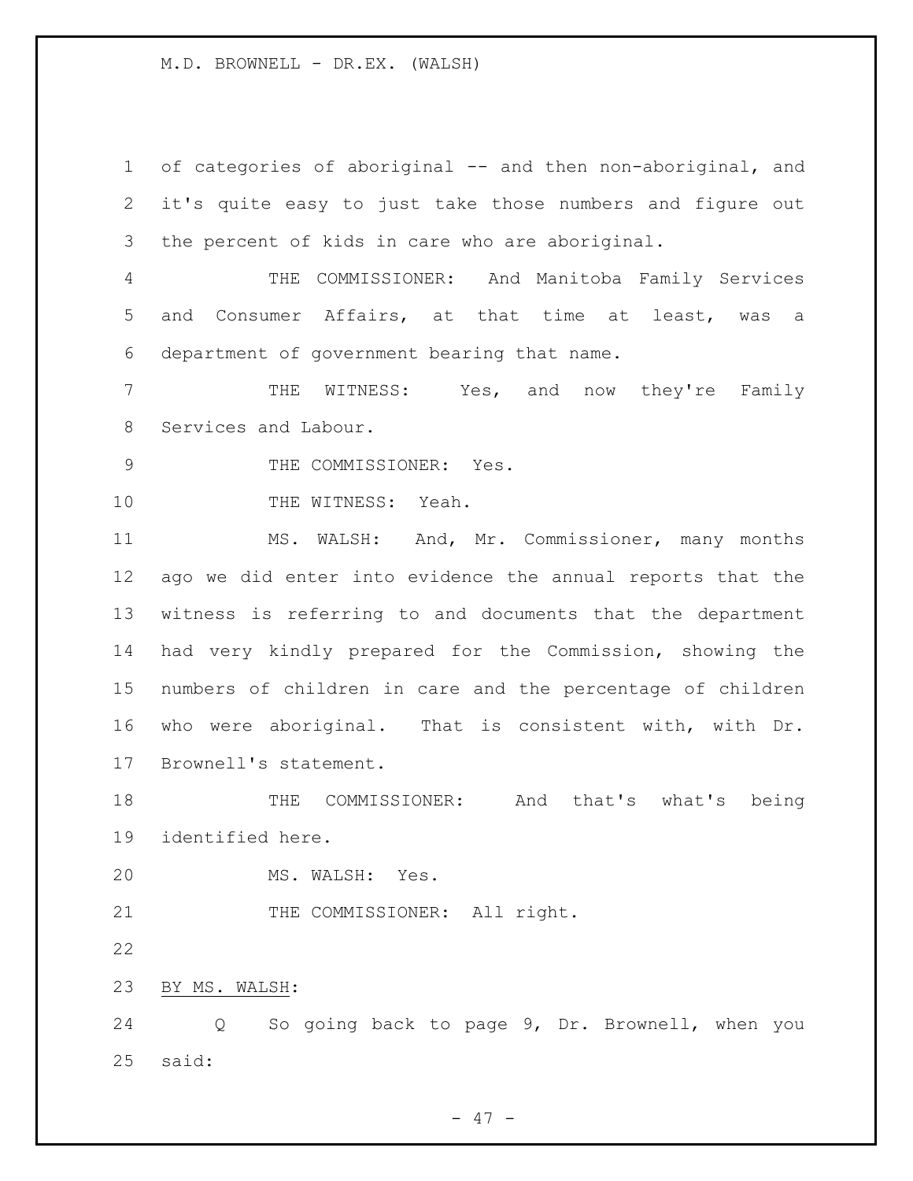of categories of aboriginal -- and then non-aboriginal, and it's quite easy to just take those numbers and figure out the percent of kids in care who are aboriginal.

THE COMMISSIONER: And Manitoba Family Services and Consumer Affairs, at that time at least, was a department of government bearing that name.

THE WITNESS: Yes, and now they're Family Services and Labour.

THE COMMISSIONER: Yes.

THE WITNESS: Yeah.

MS. WALSH: And, Mr. Commissioner, many months ago we did enter into evidence the annual reports that the witness is referring to and documents that the department had very kindly prepared for the Commission, showing the numbers of children in care and the percentage of children who were aboriginal. That is consistent with, with Dr. Brownell's statement.

THE COMMISSIONER: And that's what's being identified here.

MS. WALSH: Yes.

THE COMMISSIONER: All right.

BY MS. WALSH:

Q So going back to page 9, Dr. Brownell, when you said: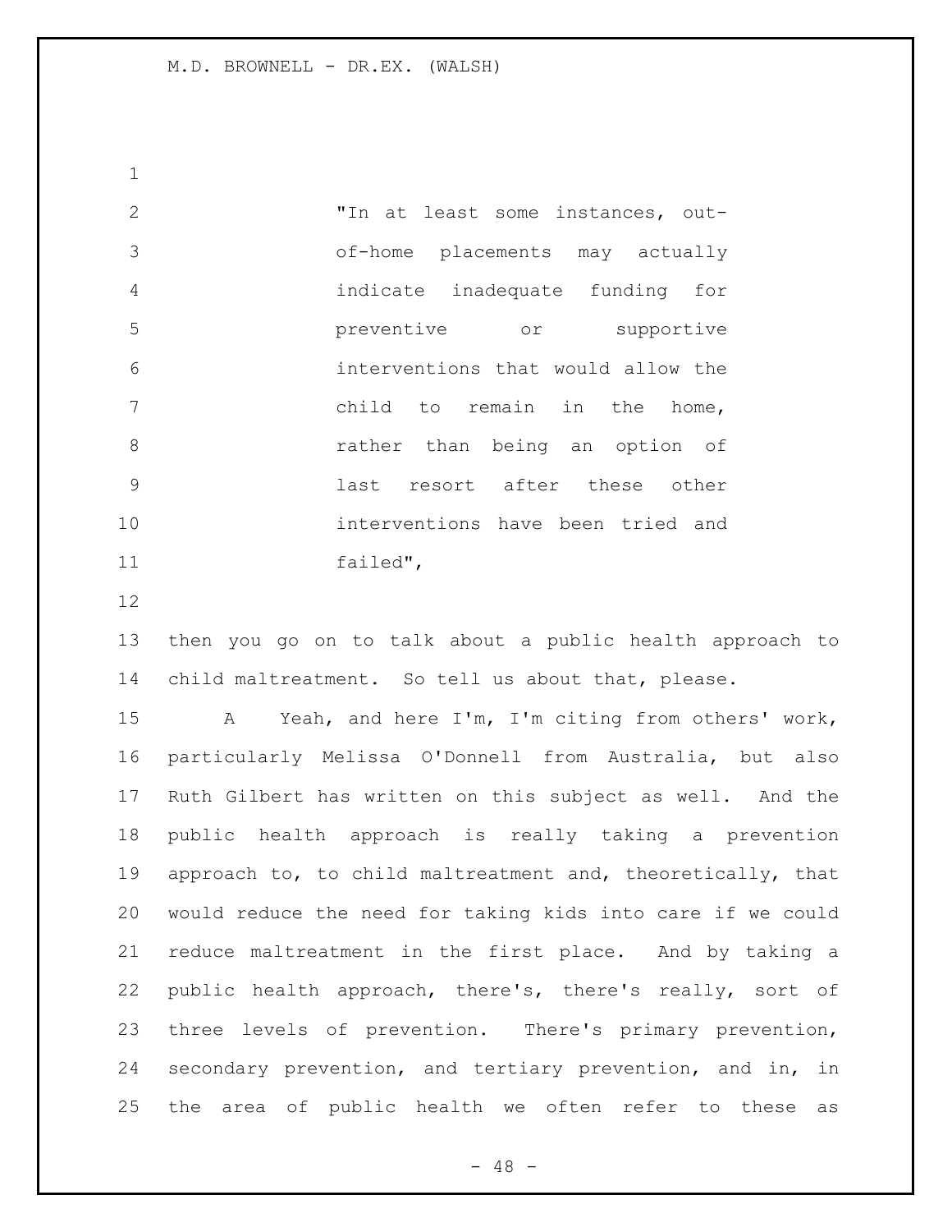> "In at least some instances, out-of-home placements may actually indicate inadequate funding for preventive or supportive interventions that would allow the child to remain in the home, rather than being an option of last resort after these other interventions have been tried and failed",

then you go on to talk about a public health approach to child maltreatment. So tell us about that, please.

A Yeah, and here I'm, I'm citing from others' work, particularly Melissa O'Donnell from Australia, but also Ruth Gilbert has written on this subject as well. And the public health approach is really taking a prevention approach to, to child maltreatment and, theoretically, that would reduce the need for taking kids into care if we could reduce maltreatment in the first place. And by taking a public health approach, there's, there's really, sort of three levels of prevention. There's primary prevention, secondary prevention, and tertiary prevention, and in, in the area of public health we often refer to these as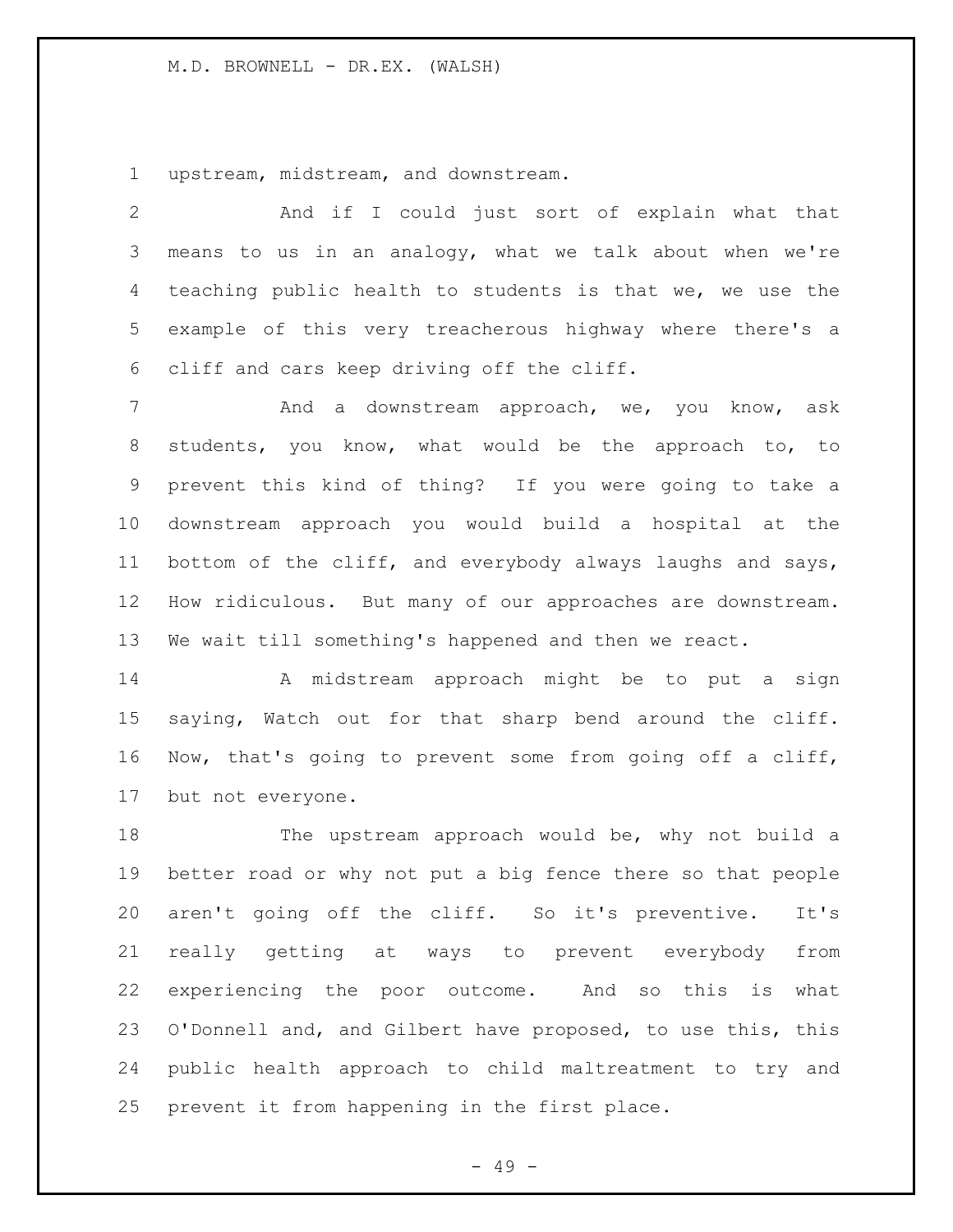upstream, midstream, and downstream.

And if I could just sort of explain what that means to us in an analogy, what we talk about when we're teaching public health to students is that we, we use the example of this very treacherous highway where there's a cliff and cars keep driving off the cliff.

And a downstream approach, we, you know, ask students, you know, what would be the approach to, to prevent this kind of thing? If you were going to take a downstream approach you would build a hospital at the bottom of the cliff, and everybody always laughs and says, How ridiculous. But many of our approaches are downstream. We wait till something's happened and then we react.

A midstream approach might be to put a sign saying, Watch out for that sharp bend around the cliff. Now, that's going to prevent some from going off a cliff, but not everyone.

The upstream approach would be, why not build a better road or why not put a big fence there so that people aren't going off the cliff. So it's preventive. It's really getting at ways to prevent everybody from experiencing the poor outcome. And so this is what O'Donnell and, and Gilbert have proposed, to use this, this public health approach to child maltreatment to try and prevent it from happening in the first place.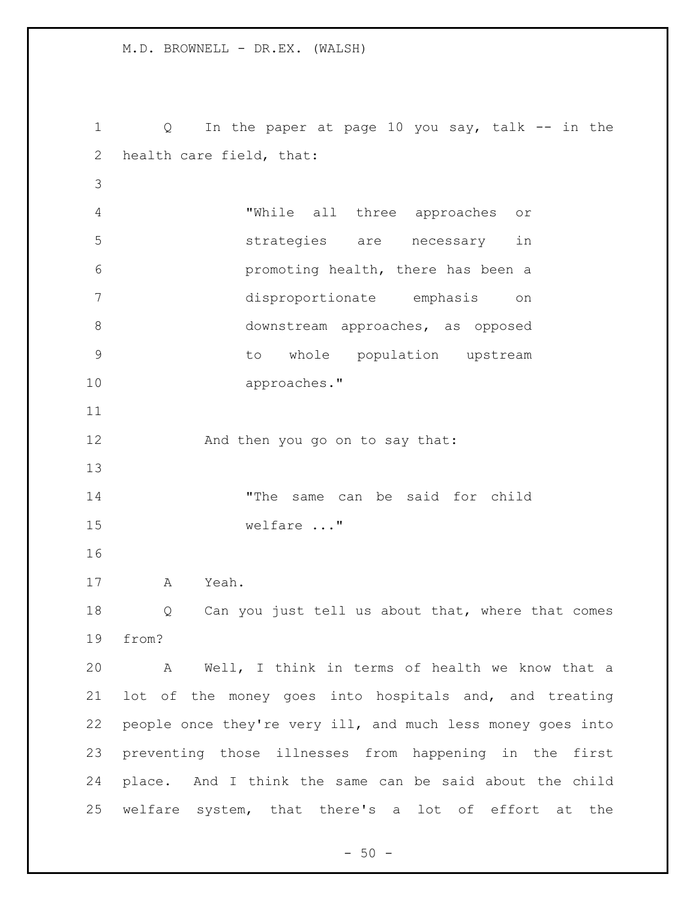Q In the paper at page 10 you say, talk -- in the health care field, that:

> "While all three approaches or strategies are necessary in promoting health, there has been a disproportionate emphasis on downstream approaches, as opposed to whole population upstream approaches."

And then you go on to say that:

> "The same can be said for child welfare ..."

A Yeah.

Q Can you just tell us about that, where that comes from?

A Well, I think in terms of health we know that a lot of the money goes into hospitals and, and treating people once they're very ill, and much less money goes into preventing those illnesses from happening in the first place. And I think the same can be said about the child welfare system, that there's a lot of effort at the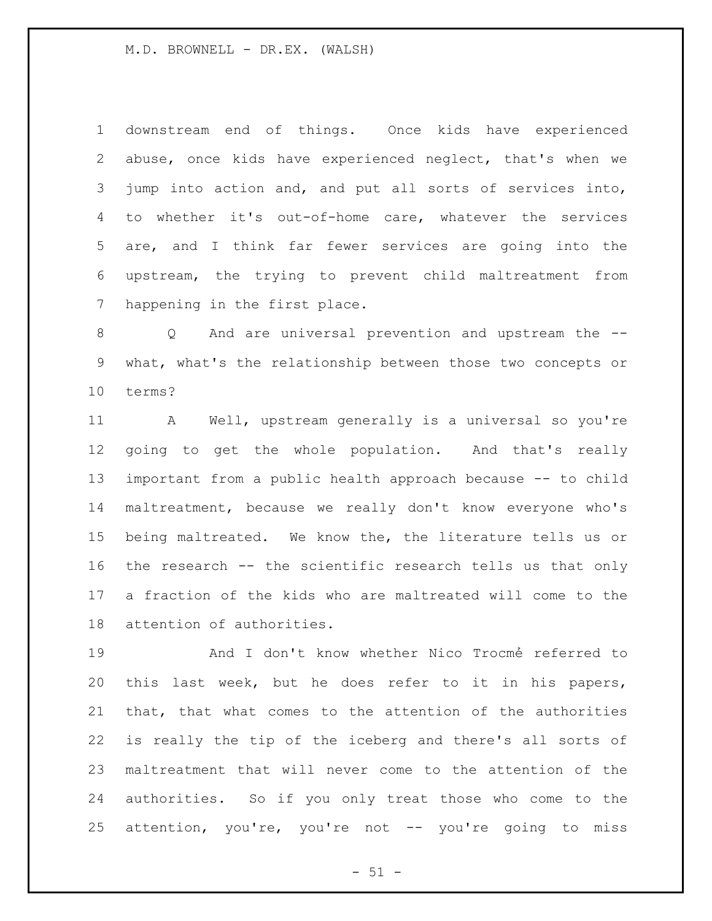downstream end of things. Once kids have experienced abuse, once kids have experienced neglect, that's when we jump into action and, and put all sorts of services into, to whether it's out-of-home care, whatever the services are, and I think far fewer services are going into the upstream, the trying to prevent child maltreatment from happening in the first place.

Q And are universal prevention and upstream the -- what, what's the relationship between those two concepts or terms?

A Well, upstream generally is a universal so you're going to get the whole population. And that's really important from a public health approach because -- to child maltreatment, because we really don't know everyone who's being maltreated. We know the, the literature tells us or the research -- the scientific research tells us that only a fraction of the kids who are maltreated will come to the attention of authorities.

And I don't know whether Nico Trocmé referred to this last week, but he does refer to it in his papers, that, that what comes to the attention of the authorities is really the tip of the iceberg and there's all sorts of maltreatment that will never come to the attention of the authorities. So if you only treat those who come to the attention, you're, you're not -- you're going to miss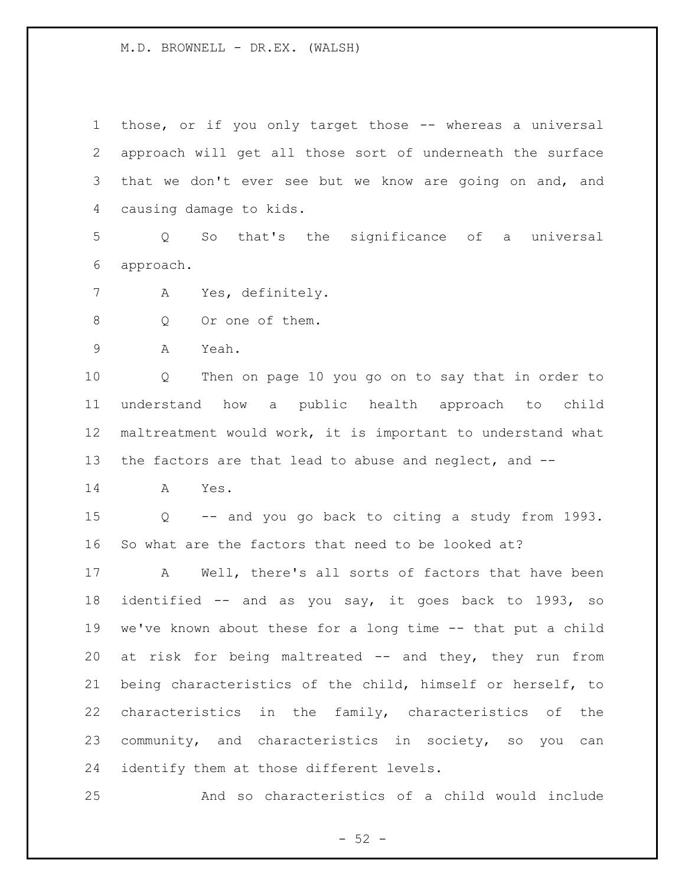those, or if you only target those -- whereas a universal approach will get all those sort of underneath the surface that we don't ever see but we know are going on and, and causing damage to kids.

Q So that's the significance of a universal approach.

A Yes, definitely.

Q Or one of them.

A Yeah.

Q Then on page 10 you go on to say that in order to understand how a public health approach to child maltreatment would work, it is important to understand what the factors are that lead to abuse and neglect, and --

A Yes.

Q -- and you go back to citing a study from 1993. So what are the factors that need to be looked at?

A Well, there's all sorts of factors that have been identified -- and as you say, it goes back to 1993, so we've known about these for a long time -- that put a child at risk for being maltreated -- and they, they run from being characteristics of the child, himself or herself, to characteristics in the family, characteristics of the community, and characteristics in society, so you can identify them at those different levels.

And so characteristics of a child would include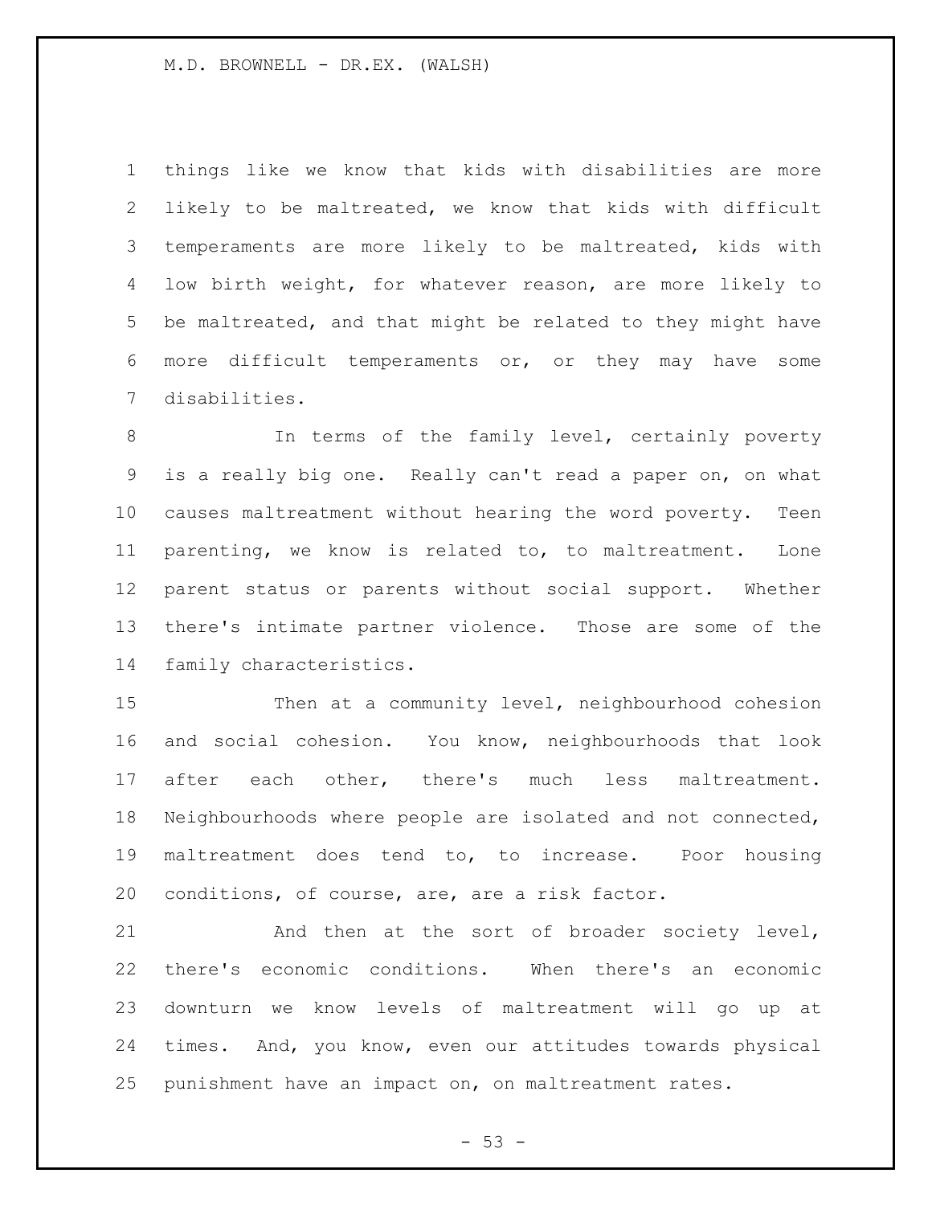things like we know that kids with disabilities are more likely to be maltreated, we know that kids with difficult temperaments are more likely to be maltreated, kids with low birth weight, for whatever reason, are more likely to be maltreated, and that might be related to they might have more difficult temperaments or, or they may have some disabilities.

In terms of the family level, certainly poverty is a really big one. Really can't read a paper on, on what causes maltreatment without hearing the word poverty. Teen parenting, we know is related to, to maltreatment. Lone parent status or parents without social support. Whether there's intimate partner violence. Those are some of the family characteristics.

Then at a community level, neighbourhood cohesion and social cohesion. You know, neighbourhoods that look after each other, there's much less maltreatment. Neighbourhoods where people are isolated and not connected, maltreatment does tend to, to increase. Poor housing conditions, of course, are, are a risk factor.

And then at the sort of broader society level, there's economic conditions. When there's an economic downturn we know levels of maltreatment will go up at times. And, you know, even our attitudes towards physical punishment have an impact on, on maltreatment rates.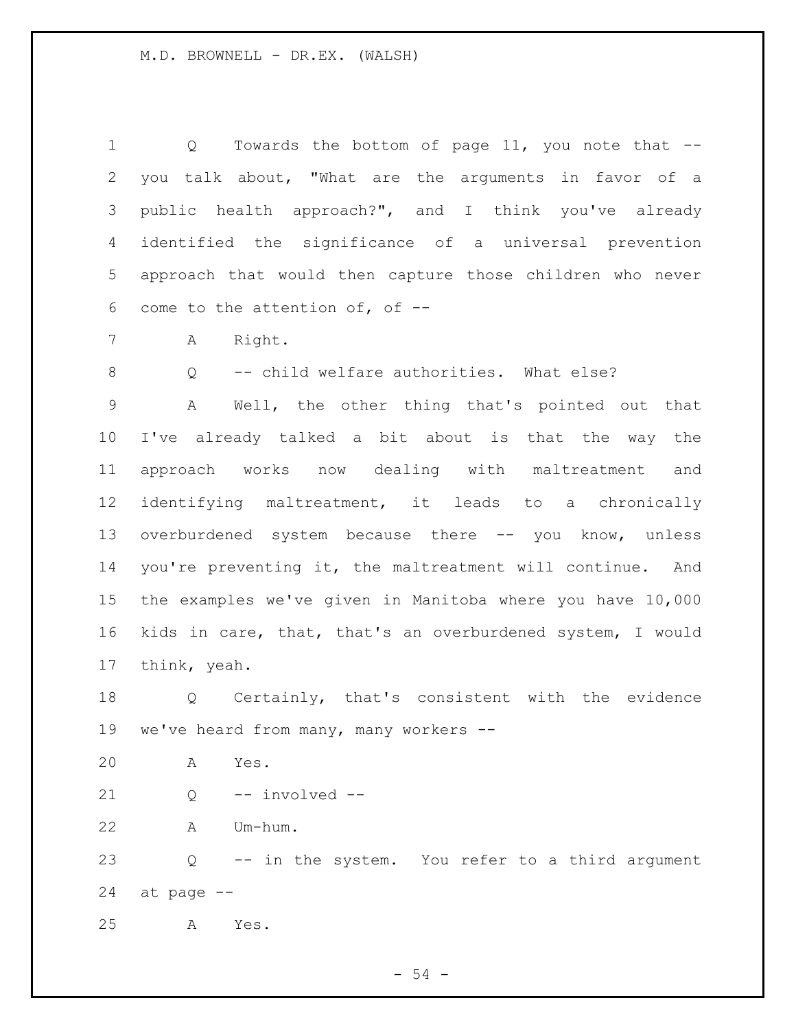Q Towards the bottom of page 11, you note that -- you talk about, "What are the arguments in favor of a public health approach?", and I think you've already identified the significance of a universal prevention approach that would then capture those children who never come to the attention of, of --

A Right.

Q -- child welfare authorities. What else?

A Well, the other thing that's pointed out that I've already talked a bit about is that the way the approach works now dealing with maltreatment and identifying maltreatment, it leads to a chronically overburdened system because there -- you know, unless you're preventing it, the maltreatment will continue. And the examples we've given in Manitoba where you have 10,000 kids in care, that, that's an overburdened system, I would think, yeah.

Q Certainly, that's consistent with the evidence we've heard from many, many workers --

A Yes.

Q -- involved --

A Um-hum.

Q -- in the system. You refer to a third argument at page --

A Yes.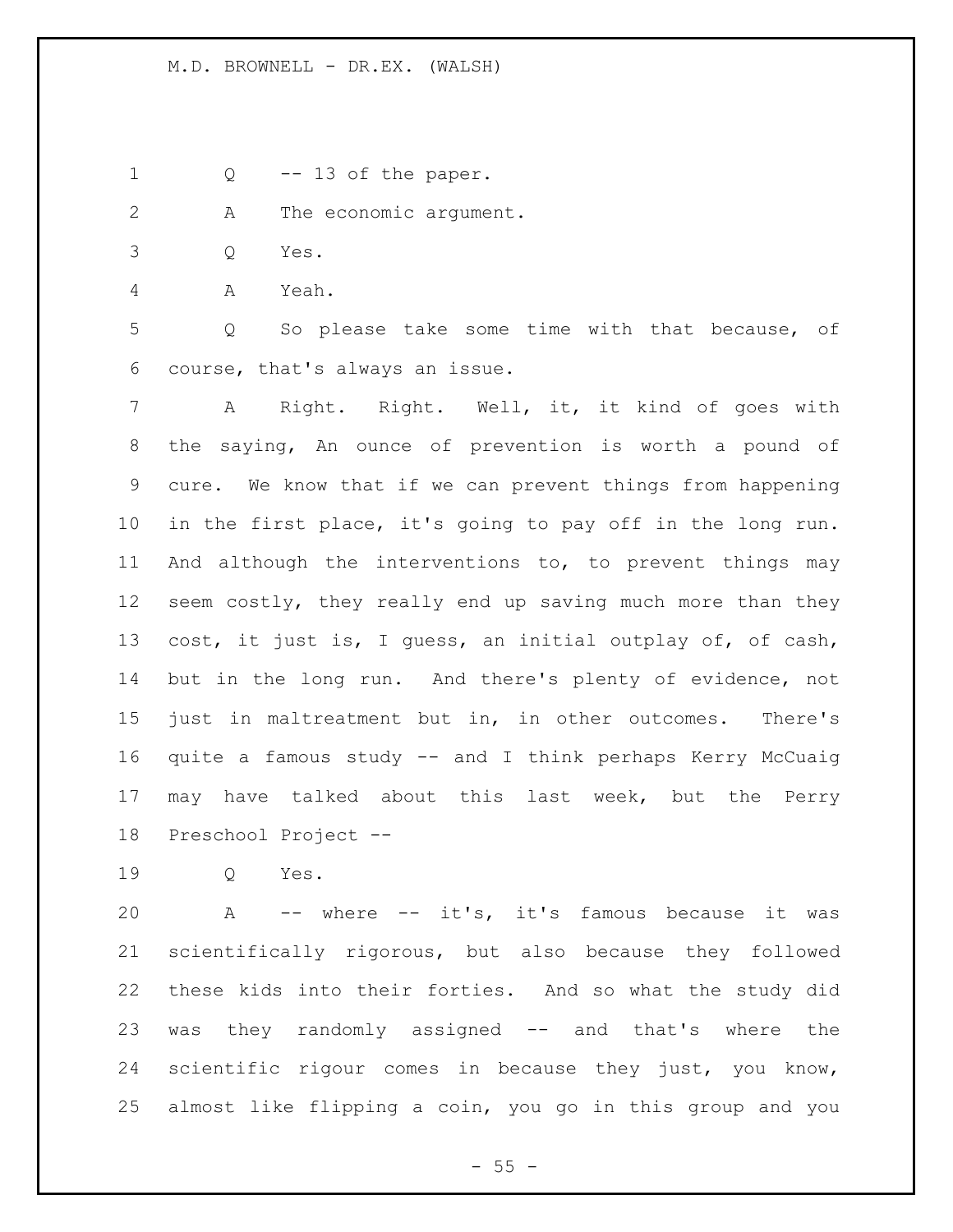Q -- 13 of the paper.

A The economic argument.

Q Yes.

A Yeah.

Q So please take some time with that because, of course, that's always an issue.

A Right. Right. Well, it, it kind of goes with the saying, An ounce of prevention is worth a pound of cure. We know that if we can prevent things from happening in the first place, it's going to pay off in the long run. And although the interventions to, to prevent things may seem costly, they really end up saving much more than they cost, it just is, I guess, an initial outplay of, of cash, but in the long run. And there's plenty of evidence, not just in maltreatment but in, in other outcomes. There's quite a famous study -- and I think perhaps Kerry McCuaig may have talked about this last week, but the Perry Preschool Project --

Q Yes.

A -- where -- it's, it's famous because it was scientifically rigorous, but also because they followed these kids into their forties. And so what the study did was they randomly assigned -- and that's where the scientific rigour comes in because they just, you know, almost like flipping a coin, you go in this group and you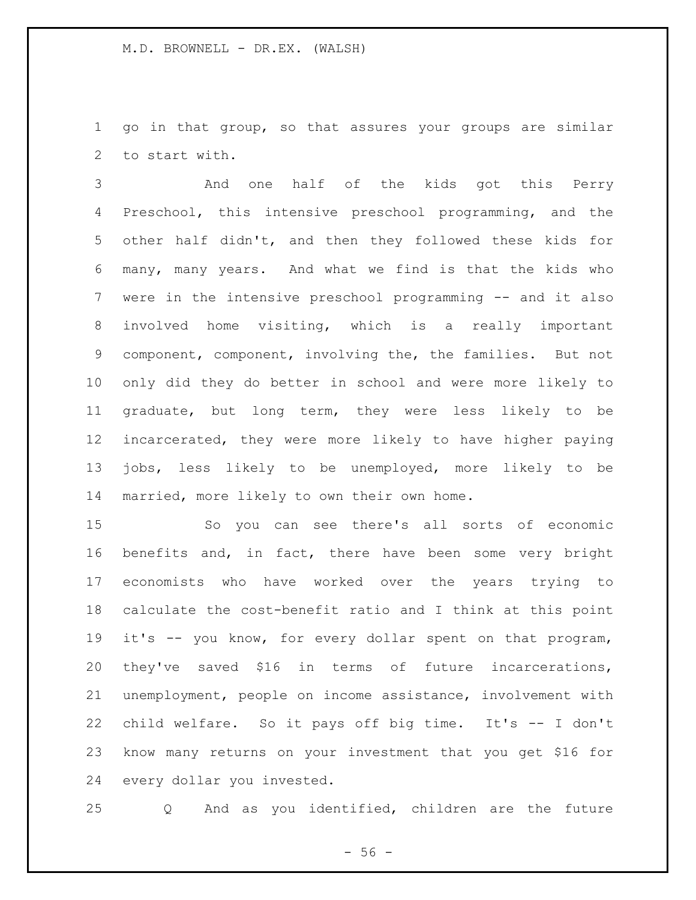go in that group, so that assures your groups are similar to start with.

And one half of the kids got this Perry Preschool, this intensive preschool programming, and the other half didn't, and then they followed these kids for many, many years. And what we find is that the kids who were in the intensive preschool programming -- and it also involved home visiting, which is a really important component, component, involving the, the families. But not only did they do better in school and were more likely to graduate, but long term, they were less likely to be incarcerated, they were more likely to have higher paying jobs, less likely to be unemployed, more likely to be married, more likely to own their own home.

So you can see there's all sorts of economic benefits and, in fact, there have been some very bright economists who have worked over the years trying to calculate the cost-benefit ratio and I think at this point it's -- you know, for every dollar spent on that program, they've saved $16 in terms of future incarcerations, unemployment, people on income assistance, involvement with child welfare. So it pays off big time. It's -- I don't know many returns on your investment that you get $16 for every dollar you invested.

Q And as you identified, children are the future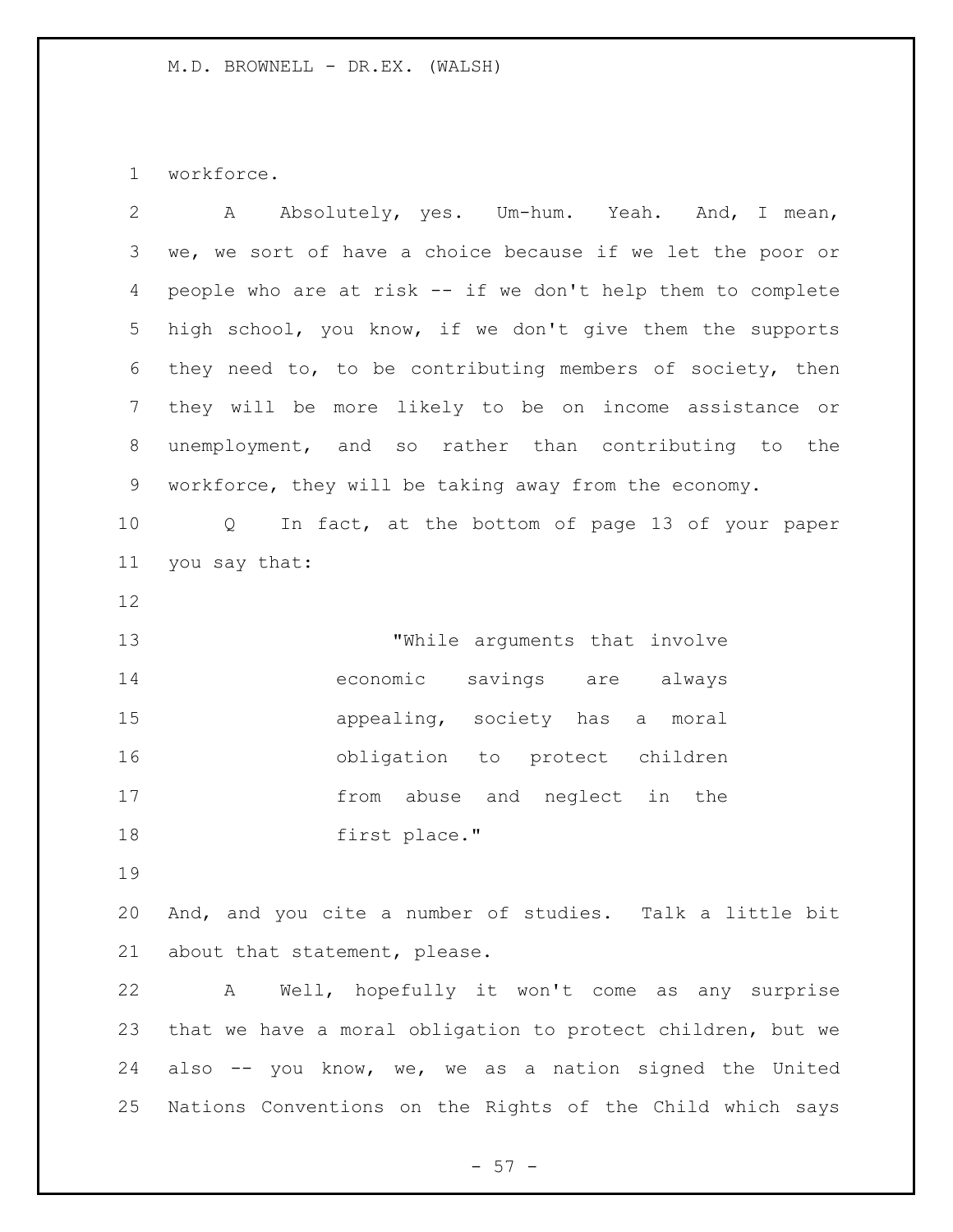workforce.

A Absolutely, yes. Um-hum. Yeah. And, I mean, we, we sort of have a choice because if we let the poor or people who are at risk -- if we don't help them to complete high school, you know, if we don't give them the supports they need to, to be contributing members of society, then they will be more likely to be on income assistance or unemployment, and so rather than contributing to the workforce, they will be taking away from the economy.

Q In fact, at the bottom of page 13 of your paper you say that:

> "While arguments that involve economic savings are always appealing, society has a moral obligation to protect children from abuse and neglect in the first place."

And, and you cite a number of studies. Talk a little bit about that statement, please.

A Well, hopefully it won't come as any surprise that we have a moral obligation to protect children, but we also -- you know, we, we as a nation signed the United Nations Conventions on the Rights of the Child which says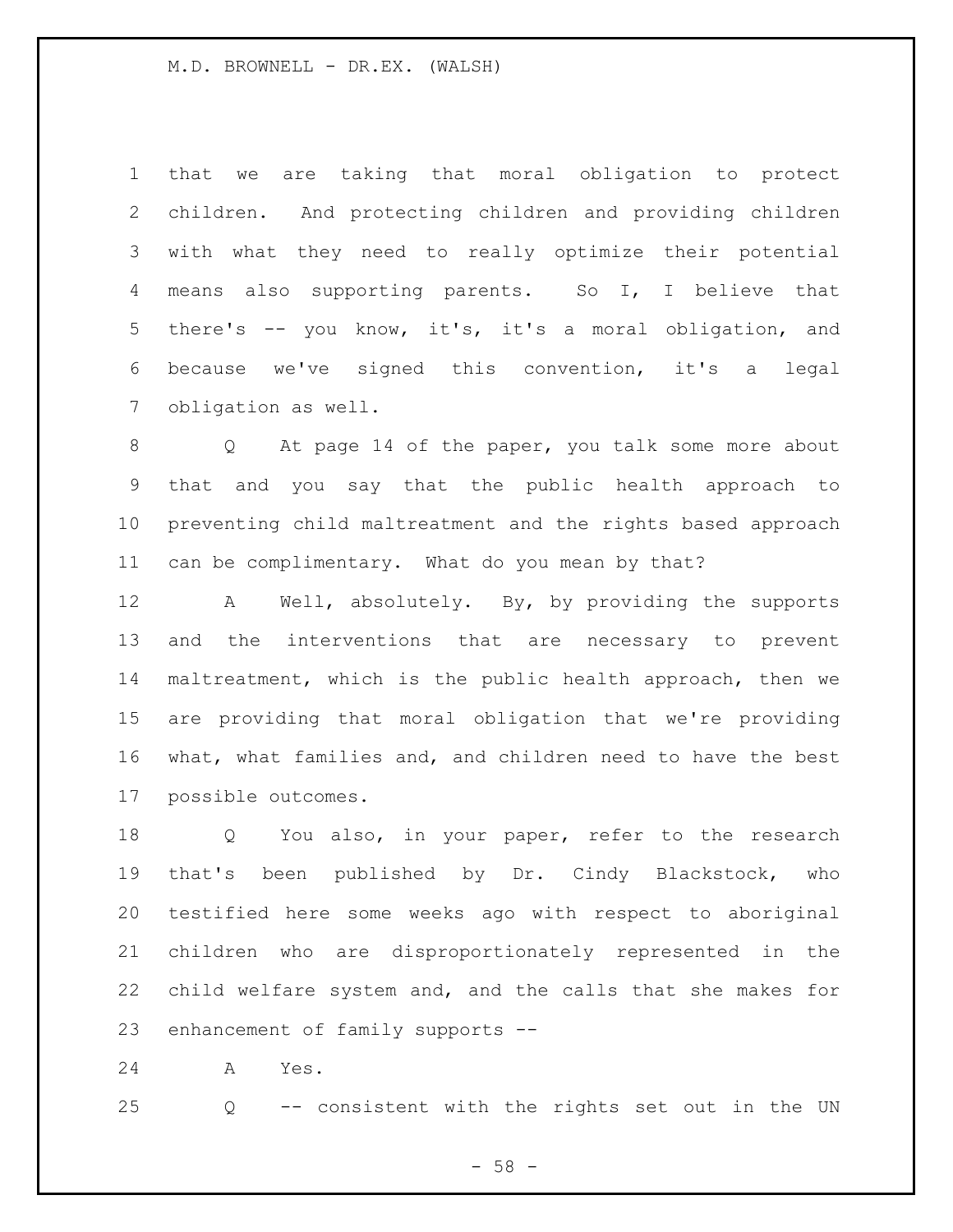that we are taking that moral obligation to protect children. And protecting children and providing children with what they need to really optimize their potential means also supporting parents. So I, I believe that there's -- you know, it's, it's a moral obligation, and because we've signed this convention, it's a legal obligation as well.

Q At page 14 of the paper, you talk some more about that and you say that the public health approach to preventing child maltreatment and the rights based approach can be complimentary. What do you mean by that?

A Well, absolutely. By, by providing the supports and the interventions that are necessary to prevent maltreatment, which is the public health approach, then we are providing that moral obligation that we're providing what, what families and, and children need to have the best possible outcomes.

Q You also, in your paper, refer to the research that's been published by Dr. Cindy Blackstock, who testified here some weeks ago with respect to aboriginal children who are disproportionately represented in the child welfare system and, and the calls that she makes for enhancement of family supports --

A Yes.

Q -- consistent with the rights set out in the UN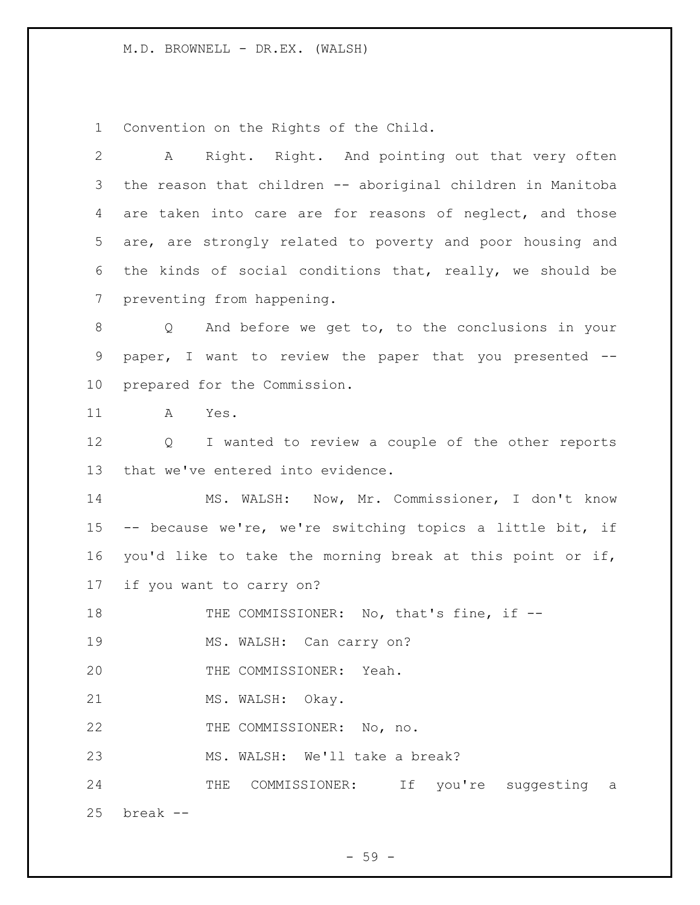Convention on the Rights of the Child.

A Right. Right. And pointing out that very often the reason that children -- aboriginal children in Manitoba are taken into care are for reasons of neglect, and those are, are strongly related to poverty and poor housing and the kinds of social conditions that, really, we should be preventing from happening.

Q And before we get to, to the conclusions in your paper, I want to review the paper that you presented -- prepared for the Commission.

A Yes.

Q I wanted to review a couple of the other reports that we've entered into evidence.

MS. WALSH: Now, Mr. Commissioner, I don't know -- because we're, we're switching topics a little bit, if you'd like to take the morning break at this point or if, if you want to carry on?

THE COMMISSIONER: No, that's fine, if --

MS. WALSH: Can carry on?

THE COMMISSIONER: Yeah.

MS. WALSH: Okay.

THE COMMISSIONER: No, no.

MS. WALSH: We'll take a break?

THE COMMISSIONER: If you're suggesting a break --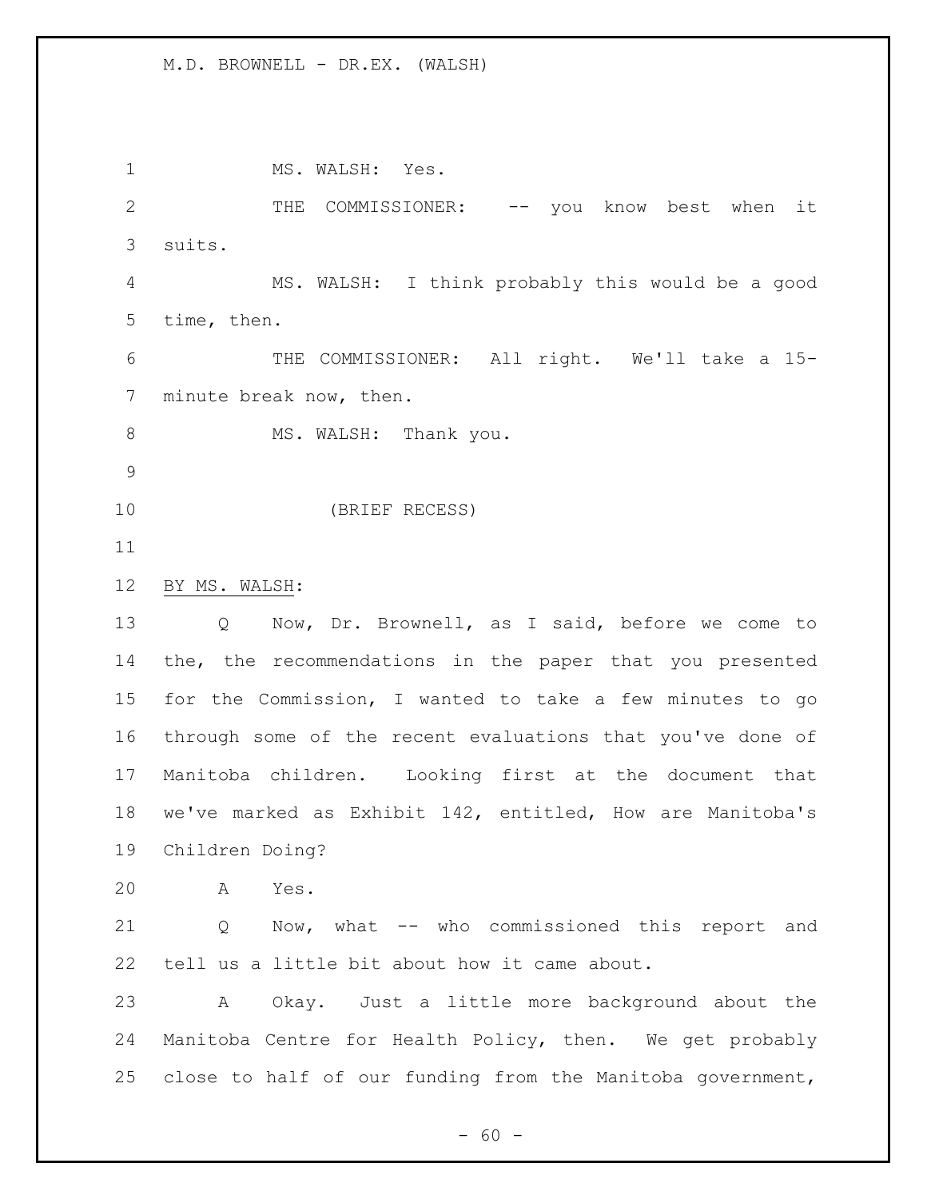MS. WALSH: Yes.

THE COMMISSIONER: -- you know best when it suits.

MS. WALSH: I think probably this would be a good time, then.

THE COMMISSIONER: All right. We'll take a 15-minute break now, then.

MS. WALSH: Thank you.

(BRIEF RECESS)

BY MS. WALSH:

Q Now, Dr. Brownell, as I said, before we come to the, the recommendations in the paper that you presented for the Commission, I wanted to take a few minutes to go through some of the recent evaluations that you've done of Manitoba children. Looking first at the document that we've marked as Exhibit 142, entitled, How are Manitoba's Children Doing?

A Yes.

Q Now, what -- who commissioned this report and tell us a little bit about how it came about.

A Okay. Just a little more background about the Manitoba Centre for Health Policy, then. We get probably close to half of our funding from the Manitoba government,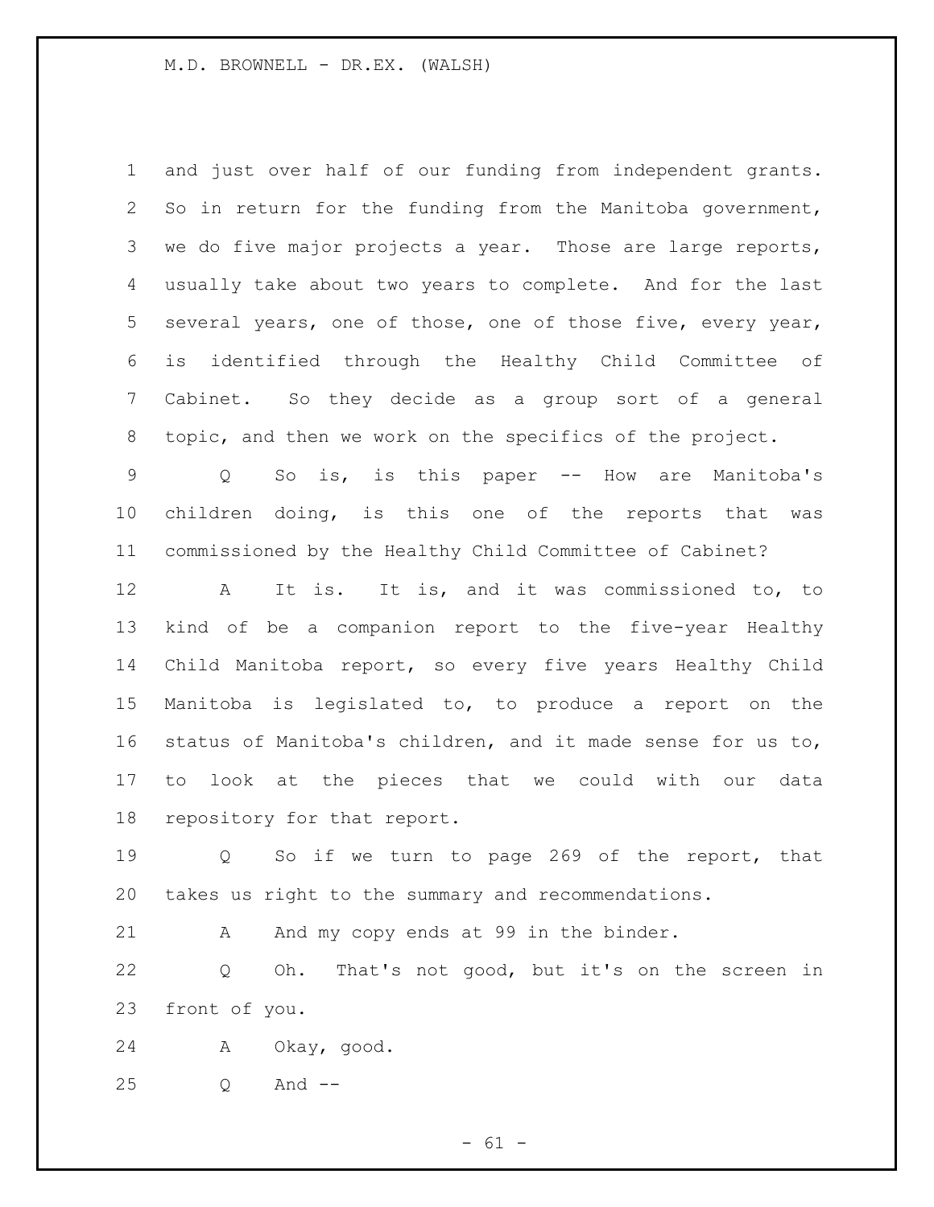and just over half of our funding from independent grants. So in return for the funding from the Manitoba government, we do five major projects a year. Those are large reports, usually take about two years to complete. And for the last several years, one of those, one of those five, every year, is identified through the Healthy Child Committee of Cabinet. So they decide as a group sort of a general topic, and then we work on the specifics of the project.

Q So is, is this paper -- How are Manitoba's children doing, is this one of the reports that was commissioned by the Healthy Child Committee of Cabinet?

A It is. It is, and it was commissioned to, to kind of be a companion report to the five-year Healthy Child Manitoba report, so every five years Healthy Child Manitoba is legislated to, to produce a report on the status of Manitoba's children, and it made sense for us to, to look at the pieces that we could with our data repository for that report.

Q So if we turn to page 269 of the report, that takes us right to the summary and recommendations.

A And my copy ends at 99 in the binder.

Q Oh. That's not good, but it's on the screen in front of you.

A Okay, good.

Q And --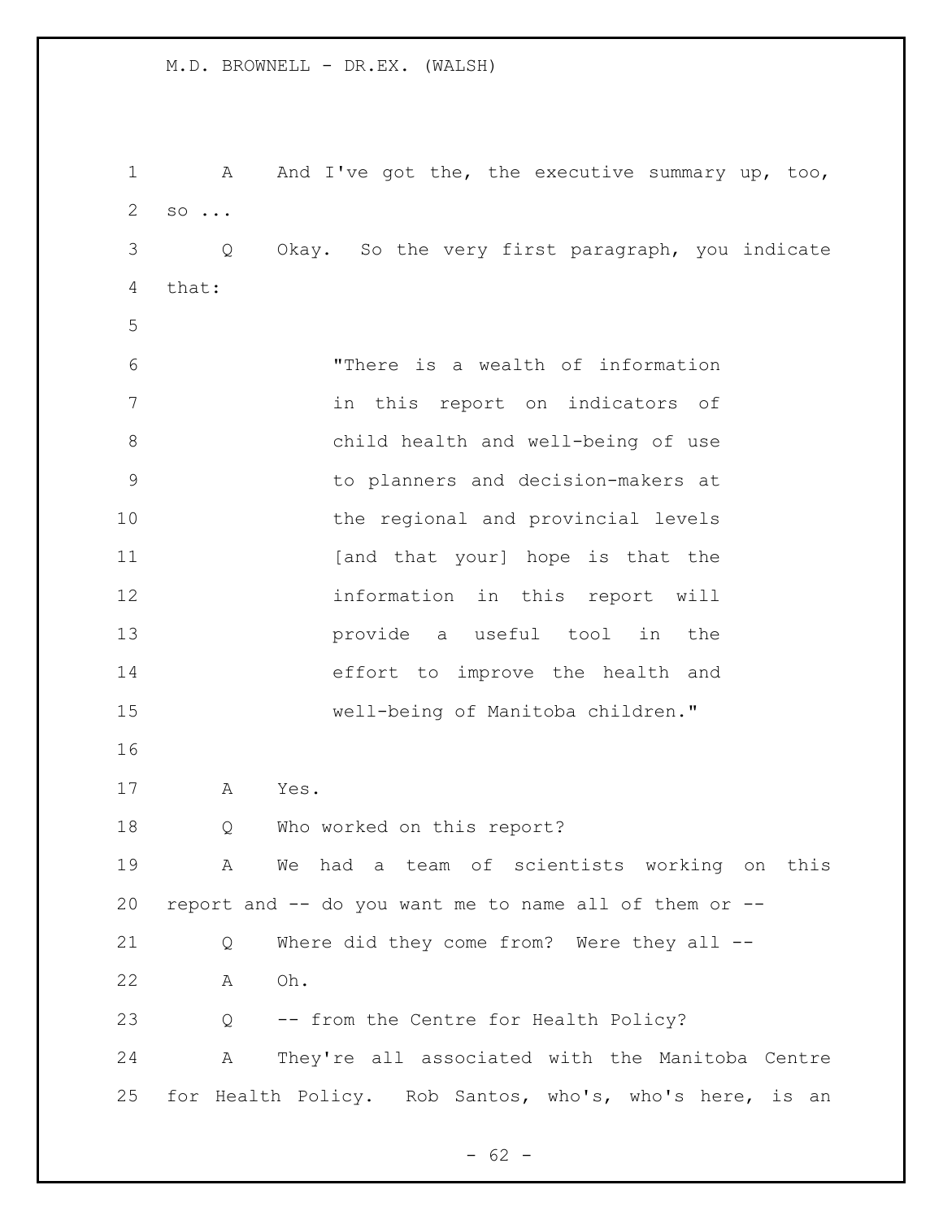A And I've got the, the executive summary up, too, so ...

Q Okay. So the very first paragraph, you indicate that:

> "There is a wealth of information in this report on indicators of child health and well-being of use to planners and decision-makers at the regional and provincial levels [and that your] hope is that the information in this report will provide a useful tool in the effort to improve the health and well-being of Manitoba children."

A Yes.

Q Who worked on this report?

A We had a team of scientists working on this report and -- do you want me to name all of them or --

Q Where did they come from? Were they all --

A Oh.

Q -- from the Centre for Health Policy?

A They're all associated with the Manitoba Centre for Health Policy. Rob Santos, who's, who's here, is an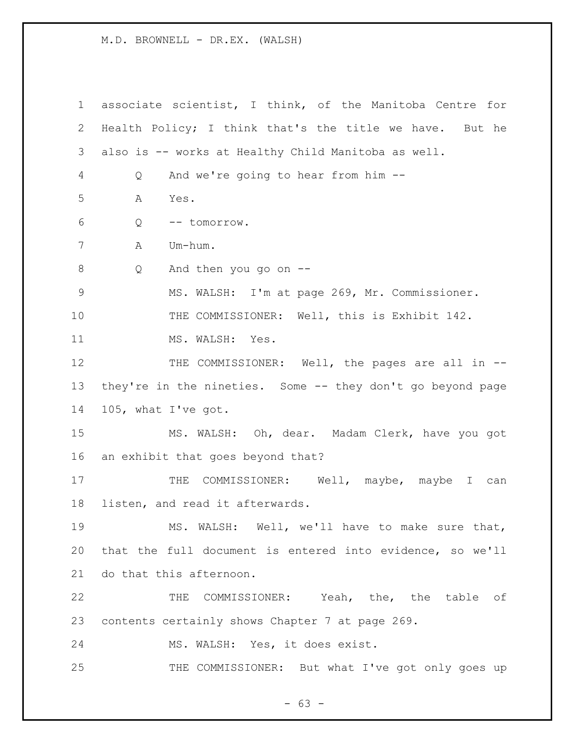associate scientist, I think, of the Manitoba Centre for Health Policy; I think that's the title we have. But he also is -- works at Healthy Child Manitoba as well.

Q And we're going to hear from him --

A Yes.

Q -- tomorrow.

A Um-hum.

Q And then you go on --

MS. WALSH: I'm at page 269, Mr. Commissioner.

THE COMMISSIONER: Well, this is Exhibit 142.

MS. WALSH: Yes.

THE COMMISSIONER: Well, the pages are all in -- they're in the nineties. Some -- they don't go beyond page 105, what I've got.

MS. WALSH: Oh, dear. Madam Clerk, have you got an exhibit that goes beyond that?

THE COMMISSIONER: Well, maybe, maybe I can listen, and read it afterwards.

MS. WALSH: Well, we'll have to make sure that, that the full document is entered into evidence, so we'll do that this afternoon.

THE COMMISSIONER: Yeah, the, the table of contents certainly shows Chapter 7 at page 269.

MS. WALSH: Yes, it does exist.

THE COMMISSIONER: But what I've got only goes up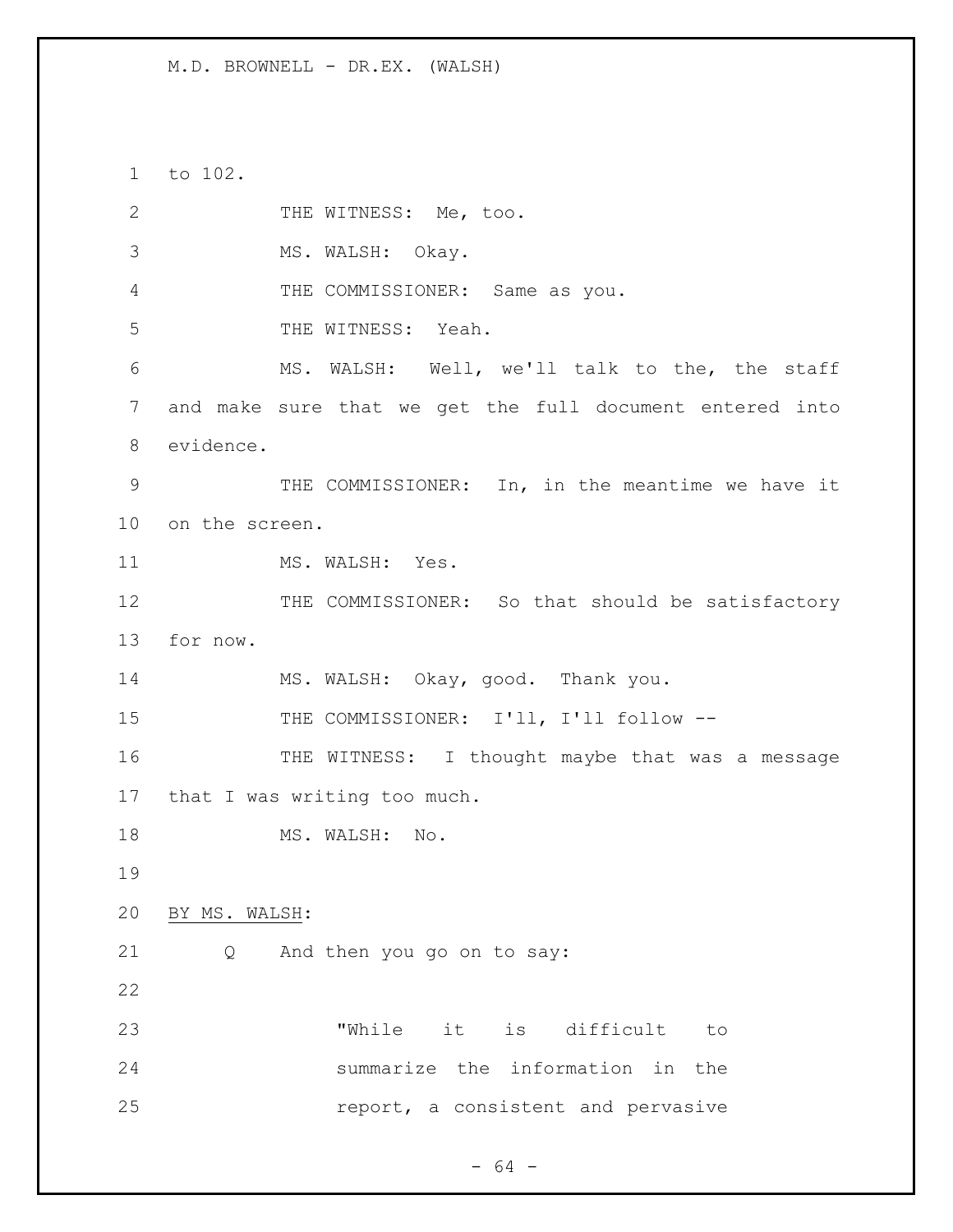to 102.

THE WITNESS: Me, too.

MS. WALSH: Okay.

THE COMMISSIONER: Same as you.

THE WITNESS: Yeah.

MS. WALSH: Well, we'll talk to the, the staff and make sure that we get the full document entered into evidence.

THE COMMISSIONER: In, in the meantime we have it on the screen.

MS. WALSH: Yes.

THE COMMISSIONER: So that should be satisfactory for now.

MS. WALSH: Okay, good. Thank you.

THE COMMISSIONER: I'll, I'll follow --

THE WITNESS: I thought maybe that was a message that I was writing too much.

MS. WALSH: No.

BY MS. WALSH:

Q And then you go on to say:

> "While it is difficult to summarize the information in the report, a consistent and pervasive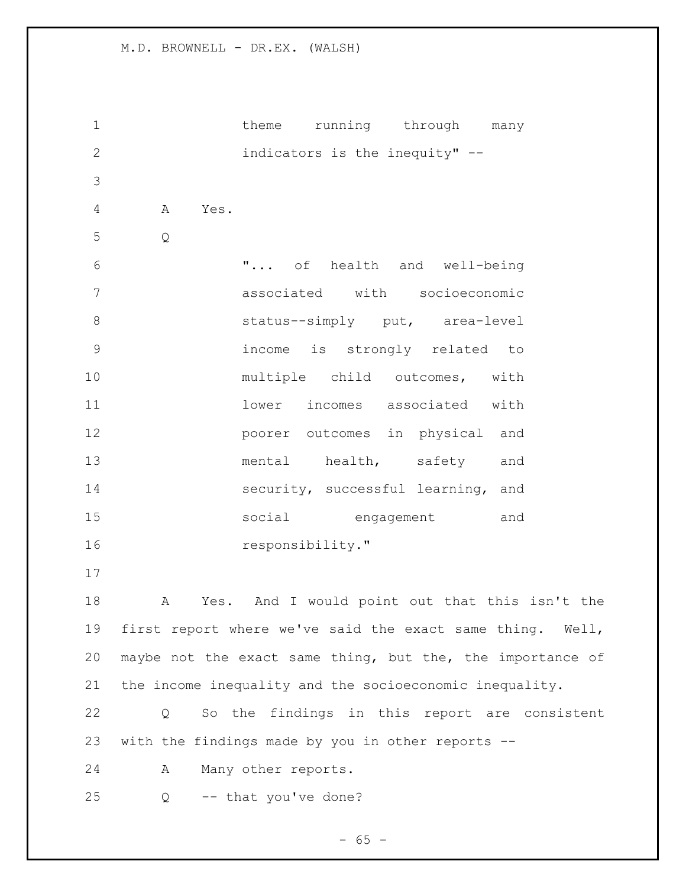theme running through many indicators is the inequity" --

A Yes.

Q

"... of health and well-being associated with socioeconomic status--simply put, area-level income is strongly related to multiple child outcomes, with lower incomes associated with poorer outcomes in physical and mental health, safety and security, successful learning, and social engagement and responsibility."

A Yes. And I would point out that this isn't the first report where we've said the exact same thing. Well, maybe not the exact same thing, but the, the importance of the income inequality and the socioeconomic inequality.

Q So the findings in this report are consistent with the findings made by you in other reports --

A Many other reports.

Q -- that you've done?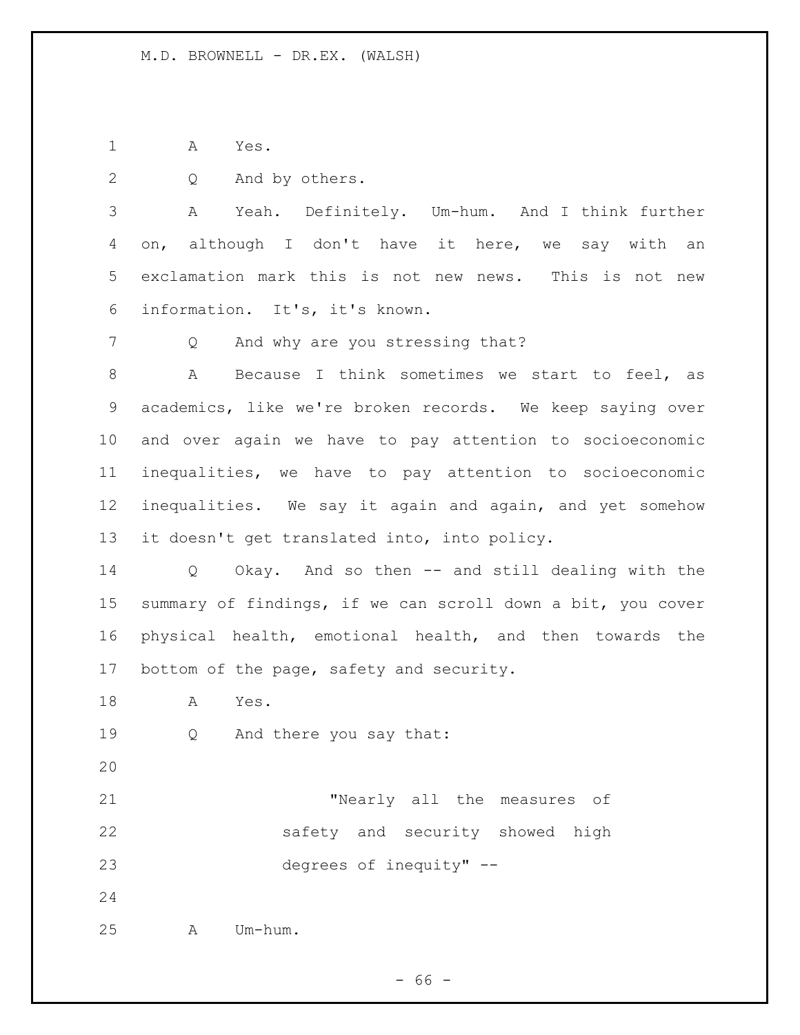A Yes.

Q And by others.

A Yeah. Definitely. Um-hum. And I think further on, although I don't have it here, we say with an exclamation mark this is not new news. This is not new information. It's, it's known.

Q And why are you stressing that?

A Because I think sometimes we start to feel, as academics, like we're broken records. We keep saying over and over again we have to pay attention to socioeconomic inequalities, we have to pay attention to socioeconomic inequalities. We say it again and again, and yet somehow it doesn't get translated into, into policy.

Q Okay. And so then -- and still dealing with the summary of findings, if we can scroll down a bit, you cover physical health, emotional health, and then towards the bottom of the page, safety and security.

A Yes.

Q And there you say that:

> "Nearly all the measures of safety and security showed high degrees of inequity" --

A Um-hum.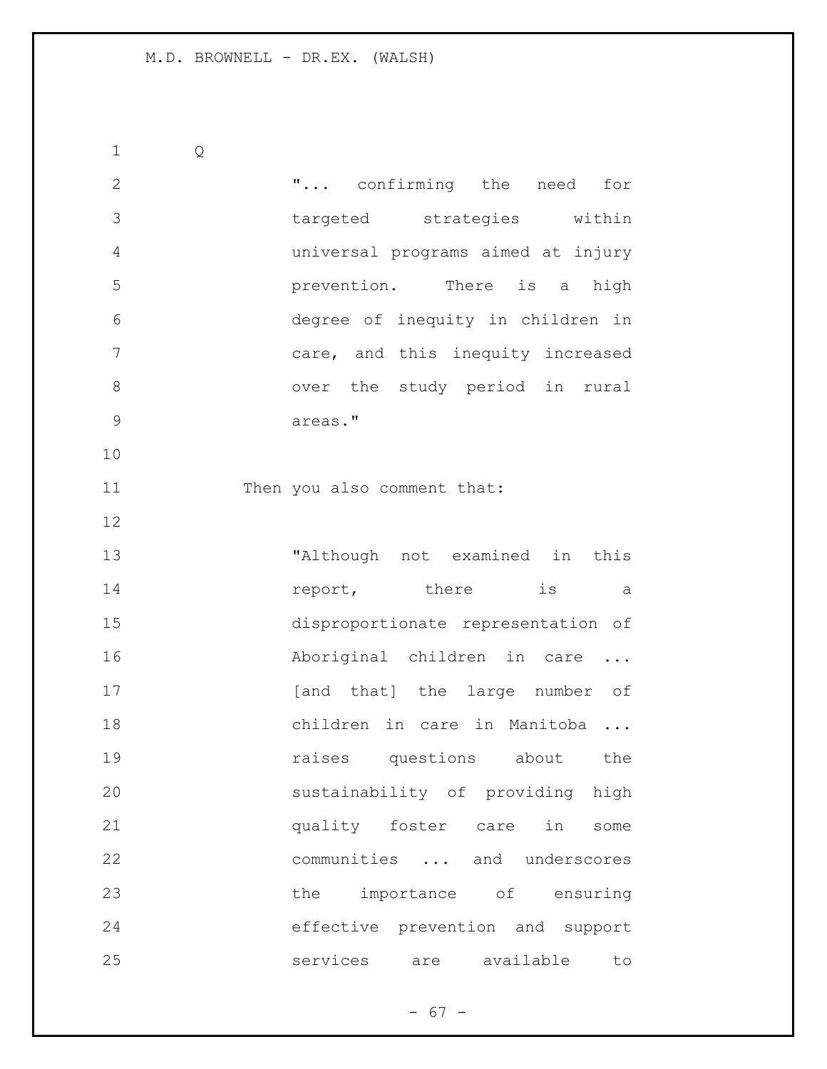Q

> "... confirming the need for targeted strategies within universal programs aimed at injury prevention. There is a high degree of inequity in children in care, and this inequity increased over the study period in rural areas."

Then you also comment that:

> "Although not examined in this report, there is a disproportionate representation of Aboriginal children in care ... [and that] the large number of children in care in Manitoba ... raises questions about the sustainability of providing high quality foster care in some communities ... and underscores the importance of ensuring effective prevention and support services are available to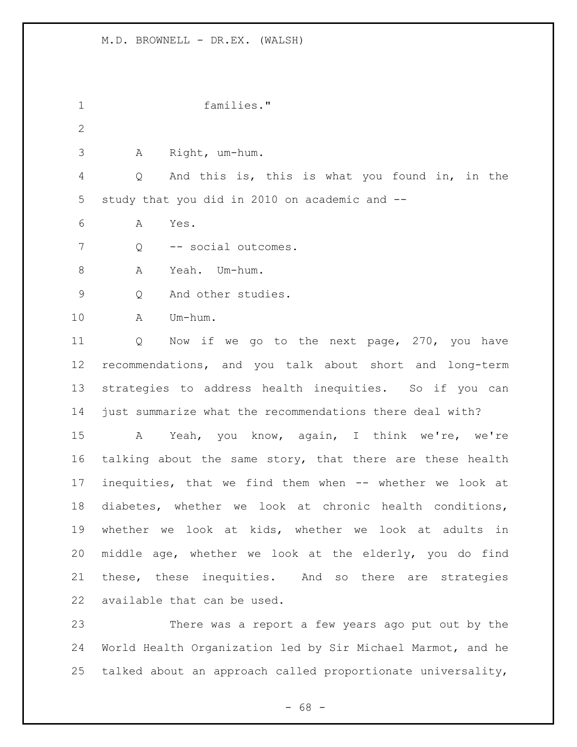families."

A Right, um-hum.

Q And this is, this is what you found in, in the study that you did in 2010 on academic and --

A Yes.

Q -- social outcomes.

A Yeah. Um-hum.

Q And other studies.

A Um-hum.

Q Now if we go to the next page, 270, you have recommendations, and you talk about short and long-term strategies to address health inequities. So if you can just summarize what the recommendations there deal with?

A Yeah, you know, again, I think we're, we're talking about the same story, that there are these health inequities, that we find them when -- whether we look at diabetes, whether we look at chronic health conditions, whether we look at kids, whether we look at adults in middle age, whether we look at the elderly, you do find these, these inequities. And so there are strategies available that can be used.

There was a report a few years ago put out by the World Health Organization led by Sir Michael Marmot, and he talked about an approach called proportionate universality,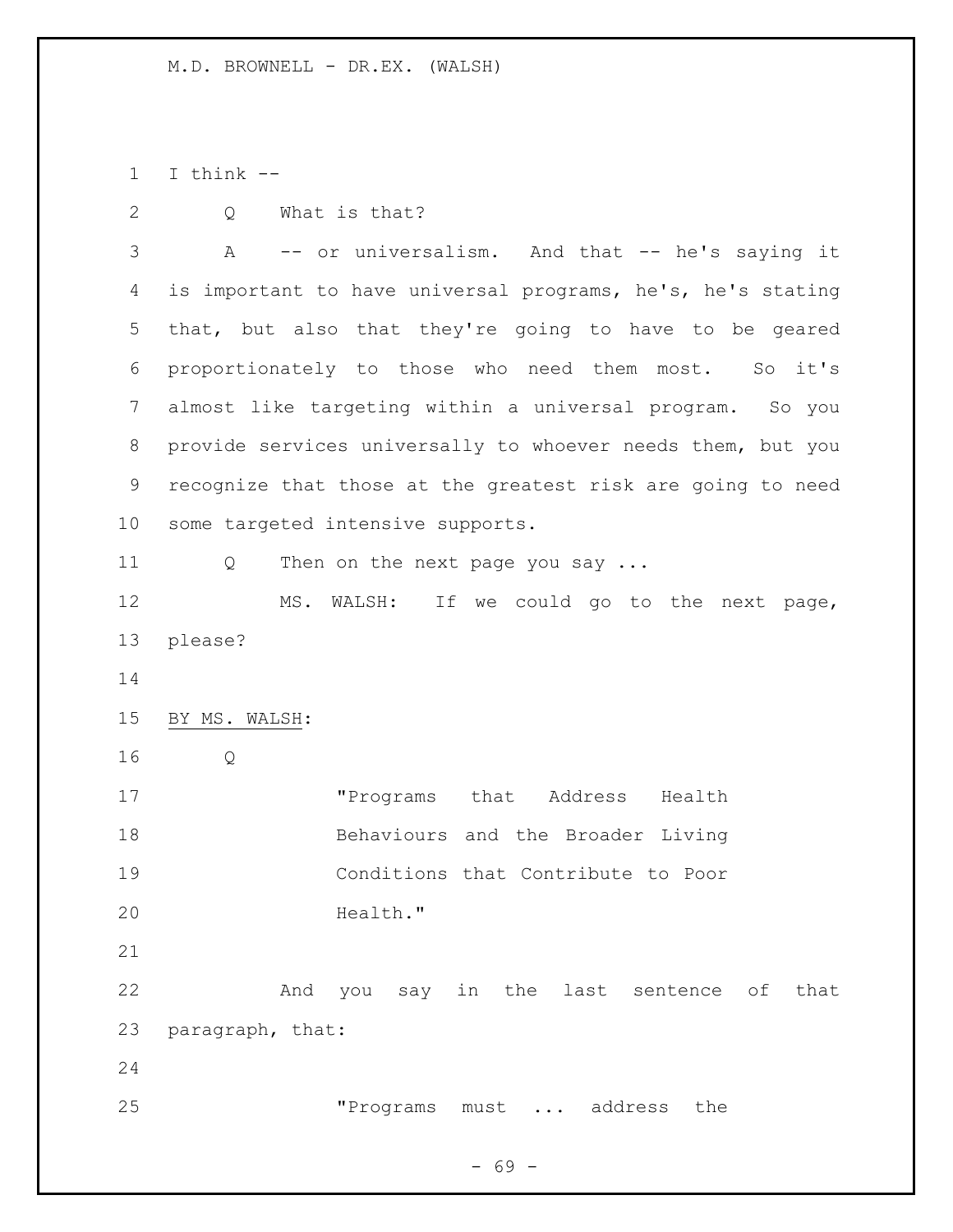I think --

Q What is that?

A -- or universalism. And that -- he's saying it is important to have universal programs, he's, he's stating that, but also that they're going to have to be geared proportionately to those who need them most. So it's almost like targeting within a universal program. So you provide services universally to whoever needs them, but you recognize that those at the greatest risk are going to need some targeted intensive supports.

Q Then on the next page you say ...

MS. WALSH: If we could go to the next page, please?

BY MS. WALSH:

Q

> "Programs that Address Health Behaviours and the Broader Living Conditions that Contribute to Poor Health."

And you say in the last sentence of that paragraph, that:

> "Programs must ... address the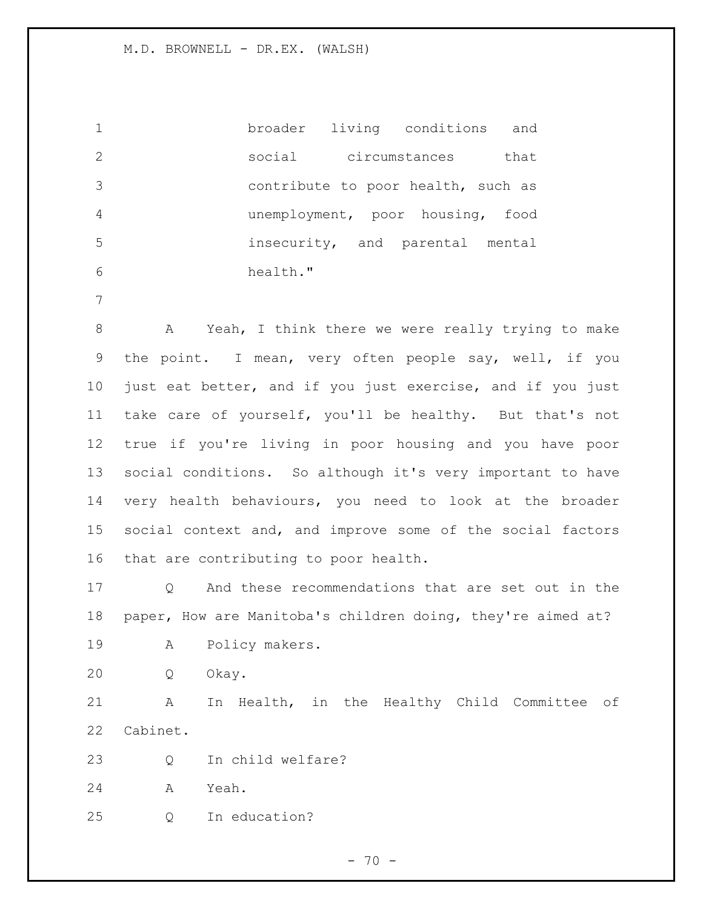broader living conditions and social circumstances that contribute to poor health, such as unemployment, poor housing, food insecurity, and parental mental health."

A Yeah, I think there we were really trying to make the point. I mean, very often people say, well, if you just eat better, and if you just exercise, and if you just take care of yourself, you'll be healthy. But that's not true if you're living in poor housing and you have poor social conditions. So although it's very important to have very health behaviours, you need to look at the broader social context and, and improve some of the social factors that are contributing to poor health.

Q And these recommendations that are set out in the paper, How are Manitoba's children doing, they're aimed at?

A Policy makers.

Q Okay.

A In Health, in the Healthy Child Committee of Cabinet.

Q In child welfare?

A Yeah.

Q In education?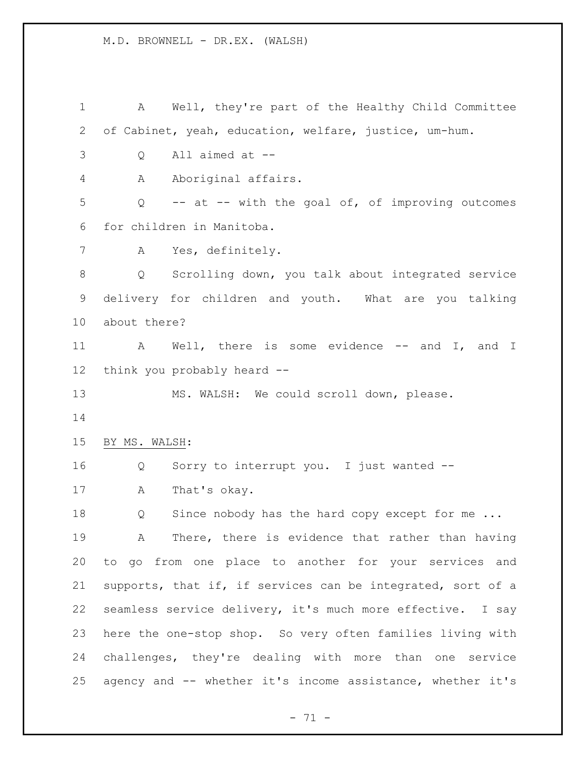A Well, they're part of the Healthy Child Committee of Cabinet, yeah, education, welfare, justice, um-hum.

Q All aimed at --

A Aboriginal affairs.

Q -- at -- with the goal of, of improving outcomes for children in Manitoba.

A Yes, definitely.

Q Scrolling down, you talk about integrated service delivery for children and youth. What are you talking about there?

A Well, there is some evidence -- and I, and I think you probably heard --

MS. WALSH: We could scroll down, please.

BY MS. WALSH:

Q Sorry to interrupt you. I just wanted --

A That's okay.

Q Since nobody has the hard copy except for me ...

A There, there is evidence that rather than having to go from one place to another for your services and supports, that if, if services can be integrated, sort of a seamless service delivery, it's much more effective. I say here the one-stop shop. So very often families living with challenges, they're dealing with more than one service agency and -- whether it's income assistance, whether it's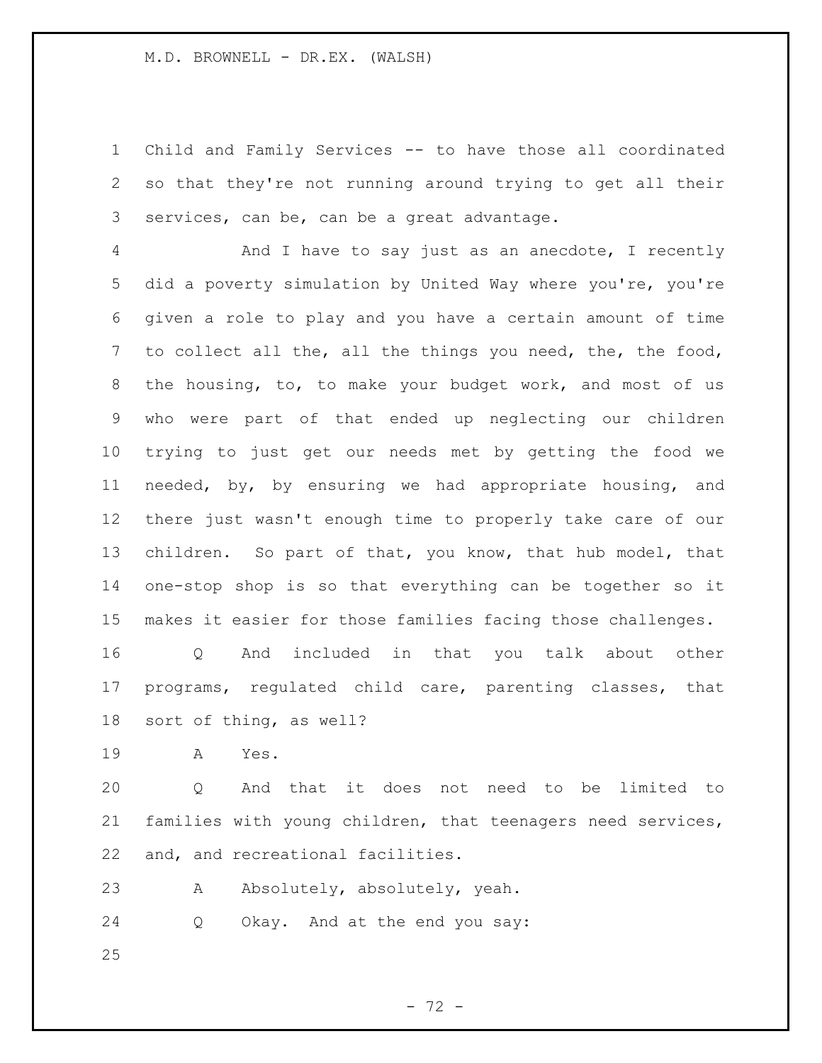Child and Family Services -- to have those all coordinated so that they're not running around trying to get all their services, can be, can be a great advantage.

And I have to say just as an anecdote, I recently did a poverty simulation by United Way where you're, you're given a role to play and you have a certain amount of time to collect all the, all the things you need, the, the food, the housing, to, to make your budget work, and most of us who were part of that ended up neglecting our children trying to just get our needs met by getting the food we needed, by, by ensuring we had appropriate housing, and there just wasn't enough time to properly take care of our children. So part of that, you know, that hub model, that one-stop shop is so that everything can be together so it makes it easier for those families facing those challenges.

Q And included in that you talk about other programs, regulated child care, parenting classes, that sort of thing, as well?

A Yes.

Q And that it does not need to be limited to families with young children, that teenagers need services, and, and recreational facilities.

A Absolutely, absolutely, yeah.

Q Okay. And at the end you say: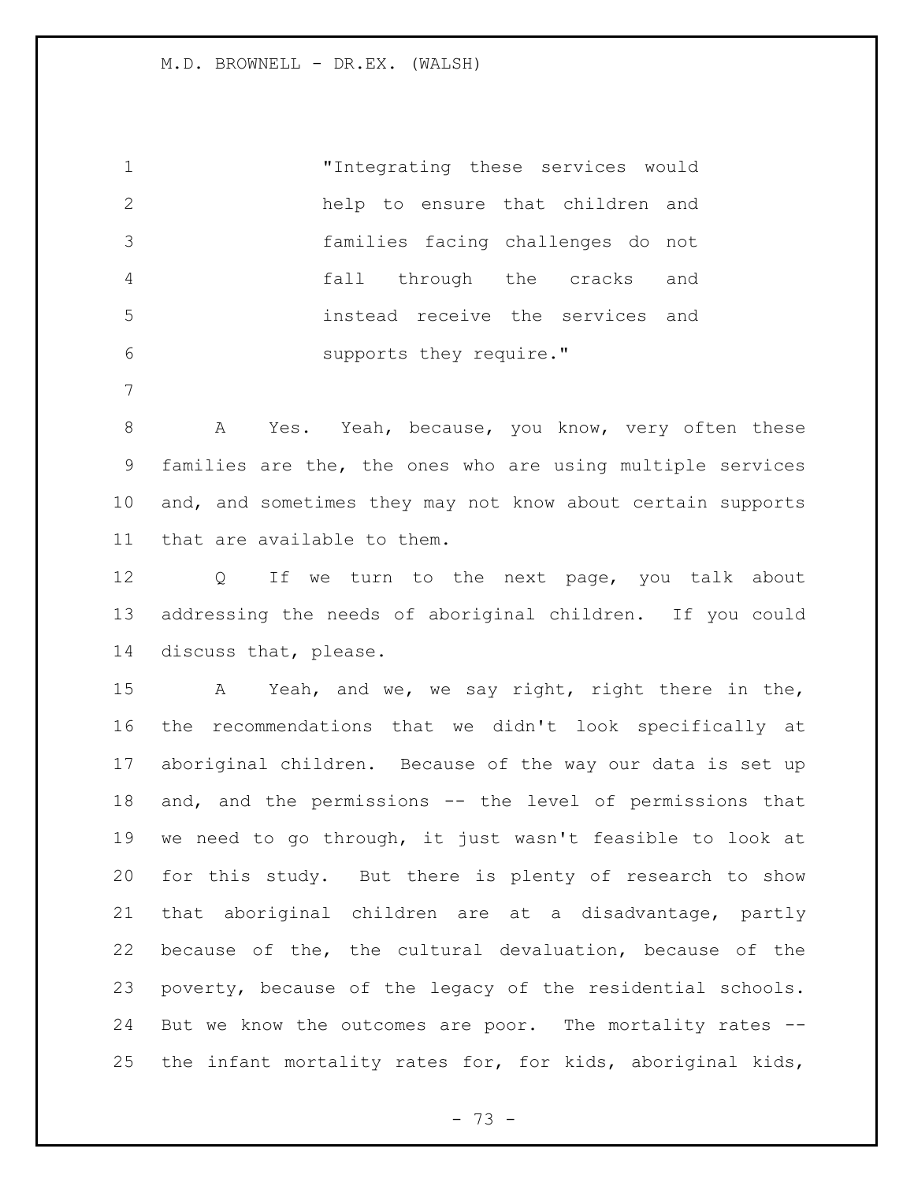"Integrating these services would help to ensure that children and families facing challenges do not fall through the cracks and instead receive the services and supports they require."

A Yes. Yeah, because, you know, very often these families are the, the ones who are using multiple services and, and sometimes they may not know about certain supports that are available to them.

Q If we turn to the next page, you talk about addressing the needs of aboriginal children. If you could discuss that, please.

A Yeah, and we, we say right, right there in the, the recommendations that we didn't look specifically at aboriginal children. Because of the way our data is set up and, and the permissions -- the level of permissions that we need to go through, it just wasn't feasible to look at for this study. But there is plenty of research to show that aboriginal children are at a disadvantage, partly because of the, the cultural devaluation, because of the poverty, because of the legacy of the residential schools. But we know the outcomes are poor. The mortality rates -- the infant mortality rates for, for kids, aboriginal kids,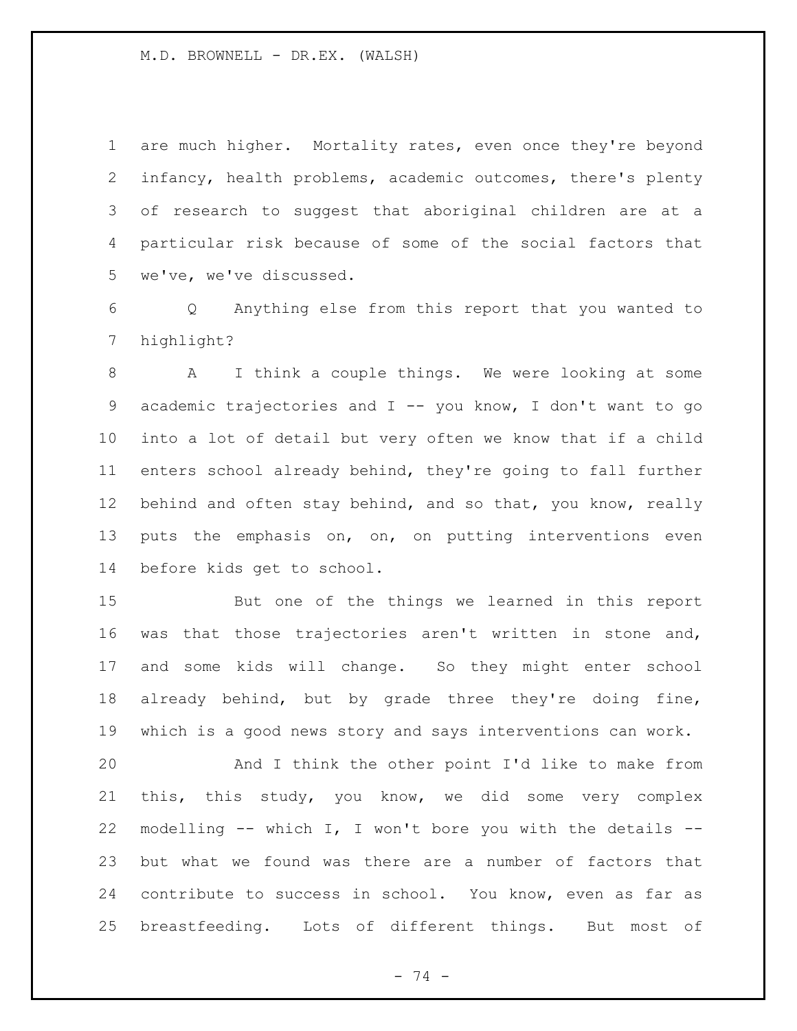are much higher. Mortality rates, even once they're beyond infancy, health problems, academic outcomes, there's plenty of research to suggest that aboriginal children are at a particular risk because of some of the social factors that we've, we've discussed.

Q Anything else from this report that you wanted to highlight?

A I think a couple things. We were looking at some academic trajectories and I -- you know, I don't want to go into a lot of detail but very often we know that if a child enters school already behind, they're going to fall further behind and often stay behind, and so that, you know, really puts the emphasis on, on, on putting interventions even before kids get to school.

But one of the things we learned in this report was that those trajectories aren't written in stone and, and some kids will change. So they might enter school already behind, but by grade three they're doing fine, which is a good news story and says interventions can work.

And I think the other point I'd like to make from this, this study, you know, we did some very complex modelling -- which I, I won't bore you with the details -- but what we found was there are a number of factors that contribute to success in school. You know, even as far as breastfeeding. Lots of different things. But most of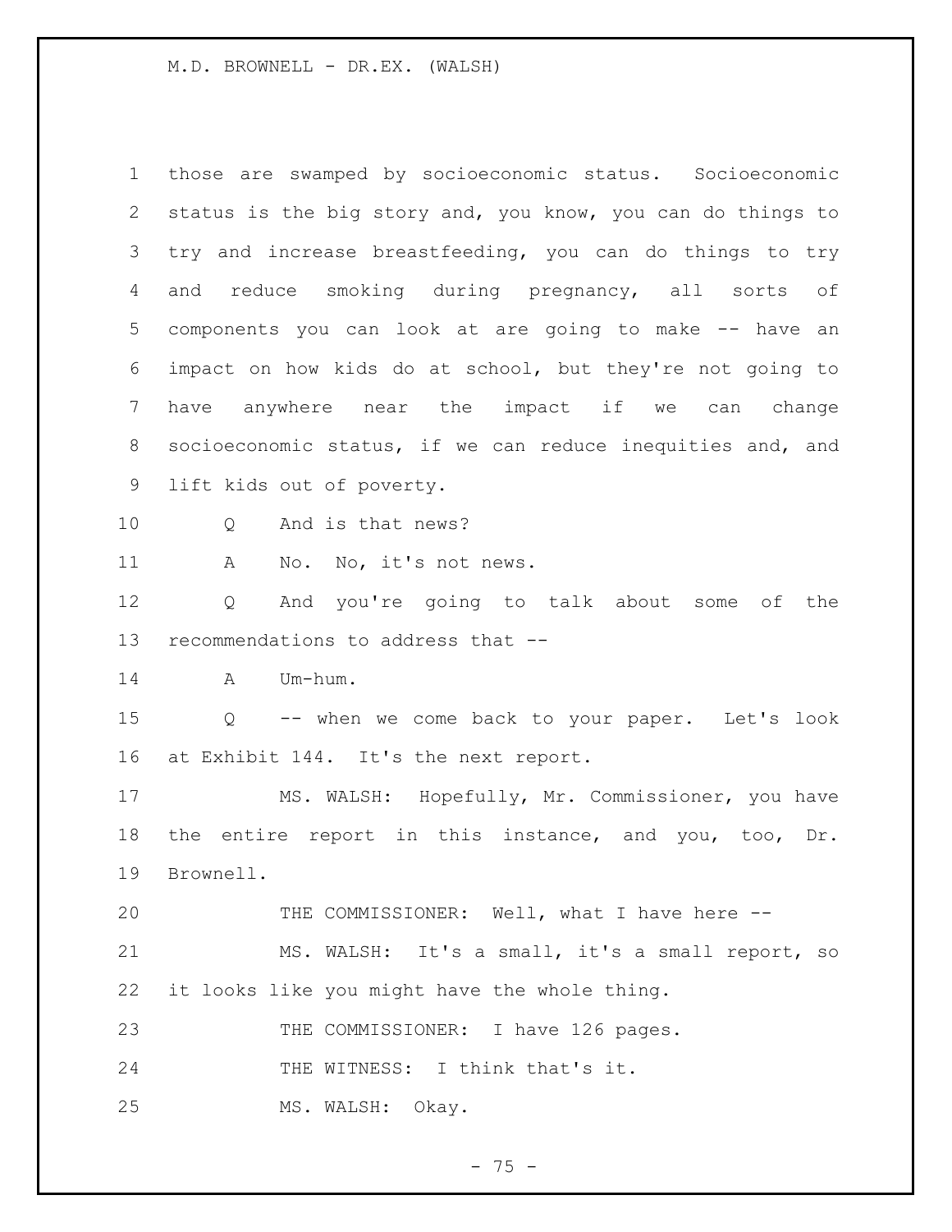those are swamped by socioeconomic status. Socioeconomic status is the big story and, you know, you can do things to try and increase breastfeeding, you can do things to try and reduce smoking during pregnancy, all sorts of components you can look at are going to make -- have an impact on how kids do at school, but they're not going to have anywhere near the impact if we can change socioeconomic status, if we can reduce inequities and, and lift kids out of poverty.

Q And is that news?

A No. No, it's not news.

Q And you're going to talk about some of the recommendations to address that --

A Um-hum.

Q -- when we come back to your paper. Let's look at Exhibit 144. It's the next report.

MS. WALSH: Hopefully, Mr. Commissioner, you have the entire report in this instance, and you, too, Dr. Brownell.

THE COMMISSIONER: Well, what I have here --

MS. WALSH: It's a small, it's a small report, so it looks like you might have the whole thing.

THE COMMISSIONER: I have 126 pages.

THE WITNESS: I think that's it.

MS. WALSH: Okay.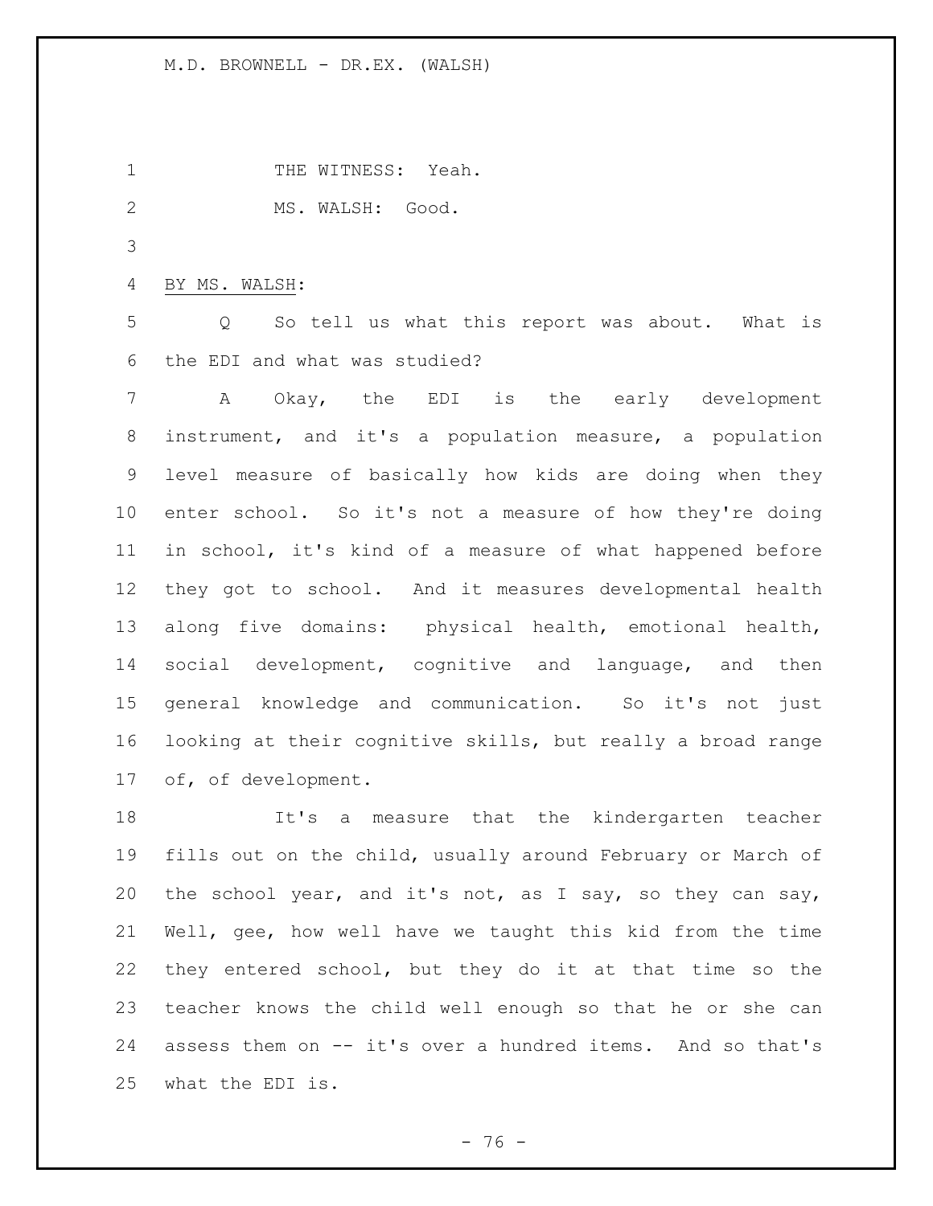THE WITNESS: Yeah.

MS. WALSH: Good.

BY MS. WALSH:

Q So tell us what this report was about. What is the EDI and what was studied?

A Okay, the EDI is the early development instrument, and it's a population measure, a population level measure of basically how kids are doing when they enter school. So it's not a measure of how they're doing in school, it's kind of a measure of what happened before they got to school. And it measures developmental health along five domains: physical health, emotional health, social development, cognitive and language, and then general knowledge and communication. So it's not just looking at their cognitive skills, but really a broad range of, of development.

It's a measure that the kindergarten teacher fills out on the child, usually around February or March of the school year, and it's not, as I say, so they can say, Well, gee, how well have we taught this kid from the time they entered school, but they do it at that time so the teacher knows the child well enough so that he or she can assess them on -- it's over a hundred items. And so that's what the EDI is.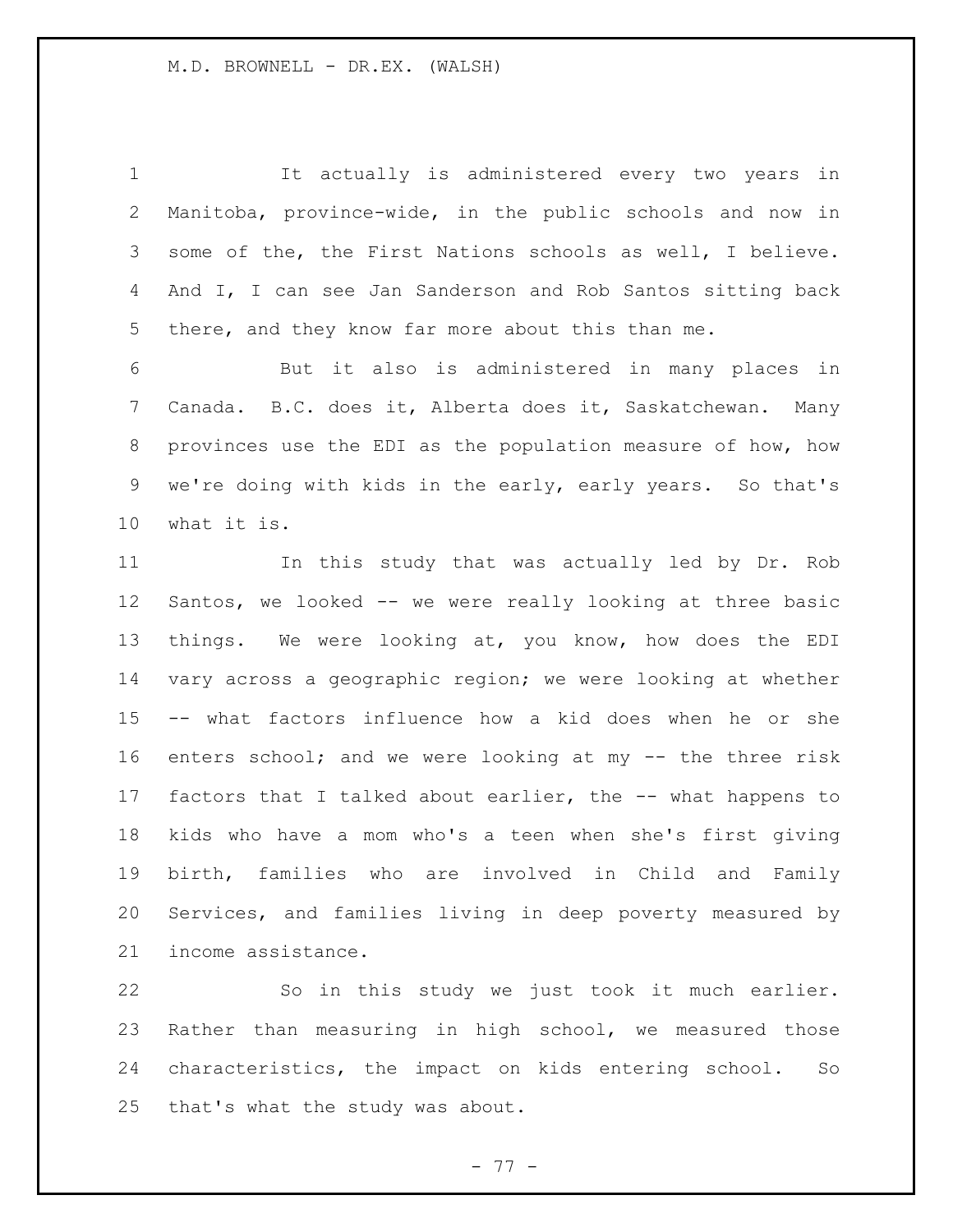It actually is administered every two years in Manitoba, province-wide, in the public schools and now in some of the, the First Nations schools as well, I believe. And I, I can see Jan Sanderson and Rob Santos sitting back there, and they know far more about this than me.

But it also is administered in many places in Canada. B.C. does it, Alberta does it, Saskatchewan. Many provinces use the EDI as the population measure of how, how we're doing with kids in the early, early years. So that's what it is.

In this study that was actually led by Dr. Rob Santos, we looked -- we were really looking at three basic things. We were looking at, you know, how does the EDI vary across a geographic region; we were looking at whether -- what factors influence how a kid does when he or she enters school; and we were looking at my -- the three risk factors that I talked about earlier, the -- what happens to kids who have a mom who's a teen when she's first giving birth, families who are involved in Child and Family Services, and families living in deep poverty measured by income assistance.

So in this study we just took it much earlier. Rather than measuring in high school, we measured those characteristics, the impact on kids entering school. So that's what the study was about.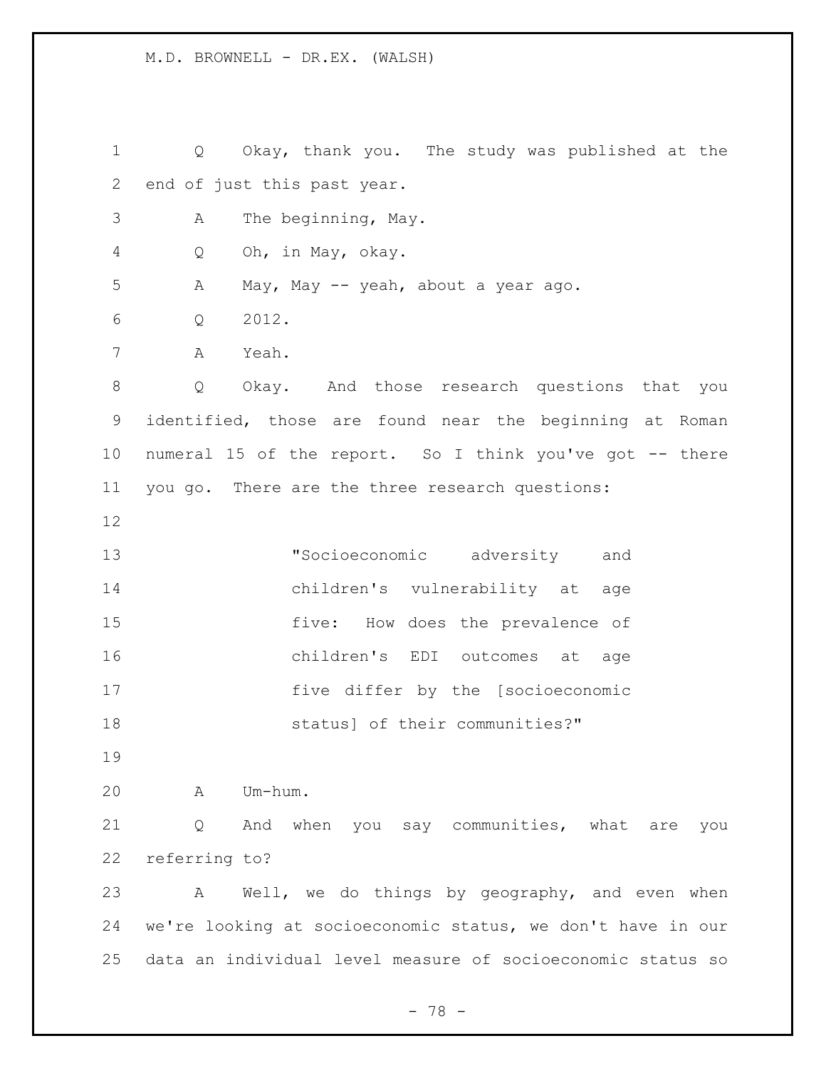Q Okay, thank you. The study was published at the end of just this past year.

A The beginning, May.

Q Oh, in May, okay.

A May, May -- yeah, about a year ago.

Q 2012.

A Yeah.

Q Okay. And those research questions that you identified, those are found near the beginning at Roman numeral 15 of the report. So I think you've got -- there you go. There are the three research questions:

> "Socioeconomic adversity and children's vulnerability at age five: How does the prevalence of children's EDI outcomes at age five differ by the [socioeconomic status] of their communities?"

A Um-hum.

Q And when you say communities, what are you referring to?

A Well, we do things by geography, and even when we're looking at socioeconomic status, we don't have in our data an individual level measure of socioeconomic status so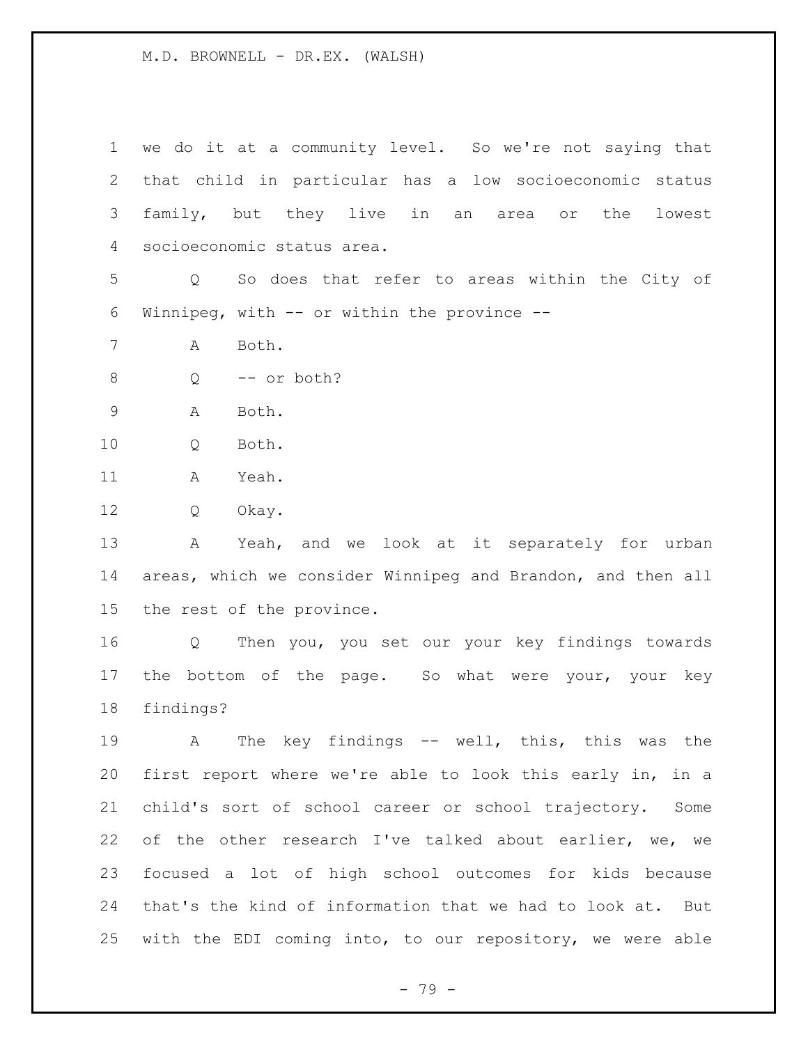we do it at a community level. So we're not saying that that child in particular has a low socioeconomic status family, but they live in an area or the lowest socioeconomic status area.

Q So does that refer to areas within the City of Winnipeg, with -- or within the province --

A Both.

Q -- or both?

A Both.

Q Both.

A Yeah.

Q Okay.

A Yeah, and we look at it separately for urban areas, which we consider Winnipeg and Brandon, and then all the rest of the province.

Q Then you, you set our your key findings towards the bottom of the page. So what were your, your key findings?

A The key findings -- well, this, this was the first report where we're able to look this early in, in a child's sort of school career or school trajectory. Some of the other research I've talked about earlier, we, we focused a lot of high school outcomes for kids because that's the kind of information that we had to look at. But with the EDI coming into, to our repository, we were able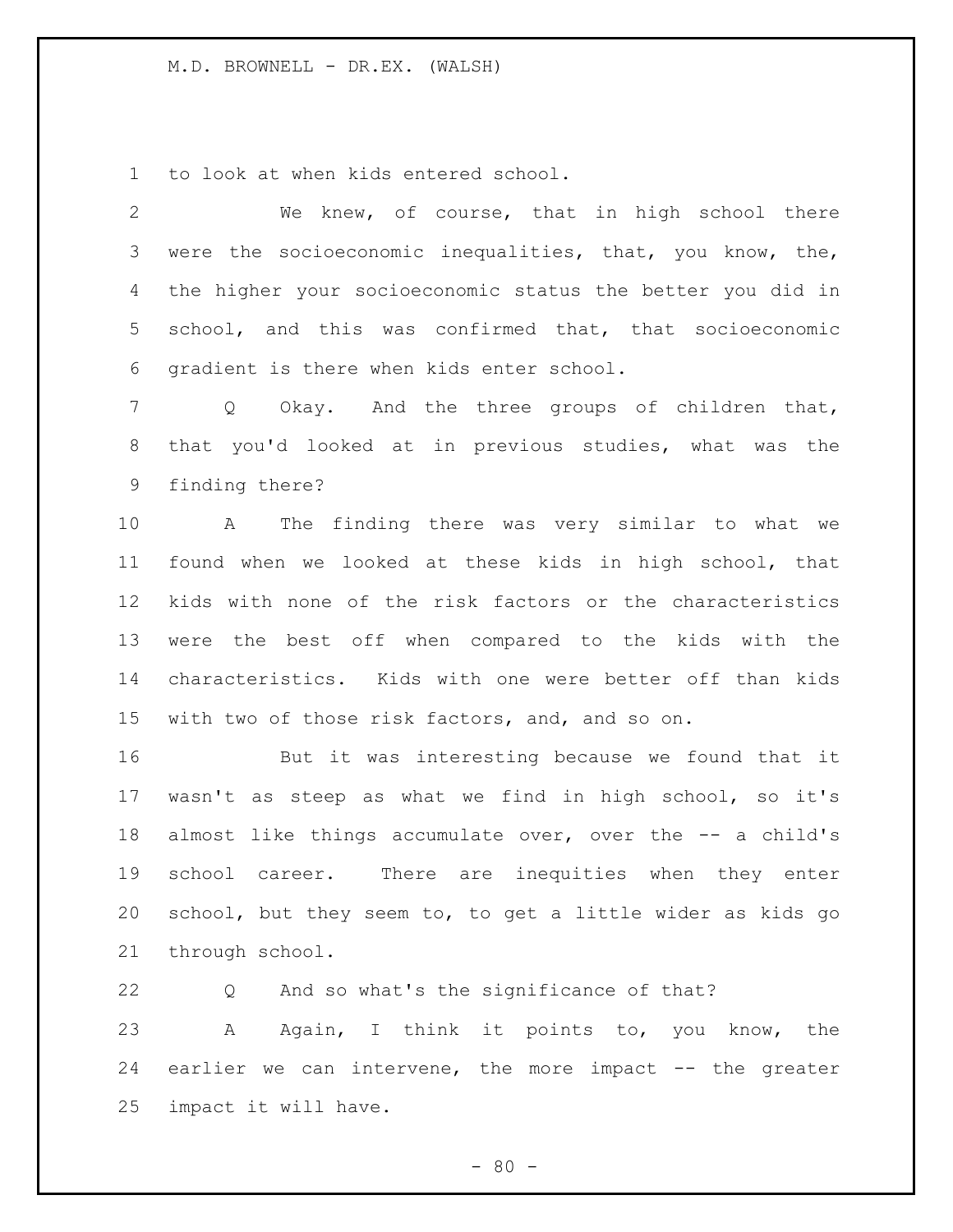to look at when kids entered school.

We knew, of course, that in high school there were the socioeconomic inequalities, that, you know, the, the higher your socioeconomic status the better you did in school, and this was confirmed that, that socioeconomic gradient is there when kids enter school.

Q Okay. And the three groups of children that, that you'd looked at in previous studies, what was the finding there?

A The finding there was very similar to what we found when we looked at these kids in high school, that kids with none of the risk factors or the characteristics were the best off when compared to the kids with the characteristics. Kids with one were better off than kids with two of those risk factors, and, and so on.

But it was interesting because we found that it wasn't as steep as what we find in high school, so it's almost like things accumulate over, over the -- a child's school career. There are inequities when they enter school, but they seem to, to get a little wider as kids go through school.

Q And so what's the significance of that?

A Again, I think it points to, you know, the earlier we can intervene, the more impact -- the greater impact it will have.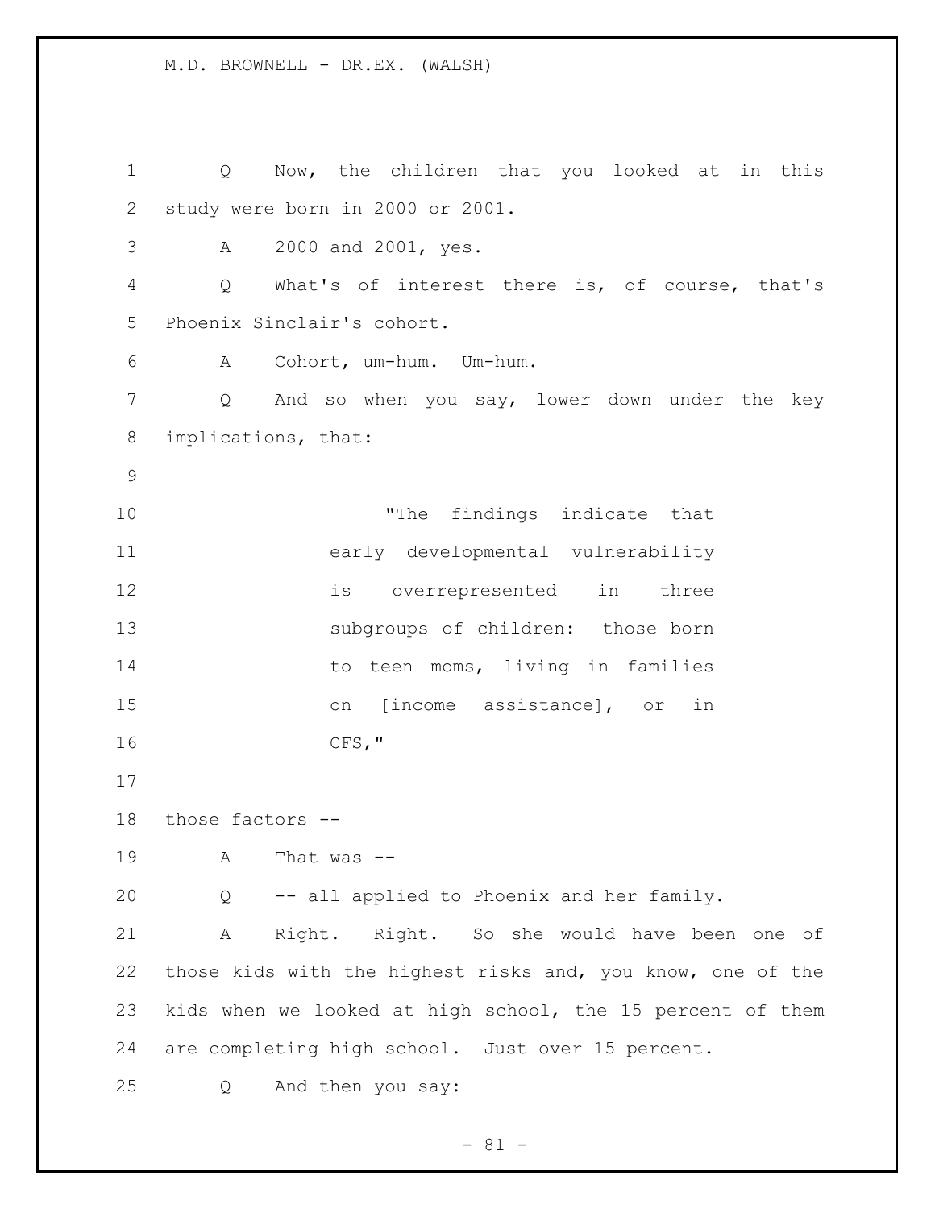Q Now, the children that you looked at in this study were born in 2000 or 2001.

A 2000 and 2001, yes.

Q What's of interest there is, of course, that's Phoenix Sinclair's cohort.

A Cohort, um-hum. Um-hum.

Q And so when you say, lower down under the key implications, that:

> "The findings indicate that early developmental vulnerability is overrepresented in three subgroups of children: those born to teen moms, living in families on [income assistance], or in CFS,"

those factors --

A That was --

Q -- all applied to Phoenix and her family.

A Right. Right. So she would have been one of those kids with the highest risks and, you know, one of the kids when we looked at high school, the 15 percent of them are completing high school. Just over 15 percent.

Q And then you say: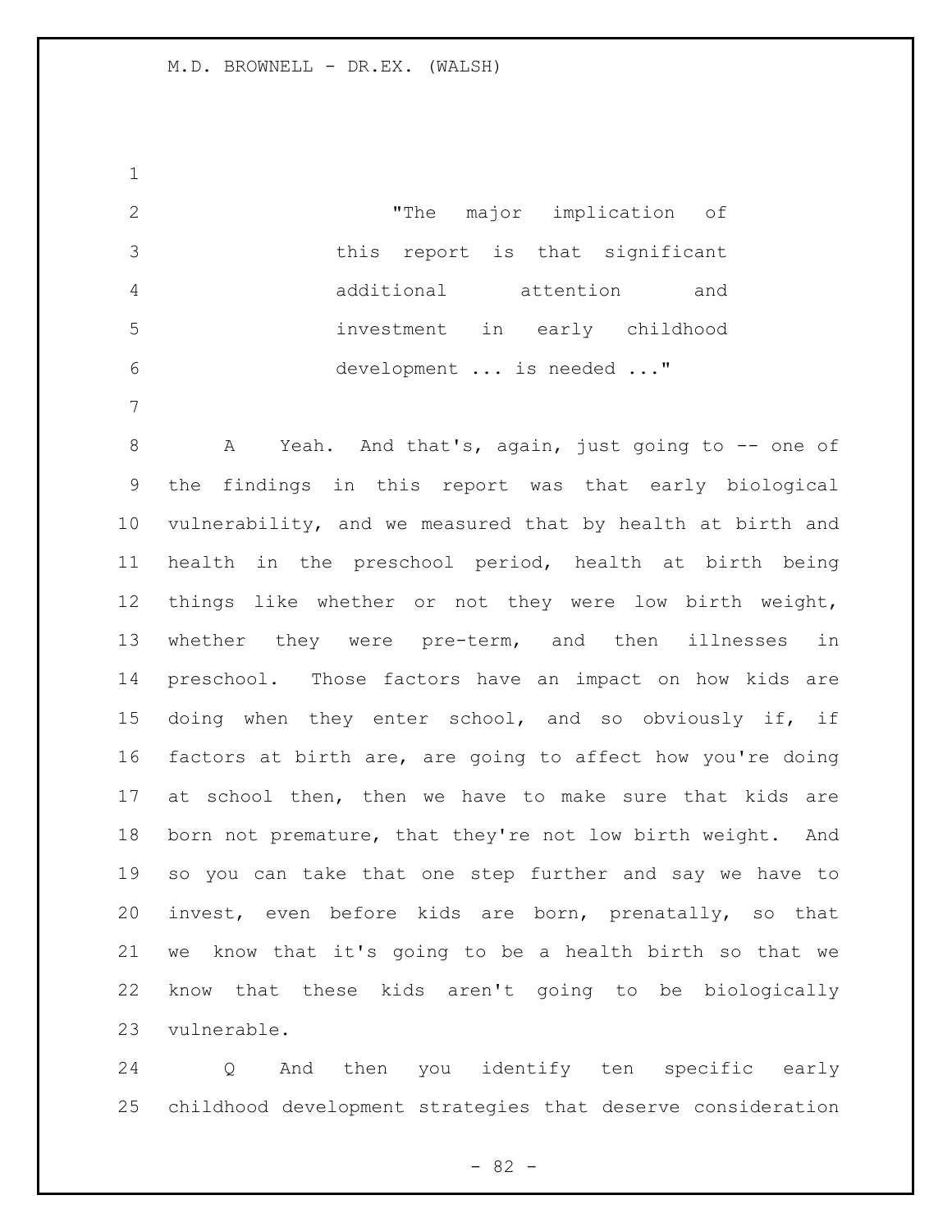> "The major implication of this report is that significant additional attention and investment in early childhood development ... is needed ..."

A Yeah. And that's, again, just going to -- one of the findings in this report was that early biological vulnerability, and we measured that by health at birth and health in the preschool period, health at birth being things like whether or not they were low birth weight, whether they were pre-term, and then illnesses in preschool. Those factors have an impact on how kids are doing when they enter school, and so obviously if, if factors at birth are, are going to affect how you're doing at school then, then we have to make sure that kids are born not premature, that they're not low birth weight. And so you can take that one step further and say we have to invest, even before kids are born, prenatally, so that we know that it's going to be a health birth so that we know that these kids aren't going to be biologically vulnerable.

Q And then you identify ten specific early childhood development strategies that deserve consideration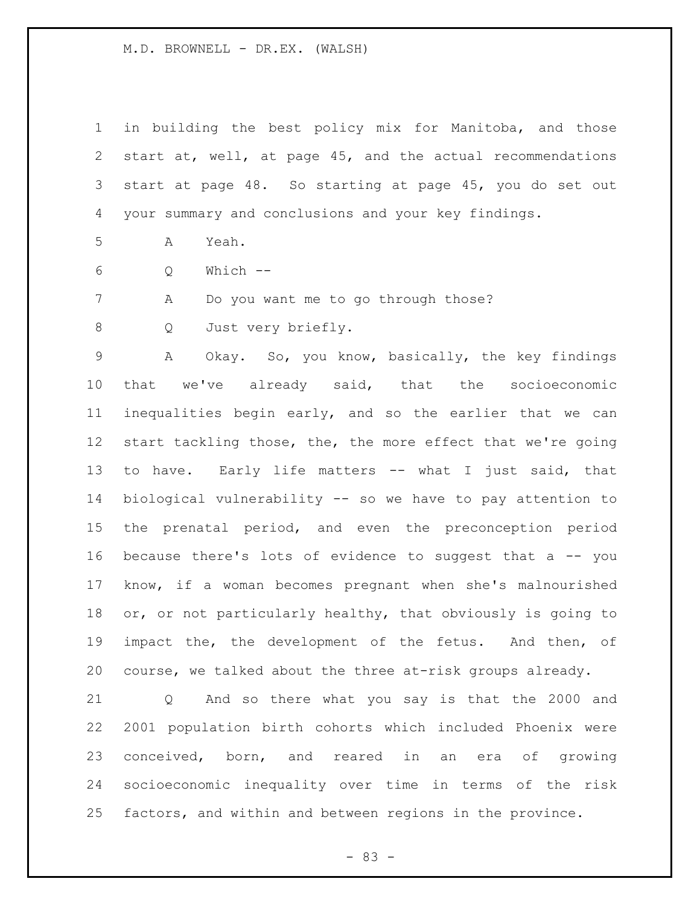in building the best policy mix for Manitoba, and those start at, well, at page 45, and the actual recommendations start at page 48. So starting at page 45, you do set out your summary and conclusions and your key findings.

A Yeah.

Q Which --

A Do you want me to go through those?

Q Just very briefly.

A Okay. So, you know, basically, the key findings that we've already said, that the socioeconomic inequalities begin early, and so the earlier that we can start tackling those, the, the more effect that we're going to have. Early life matters -- what I just said, that biological vulnerability -- so we have to pay attention to the prenatal period, and even the preconception period because there's lots of evidence to suggest that a -- you know, if a woman becomes pregnant when she's malnourished or, or not particularly healthy, that obviously is going to impact the, the development of the fetus. And then, of course, we talked about the three at-risk groups already.

Q And so there what you say is that the 2000 and 2001 population birth cohorts which included Phoenix were conceived, born, and reared in an era of growing socioeconomic inequality over time in terms of the risk factors, and within and between regions in the province.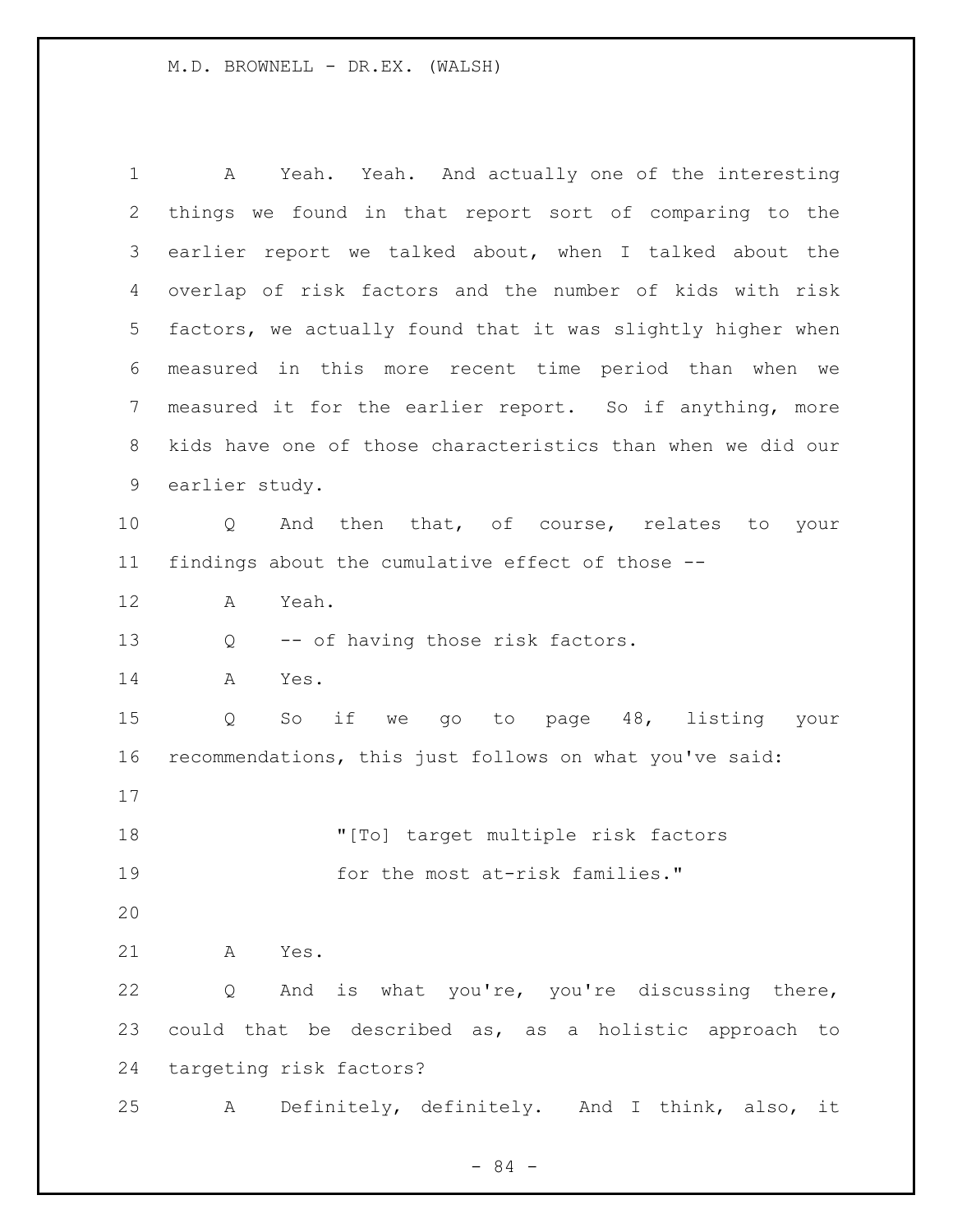A Yeah. Yeah. And actually one of the interesting things we found in that report sort of comparing to the earlier report we talked about, when I talked about the overlap of risk factors and the number of kids with risk factors, we actually found that it was slightly higher when measured in this more recent time period than when we measured it for the earlier report. So if anything, more kids have one of those characteristics than when we did our earlier study.

Q And then that, of course, relates to your findings about the cumulative effect of those --

A Yeah.

Q -- of having those risk factors.

A Yes.

Q So if we go to page 48, listing your recommendations, this just follows on what you've said:

> "[To] target multiple risk factors for the most at-risk families."

A Yes.

Q And is what you're, you're discussing there, could that be described as, as a holistic approach to targeting risk factors?

A Definitely, definitely. And I think, also, it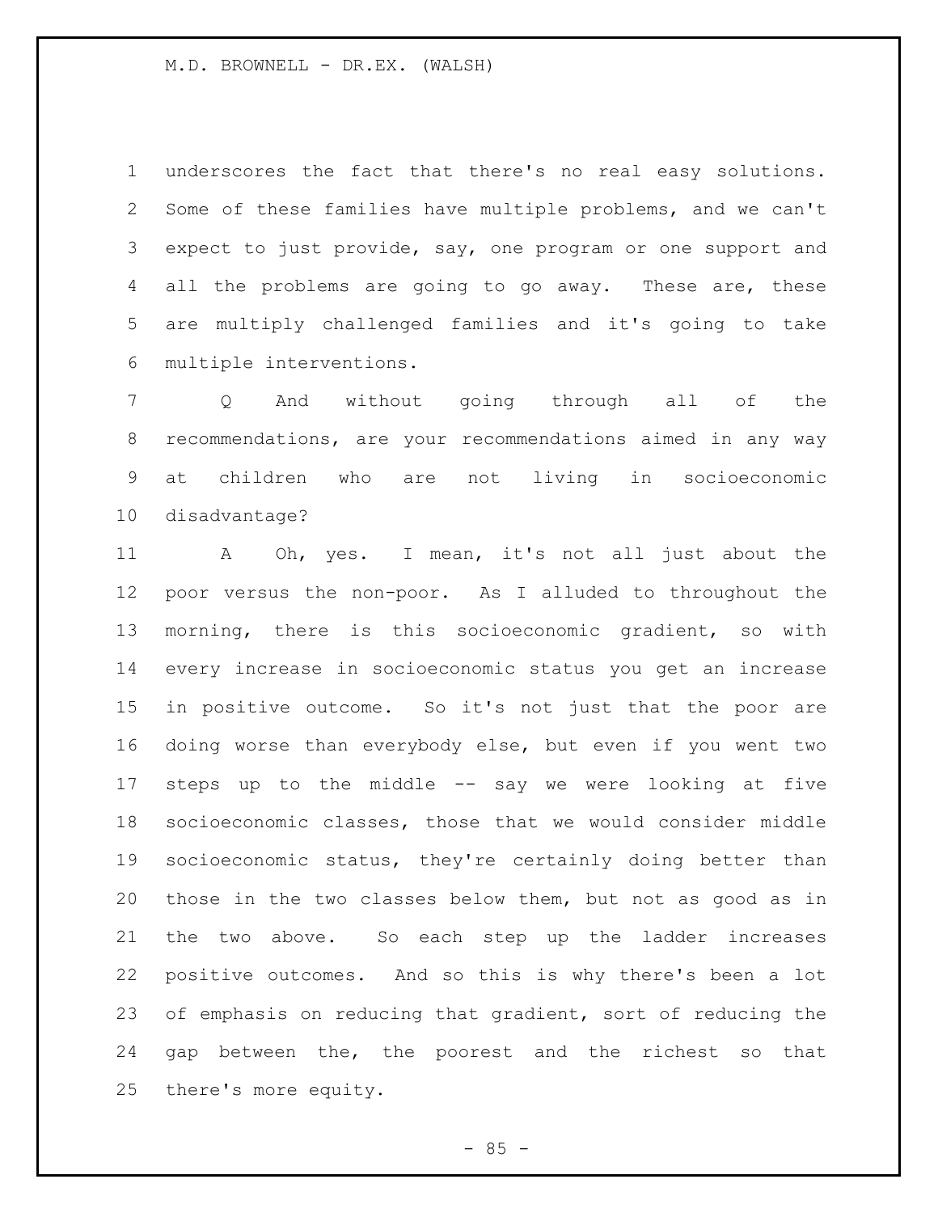underscores the fact that there's no real easy solutions. Some of these families have multiple problems, and we can't expect to just provide, say, one program or one support and all the problems are going to go away. These are, these are multiply challenged families and it's going to take multiple interventions.

Q And without going through all of the recommendations, are your recommendations aimed in any way at children who are not living in socioeconomic disadvantage?

A Oh, yes. I mean, it's not all just about the poor versus the non-poor. As I alluded to throughout the morning, there is this socioeconomic gradient, so with every increase in socioeconomic status you get an increase in positive outcome. So it's not just that the poor are doing worse than everybody else, but even if you went two steps up to the middle -- say we were looking at five socioeconomic classes, those that we would consider middle socioeconomic status, they're certainly doing better than those in the two classes below them, but not as good as in the two above. So each step up the ladder increases positive outcomes. And so this is why there's been a lot of emphasis on reducing that gradient, sort of reducing the gap between the, the poorest and the richest so that there's more equity.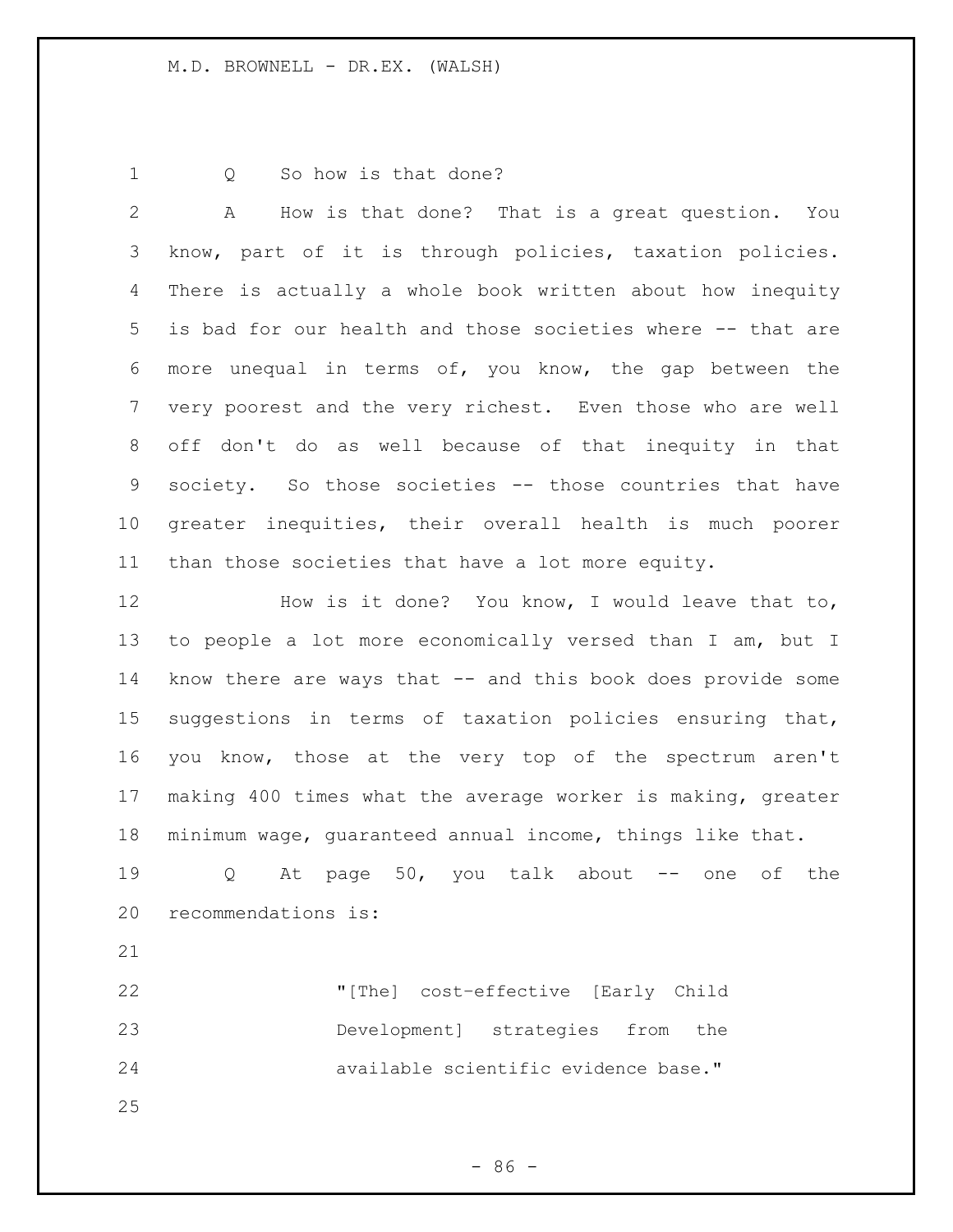Q So how is that done?

A How is that done? That is a great question. You know, part of it is through policies, taxation policies. There is actually a whole book written about how inequity is bad for our health and those societies where -- that are more unequal in terms of, you know, the gap between the very poorest and the very richest. Even those who are well off don't do as well because of that inequity in that society. So those societies -- those countries that have greater inequities, their overall health is much poorer than those societies that have a lot more equity.

How is it done? You know, I would leave that to, to people a lot more economically versed than I am, but I know there are ways that -- and this book does provide some suggestions in terms of taxation policies ensuring that, you know, those at the very top of the spectrum aren't making 400 times what the average worker is making, greater minimum wage, guaranteed annual income, things like that.

Q At page 50, you talk about -- one of the recommendations is:

> "[The] cost-effective [Early Child Development] strategies from the available scientific evidence base."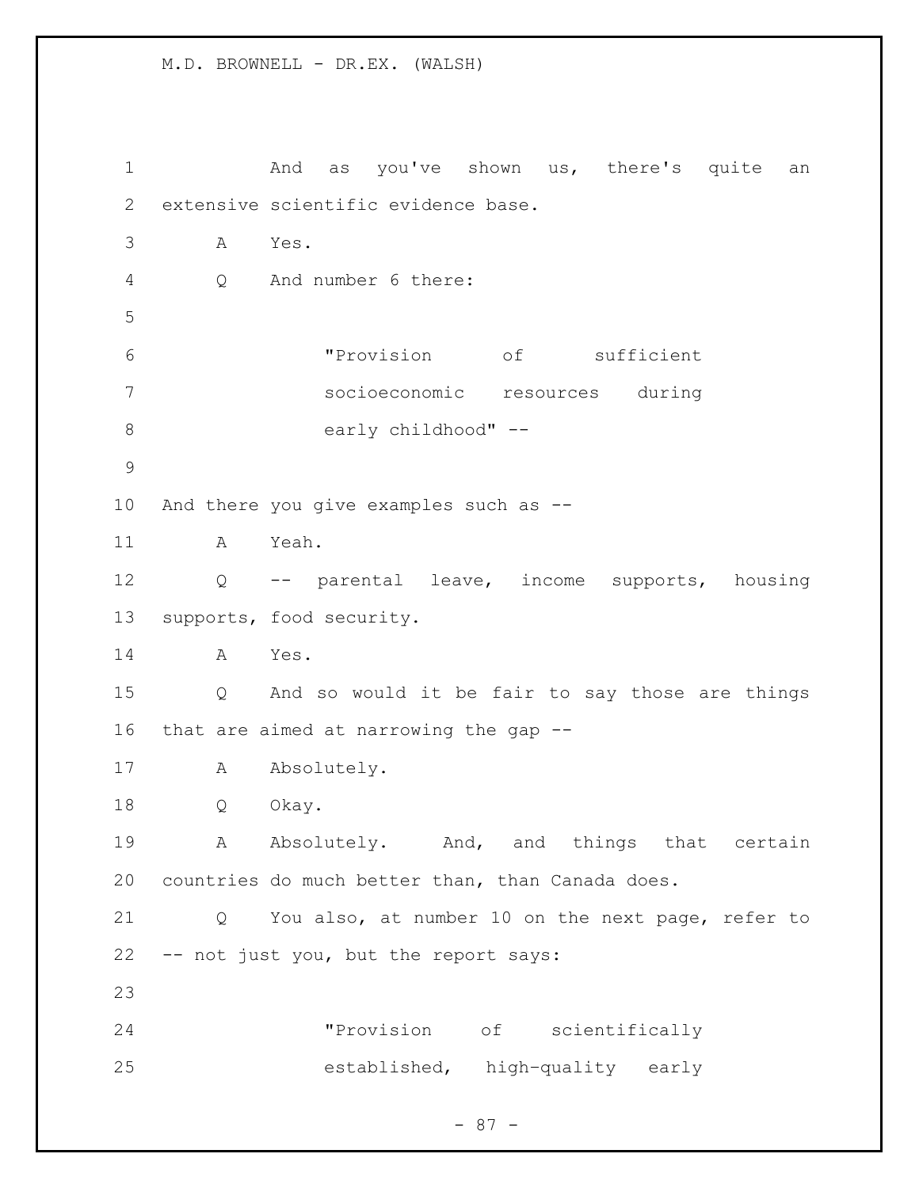And as you've shown us, there's quite an extensive scientific evidence base.

A Yes.

Q And number 6 there:

> "Provision of sufficient socioeconomic resources during early childhood" --

And there you give examples such as --

A Yeah.

Q -- parental leave, income supports, housing supports, food security.

A Yes.

Q And so would it be fair to say those are things that are aimed at narrowing the gap --

A Absolutely.

Q Okay.

A Absolutely. And, and things that certain countries do much better than, than Canada does.

Q You also, at number 10 on the next page, refer to -- not just you, but the report says:

> "Provision of scientifically established, high-quality early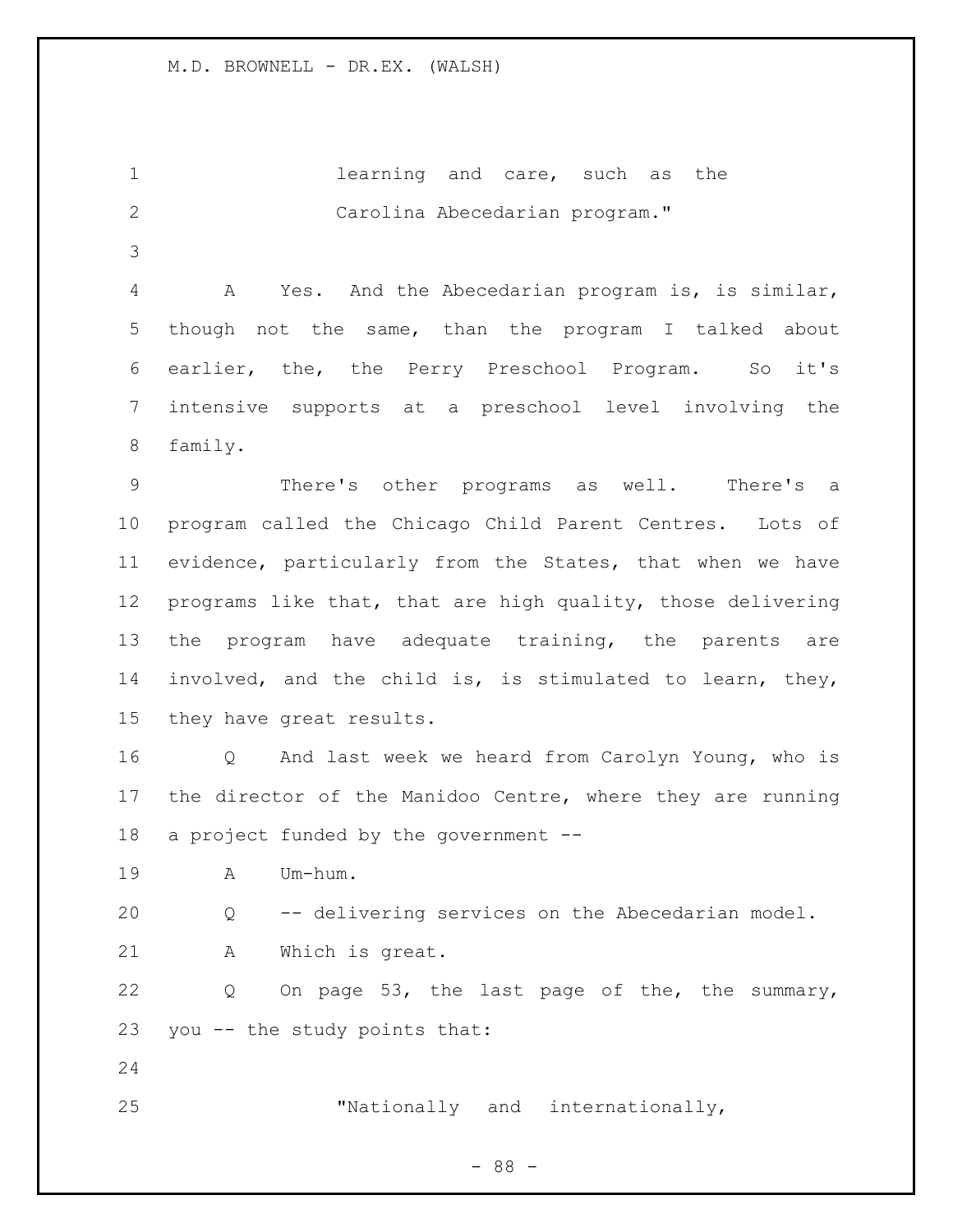learning and care, such as the Carolina Abecedarian program."

A Yes. And the Abecedarian program is, is similar, though not the same, than the program I talked about earlier, the, the Perry Preschool Program. So it's intensive supports at a preschool level involving the family.

There's other programs as well. There's a program called the Chicago Child Parent Centres. Lots of evidence, particularly from the States, that when we have programs like that, that are high quality, those delivering the program have adequate training, the parents are involved, and the child is, is stimulated to learn, they, they have great results.

Q And last week we heard from Carolyn Young, who is the director of the Manidoo Centre, where they are running a project funded by the government --

A Um-hum.

Q -- delivering services on the Abecedarian model.

A Which is great.

Q On page 53, the last page of the, the summary, you -- the study points that:

"Nationally and internationally,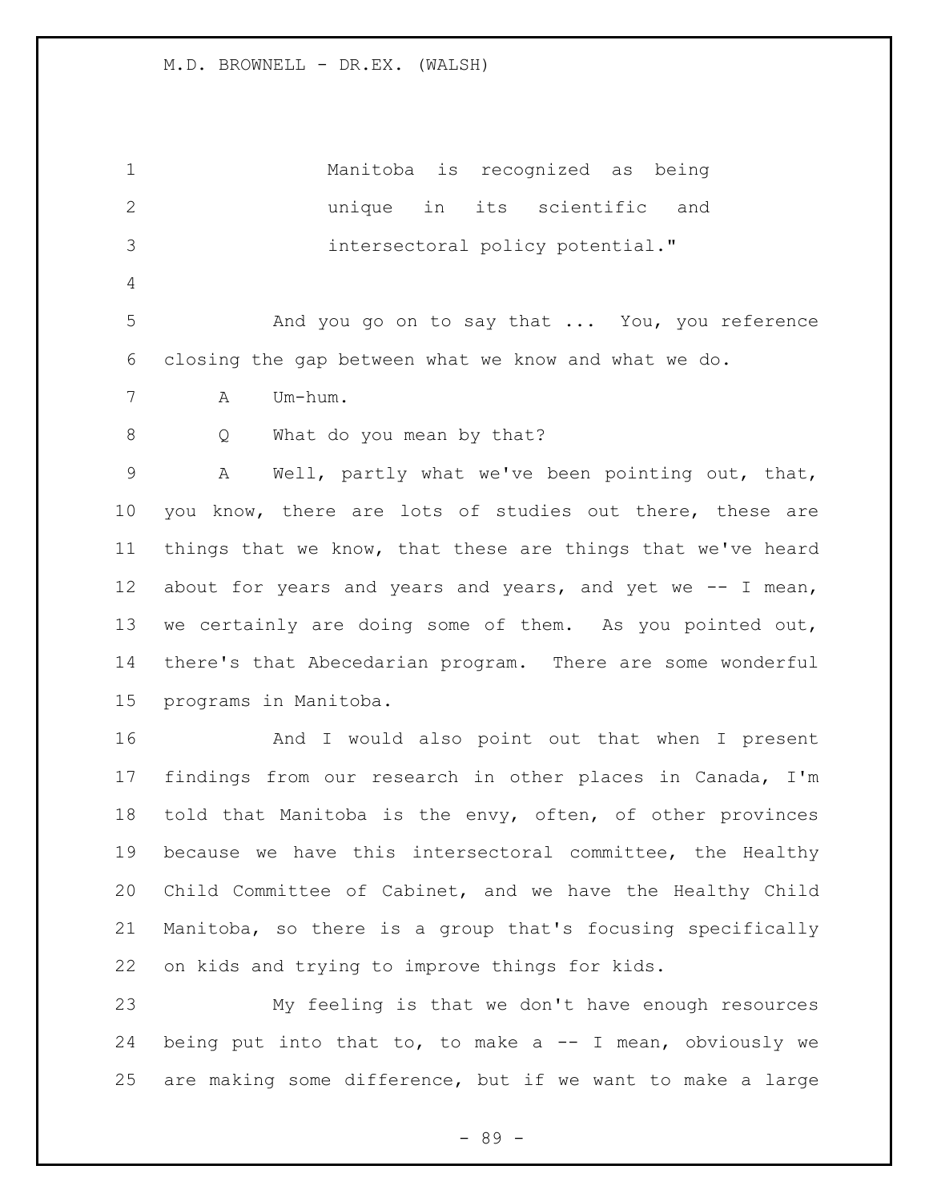Manitoba is recognized as being unique in its scientific and intersectoral policy potential."

And you go on to say that ... You, you reference closing the gap between what we know and what we do.

A Um-hum.

Q What do you mean by that?

A Well, partly what we've been pointing out, that, you know, there are lots of studies out there, these are things that we know, that these are things that we've heard about for years and years and years, and yet we -- I mean, we certainly are doing some of them. As you pointed out, there's that Abecedarian program. There are some wonderful programs in Manitoba.

And I would also point out that when I present findings from our research in other places in Canada, I'm told that Manitoba is the envy, often, of other provinces because we have this intersectoral committee, the Healthy Child Committee of Cabinet, and we have the Healthy Child Manitoba, so there is a group that's focusing specifically on kids and trying to improve things for kids.

My feeling is that we don't have enough resources being put into that to, to make a -- I mean, obviously we are making some difference, but if we want to make a large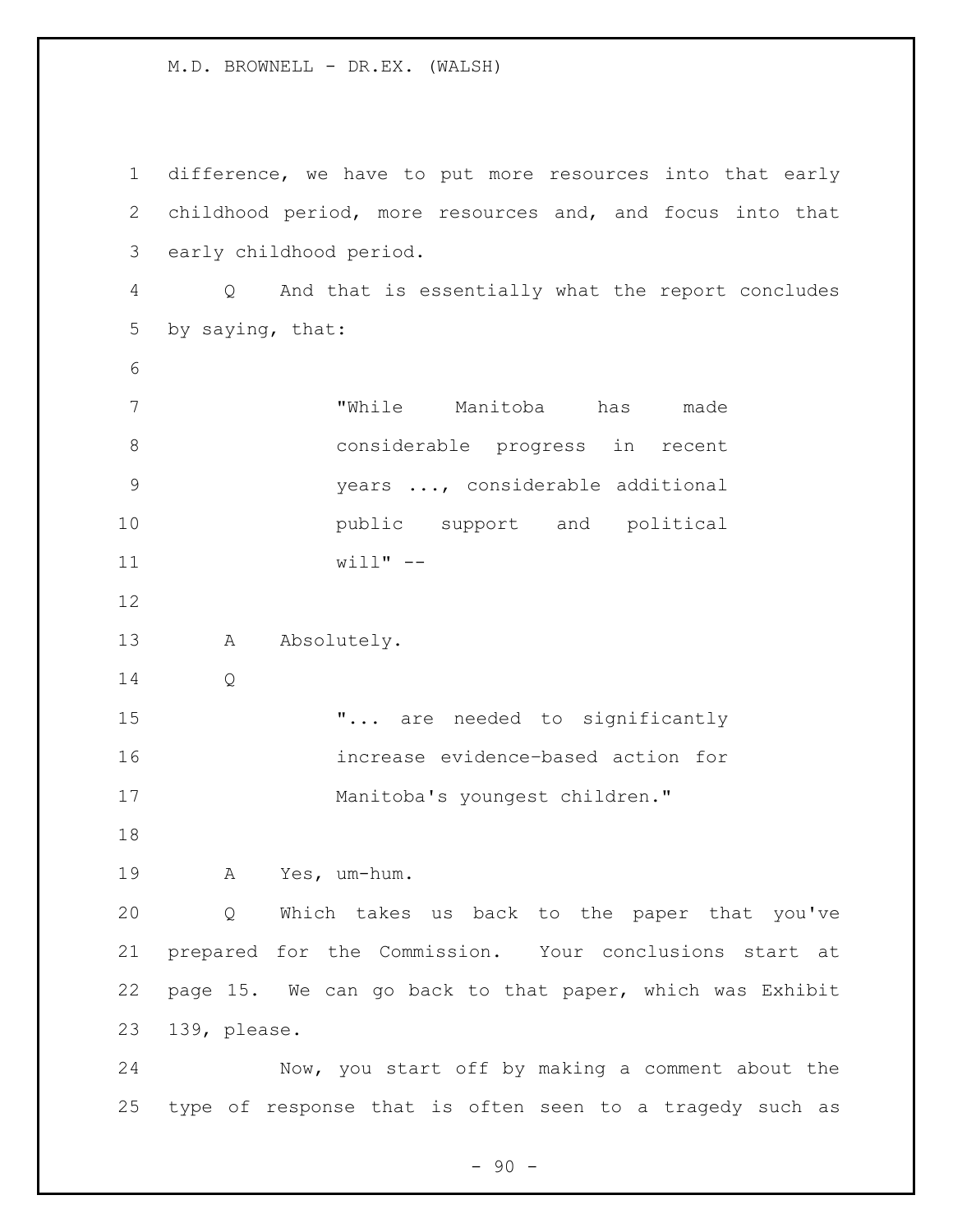difference, we have to put more resources into that early childhood period, more resources and, and focus into that early childhood period.

Q And that is essentially what the report concludes by saying, that:

> "While Manitoba has made considerable progress in recent years ..., considerable additional public support and political will" --

A Absolutely.

Q

> "... are needed to significantly increase evidence-based action for Manitoba's youngest children."

A Yes, um-hum.

Q Which takes us back to the paper that you've prepared for the Commission. Your conclusions start at page 15. We can go back to that paper, which was Exhibit 139, please.

Now, you start off by making a comment about the type of response that is often seen to a tragedy such as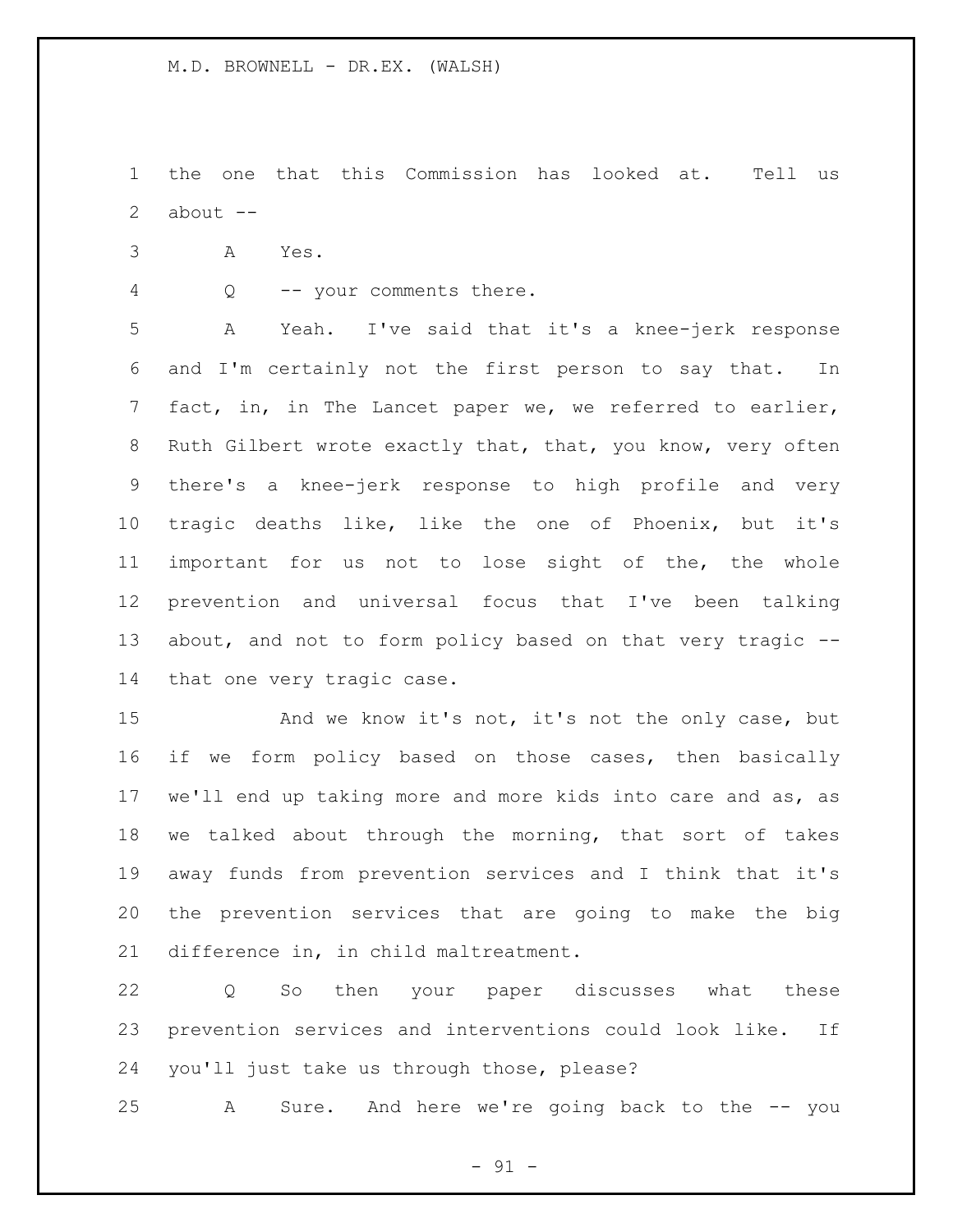the one that this Commission has looked at. Tell us about --

A Yes.

Q -- your comments there.

A Yeah. I've said that it's a knee-jerk response and I'm certainly not the first person to say that. In fact, in, in The Lancet paper we, we referred to earlier, Ruth Gilbert wrote exactly that, that, you know, very often there's a knee-jerk response to high profile and very tragic deaths like, like the one of Phoenix, but it's important for us not to lose sight of the, the whole prevention and universal focus that I've been talking about, and not to form policy based on that very tragic -- that one very tragic case.

And we know it's not, it's not the only case, but if we form policy based on those cases, then basically we'll end up taking more and more kids into care and as, as we talked about through the morning, that sort of takes away funds from prevention services and I think that it's the prevention services that are going to make the big difference in, in child maltreatment.

Q So then your paper discusses what these prevention services and interventions could look like. If you'll just take us through those, please?

A Sure. And here we're going back to the -- you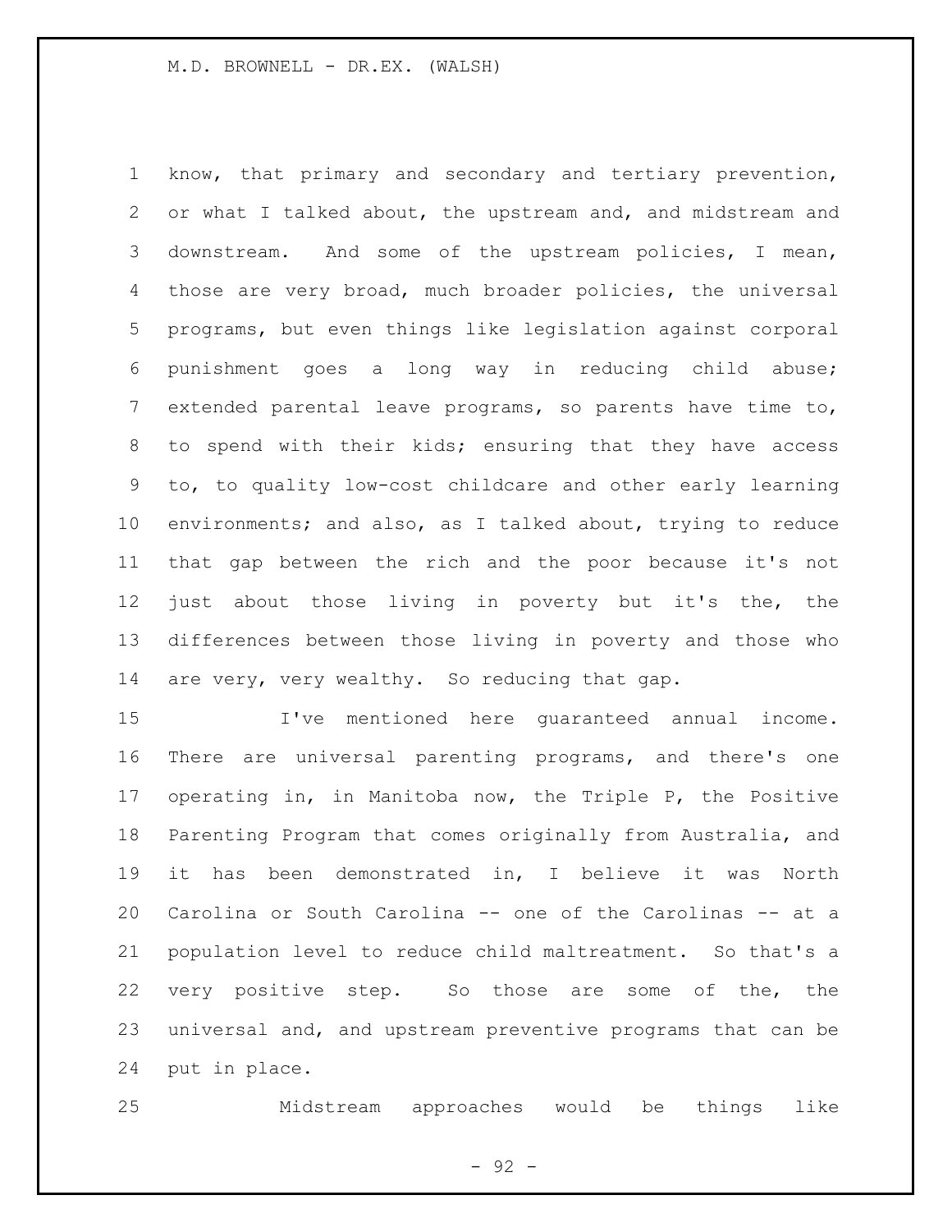know, that primary and secondary and tertiary prevention, or what I talked about, the upstream and, and midstream and downstream. And some of the upstream policies, I mean, those are very broad, much broader policies, the universal programs, but even things like legislation against corporal punishment goes a long way in reducing child abuse; extended parental leave programs, so parents have time to, to spend with their kids; ensuring that they have access to, to quality low-cost childcare and other early learning environments; and also, as I talked about, trying to reduce that gap between the rich and the poor because it's not just about those living in poverty but it's the, the differences between those living in poverty and those who are very, very wealthy. So reducing that gap.

I've mentioned here guaranteed annual income. There are universal parenting programs, and there's one operating in, in Manitoba now, the Triple P, the Positive Parenting Program that comes originally from Australia, and it has been demonstrated in, I believe it was North Carolina or South Carolina -- one of the Carolinas -- at a population level to reduce child maltreatment. So that's a very positive step. So those are some of the, the universal and, and upstream preventive programs that can be put in place.

Midstream approaches would be things like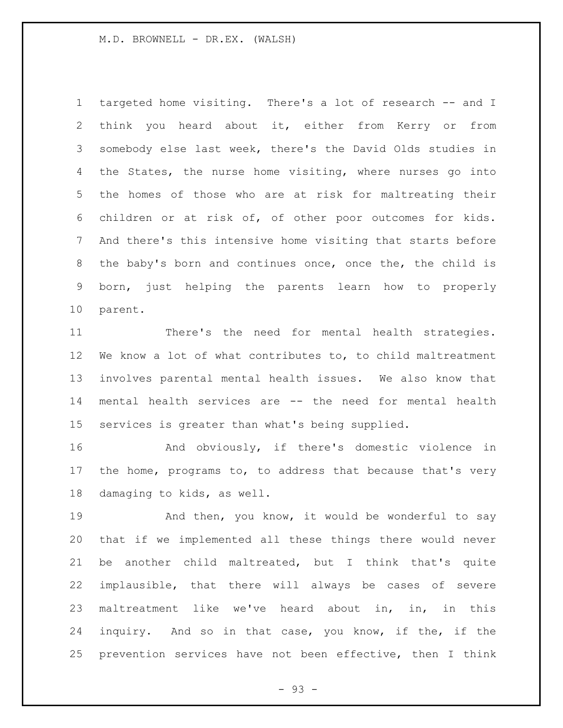targeted home visiting. There's a lot of research -- and I think you heard about it, either from Kerry or from somebody else last week, there's the David Olds studies in the States, the nurse home visiting, where nurses go into the homes of those who are at risk for maltreating their children or at risk of, of other poor outcomes for kids. And there's this intensive home visiting that starts before the baby's born and continues once, once the, the child is born, just helping the parents learn how to properly parent.

There's the need for mental health strategies. We know a lot of what contributes to, to child maltreatment involves parental mental health issues. We also know that mental health services are -- the need for mental health services is greater than what's being supplied.

And obviously, if there's domestic violence in the home, programs to, to address that because that's very damaging to kids, as well.

And then, you know, it would be wonderful to say that if we implemented all these things there would never be another child maltreated, but I think that's quite implausible, that there will always be cases of severe maltreatment like we've heard about in, in, in this inquiry. And so in that case, you know, if the, if the prevention services have not been effective, then I think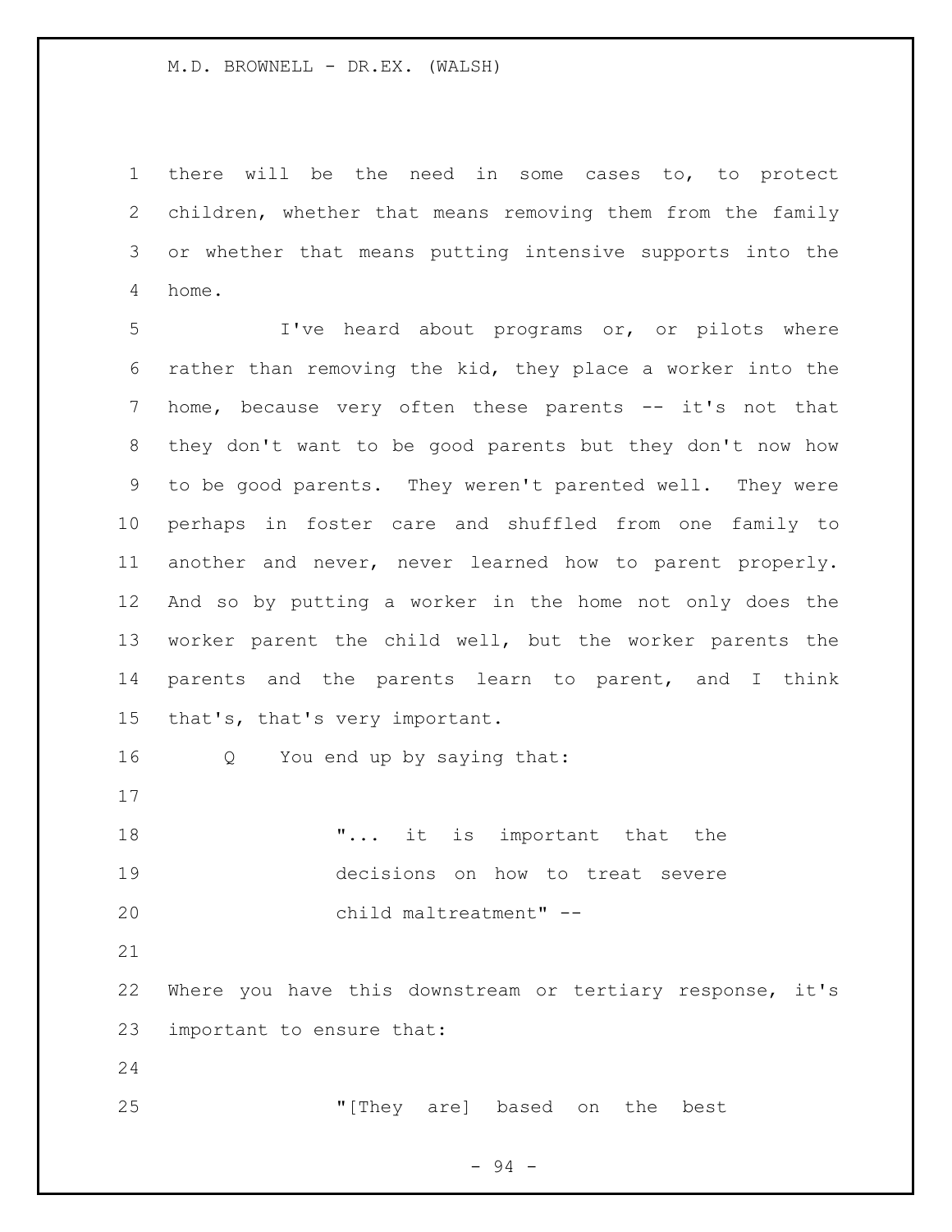there will be the need in some cases to, to protect children, whether that means removing them from the family or whether that means putting intensive supports into the home.

I've heard about programs or, or pilots where rather than removing the kid, they place a worker into the home, because very often these parents -- it's not that they don't want to be good parents but they don't now how to be good parents. They weren't parented well. They were perhaps in foster care and shuffled from one family to another and never, never learned how to parent properly. And so by putting a worker in the home not only does the worker parent the child well, but the worker parents the parents and the parents learn to parent, and I think that's, that's very important.

Q You end up by saying that:

> "... it is important that the decisions on how to treat severe child maltreatment" --

Where you have this downstream or tertiary response, it's important to ensure that:

> "[They are] based on the best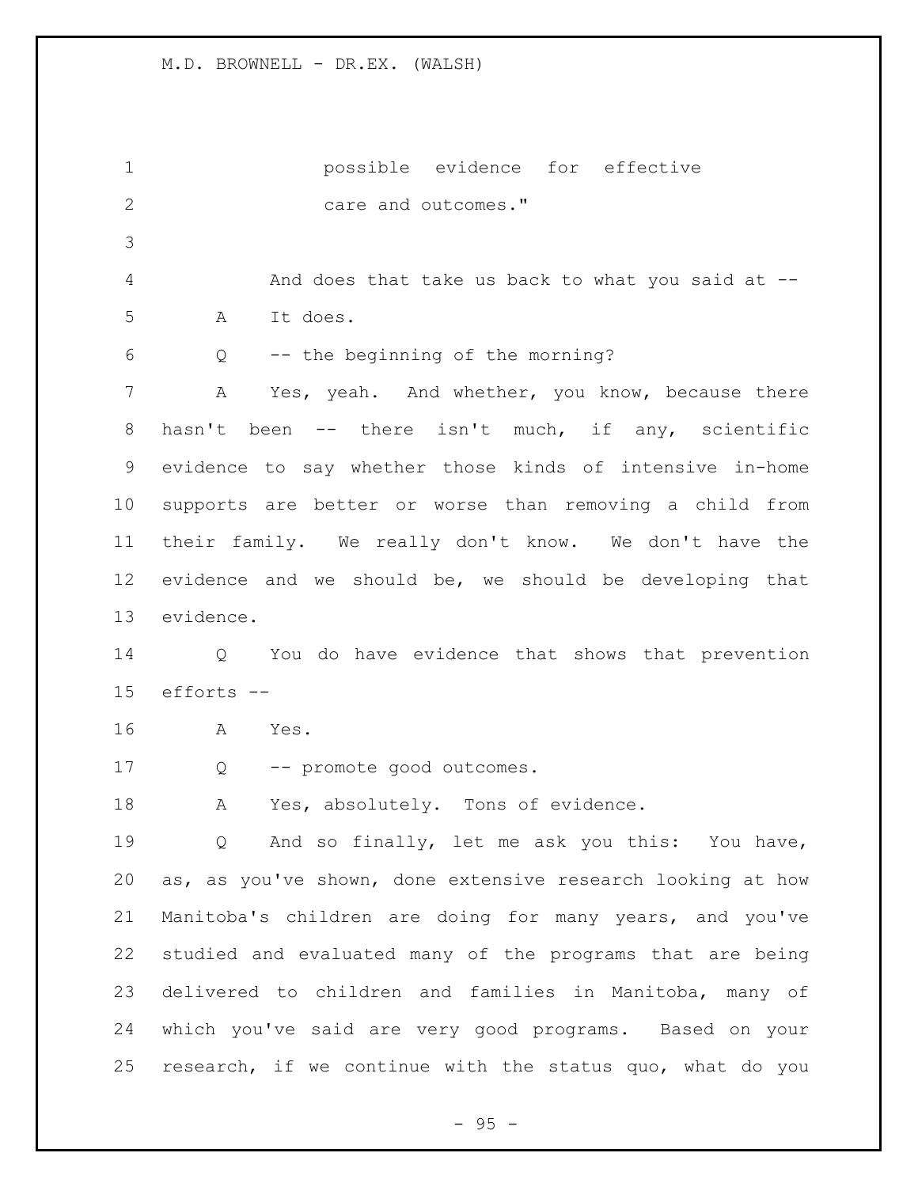possible evidence for effective care and outcomes."

And does that take us back to what you said at --

A It does.

Q -- the beginning of the morning?

A Yes, yeah. And whether, you know, because there hasn't been -- there isn't much, if any, scientific evidence to say whether those kinds of intensive in-home supports are better or worse than removing a child from their family. We really don't know. We don't have the evidence and we should be, we should be developing that evidence.

Q You do have evidence that shows that prevention efforts --

A Yes.

Q -- promote good outcomes.

A Yes, absolutely. Tons of evidence.

Q And so finally, let me ask you this: You have, as, as you've shown, done extensive research looking at how Manitoba's children are doing for many years, and you've studied and evaluated many of the programs that are being delivered to children and families in Manitoba, many of which you've said are very good programs. Based on your research, if we continue with the status quo, what do you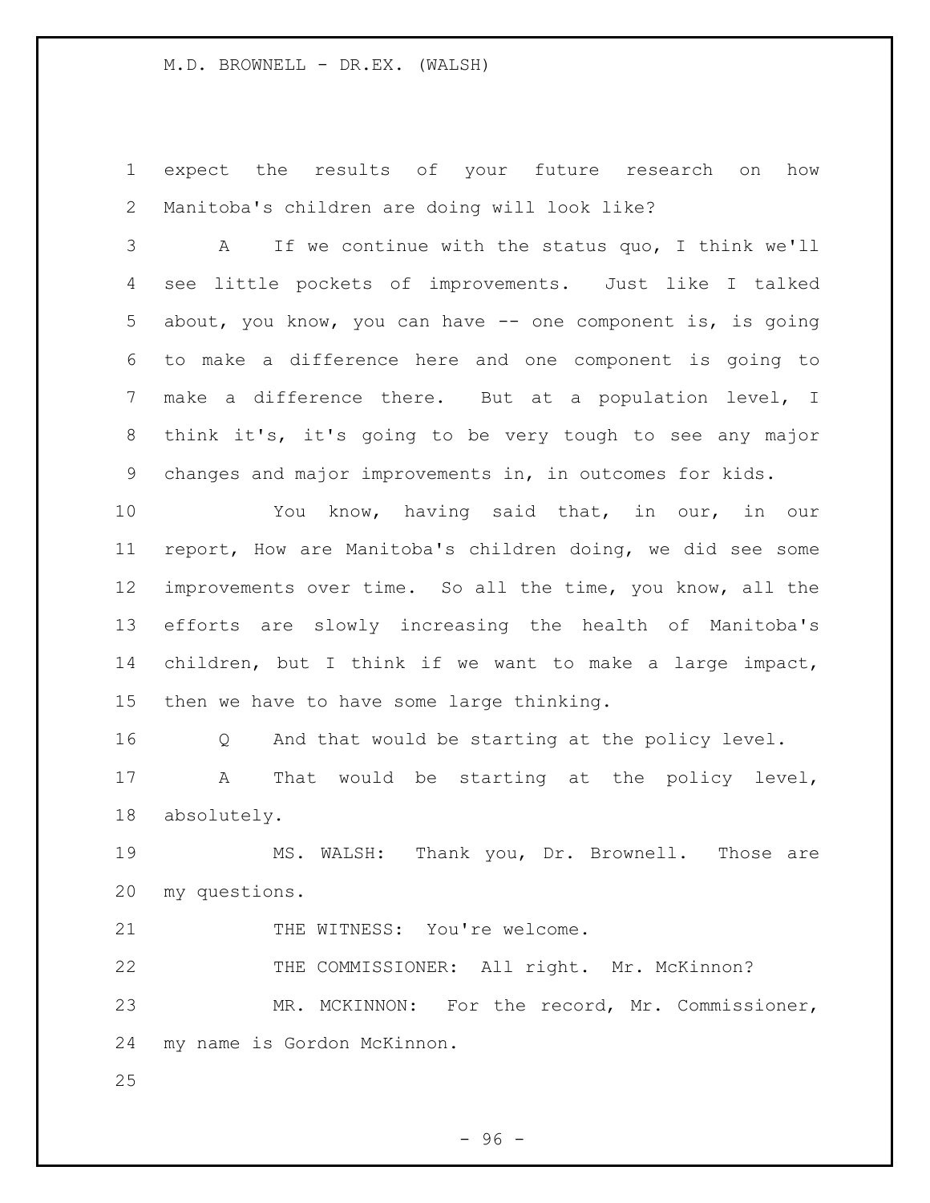expect the results of your future research on how Manitoba's children are doing will look like?

A If we continue with the status quo, I think we'll see little pockets of improvements. Just like I talked about, you know, you can have -- one component is, is going to make a difference here and one component is going to make a difference there. But at a population level, I think it's, it's going to be very tough to see any major changes and major improvements in, in outcomes for kids.

You know, having said that, in our, in our report, How are Manitoba's children doing, we did see some improvements over time. So all the time, you know, all the efforts are slowly increasing the health of Manitoba's children, but I think if we want to make a large impact, then we have to have some large thinking.

Q And that would be starting at the policy level.

A That would be starting at the policy level, absolutely.

MS. WALSH: Thank you, Dr. Brownell. Those are my questions.

THE WITNESS: You're welcome.

THE COMMISSIONER: All right. Mr. McKinnon?

MR. MCKINNON: For the record, Mr. Commissioner, my name is Gordon McKinnon.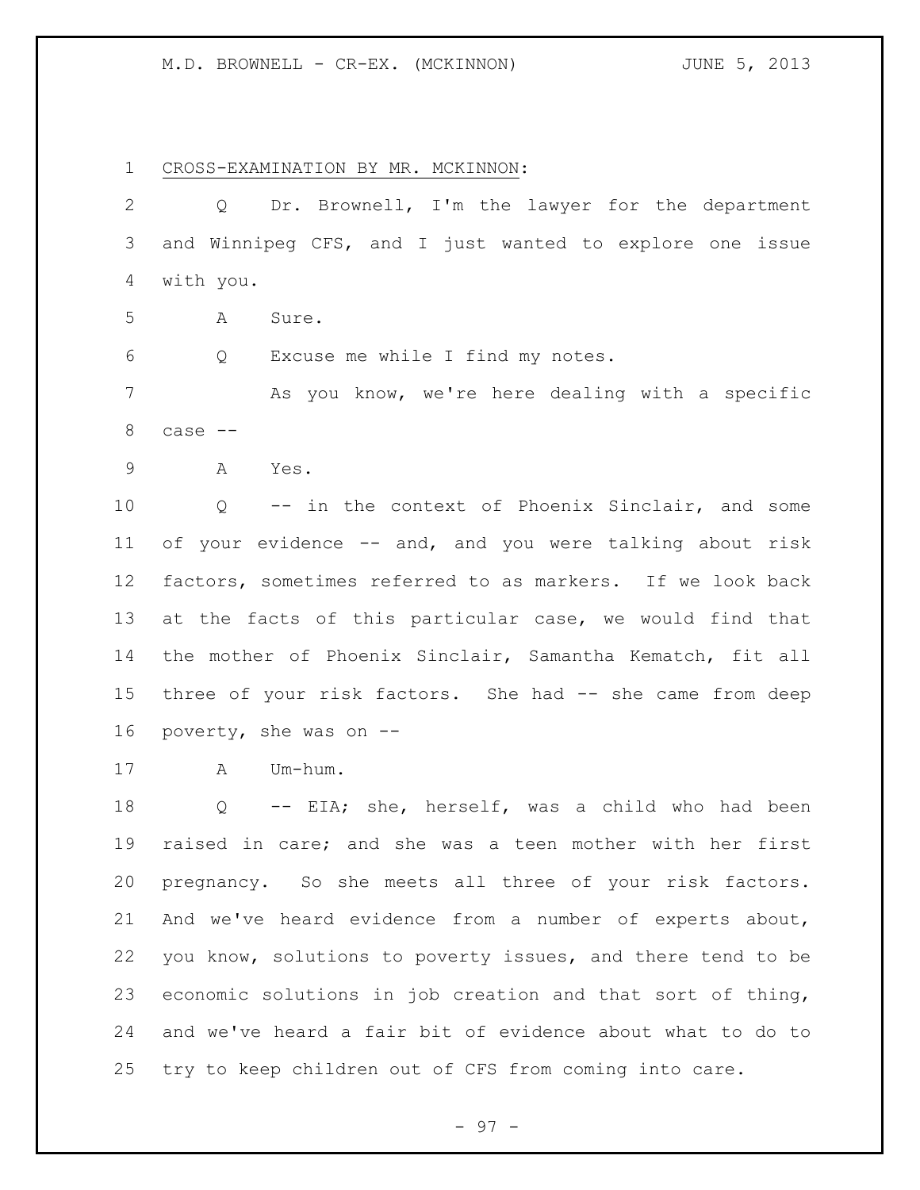CROSS-EXAMINATION BY MR. MCKINNON:

Q Dr. Brownell, I'm the lawyer for the department and Winnipeg CFS, and I just wanted to explore one issue with you.

A Sure.

Q Excuse me while I find my notes.

As you know, we're here dealing with a specific case --

A Yes.

Q -- in the context of Phoenix Sinclair, and some of your evidence -- and, and you were talking about risk factors, sometimes referred to as markers. If we look back at the facts of this particular case, we would find that the mother of Phoenix Sinclair, Samantha Kematch, fit all three of your risk factors. She had -- she came from deep poverty, she was on --

A Um-hum.

Q -- EIA; she, herself, was a child who had been raised in care; and she was a teen mother with her first pregnancy. So she meets all three of your risk factors. And we've heard evidence from a number of experts about, you know, solutions to poverty issues, and there tend to be economic solutions in job creation and that sort of thing, and we've heard a fair bit of evidence about what to do to try to keep children out of CFS from coming into care.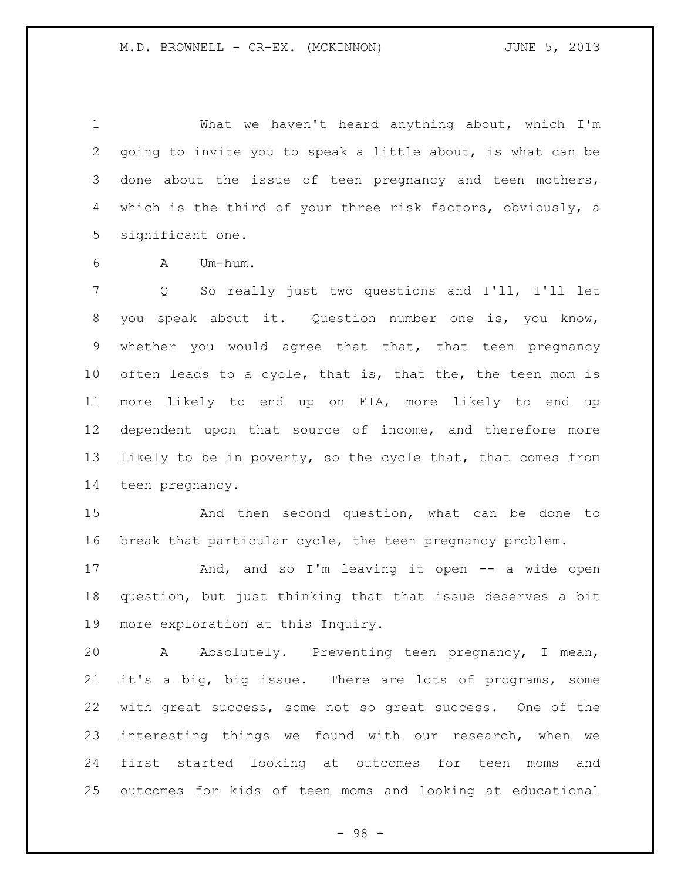What we haven't heard anything about, which I'm going to invite you to speak a little about, is what can be done about the issue of teen pregnancy and teen mothers, which is the third of your three risk factors, obviously, a significant one.

A Um-hum.

Q So really just two questions and I'll, I'll let you speak about it. Question number one is, you know, whether you would agree that that, that teen pregnancy often leads to a cycle, that is, that the, the teen mom is more likely to end up on EIA, more likely to end up dependent upon that source of income, and therefore more likely to be in poverty, so the cycle that, that comes from teen pregnancy.

And then second question, what can be done to break that particular cycle, the teen pregnancy problem.

And, and so I'm leaving it open -- a wide open question, but just thinking that that issue deserves a bit more exploration at this Inquiry.

A Absolutely. Preventing teen pregnancy, I mean, it's a big, big issue. There are lots of programs, some with great success, some not so great success. One of the interesting things we found with our research, when we first started looking at outcomes for teen moms and outcomes for kids of teen moms and looking at educational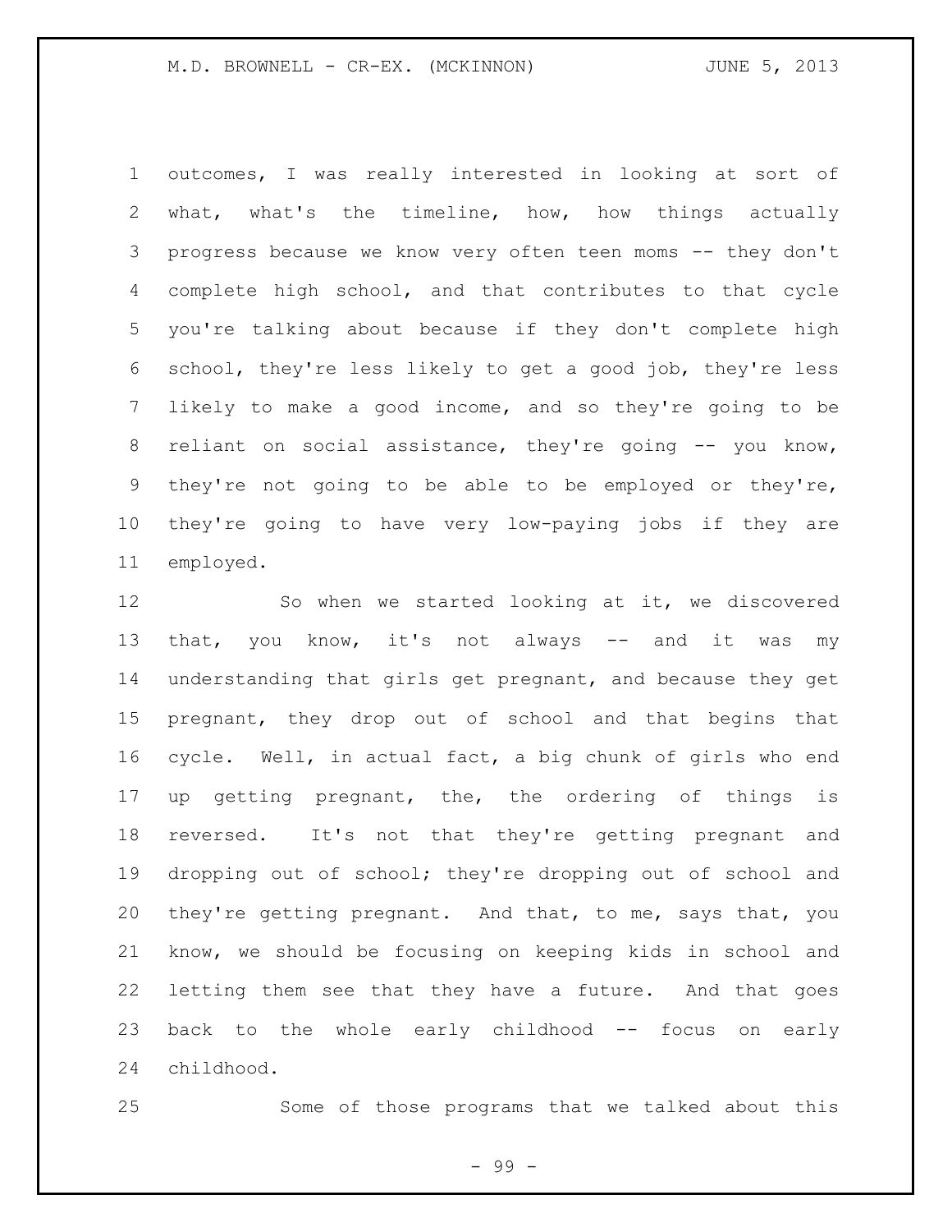outcomes, I was really interested in looking at sort of what, what's the timeline, how, how things actually progress because we know very often teen moms -- they don't complete high school, and that contributes to that cycle you're talking about because if they don't complete high school, they're less likely to get a good job, they're less likely to make a good income, and so they're going to be reliant on social assistance, they're going -- you know, they're not going to be able to be employed or they're, they're going to have very low-paying jobs if they are employed.

So when we started looking at it, we discovered that, you know, it's not always -- and it was my understanding that girls get pregnant, and because they get pregnant, they drop out of school and that begins that cycle. Well, in actual fact, a big chunk of girls who end up getting pregnant, the, the ordering of things is reversed. It's not that they're getting pregnant and dropping out of school; they're dropping out of school and they're getting pregnant. And that, to me, says that, you know, we should be focusing on keeping kids in school and letting them see that they have a future. And that goes back to the whole early childhood -- focus on early childhood.

Some of those programs that we talked about this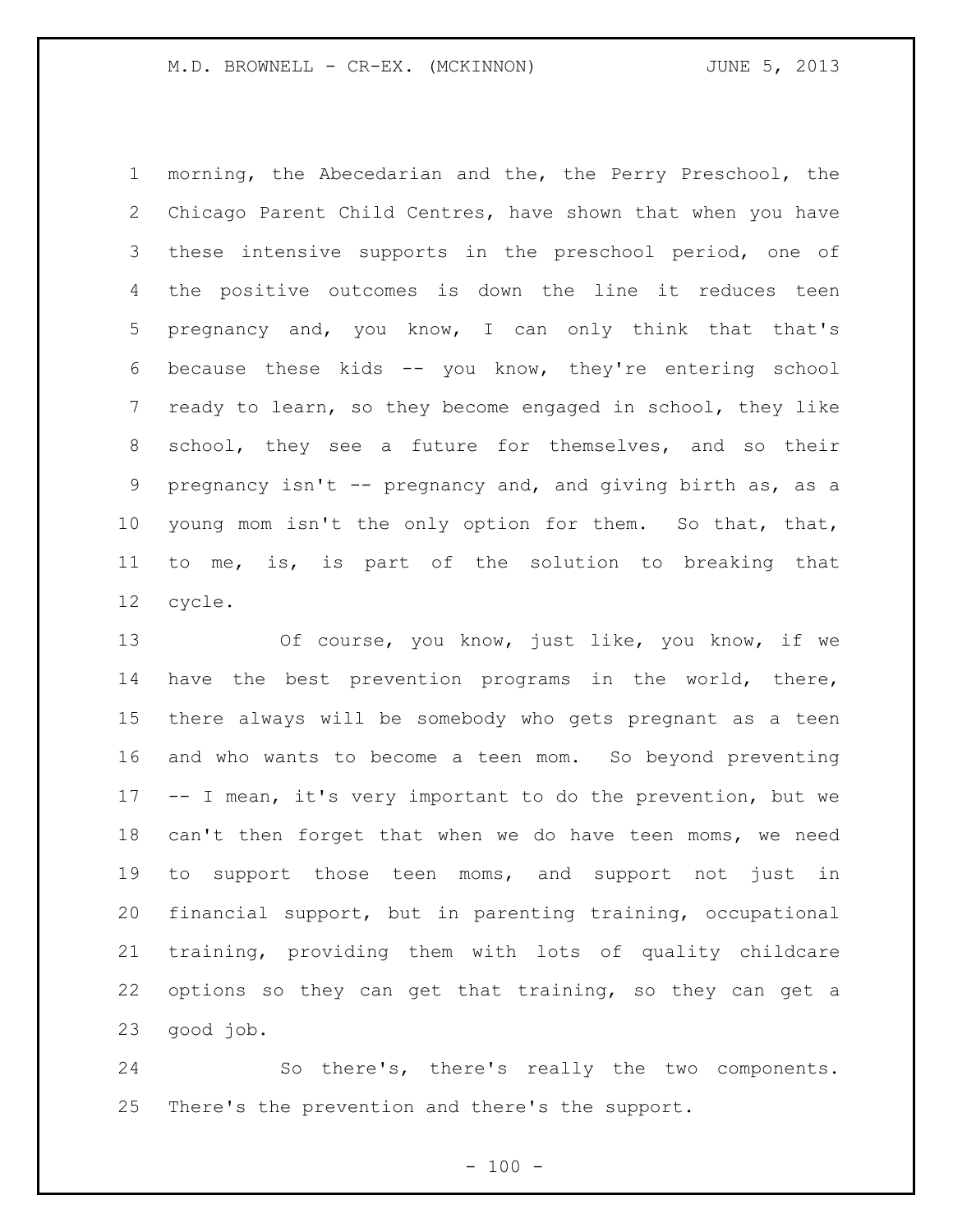morning, the Abecedarian and the, the Perry Preschool, the Chicago Parent Child Centres, have shown that when you have these intensive supports in the preschool period, one of the positive outcomes is down the line it reduces teen pregnancy and, you know, I can only think that that's because these kids -- you know, they're entering school ready to learn, so they become engaged in school, they like school, they see a future for themselves, and so their pregnancy isn't -- pregnancy and, and giving birth as, as a young mom isn't the only option for them. So that, that, to me, is, is part of the solution to breaking that cycle.

Of course, you know, just like, you know, if we have the best prevention programs in the world, there, there always will be somebody who gets pregnant as a teen and who wants to become a teen mom. So beyond preventing -- I mean, it's very important to do the prevention, but we can't then forget that when we do have teen moms, we need to support those teen moms, and support not just in financial support, but in parenting training, occupational training, providing them with lots of quality childcare options so they can get that training, so they can get a good job.

So there's, there's really the two components. There's the prevention and there's the support.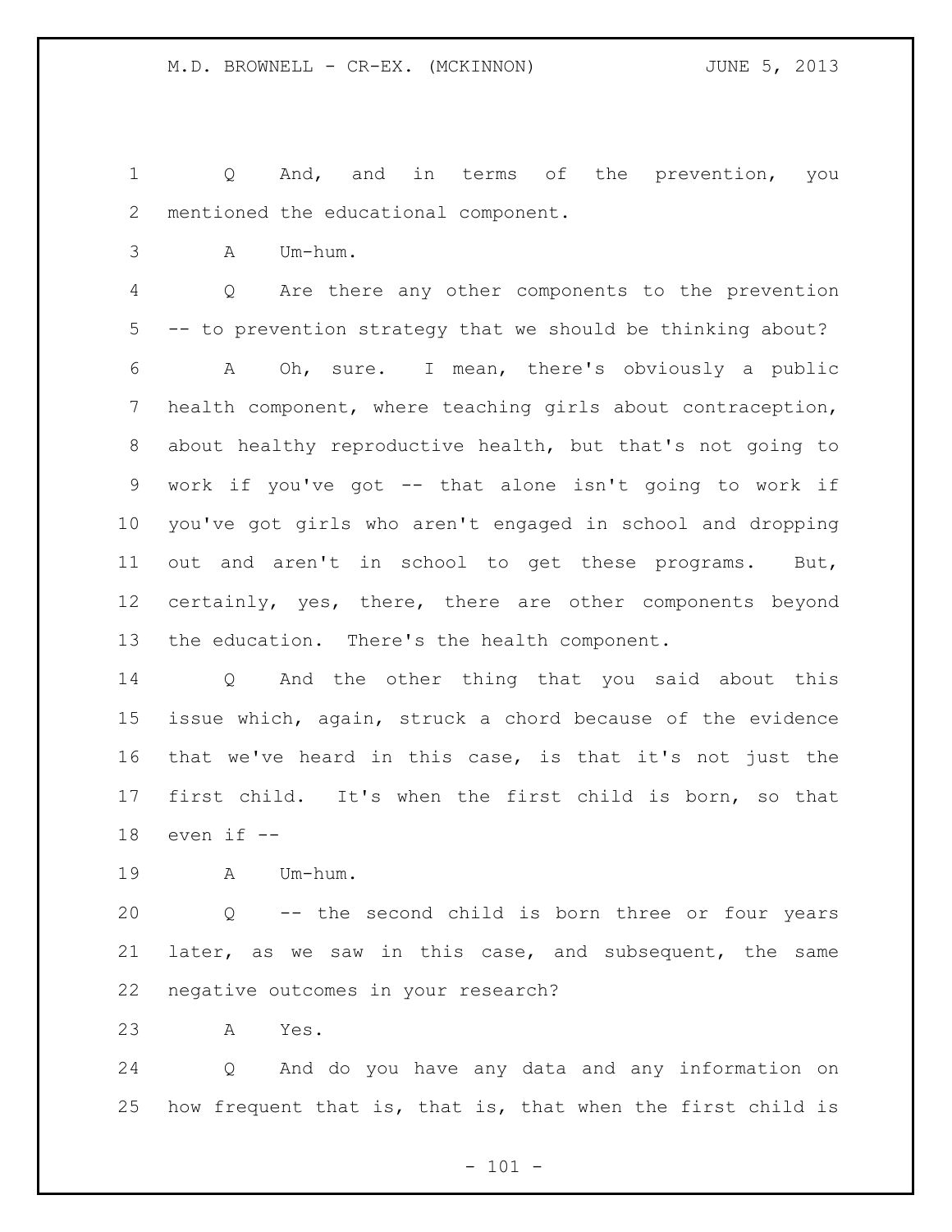Q And, and in terms of the prevention, you mentioned the educational component.

A Um-hum.

Q Are there any other components to the prevention -- to prevention strategy that we should be thinking about?

A Oh, sure. I mean, there's obviously a public health component, where teaching girls about contraception, about healthy reproductive health, but that's not going to work if you've got -- that alone isn't going to work if you've got girls who aren't engaged in school and dropping out and aren't in school to get these programs. But, certainly, yes, there, there are other components beyond the education. There's the health component.

Q And the other thing that you said about this issue which, again, struck a chord because of the evidence that we've heard in this case, is that it's not just the first child. It's when the first child is born, so that even if --

A Um-hum.

Q -- the second child is born three or four years later, as we saw in this case, and subsequent, the same negative outcomes in your research?

A Yes.

Q And do you have any data and any information on how frequent that is, that is, that when the first child is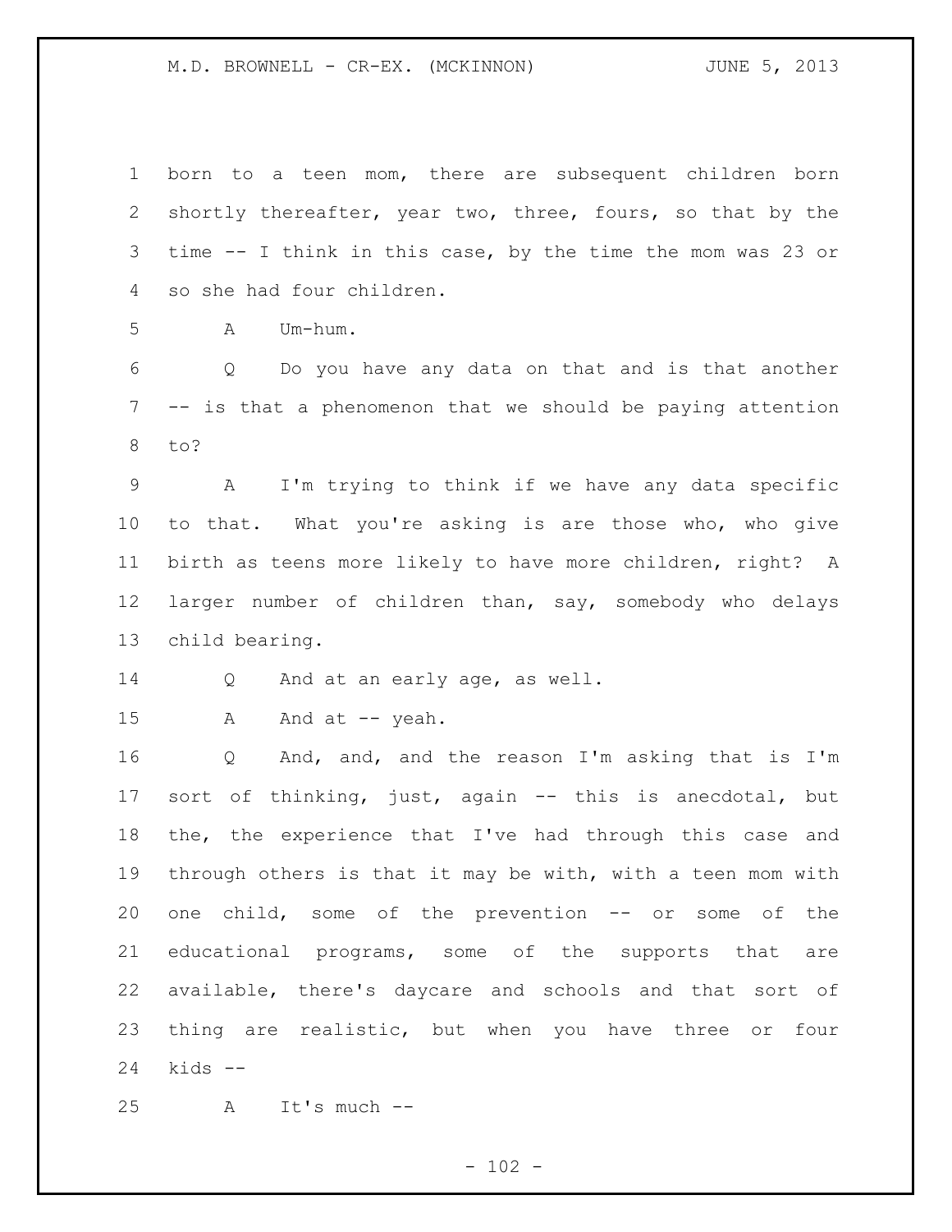born to a teen mom, there are subsequent children born shortly thereafter, year two, three, fours, so that by the time -- I think in this case, by the time the mom was 23 or so she had four children.

A Um-hum.

Q Do you have any data on that and is that another -- is that a phenomenon that we should be paying attention to?

A I'm trying to think if we have any data specific to that. What you're asking is are those who, who give birth as teens more likely to have more children, right? A larger number of children than, say, somebody who delays child bearing.

Q And at an early age, as well.

A And at -- yeah.

Q And, and, and the reason I'm asking that is I'm sort of thinking, just, again -- this is anecdotal, but the, the experience that I've had through this case and through others is that it may be with, with a teen mom with one child, some of the prevention -- or some of the educational programs, some of the supports that are available, there's daycare and schools and that sort of thing are realistic, but when you have three or four kids --

A It's much --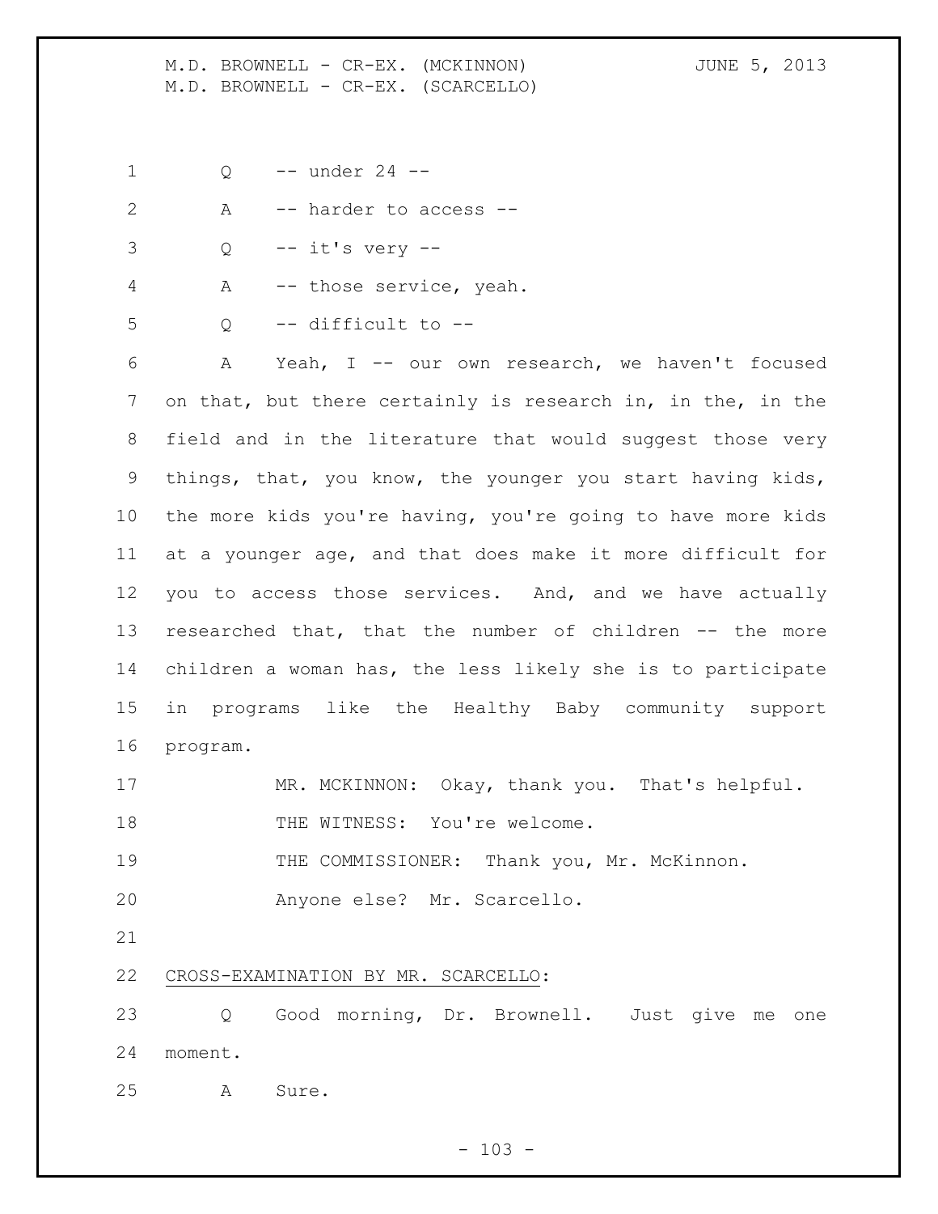Q -- under 24 --

A -- harder to access --

Q -- it's very --

A -- those service, yeah.

Q -- difficult to --

A Yeah, I -- our own research, we haven't focused on that, but there certainly is research in, in the, in the field and in the literature that would suggest those very things, that, you know, the younger you start having kids, the more kids you're having, you're going to have more kids at a younger age, and that does make it more difficult for you to access those services. And, and we have actually researched that, that the number of children -- the more children a woman has, the less likely she is to participate in programs like the Healthy Baby community support program.

MR. MCKINNON: Okay, thank you. That's helpful.

THE WITNESS: You're welcome.

THE COMMISSIONER: Thank you, Mr. McKinnon.

Anyone else? Mr. Scarcello.

CROSS-EXAMINATION BY MR. SCARCELLO:

Q Good morning, Dr. Brownell. Just give me one moment.

A Sure.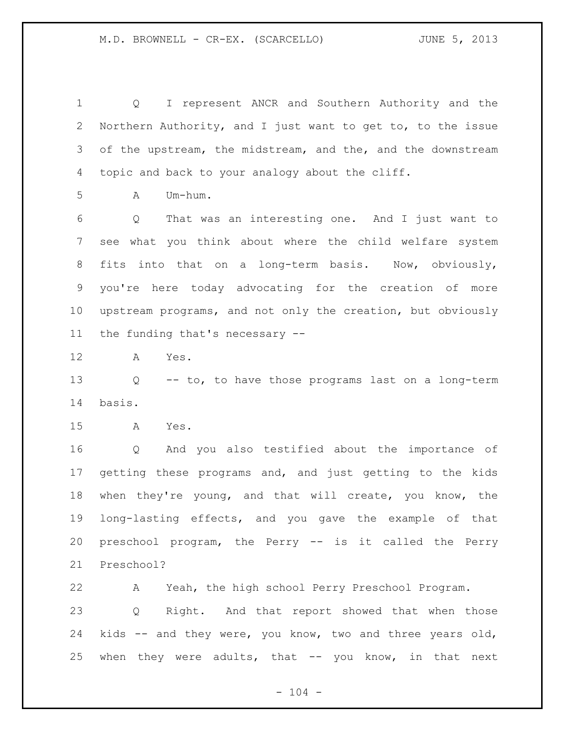Q I represent ANCR and Southern Authority and the Northern Authority, and I just want to get to, to the issue of the upstream, the midstream, and the, and the downstream topic and back to your analogy about the cliff.

A Um-hum.

Q That was an interesting one. And I just want to see what you think about where the child welfare system fits into that on a long-term basis. Now, obviously, you're here today advocating for the creation of more upstream programs, and not only the creation, but obviously the funding that's necessary --

A Yes.

Q -- to, to have those programs last on a long-term basis.

A Yes.

Q And you also testified about the importance of getting these programs and, and just getting to the kids when they're young, and that will create, you know, the long-lasting effects, and you gave the example of that preschool program, the Perry -- is it called the Perry Preschool?

A Yeah, the high school Perry Preschool Program.

Q Right. And that report showed that when those kids -- and they were, you know, two and three years old, when they were adults, that -- you know, in that next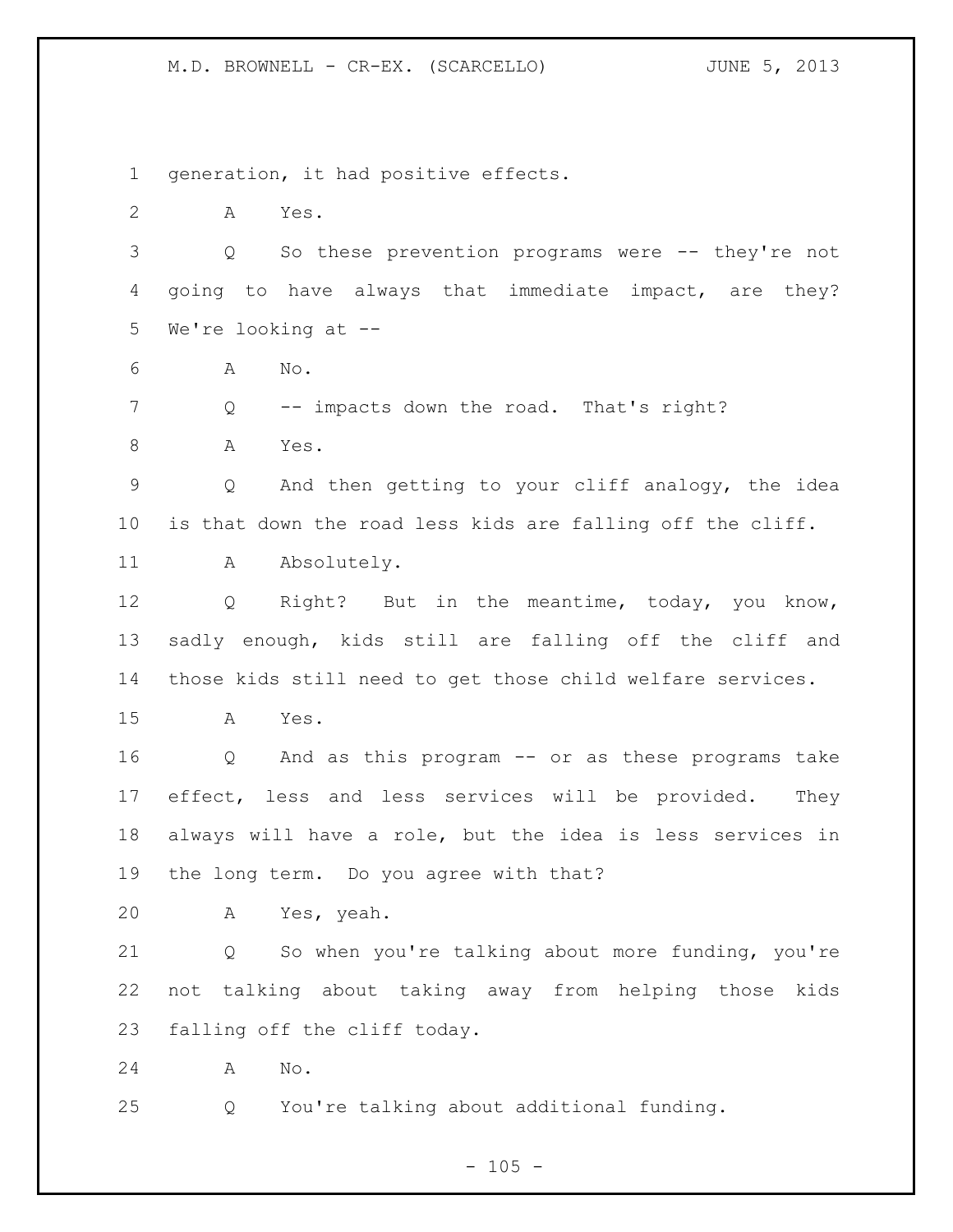generation, it had positive effects.

A Yes.

Q So these prevention programs were -- they're not going to have always that immediate impact, are they? We're looking at --

A No.

Q -- impacts down the road. That's right?

A Yes.

Q And then getting to your cliff analogy, the idea is that down the road less kids are falling off the cliff.

A Absolutely.

Q Right? But in the meantime, today, you know, sadly enough, kids still are falling off the cliff and those kids still need to get those child welfare services.

A Yes.

Q And as this program -- or as these programs take effect, less and less services will be provided. They always will have a role, but the idea is less services in the long term. Do you agree with that?

A Yes, yeah.

Q So when you're talking about more funding, you're not talking about taking away from helping those kids falling off the cliff today.

A No.

Q You're talking about additional funding.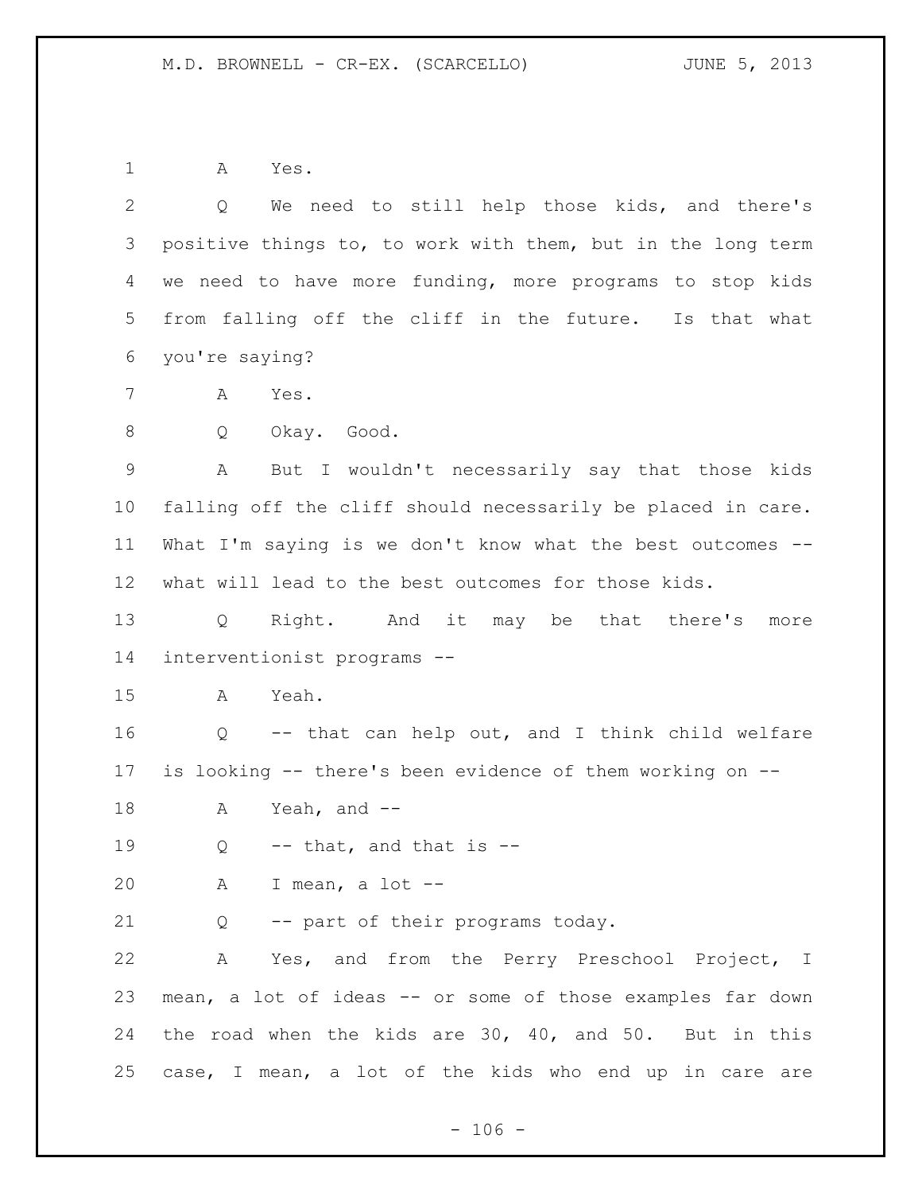A Yes.

Q We need to still help those kids, and there's positive things to, to work with them, but in the long term we need to have more funding, more programs to stop kids from falling off the cliff in the future. Is that what you're saying?

A Yes.

Q Okay. Good.

A But I wouldn't necessarily say that those kids falling off the cliff should necessarily be placed in care. What I'm saying is we don't know what the best outcomes -- what will lead to the best outcomes for those kids.

Q Right. And it may be that there's more interventionist programs --

A Yeah.

Q -- that can help out, and I think child welfare is looking -- there's been evidence of them working on --

A Yeah, and --

Q -- that, and that is --

A I mean, a lot --

Q -- part of their programs today.

A Yes, and from the Perry Preschool Project, I mean, a lot of ideas -- or some of those examples far down the road when the kids are 30, 40, and 50. But in this case, I mean, a lot of the kids who end up in care are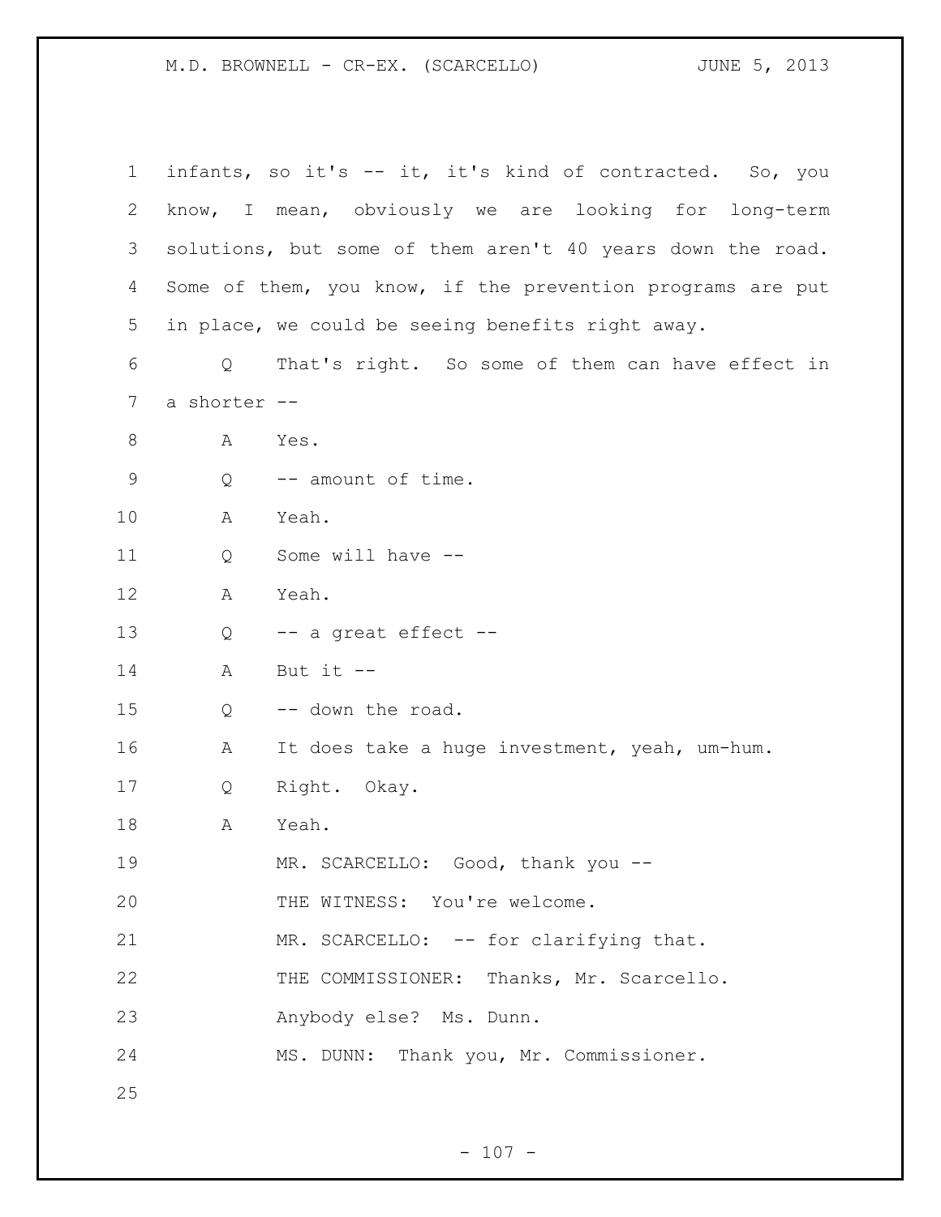infants, so it's -- it, it's kind of contracted. So, you know, I mean, obviously we are looking for long-term solutions, but some of them aren't 40 years down the road. Some of them, you know, if the prevention programs are put in place, we could be seeing benefits right away.

Q That's right. So some of them can have effect in a shorter --

A Yes.

Q -- amount of time.

A Yeah.

Q Some will have --

A Yeah.

Q -- a great effect --

A But it --

Q -- down the road.

A It does take a huge investment, yeah, um-hum.

Q Right. Okay.

A Yeah.

MR. SCARCELLO: Good, thank you --

THE WITNESS: You're welcome.

MR. SCARCELLO: -- for clarifying that.

THE COMMISSIONER: Thanks, Mr. Scarcello.

Anybody else? Ms. Dunn.

MS. DUNN: Thank you, Mr. Commissioner.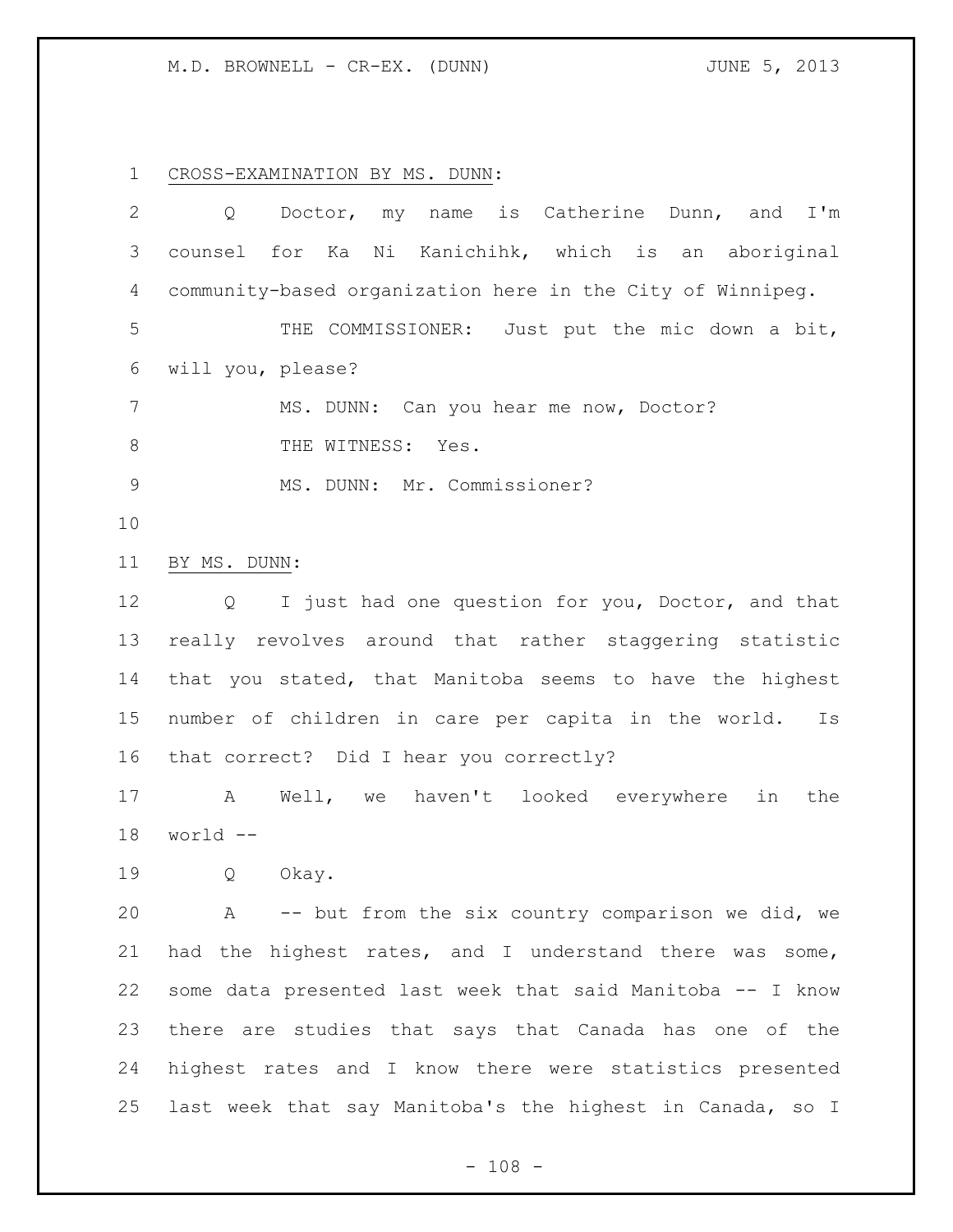CROSS-EXAMINATION BY MS. DUNN:

Q Doctor, my name is Catherine Dunn, and I'm counsel for Ka Ni Kanichihk, which is an aboriginal community-based organization here in the City of Winnipeg.

THE COMMISSIONER: Just put the mic down a bit, will you, please?

MS. DUNN: Can you hear me now, Doctor?

THE WITNESS: Yes.

MS. DUNN: Mr. Commissioner?

BY MS. DUNN:

Q I just had one question for you, Doctor, and that really revolves around that rather staggering statistic that you stated, that Manitoba seems to have the highest number of children in care per capita in the world. Is that correct? Did I hear you correctly?

A Well, we haven't looked everywhere in the world --

Q Okay.

A -- but from the six country comparison we did, we had the highest rates, and I understand there was some, some data presented last week that said Manitoba -- I know there are studies that says that Canada has one of the highest rates and I know there were statistics presented last week that say Manitoba's the highest in Canada, so I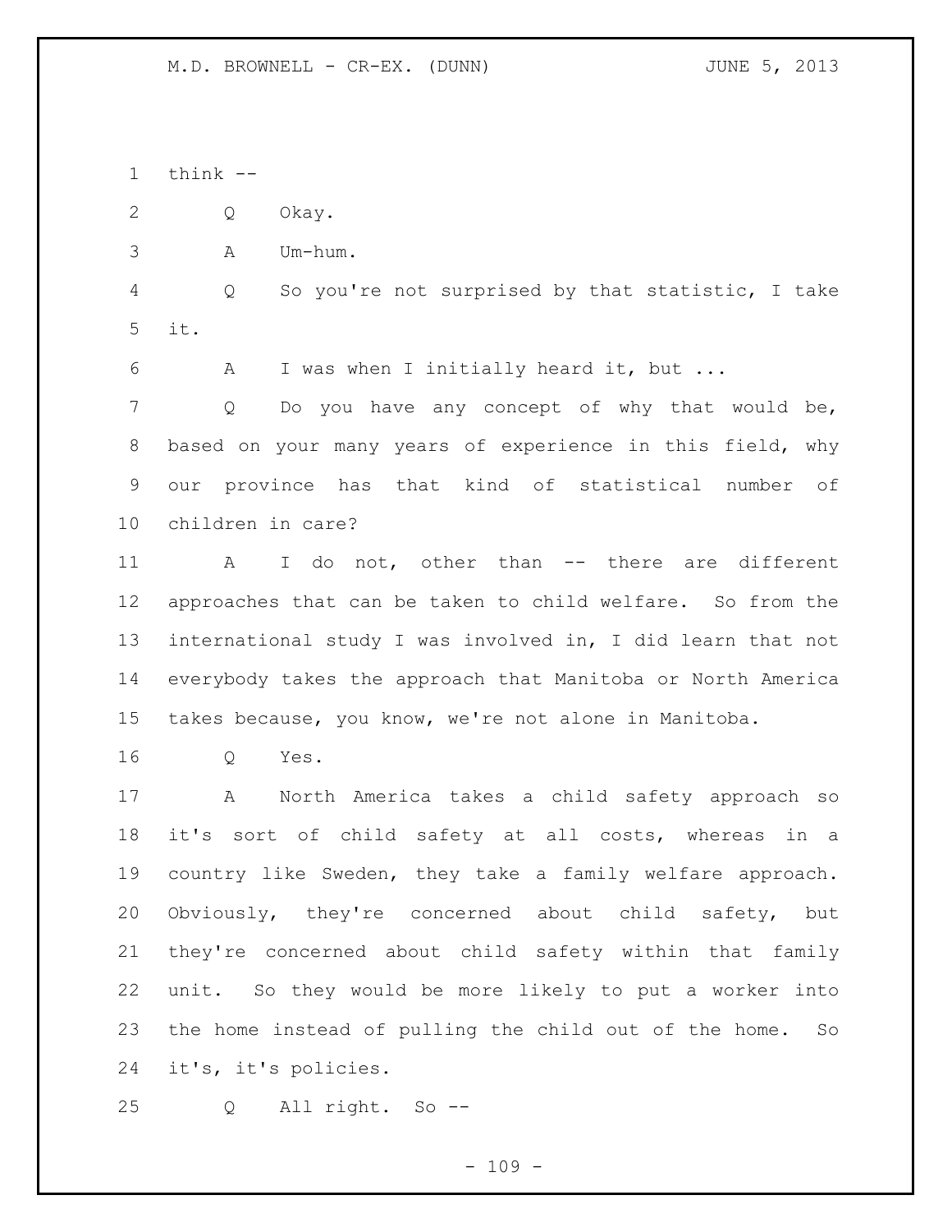think --

Q Okay.

A Um-hum.

Q So you're not surprised by that statistic, I take it.

A I was when I initially heard it, but ...

Q Do you have any concept of why that would be, based on your many years of experience in this field, why our province has that kind of statistical number of children in care?

A I do not, other than -- there are different approaches that can be taken to child welfare. So from the international study I was involved in, I did learn that not everybody takes the approach that Manitoba or North America takes because, you know, we're not alone in Manitoba.

Q Yes.

A North America takes a child safety approach so it's sort of child safety at all costs, whereas in a country like Sweden, they take a family welfare approach. Obviously, they're concerned about child safety, but they're concerned about child safety within that family unit. So they would be more likely to put a worker into the home instead of pulling the child out of the home. So it's, it's policies.

Q All right. So --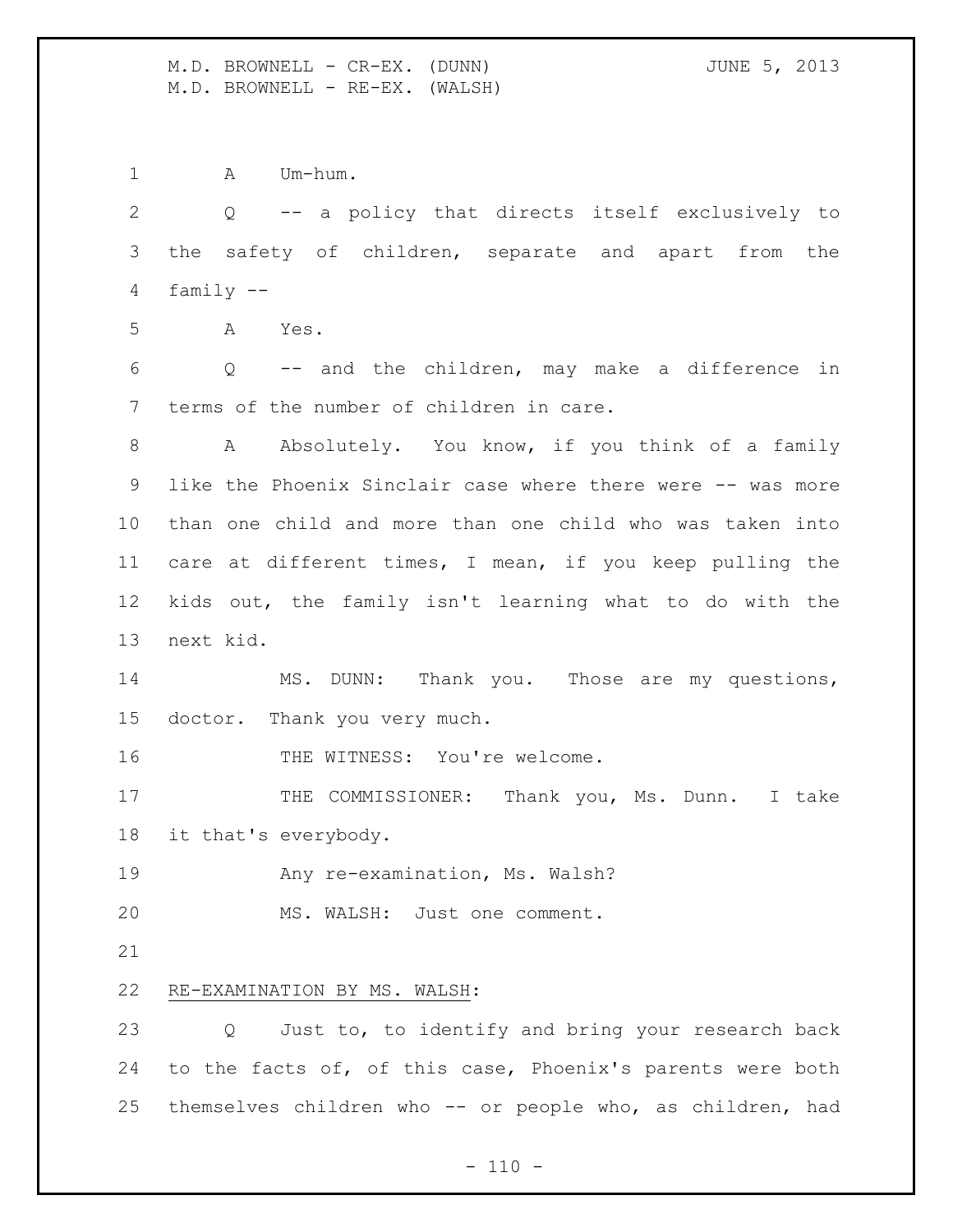A Um-hum.

Q -- a policy that directs itself exclusively to the safety of children, separate and apart from the family --

A Yes.

Q -- and the children, may make a difference in terms of the number of children in care.

A Absolutely. You know, if you think of a family like the Phoenix Sinclair case where there were -- was more than one child and more than one child who was taken into care at different times, I mean, if you keep pulling the kids out, the family isn't learning what to do with the next kid.

MS. DUNN: Thank you. Those are my questions, doctor. Thank you very much.

THE WITNESS: You're welcome.

THE COMMISSIONER: Thank you, Ms. Dunn. I take it that's everybody.

Any re-examination, Ms. Walsh?

MS. WALSH: Just one comment.

RE-EXAMINATION BY MS. WALSH:

Q Just to, to identify and bring your research back to the facts of, of this case, Phoenix's parents were both themselves children who -- or people who, as children, had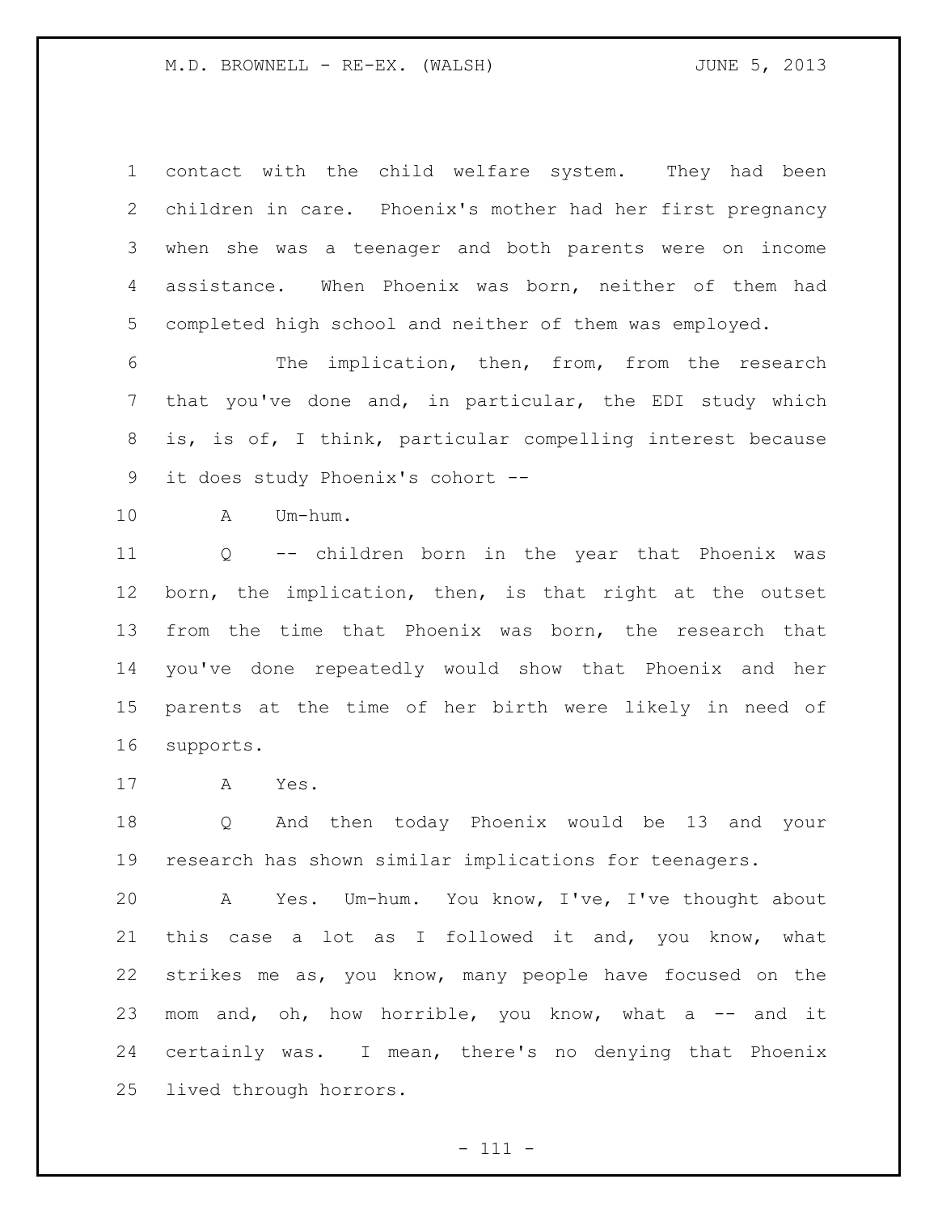contact with the child welfare system. They had been children in care. Phoenix's mother had her first pregnancy when she was a teenager and both parents were on income assistance. When Phoenix was born, neither of them had completed high school and neither of them was employed.

The implication, then, from, from the research that you've done and, in particular, the EDI study which is, is of, I think, particular compelling interest because it does study Phoenix's cohort --

A Um-hum.

Q -- children born in the year that Phoenix was born, the implication, then, is that right at the outset from the time that Phoenix was born, the research that you've done repeatedly would show that Phoenix and her parents at the time of her birth were likely in need of supports.

A Yes.

Q And then today Phoenix would be 13 and your research has shown similar implications for teenagers.

A Yes. Um-hum. You know, I've, I've thought about this case a lot as I followed it and, you know, what strikes me as, you know, many people have focused on the mom and, oh, how horrible, you know, what a -- and it certainly was. I mean, there's no denying that Phoenix lived through horrors.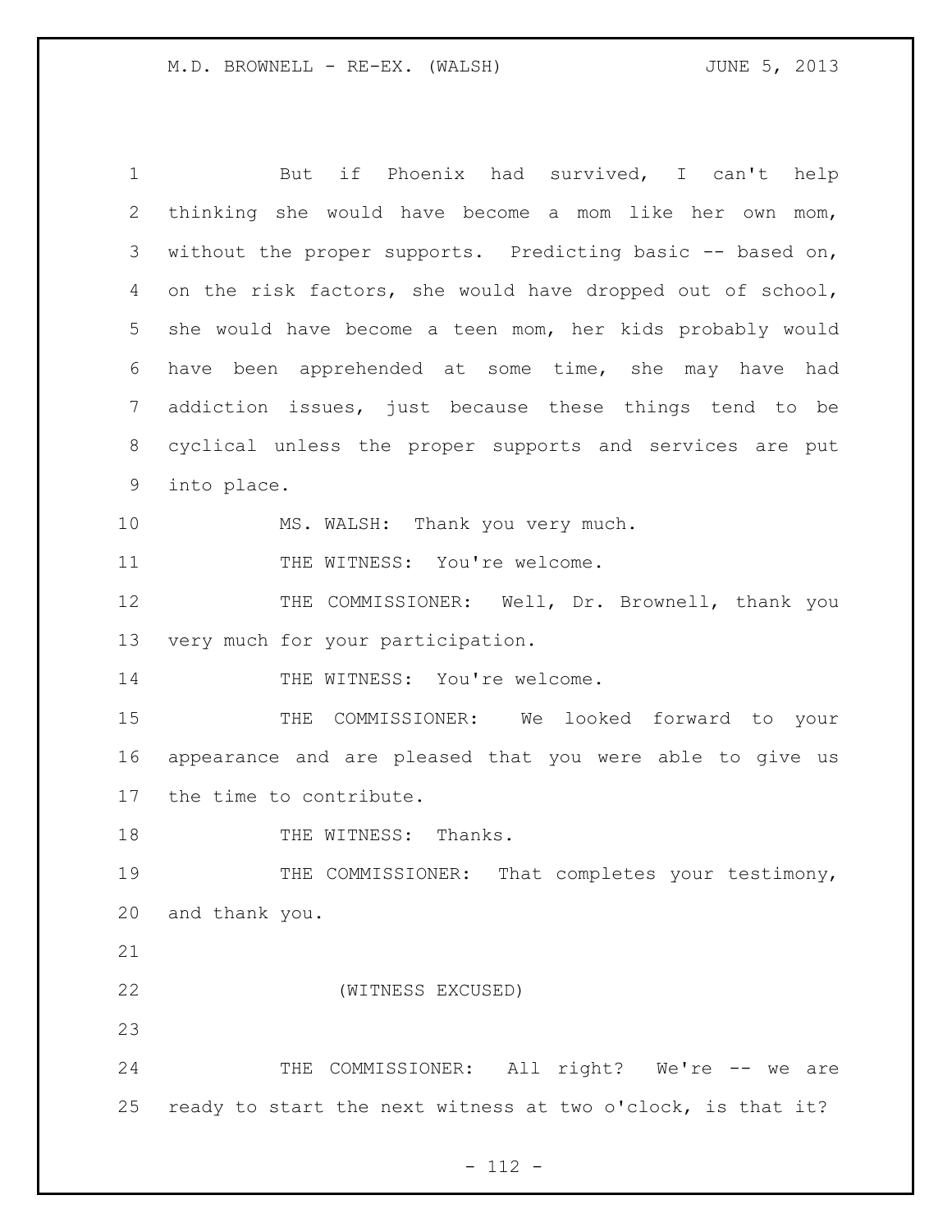But if Phoenix had survived, I can't help thinking she would have become a mom like her own mom, without the proper supports. Predicting basic -- based on, on the risk factors, she would have dropped out of school, she would have become a teen mom, her kids probably would have been apprehended at some time, she may have had addiction issues, just because these things tend to be cyclical unless the proper supports and services are put into place.

MS. WALSH: Thank you very much.

THE WITNESS: You're welcome.

THE COMMISSIONER: Well, Dr. Brownell, thank you very much for your participation.

THE WITNESS: You're welcome.

THE COMMISSIONER: We looked forward to your appearance and are pleased that you were able to give us the time to contribute.

THE WITNESS: Thanks.

THE COMMISSIONER: That completes your testimony, and thank you.

(WITNESS EXCUSED)

THE COMMISSIONER: All right? We're -- we are ready to start the next witness at two o'clock, is that it?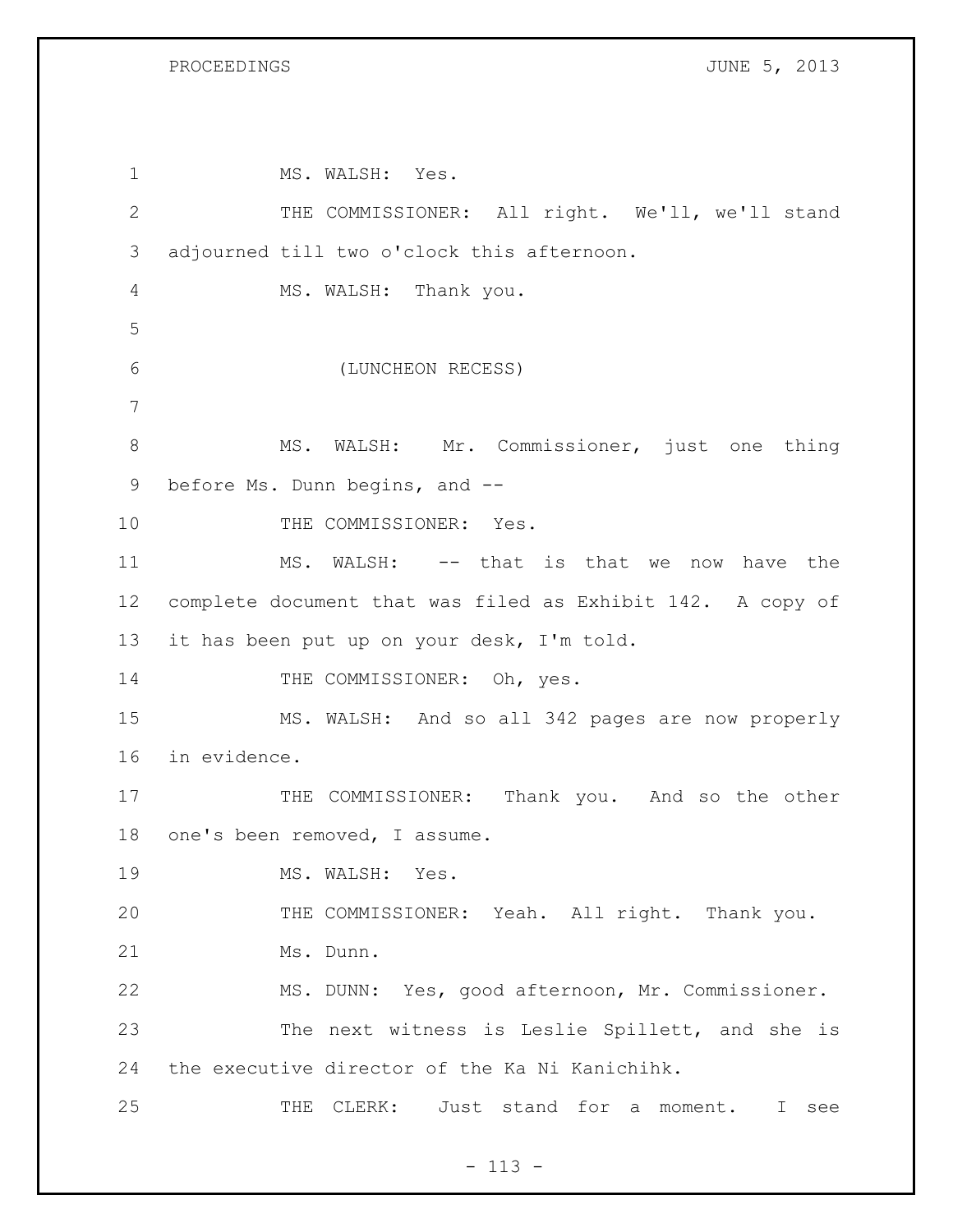MS. WALSH: Yes.

THE COMMISSIONER: All right. We'll, we'll stand adjourned till two o'clock this afternoon.

MS. WALSH: Thank you.

(LUNCHEON RECESS)

MS. WALSH: Mr. Commissioner, just one thing before Ms. Dunn begins, and --

THE COMMISSIONER: Yes.

MS. WALSH: -- that is that we now have the complete document that was filed as Exhibit 142. A copy of it has been put up on your desk, I'm told.

THE COMMISSIONER: Oh, yes.

MS. WALSH: And so all 342 pages are now properly in evidence.

THE COMMISSIONER: Thank you. And so the other one's been removed, I assume.

MS. WALSH: Yes.

THE COMMISSIONER: Yeah. All right. Thank you. Ms. Dunn.

MS. DUNN: Yes, good afternoon, Mr. Commissioner.

The next witness is Leslie Spillett, and she is the executive director of the Ka Ni Kanichihk.

THE CLERK: Just stand for a moment. I see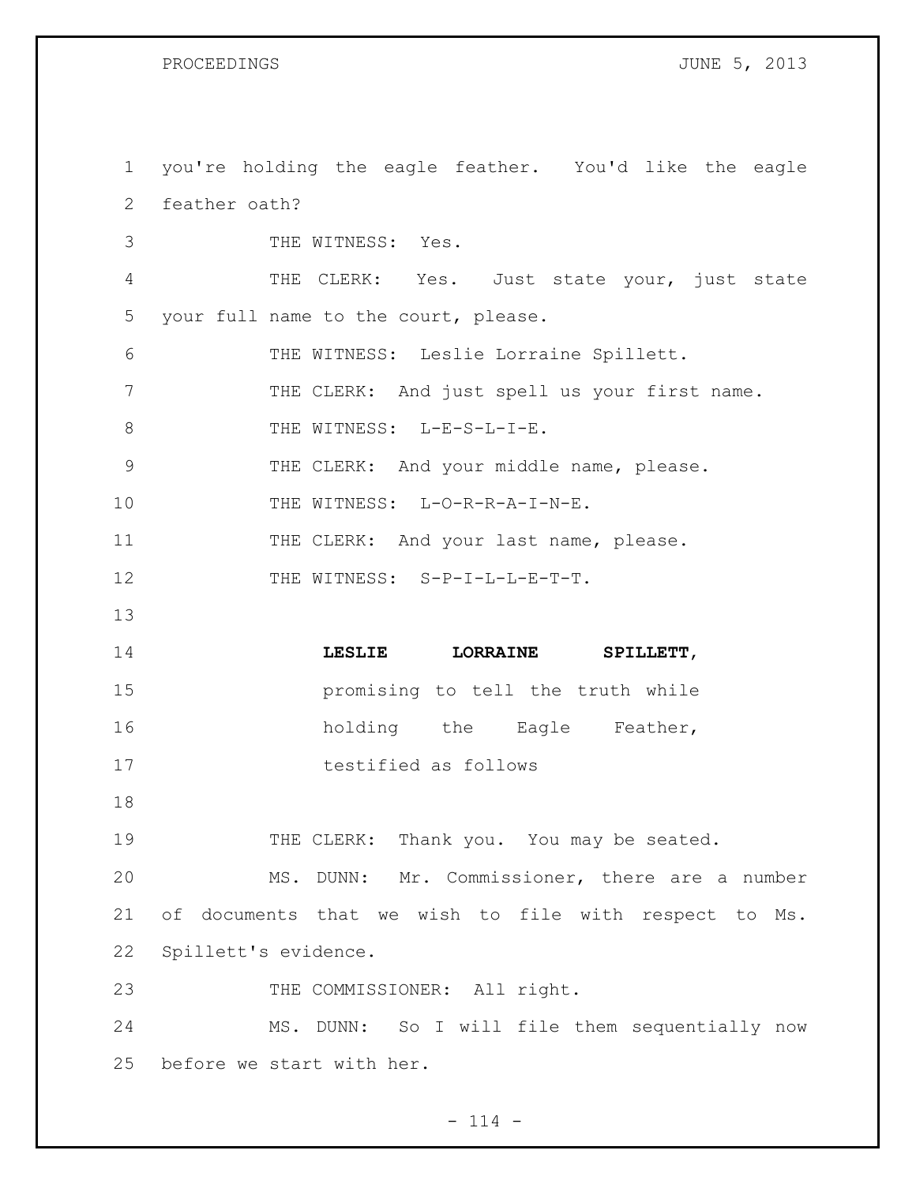1 you're holding the eagle feather. You'd like the eagle
2 feather oath?
3 THE WITNESS: Yes.
4 THE CLERK: Yes. Just state your, just state
5 your full name to the court, please.
6 THE WITNESS: Leslie Lorraine Spillett.
7 THE CLERK: And just spell us your first name.
8 THE WITNESS: L-E-S-L-I-E.
9 THE CLERK: And your middle name, please.
10 THE WITNESS: L-O-R-R-A-I-N-E.
11 THE CLERK: And your last name, please.
12 THE WITNESS: S-P-I-L-L-E-T-T.
13
14 **LESLIE LORRAINE SPILLETT,**
15 promising to tell the truth while
16 holding the Eagle Feather,
17 testified as follows
18
19 THE CLERK: Thank you. You may be seated.
20 MS. DUNN: Mr. Commissioner, there are a number
21 of documents that we wish to file with respect to Ms.
22 Spillett's evidence.
23 THE COMMISSIONER: All right.
24 MS. DUNN: So I will file them sequentially now
25 before we start with her.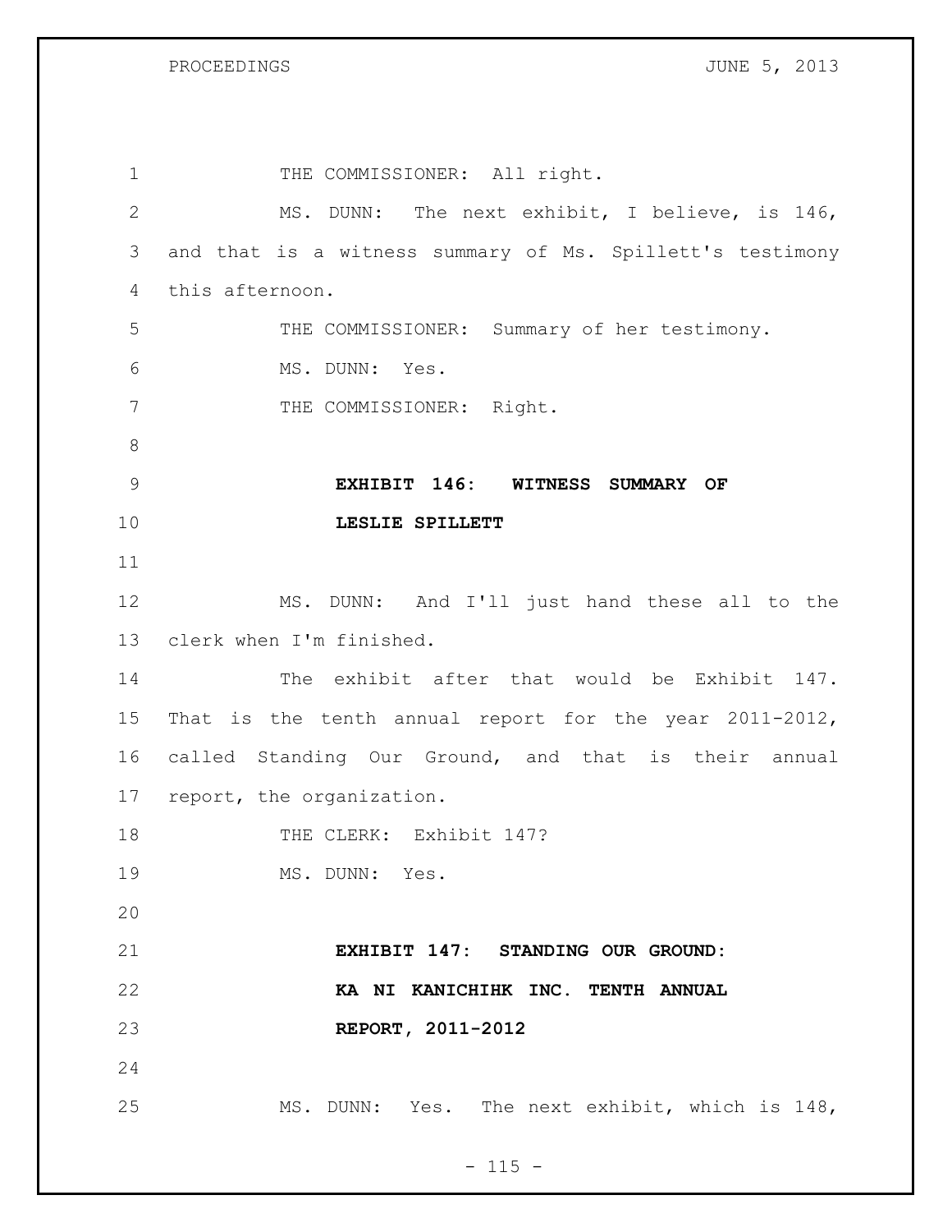THE COMMISSIONER: All right.

MS. DUNN: The next exhibit, I believe, is 146, and that is a witness summary of Ms. Spillett's testimony this afternoon.

THE COMMISSIONER: Summary of her testimony.

MS. DUNN: Yes.

THE COMMISSIONER: Right.

**EXHIBIT 146: WITNESS SUMMARY OF LESLIE SPILLETT**

MS. DUNN: And I'll just hand these all to the clerk when I'm finished.

The exhibit after that would be Exhibit 147. That is the tenth annual report for the year 2011-2012, called Standing Our Ground, and that is their annual report, the organization.

THE CLERK: Exhibit 147?

MS. DUNN: Yes.

**EXHIBIT 147: STANDING OUR GROUND: KA NI KANICHIHK INC. TENTH ANNUAL REPORT, 2011-2012**

MS. DUNN: Yes. The next exhibit, which is 148,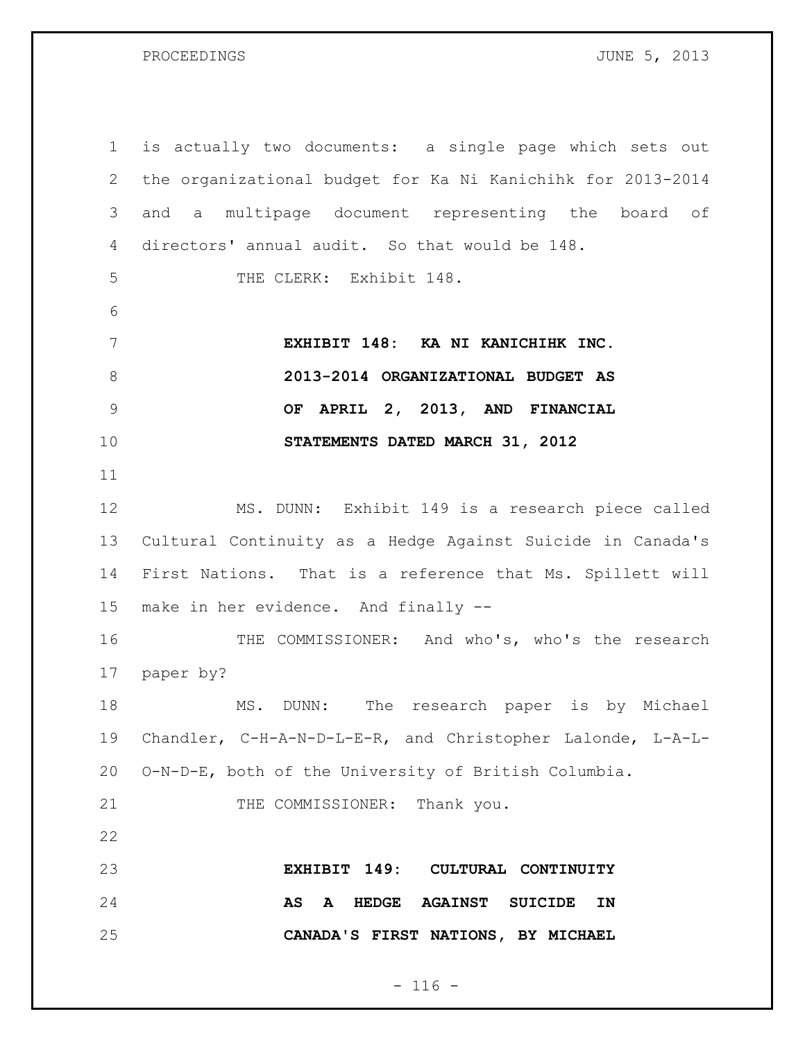is actually two documents: a single page which sets out the organizational budget for Ka Ni Kanichihk for 2013-2014 and a multipage document representing the board of directors' annual audit. So that would be 148.

THE CLERK: Exhibit 148.

**EXHIBIT 148: KA NI KANICHIHK INC. 2013-2014 ORGANIZATIONAL BUDGET AS OF APRIL 2, 2013, AND FINANCIAL STATEMENTS DATED MARCH 31, 2012**

MS. DUNN: Exhibit 149 is a research piece called Cultural Continuity as a Hedge Against Suicide in Canada's First Nations. That is a reference that Ms. Spillett will make in her evidence. And finally --

THE COMMISSIONER: And who's, who's the research paper by?

MS. DUNN: The research paper is by Michael Chandler, C-H-A-N-D-L-E-R, and Christopher Lalonde, L-A-L-O-N-D-E, both of the University of British Columbia.

THE COMMISSIONER: Thank you.

**EXHIBIT 149: CULTURAL CONTINUITY AS A HEDGE AGAINST SUICIDE IN CANADA'S FIRST NATIONS, BY MICHAEL**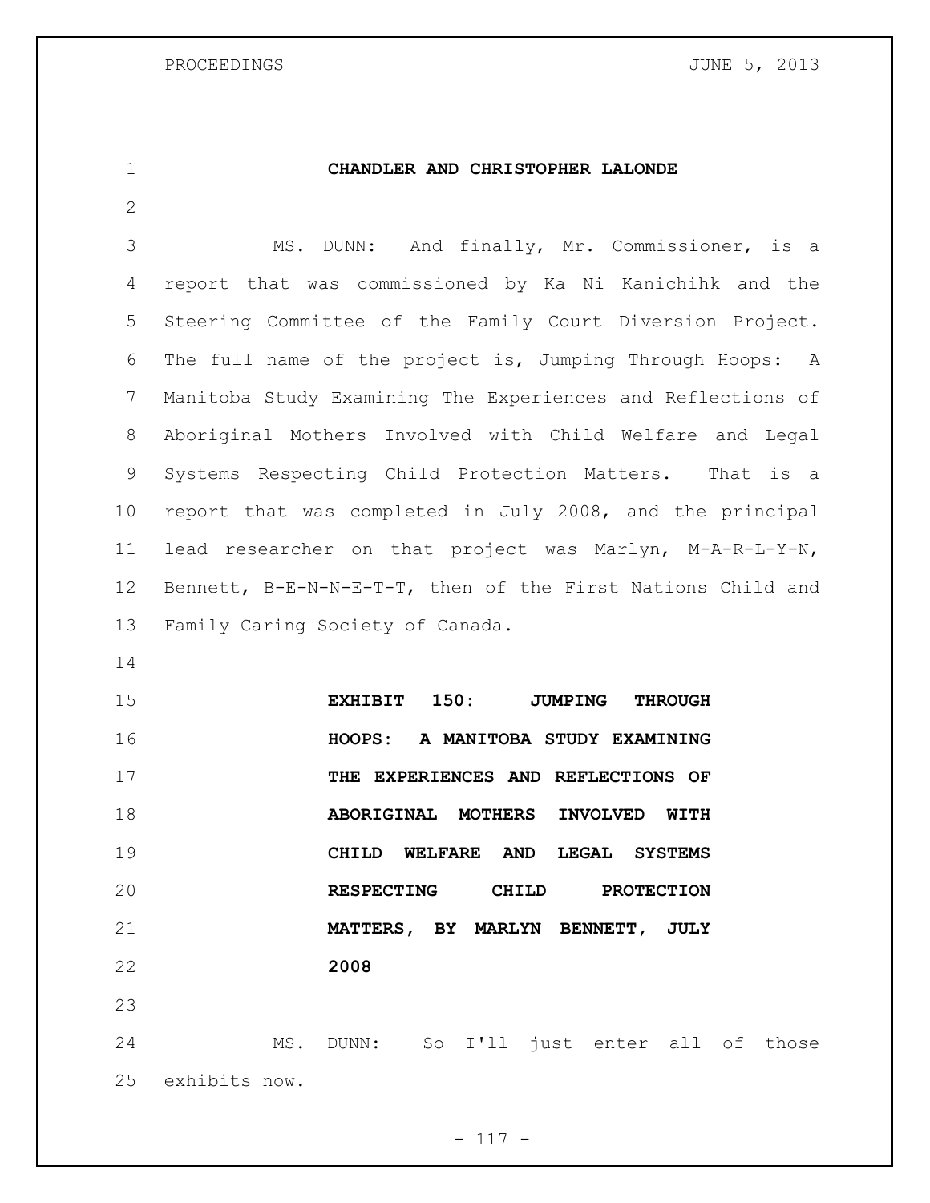**CHANDLER AND CHRISTOPHER LALONDE**

MS. DUNN: And finally, Mr. Commissioner, is a report that was commissioned by Ka Ni Kanichihk and the Steering Committee of the Family Court Diversion Project. The full name of the project is, Jumping Through Hoops: A Manitoba Study Examining The Experiences and Reflections of Aboriginal Mothers Involved with Child Welfare and Legal Systems Respecting Child Protection Matters. That is a report that was completed in July 2008, and the principal lead researcher on that project was Marlyn, M-A-R-L-Y-N, Bennett, B-E-N-N-E-T-T, then of the First Nations Child and Family Caring Society of Canada.

**EXHIBIT 150: JUMPING THROUGH HOOPS: A MANITOBA STUDY EXAMINING THE EXPERIENCES AND REFLECTIONS OF ABORIGINAL MOTHERS INVOLVED WITH CHILD WELFARE AND LEGAL SYSTEMS RESPECTING CHILD PROTECTION MATTERS, BY MARLYN BENNETT, JULY 2008**

MS. DUNN: So I'll just enter all of those exhibits now.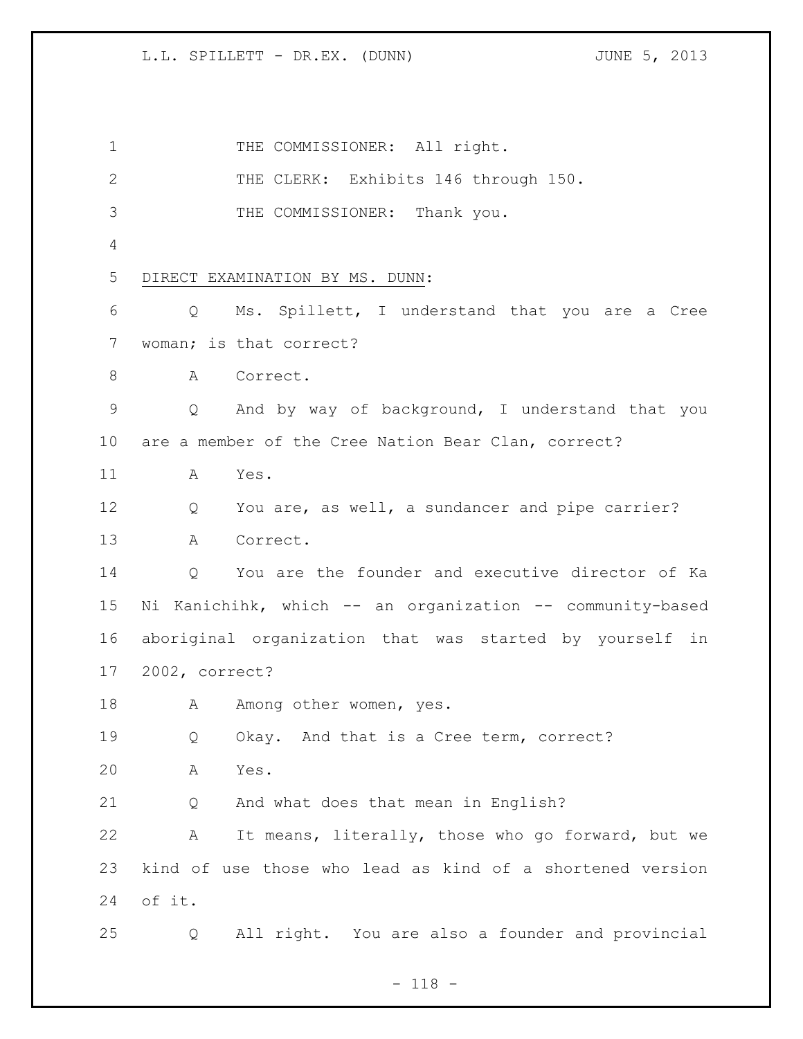THE COMMISSIONER: All right.

THE CLERK: Exhibits 146 through 150.

THE COMMISSIONER: Thank you.

DIRECT EXAMINATION BY MS. DUNN:

Q Ms. Spillett, I understand that you are a Cree woman; is that correct?

A Correct.

Q And by way of background, I understand that you are a member of the Cree Nation Bear Clan, correct?

A Yes.

Q You are, as well, a sundancer and pipe carrier?

A Correct.

Q You are the founder and executive director of Ka Ni Kanichihk, which -- an organization -- community-based aboriginal organization that was started by yourself in 2002, correct?

A Among other women, yes.

Q Okay. And that is a Cree term, correct?

A Yes.

Q And what does that mean in English?

A It means, literally, those who go forward, but we kind of use those who lead as kind of a shortened version of it.

Q All right. You are also a founder and provincial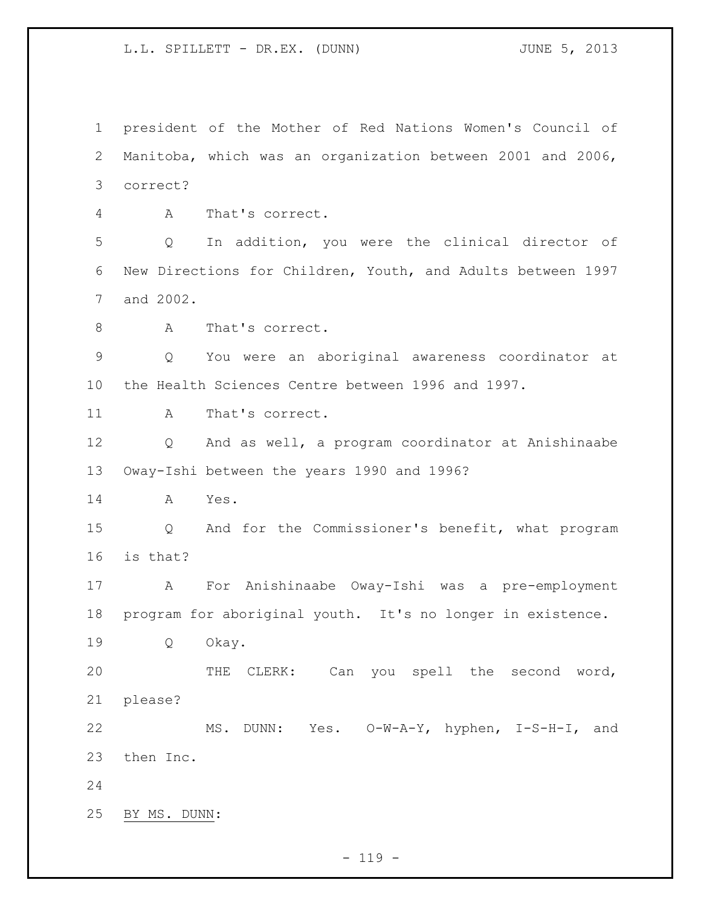president of the Mother of Red Nations Women's Council of Manitoba, which was an organization between 2001 and 2006, correct?

A That's correct.

Q In addition, you were the clinical director of New Directions for Children, Youth, and Adults between 1997 and 2002.

A That's correct.

Q You were an aboriginal awareness coordinator at the Health Sciences Centre between 1996 and 1997.

A That's correct.

Q And as well, a program coordinator at Anishinaabe Oway-Ishi between the years 1990 and 1996?

A Yes.

Q And for the Commissioner's benefit, what program is that?

A For Anishinaabe Oway-Ishi was a pre-employment program for aboriginal youth. It's no longer in existence.

Q Okay.

THE CLERK: Can you spell the second word, please?

MS. DUNN: Yes. O-W-A-Y, hyphen, I-S-H-I, and then Inc.

BY MS. DUNN: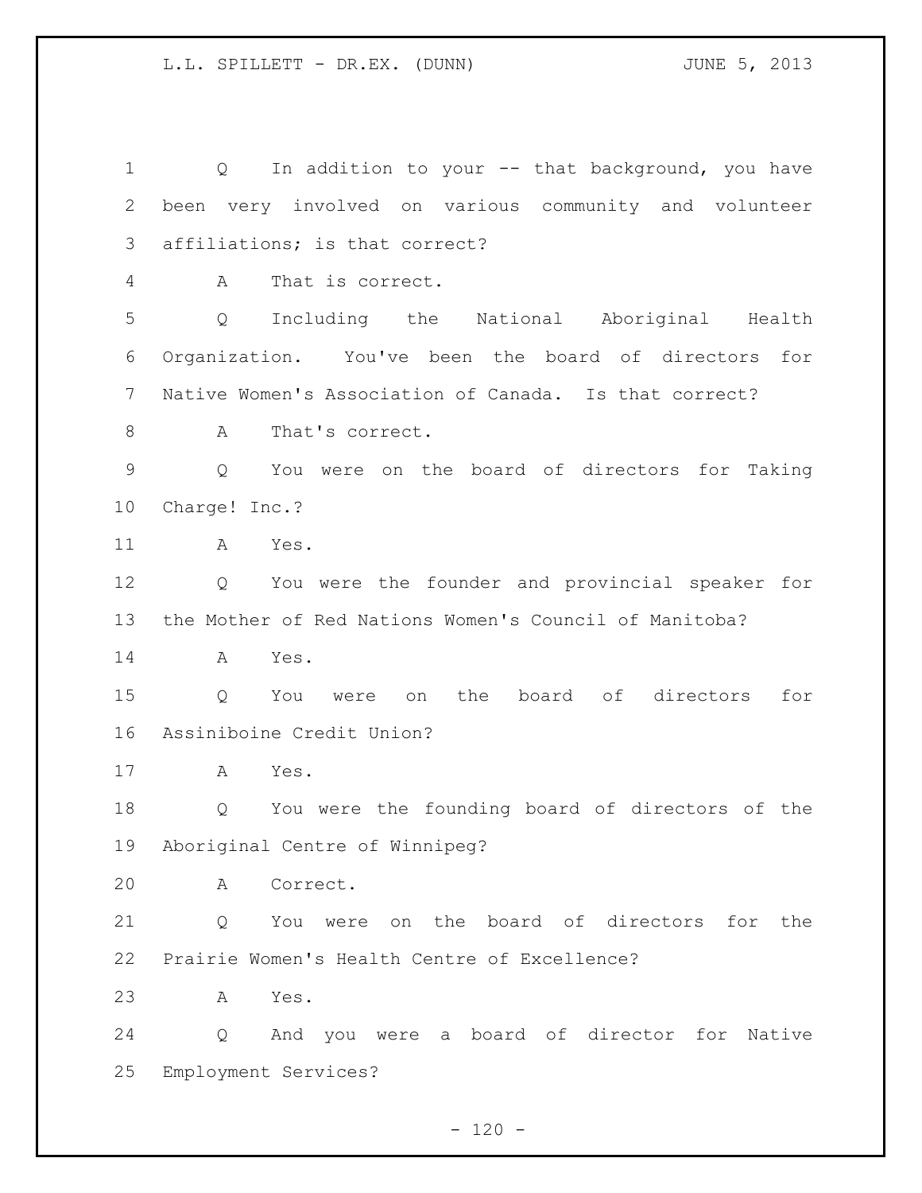Q In addition to your -- that background, you have been very involved on various community and volunteer affiliations; is that correct?

A That is correct.

Q Including the National Aboriginal Health Organization. You've been the board of directors for Native Women's Association of Canada. Is that correct?

A That's correct.

Q You were on the board of directors for Taking Charge! Inc.?

A Yes.

Q You were the founder and provincial speaker for the Mother of Red Nations Women's Council of Manitoba?

A Yes.

Q You were on the board of directors for Assiniboine Credit Union?

A Yes.

Q You were the founding board of directors of the Aboriginal Centre of Winnipeg?

A Correct.

Q You were on the board of directors for the Prairie Women's Health Centre of Excellence?

A Yes.

Q And you were a board of director for Native Employment Services?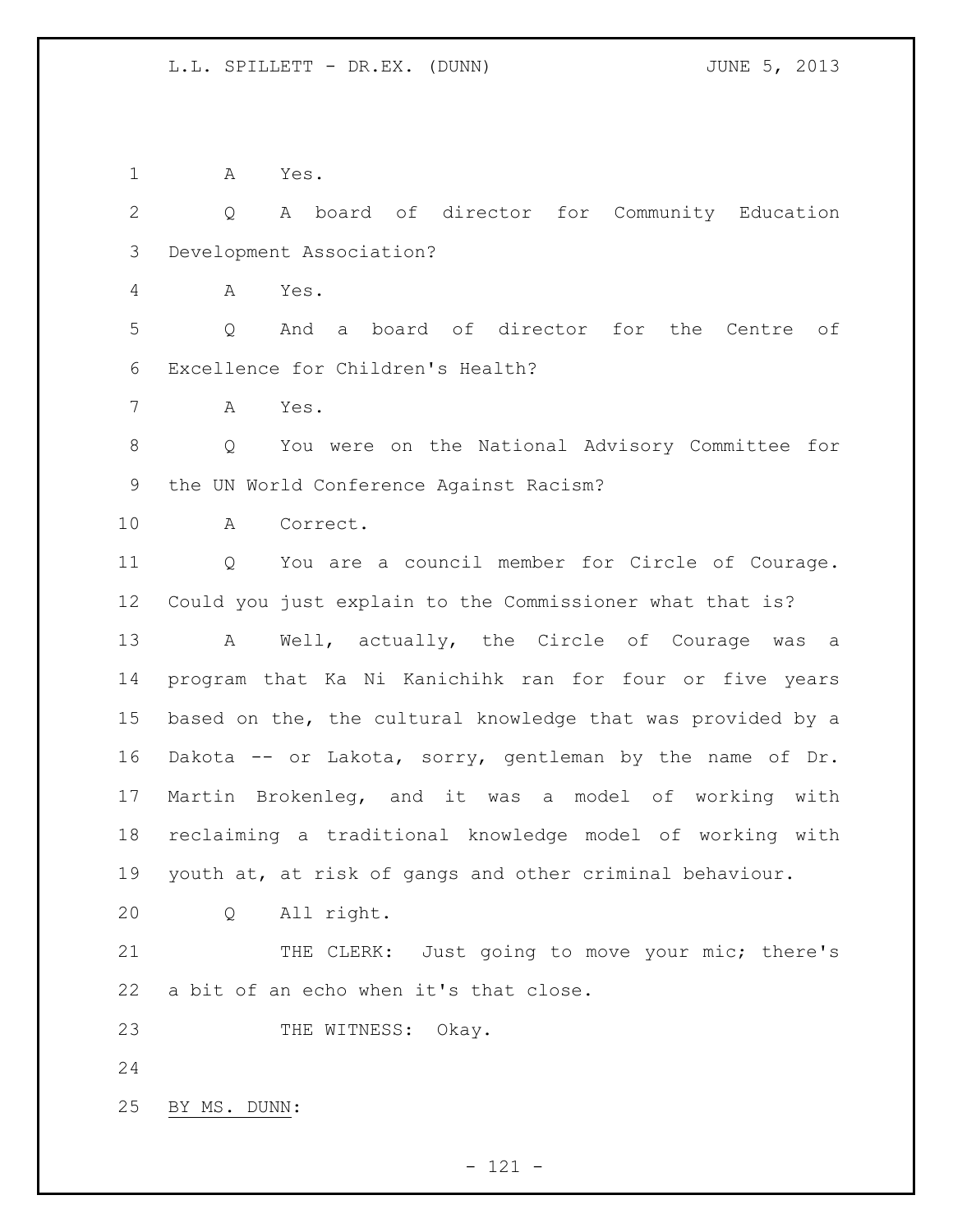A Yes.

Q A board of director for Community Education Development Association?

A Yes.

Q And a board of director for the Centre of Excellence for Children's Health?

A Yes.

Q You were on the National Advisory Committee for the UN World Conference Against Racism?

A Correct.

Q You are a council member for Circle of Courage. Could you just explain to the Commissioner what that is?

A Well, actually, the Circle of Courage was a program that Ka Ni Kanichihk ran for four or five years based on the, the cultural knowledge that was provided by a Dakota -- or Lakota, sorry, gentleman by the name of Dr. Martin Brokenleg, and it was a model of working with reclaiming a traditional knowledge model of working with youth at, at risk of gangs and other criminal behaviour.

Q All right.

THE CLERK: Just going to move your mic; there's a bit of an echo when it's that close.

THE WITNESS: Okay.

BY MS. DUNN: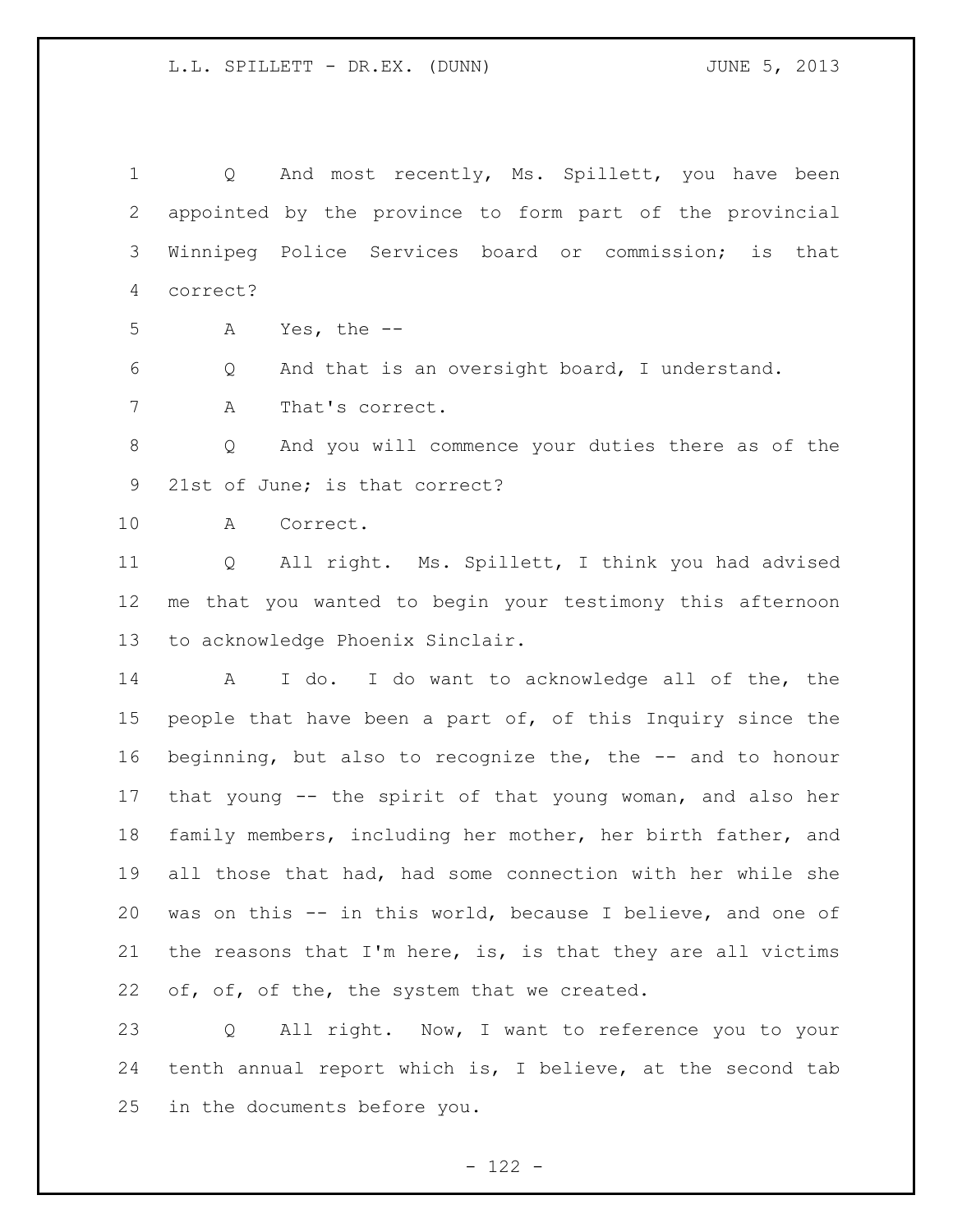Q And most recently, Ms. Spillett, you have been appointed by the province to form part of the provincial Winnipeg Police Services board or commission; is that correct?

A Yes, the --

Q And that is an oversight board, I understand.

A That's correct.

Q And you will commence your duties there as of the 21st of June; is that correct?

A Correct.

Q All right. Ms. Spillett, I think you had advised me that you wanted to begin your testimony this afternoon to acknowledge Phoenix Sinclair.

A I do. I do want to acknowledge all of the, the people that have been a part of, of this Inquiry since the beginning, but also to recognize the, the -- and to honour that young -- the spirit of that young woman, and also her family members, including her mother, her birth father, and all those that had, had some connection with her while she was on this -- in this world, because I believe, and one of the reasons that I'm here, is, is that they are all victims of, of, of the, the system that we created.

Q All right. Now, I want to reference you to your tenth annual report which is, I believe, at the second tab in the documents before you.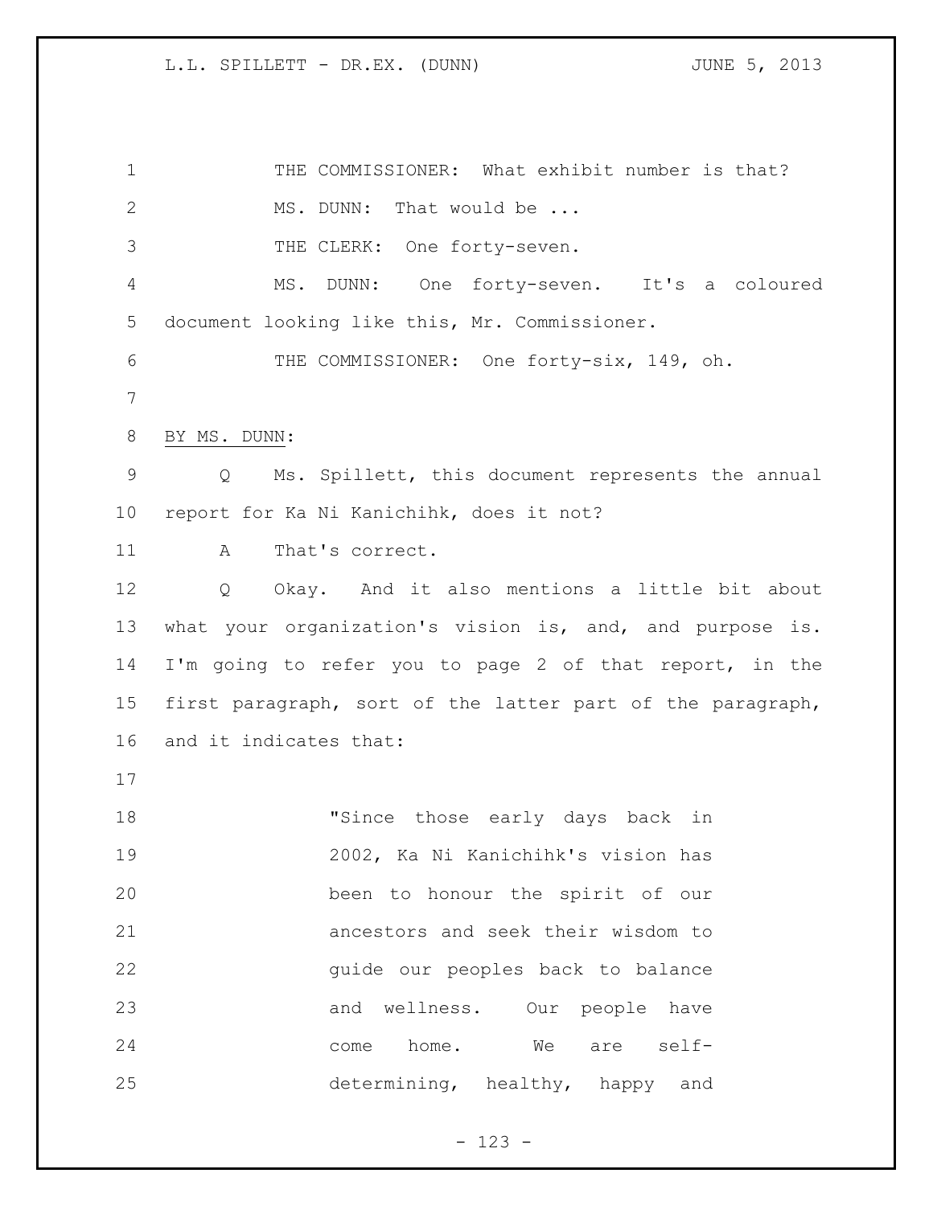THE COMMISSIONER: What exhibit number is that?

MS. DUNN: That would be ...

THE CLERK: One forty-seven.

MS. DUNN: One forty-seven. It's a coloured document looking like this, Mr. Commissioner.

THE COMMISSIONER: One forty-six, 149, oh.

BY MS. DUNN:

Q Ms. Spillett, this document represents the annual report for Ka Ni Kanichihk, does it not?

A That's correct.

Q Okay. And it also mentions a little bit about what your organization's vision is, and, and purpose is. I'm going to refer you to page 2 of that report, in the first paragraph, sort of the latter part of the paragraph, and it indicates that:

> "Since those early days back in 2002, Ka Ni Kanichihk's vision has been to honour the spirit of our ancestors and seek their wisdom to guide our peoples back to balance and wellness. Our people have come home. We are self-determining, healthy, happy and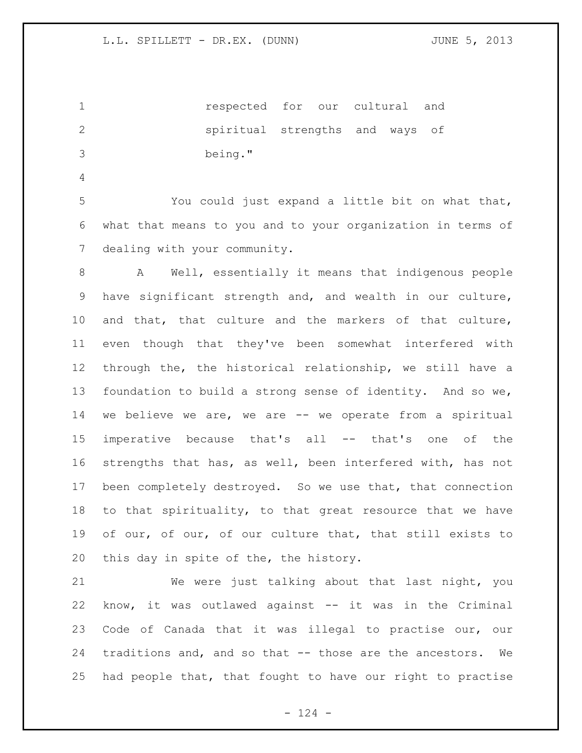respected for our cultural and spiritual strengths and ways of being."

You could just expand a little bit on what that, what that means to you and to your organization in terms of dealing with your community.

A Well, essentially it means that indigenous people have significant strength and, and wealth in our culture, and that, that culture and the markers of that culture, even though that they've been somewhat interfered with through the, the historical relationship, we still have a foundation to build a strong sense of identity. And so we, we believe we are, we are -- we operate from a spiritual imperative because that's all -- that's one of the strengths that has, as well, been interfered with, has not been completely destroyed. So we use that, that connection to that spirituality, to that great resource that we have of our, of our, of our culture that, that still exists to this day in spite of the, the history.

We were just talking about that last night, you know, it was outlawed against -- it was in the Criminal Code of Canada that it was illegal to practise our, our traditions and, and so that -- those are the ancestors. We had people that, that fought to have our right to practise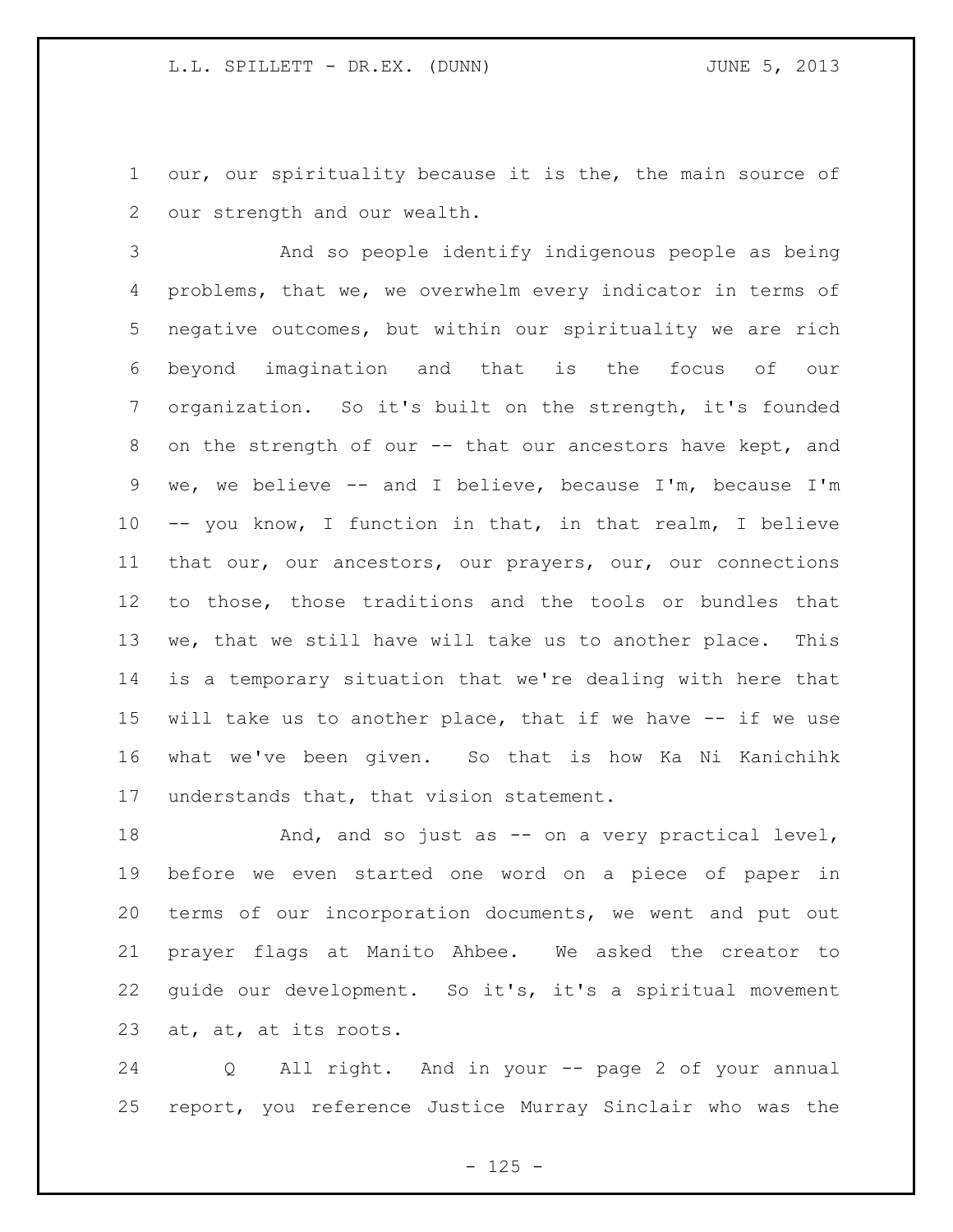our, our spirituality because it is the, the main source of our strength and our wealth.

And so people identify indigenous people as being problems, that we, we overwhelm every indicator in terms of negative outcomes, but within our spirituality we are rich beyond imagination and that is the focus of our organization. So it's built on the strength, it's founded on the strength of our -- that our ancestors have kept, and we, we believe -- and I believe, because I'm, because I'm -- you know, I function in that, in that realm, I believe that our, our ancestors, our prayers, our, our connections to those, those traditions and the tools or bundles that we, that we still have will take us to another place. This is a temporary situation that we're dealing with here that will take us to another place, that if we have -- if we use what we've been given. So that is how Ka Ni Kanichihk understands that, that vision statement.

And, and so just as -- on a very practical level, before we even started one word on a piece of paper in terms of our incorporation documents, we went and put out prayer flags at Manito Ahbee. We asked the creator to guide our development. So it's, it's a spiritual movement at, at, at its roots.

Q All right. And in your -- page 2 of your annual report, you reference Justice Murray Sinclair who was the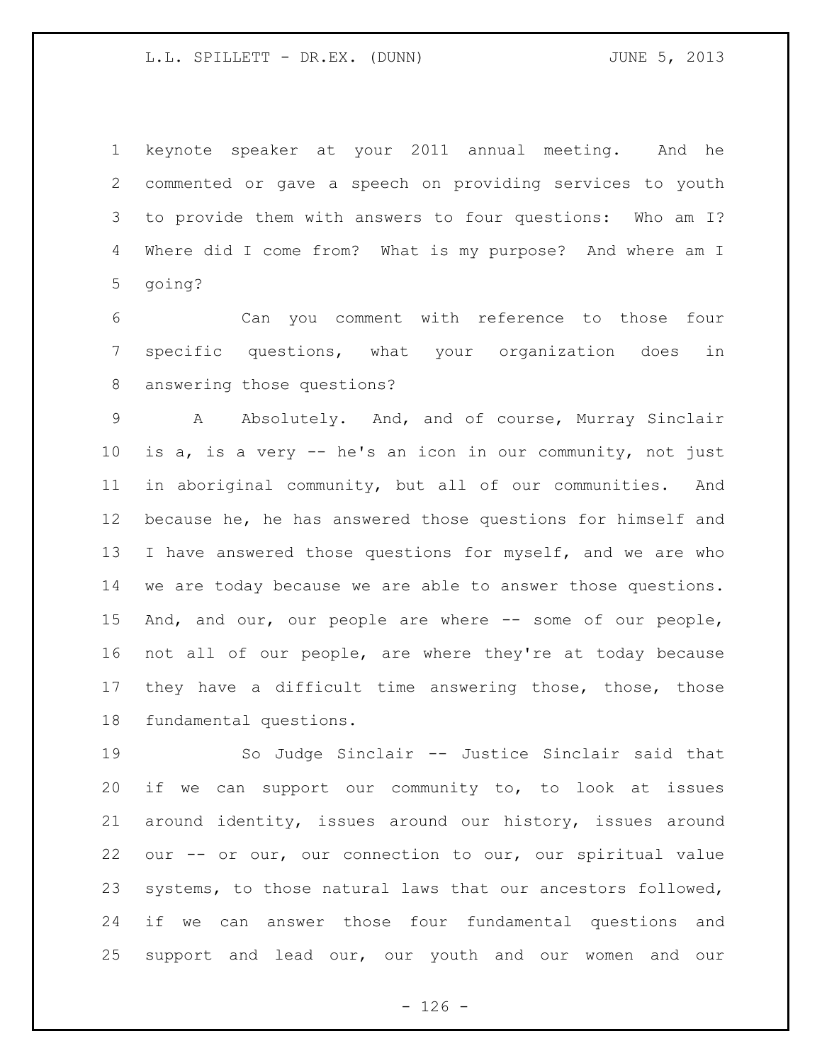keynote speaker at your 2011 annual meeting. And he commented or gave a speech on providing services to youth to provide them with answers to four questions: Who am I? Where did I come from? What is my purpose? And where am I going?

Can you comment with reference to those four specific questions, what your organization does in answering those questions?

A Absolutely. And, and of course, Murray Sinclair is a, is a very -- he's an icon in our community, not just in aboriginal community, but all of our communities. And because he, he has answered those questions for himself and I have answered those questions for myself, and we are who we are today because we are able to answer those questions. And, and our, our people are where -- some of our people, not all of our people, are where they're at today because they have a difficult time answering those, those, those fundamental questions.

So Judge Sinclair -- Justice Sinclair said that if we can support our community to, to look at issues around identity, issues around our history, issues around our -- or our, our connection to our, our spiritual value systems, to those natural laws that our ancestors followed, if we can answer those four fundamental questions and support and lead our, our youth and our women and our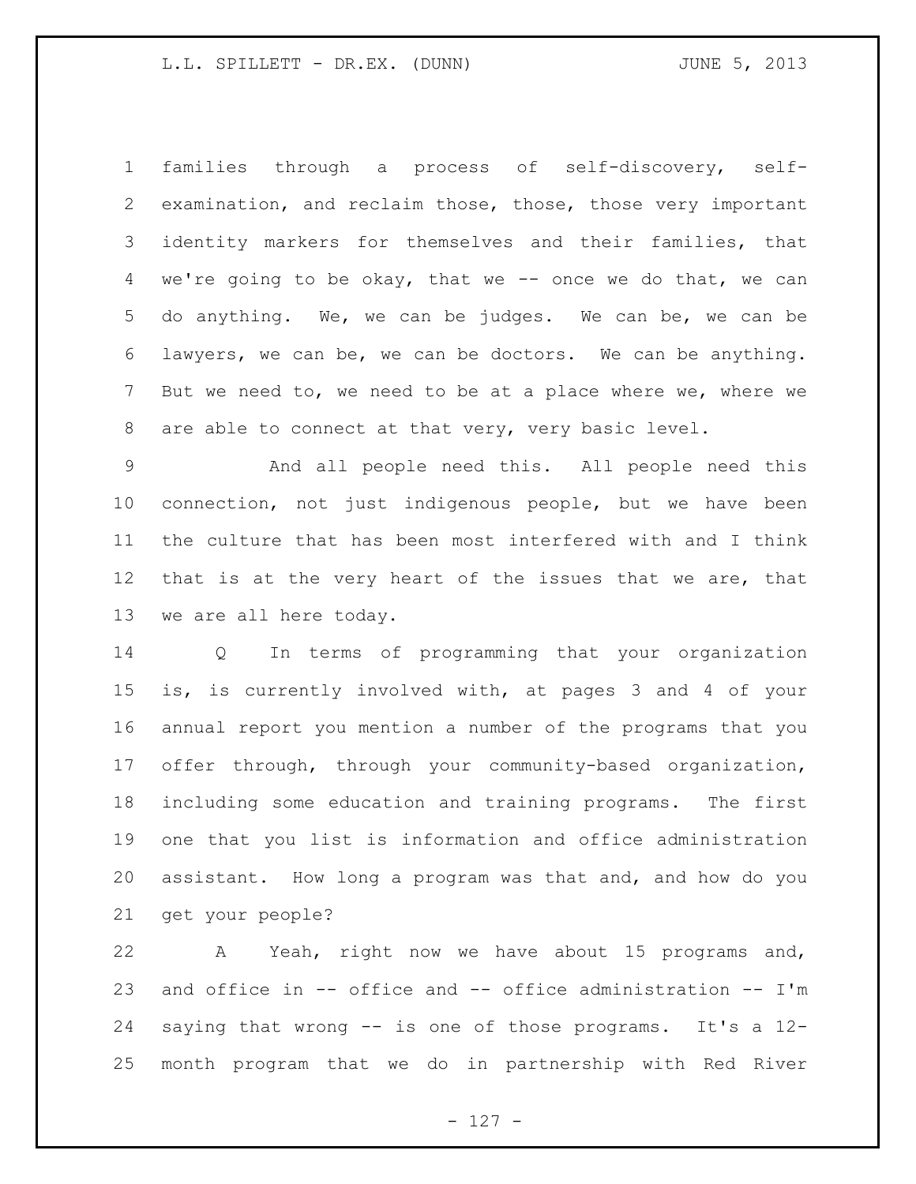families through a process of self-discovery, self-examination, and reclaim those, those, those very important identity markers for themselves and their families, that we're going to be okay, that we -- once we do that, we can do anything. We, we can be judges. We can be, we can be lawyers, we can be, we can be doctors. We can be anything. But we need to, we need to be at a place where we, where we are able to connect at that very, very basic level.

And all people need this. All people need this connection, not just indigenous people, but we have been the culture that has been most interfered with and I think that is at the very heart of the issues that we are, that we are all here today.

Q In terms of programming that your organization is, is currently involved with, at pages 3 and 4 of your annual report you mention a number of the programs that you offer through, through your community-based organization, including some education and training programs. The first one that you list is information and office administration assistant. How long a program was that and, and how do you get your people?

A Yeah, right now we have about 15 programs and, and office in -- office and -- office administration -- I'm saying that wrong -- is one of those programs. It's a 12-month program that we do in partnership with Red River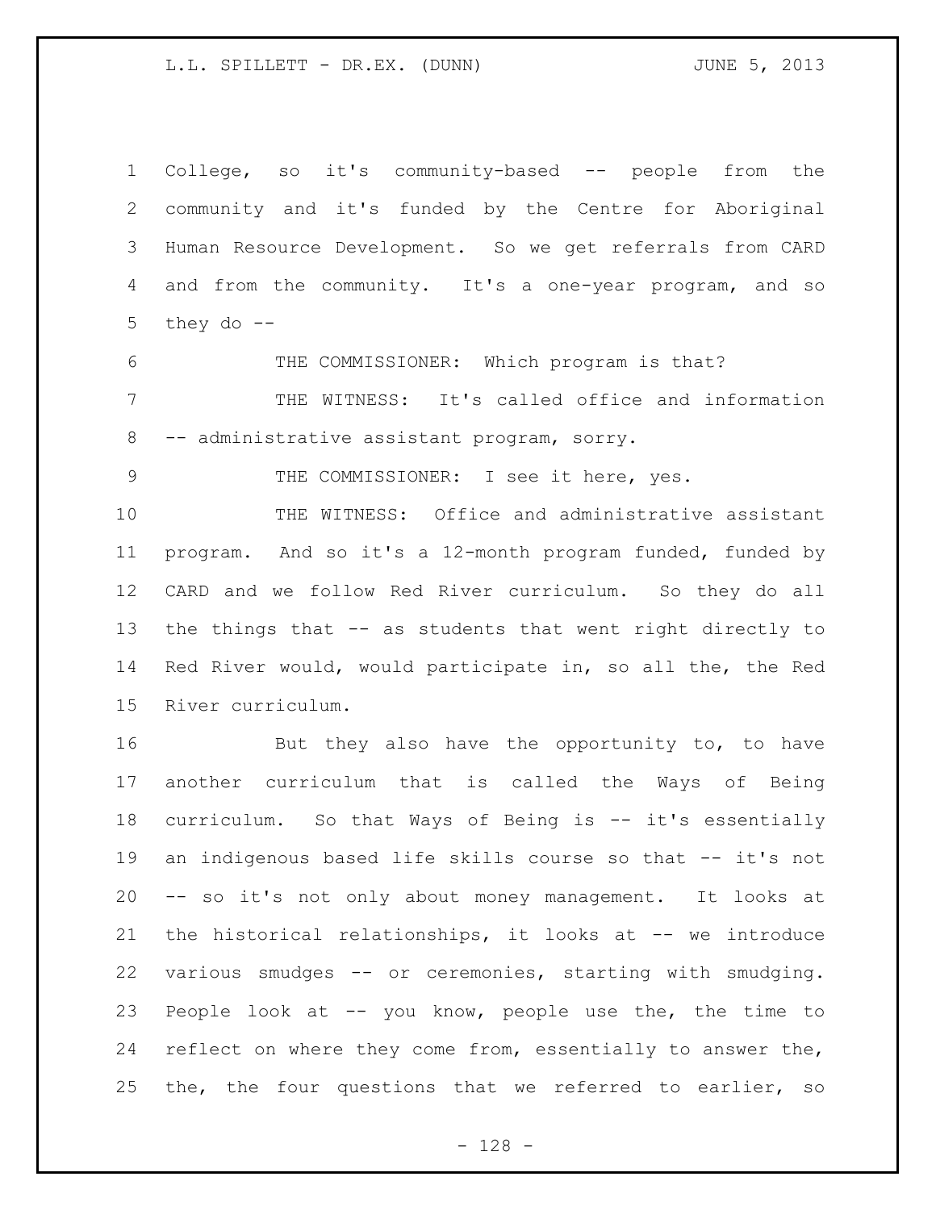College, so it's community-based -- people from the community and it's funded by the Centre for Aboriginal Human Resource Development. So we get referrals from CARD and from the community. It's a one-year program, and so they do --

THE COMMISSIONER: Which program is that?

THE WITNESS: It's called office and information -- administrative assistant program, sorry.

THE COMMISSIONER: I see it here, yes.

THE WITNESS: Office and administrative assistant program. And so it's a 12-month program funded, funded by CARD and we follow Red River curriculum. So they do all the things that -- as students that went right directly to Red River would, would participate in, so all the, the Red River curriculum.

But they also have the opportunity to, to have another curriculum that is called the Ways of Being curriculum. So that Ways of Being is -- it's essentially an indigenous based life skills course so that -- it's not -- so it's not only about money management. It looks at the historical relationships, it looks at -- we introduce various smudges -- or ceremonies, starting with smudging. People look at -- you know, people use the, the time to reflect on where they come from, essentially to answer the, the, the four questions that we referred to earlier, so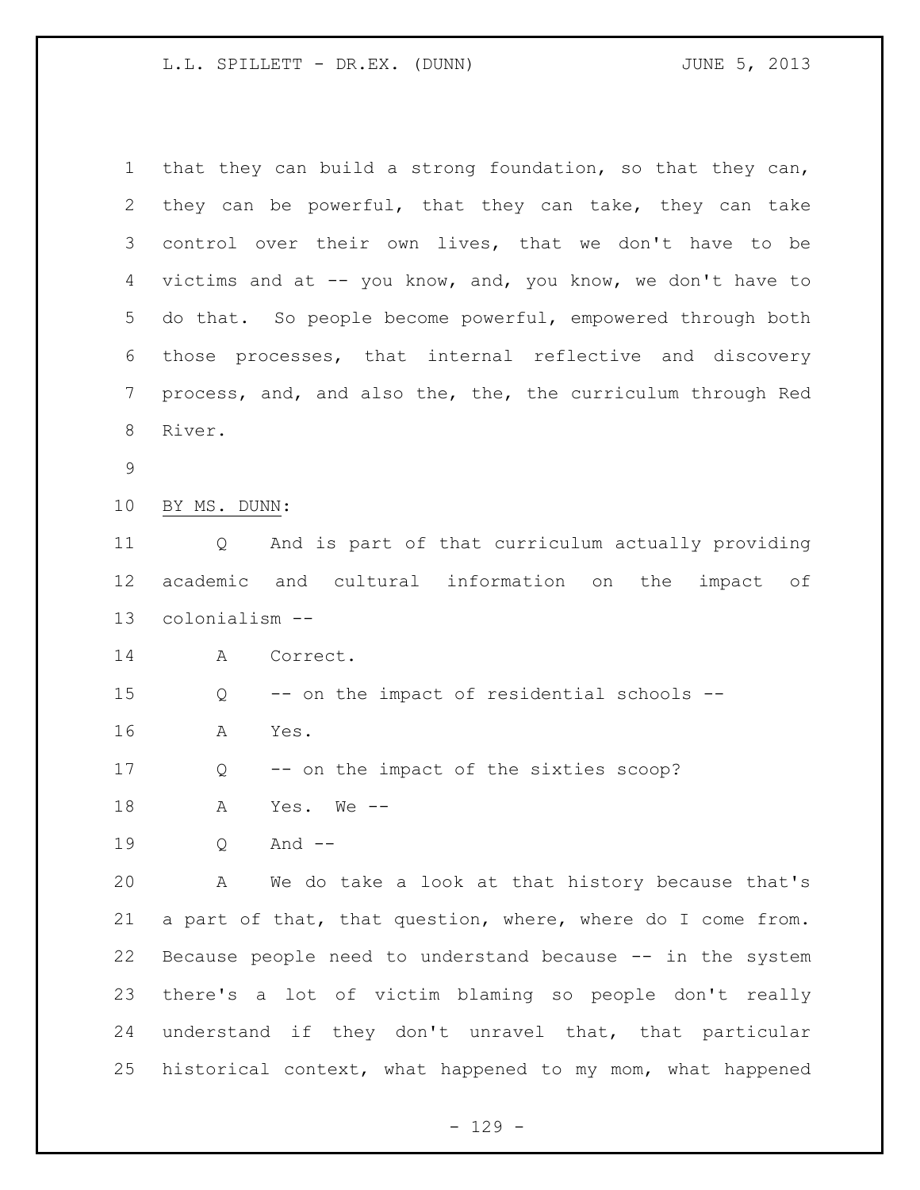that they can build a strong foundation, so that they can, they can be powerful, that they can take, they can take control over their own lives, that we don't have to be victims and at -- you know, and, you know, we don't have to do that. So people become powerful, empowered through both those processes, that internal reflective and discovery process, and, and also the, the, the curriculum through Red River.

BY MS. DUNN:

Q And is part of that curriculum actually providing academic and cultural information on the impact of colonialism --

A Correct.

Q -- on the impact of residential schools --

A Yes.

Q -- on the impact of the sixties scoop?

A Yes. We --

Q And --

A We do take a look at that history because that's a part of that, that question, where, where do I come from. Because people need to understand because -- in the system there's a lot of victim blaming so people don't really understand if they don't unravel that, that particular historical context, what happened to my mom, what happened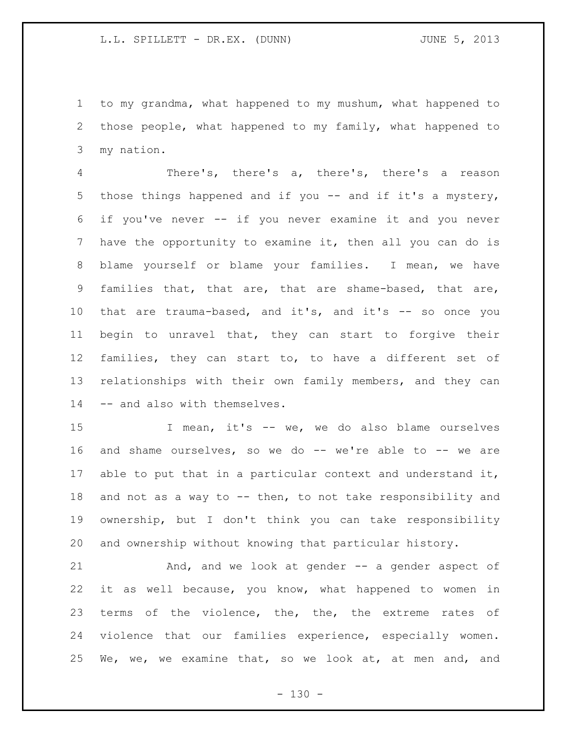to my grandma, what happened to my mushum, what happened to those people, what happened to my family, what happened to my nation.

There's, there's a, there's, there's a reason those things happened and if you -- and if it's a mystery, if you've never -- if you never examine it and you never have the opportunity to examine it, then all you can do is blame yourself or blame your families. I mean, we have families that, that are, that are shame-based, that are, that are trauma-based, and it's, and it's -- so once you begin to unravel that, they can start to forgive their families, they can start to, to have a different set of relationships with their own family members, and they can -- and also with themselves.

I mean, it's -- we, we do also blame ourselves and shame ourselves, so we do -- we're able to -- we are able to put that in a particular context and understand it, and not as a way to -- then, to not take responsibility and ownership, but I don't think you can take responsibility and ownership without knowing that particular history.

And, and we look at gender -- a gender aspect of it as well because, you know, what happened to women in terms of the violence, the, the, the extreme rates of violence that our families experience, especially women. We, we, we examine that, so we look at, at men and, and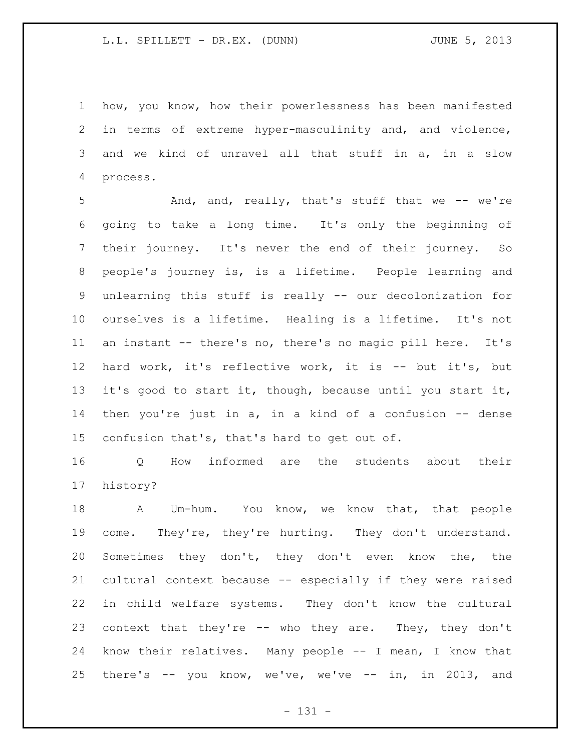how, you know, how their powerlessness has been manifested in terms of extreme hyper-masculinity and, and violence, and we kind of unravel all that stuff in a, in a slow process.

And, and, really, that's stuff that we -- we're going to take a long time. It's only the beginning of their journey. It's never the end of their journey. So people's journey is, is a lifetime. People learning and unlearning this stuff is really -- our decolonization for ourselves is a lifetime. Healing is a lifetime. It's not an instant -- there's no, there's no magic pill here. It's hard work, it's reflective work, it is -- but it's, but it's good to start it, though, because until you start it, then you're just in a, in a kind of a confusion -- dense confusion that's, that's hard to get out of.

Q How informed are the students about their history?

A Um-hum. You know, we know that, that people come. They're, they're hurting. They don't understand. Sometimes they don't, they don't even know the, the cultural context because -- especially if they were raised in child welfare systems. They don't know the cultural context that they're -- who they are. They, they don't know their relatives. Many people -- I mean, I know that there's -- you know, we've, we've -- in, in 2013, and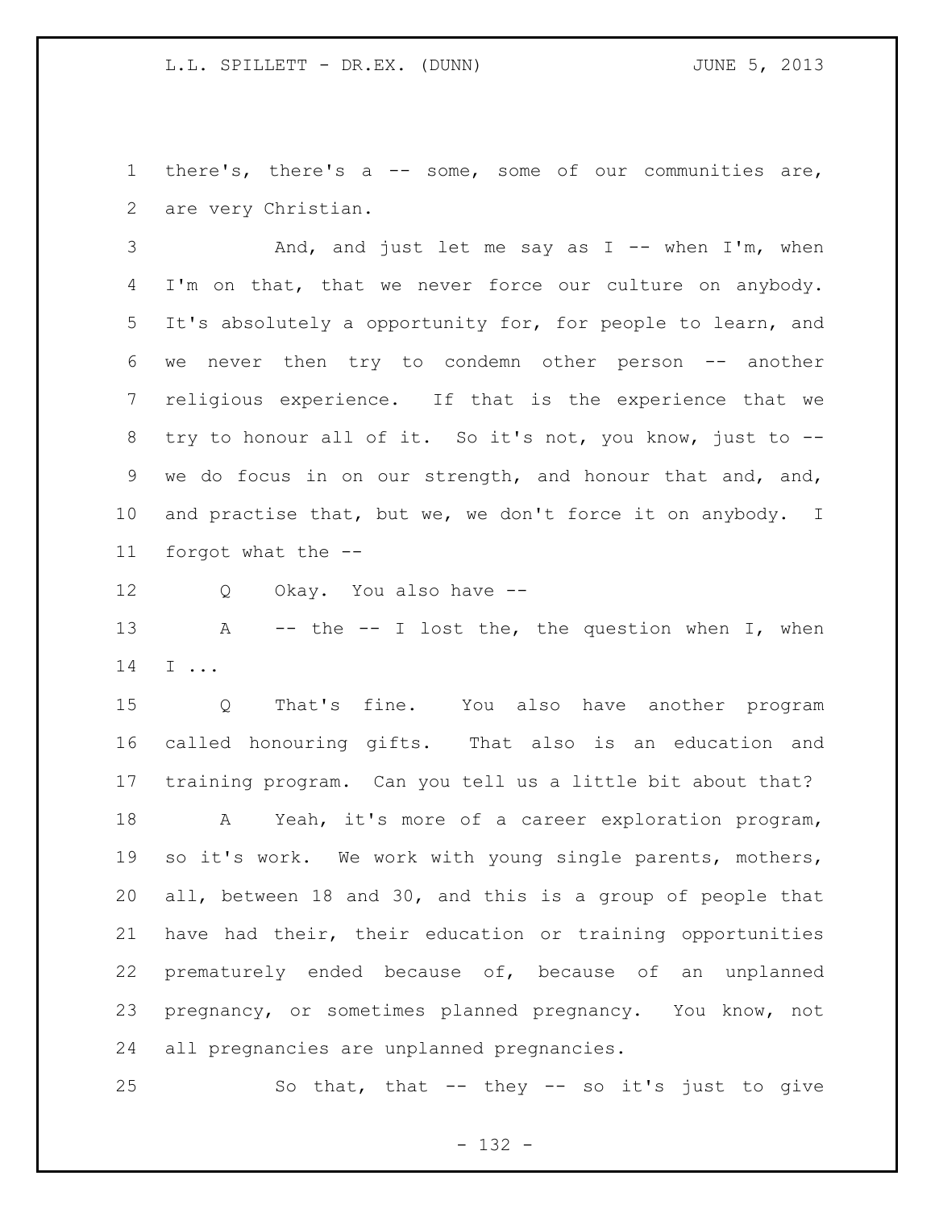there's, there's a -- some, some of our communities are, are very Christian.

And, and just let me say as I -- when I'm, when I'm on that, that we never force our culture on anybody. It's absolutely a opportunity for, for people to learn, and we never then try to condemn other person -- another religious experience. If that is the experience that we try to honour all of it. So it's not, you know, just to -- we do focus in on our strength, and honour that and, and, and practise that, but we, we don't force it on anybody. I forgot what the --

Q Okay. You also have --

A -- the -- I lost the, the question when I, when I ...

Q That's fine. You also have another program called honouring gifts. That also is an education and training program. Can you tell us a little bit about that?

A Yeah, it's more of a career exploration program, so it's work. We work with young single parents, mothers, all, between 18 and 30, and this is a group of people that have had their, their education or training opportunities prematurely ended because of, because of an unplanned pregnancy, or sometimes planned pregnancy. You know, not all pregnancies are unplanned pregnancies.

So that, that -- they -- so it's just to give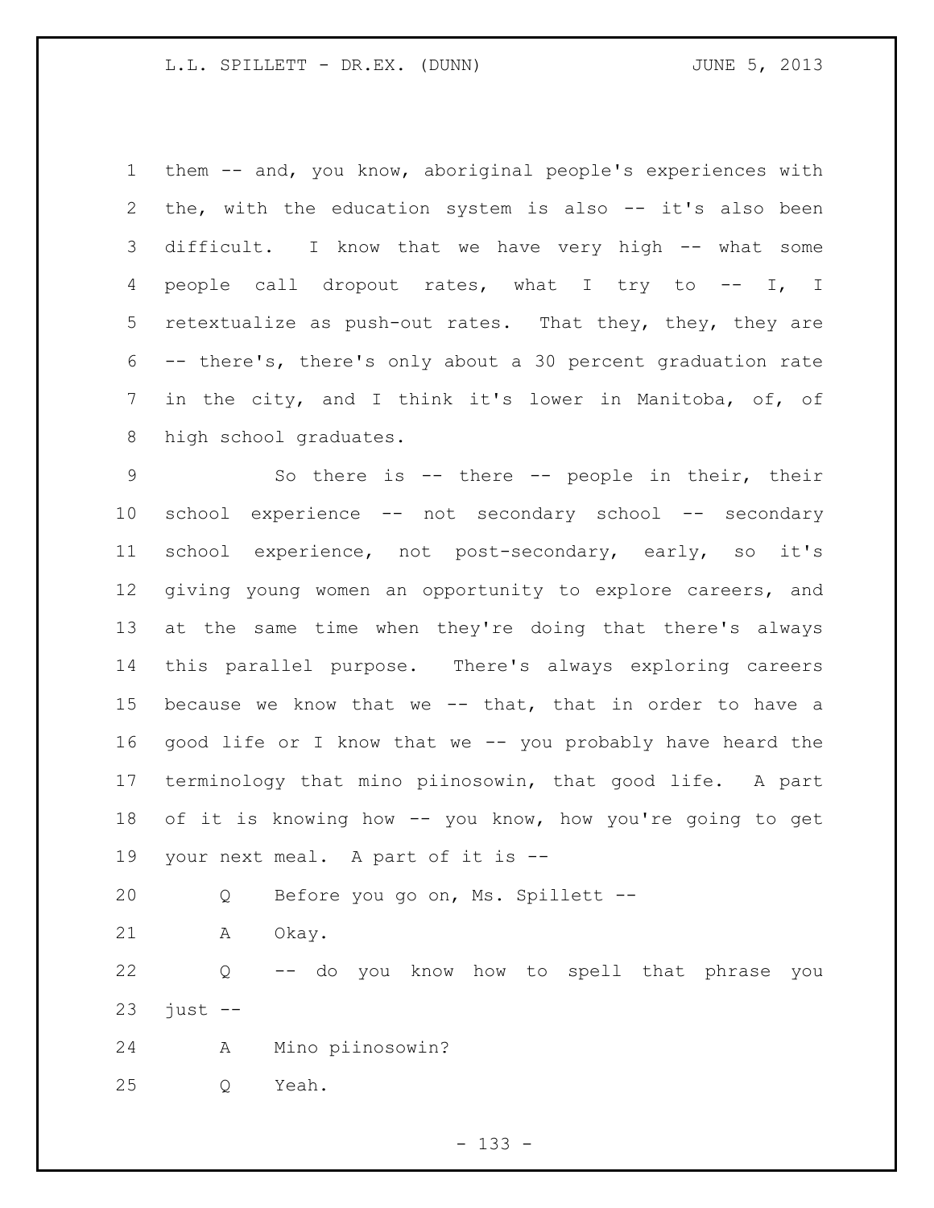them -- and, you know, aboriginal people's experiences with the, with the education system is also -- it's also been difficult. I know that we have very high -- what some people call dropout rates, what I try to -- I, I retextualize as push-out rates. That they, they, they are -- there's, there's only about a 30 percent graduation rate in the city, and I think it's lower in Manitoba, of, of high school graduates.

So there is -- there -- people in their, their school experience -- not secondary school -- secondary school experience, not post-secondary, early, so it's giving young women an opportunity to explore careers, and at the same time when they're doing that there's always this parallel purpose. There's always exploring careers because we know that we -- that, that in order to have a good life or I know that we -- you probably have heard the terminology that mino piinosowin, that good life. A part of it is knowing how -- you know, how you're going to get your next meal. A part of it is --

Q Before you go on, Ms. Spillett --

A Okay.

Q -- do you know how to spell that phrase you just --

A Mino piinosowin?

Q Yeah.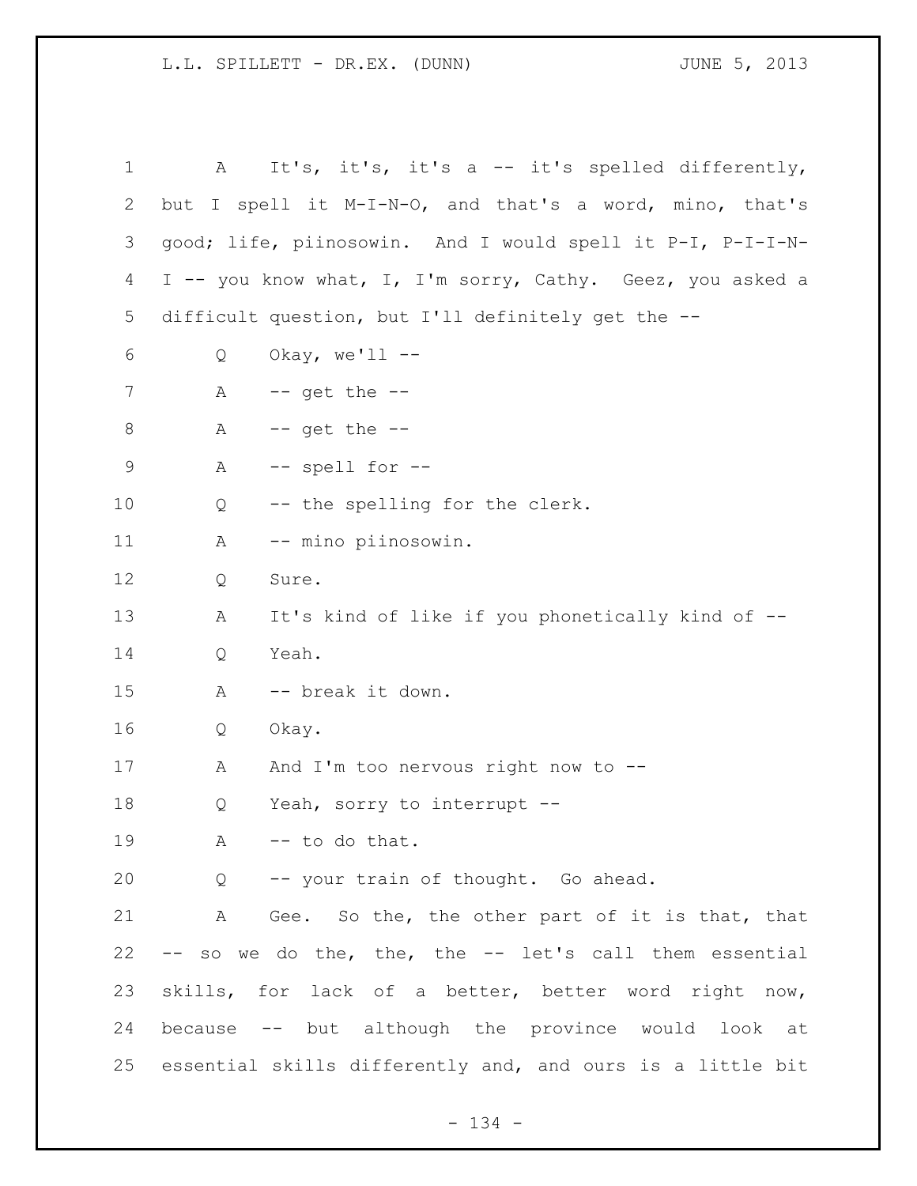A It's, it's, it's a -- it's spelled differently, but I spell it M-I-N-O, and that's a word, mino, that's good; life, piinosowin. And I would spell it P-I, P-I-I-N-I -- you know what, I, I'm sorry, Cathy. Geez, you asked a difficult question, but I'll definitely get the --

Q Okay, we'll --

A -- get the --

A -- get the --

A -- spell for --

Q -- the spelling for the clerk.

A -- mino piinosowin.

Q Sure.

A It's kind of like if you phonetically kind of --

Q Yeah.

A -- break it down.

Q Okay.

A And I'm too nervous right now to --

Q Yeah, sorry to interrupt --

A -- to do that.

Q -- your train of thought. Go ahead.

A Gee. So the, the other part of it is that, that -- so we do the, the, the -- let's call them essential skills, for lack of a better, better word right now, because -- but although the province would look at essential skills differently and, and ours is a little bit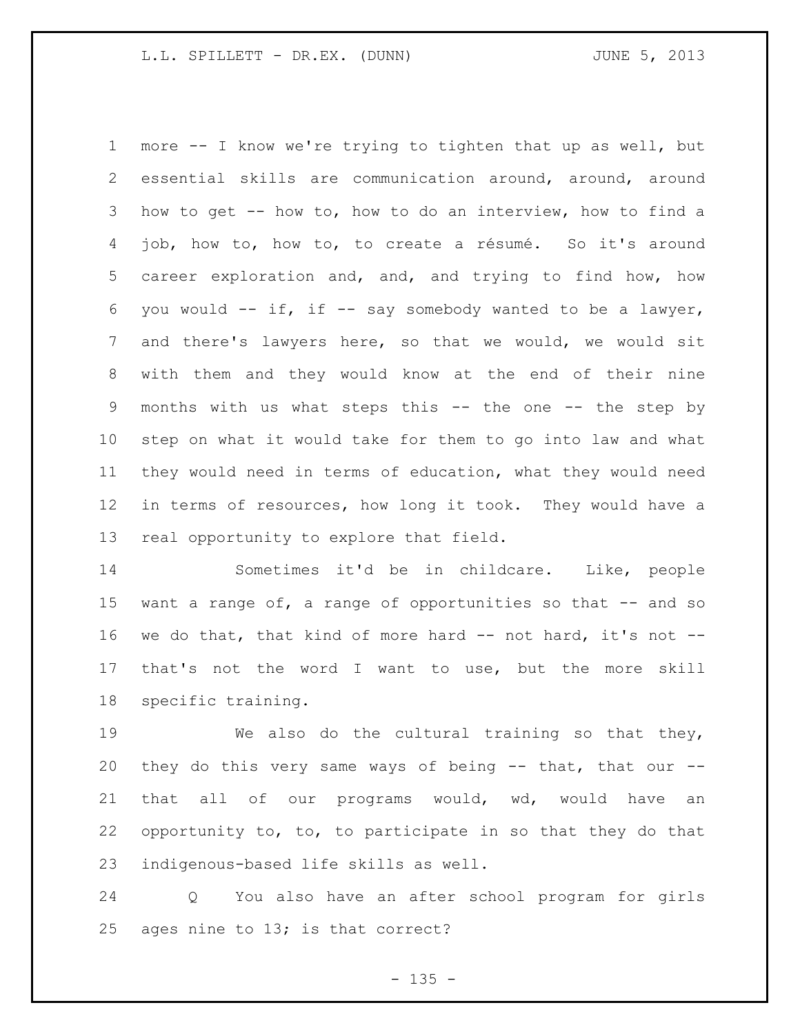more -- I know we're trying to tighten that up as well, but essential skills are communication around, around, around how to get -- how to, how to do an interview, how to find a job, how to, how to, to create a résumé. So it's around career exploration and, and, and trying to find how, how you would -- if, if -- say somebody wanted to be a lawyer, and there's lawyers here, so that we would, we would sit with them and they would know at the end of their nine months with us what steps this -- the one -- the step by step on what it would take for them to go into law and what they would need in terms of education, what they would need in terms of resources, how long it took. They would have a real opportunity to explore that field.

Sometimes it'd be in childcare. Like, people want a range of, a range of opportunities so that -- and so we do that, that kind of more hard -- not hard, it's not -- that's not the word I want to use, but the more skill specific training.

We also do the cultural training so that they, they do this very same ways of being -- that, that our -- that all of our programs would, wd, would have an opportunity to, to, to participate in so that they do that indigenous-based life skills as well.

Q You also have an after school program for girls ages nine to 13; is that correct?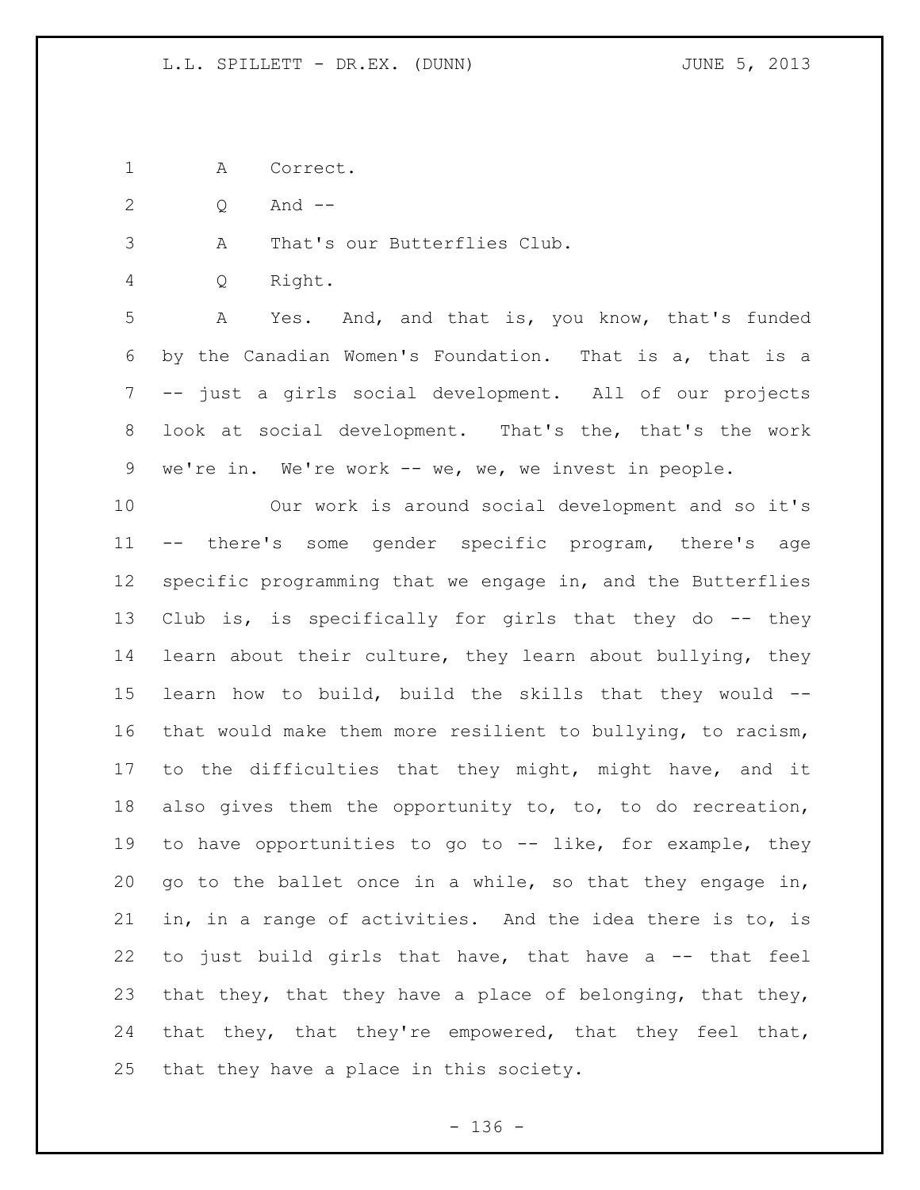A Correct.

Q And --

A That's our Butterflies Club.

Q Right.

A Yes. And, and that is, you know, that's funded by the Canadian Women's Foundation. That is a, that is a -- just a girls social development. All of our projects look at social development. That's the, that's the work we're in. We're work -- we, we, we invest in people.

Our work is around social development and so it's -- there's some gender specific program, there's age specific programming that we engage in, and the Butterflies Club is, is specifically for girls that they do -- they learn about their culture, they learn about bullying, they learn how to build, build the skills that they would -- that would make them more resilient to bullying, to racism, to the difficulties that they might, might have, and it also gives them the opportunity to, to, to do recreation, to have opportunities to go to -- like, for example, they go to the ballet once in a while, so that they engage in, in, in a range of activities. And the idea there is to, is to just build girls that have, that have a -- that feel that they, that they have a place of belonging, that they, that they, that they're empowered, that they feel that, that they have a place in this society.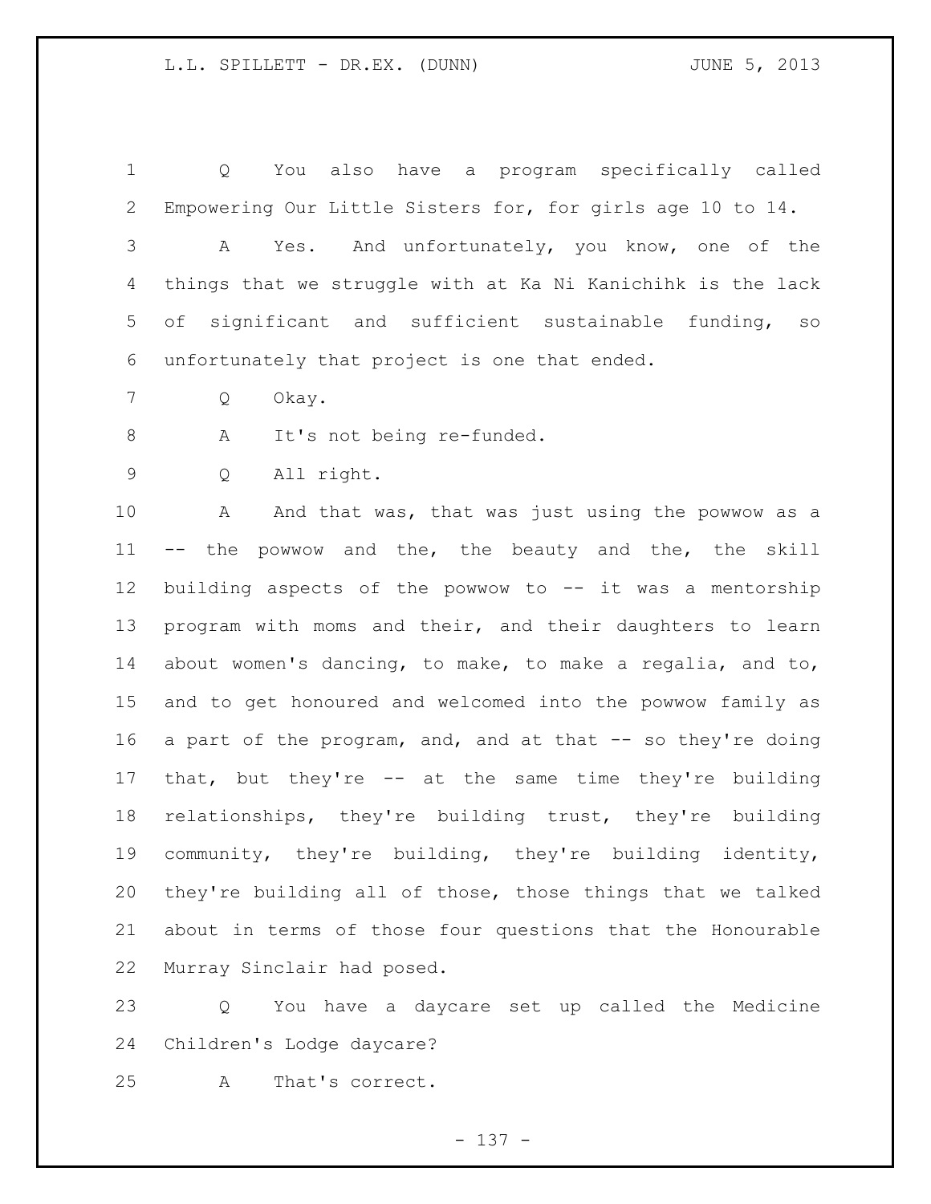Q You also have a program specifically called Empowering Our Little Sisters for, for girls age 10 to 14.

A Yes. And unfortunately, you know, one of the things that we struggle with at Ka Ni Kanichihk is the lack of significant and sufficient sustainable funding, so unfortunately that project is one that ended.

Q Okay.

A It's not being re-funded.

Q All right.

A And that was, that was just using the powwow as a -- the powwow and the, the beauty and the, the skill building aspects of the powwow to -- it was a mentorship program with moms and their, and their daughters to learn about women's dancing, to make, to make a regalia, and to, and to get honoured and welcomed into the powwow family as a part of the program, and, and at that -- so they're doing that, but they're -- at the same time they're building relationships, they're building trust, they're building community, they're building, they're building identity, they're building all of those, those things that we talked about in terms of those four questions that the Honourable Murray Sinclair had posed.

Q You have a daycare set up called the Medicine Children's Lodge daycare?

A That's correct.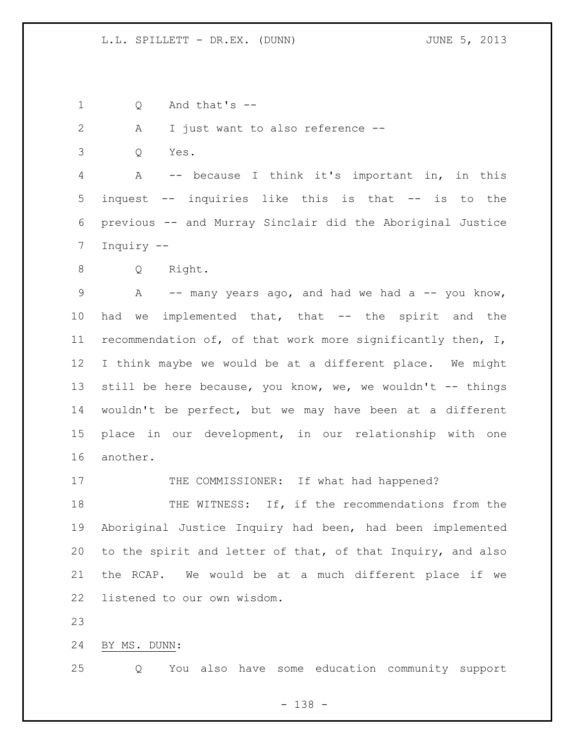Q And that's --

A I just want to also reference --

Q Yes.

A -- because I think it's important in, in this inquest -- inquiries like this is that -- is to the previous -- and Murray Sinclair did the Aboriginal Justice Inquiry --

Q Right.

A -- many years ago, and had we had a -- you know, had we implemented that, that -- the spirit and the recommendation of, of that work more significantly then, I, I think maybe we would be at a different place. We might still be here because, you know, we, we wouldn't -- things wouldn't be perfect, but we may have been at a different place in our development, in our relationship with one another.

THE COMMISSIONER: If what had happened?

THE WITNESS: If, if the recommendations from the Aboriginal Justice Inquiry had been, had been implemented to the spirit and letter of that, of that Inquiry, and also the RCAP. We would be at a much different place if we listened to our own wisdom.

BY MS. DUNN:

Q You also have some education community support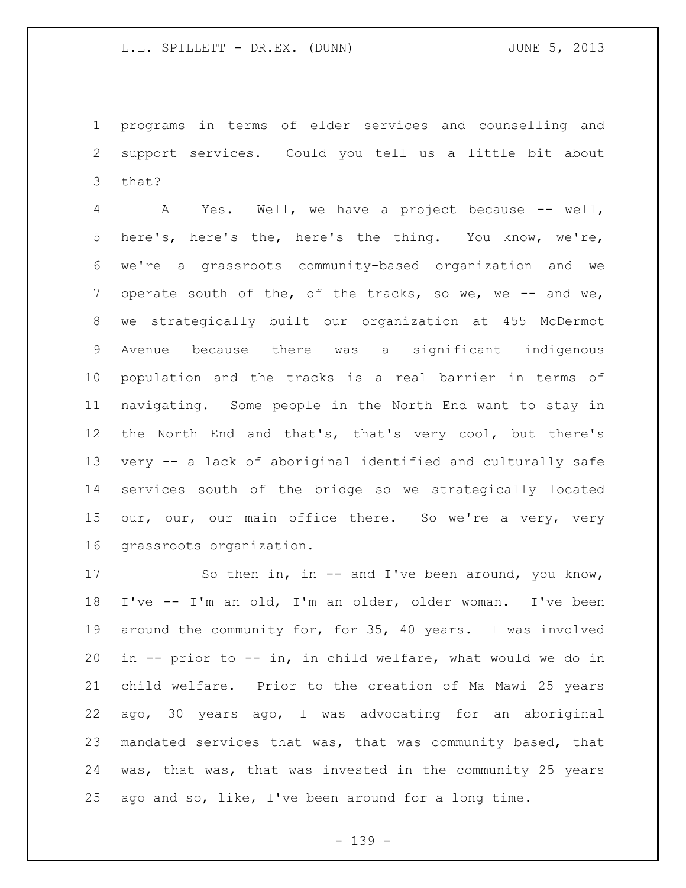programs in terms of elder services and counselling and support services. Could you tell us a little bit about that?

A Yes. Well, we have a project because -- well, here's, here's the, here's the thing. You know, we're, we're a grassroots community-based organization and we operate south of the, of the tracks, so we, we -- and we, we strategically built our organization at 455 McDermot Avenue because there was a significant indigenous population and the tracks is a real barrier in terms of navigating. Some people in the North End want to stay in the North End and that's, that's very cool, but there's very -- a lack of aboriginal identified and culturally safe services south of the bridge so we strategically located our, our, our main office there. So we're a very, very grassroots organization.

So then in, in -- and I've been around, you know, I've -- I'm an old, I'm an older, older woman. I've been around the community for, for 35, 40 years. I was involved in -- prior to -- in, in child welfare, what would we do in child welfare. Prior to the creation of Ma Mawi 25 years ago, 30 years ago, I was advocating for an aboriginal mandated services that was, that was community based, that was, that was, that was invested in the community 25 years ago and so, like, I've been around for a long time.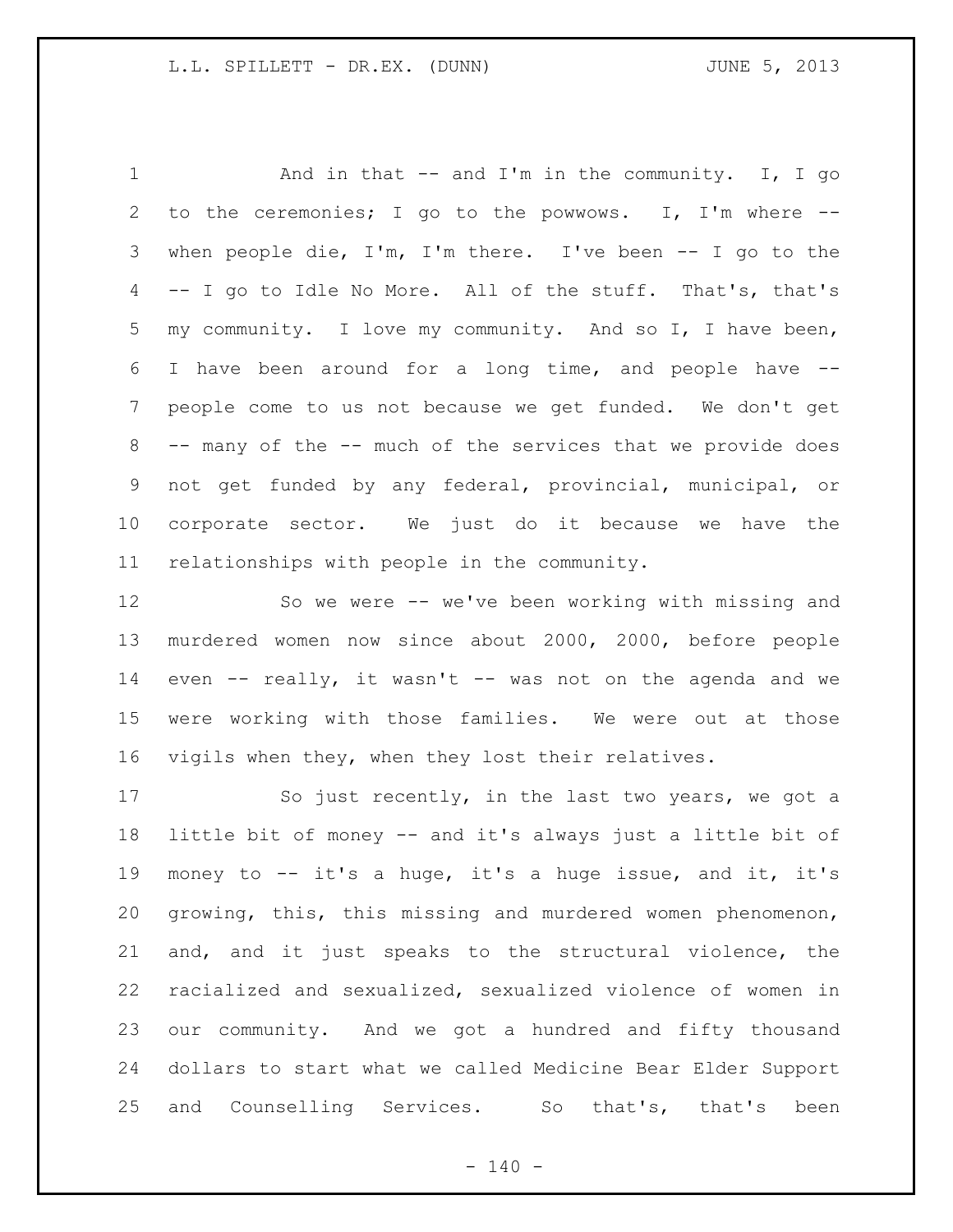And in that -- and I'm in the community. I, I go to the ceremonies; I go to the powwows. I, I'm where -- when people die, I'm, I'm there. I've been -- I go to the -- I go to Idle No More. All of the stuff. That's, that's my community. I love my community. And so I, I have been, I have been around for a long time, and people have -- people come to us not because we get funded. We don't get -- many of the -- much of the services that we provide does not get funded by any federal, provincial, municipal, or corporate sector. We just do it because we have the relationships with people in the community.

So we were -- we've been working with missing and murdered women now since about 2000, 2000, before people even -- really, it wasn't -- was not on the agenda and we were working with those families. We were out at those vigils when they, when they lost their relatives.

So just recently, in the last two years, we got a little bit of money -- and it's always just a little bit of money to -- it's a huge, it's a huge issue, and it, it's growing, this, this missing and murdered women phenomenon, and, and it just speaks to the structural violence, the racialized and sexualized, sexualized violence of women in our community. And we got a hundred and fifty thousand dollars to start what we called Medicine Bear Elder Support and Counselling Services. So that's, that's been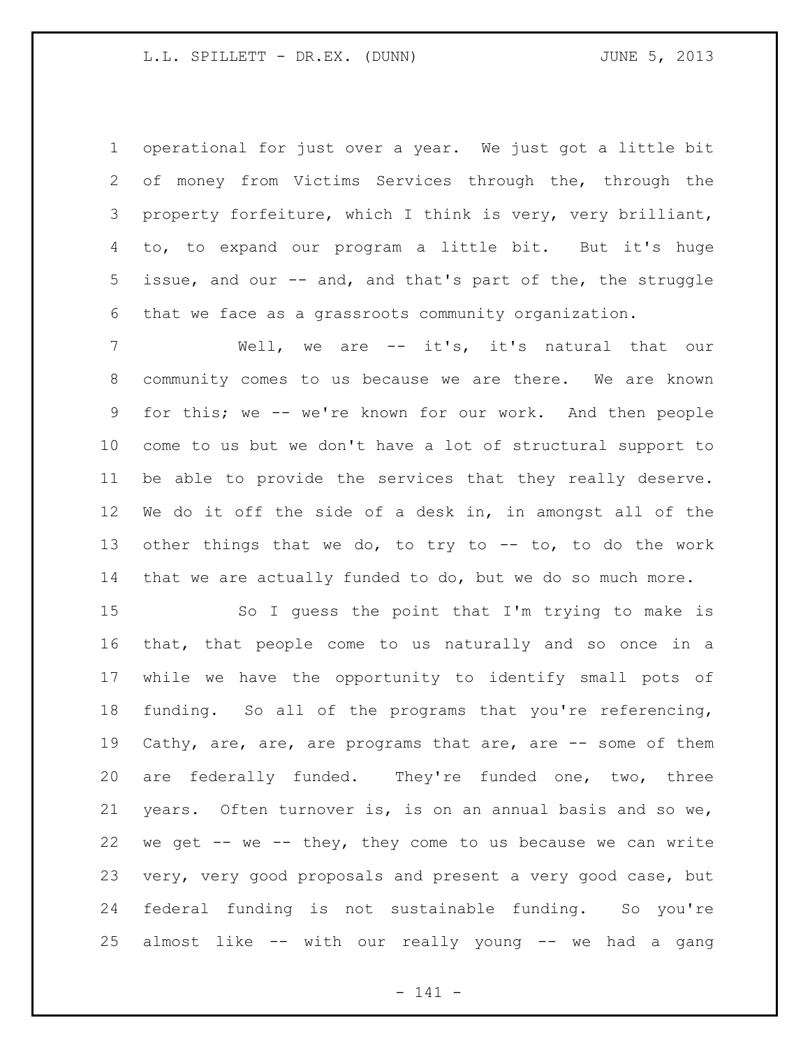operational for just over a year. We just got a little bit of money from Victims Services through the, through the property forfeiture, which I think is very, very brilliant, to, to expand our program a little bit. But it's huge issue, and our -- and, and that's part of the, the struggle that we face as a grassroots community organization.

Well, we are -- it's, it's natural that our community comes to us because we are there. We are known for this; we -- we're known for our work. And then people come to us but we don't have a lot of structural support to be able to provide the services that they really deserve. We do it off the side of a desk in, in amongst all of the other things that we do, to try to -- to, to do the work that we are actually funded to do, but we do so much more.

So I guess the point that I'm trying to make is that, that people come to us naturally and so once in a while we have the opportunity to identify small pots of funding. So all of the programs that you're referencing, Cathy, are, are, are programs that are, are -- some of them are federally funded. They're funded one, two, three years. Often turnover is, is on an annual basis and so we, we get -- we -- they, they come to us because we can write very, very good proposals and present a very good case, but federal funding is not sustainable funding. So you're almost like -- with our really young -- we had a gang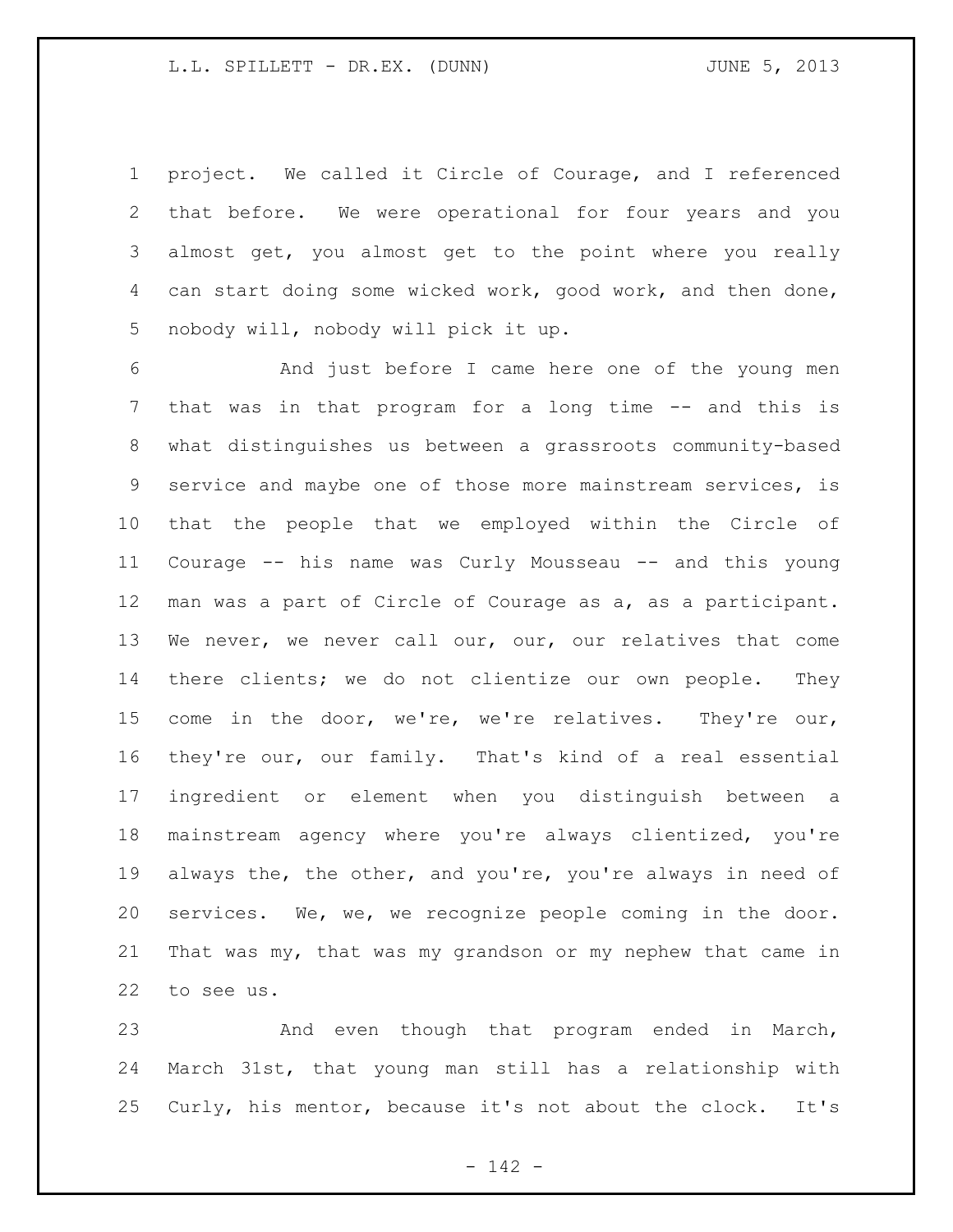project. We called it Circle of Courage, and I referenced that before. We were operational for four years and you almost get, you almost get to the point where you really can start doing some wicked work, good work, and then done, nobody will, nobody will pick it up.

And just before I came here one of the young men that was in that program for a long time -- and this is what distinguishes us between a grassroots community-based service and maybe one of those more mainstream services, is that the people that we employed within the Circle of Courage -- his name was Curly Mousseau -- and this young man was a part of Circle of Courage as a, as a participant. We never, we never call our, our, our relatives that come there clients; we do not clientize our own people. They come in the door, we're, we're relatives. They're our, they're our, our family. That's kind of a real essential ingredient or element when you distinguish between a mainstream agency where you're always clientized, you're always the, the other, and you're, you're always in need of services. We, we, we recognize people coming in the door. That was my, that was my grandson or my nephew that came in to see us.

And even though that program ended in March, March 31st, that young man still has a relationship with Curly, his mentor, because it's not about the clock. It's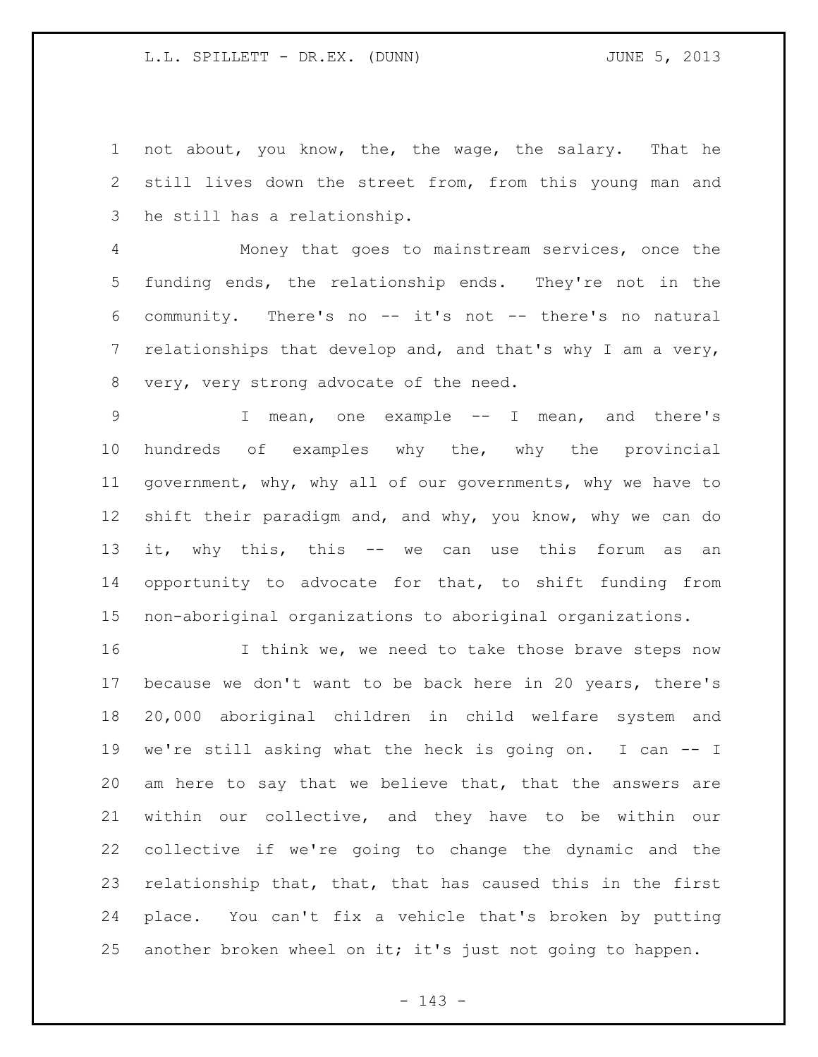not about, you know, the, the wage, the salary. That he still lives down the street from, from this young man and he still has a relationship.

Money that goes to mainstream services, once the funding ends, the relationship ends. They're not in the community. There's no -- it's not -- there's no natural relationships that develop and, and that's why I am a very, very, very strong advocate of the need.

I mean, one example -- I mean, and there's hundreds of examples why the, why the provincial government, why, why all of our governments, why we have to shift their paradigm and, and why, you know, why we can do it, why this, this -- we can use this forum as an opportunity to advocate for that, to shift funding from non-aboriginal organizations to aboriginal organizations.

I think we, we need to take those brave steps now because we don't want to be back here in 20 years, there's 20,000 aboriginal children in child welfare system and we're still asking what the heck is going on. I can -- I am here to say that we believe that, that the answers are within our collective, and they have to be within our collective if we're going to change the dynamic and the relationship that, that, that has caused this in the first place. You can't fix a vehicle that's broken by putting another broken wheel on it; it's just not going to happen.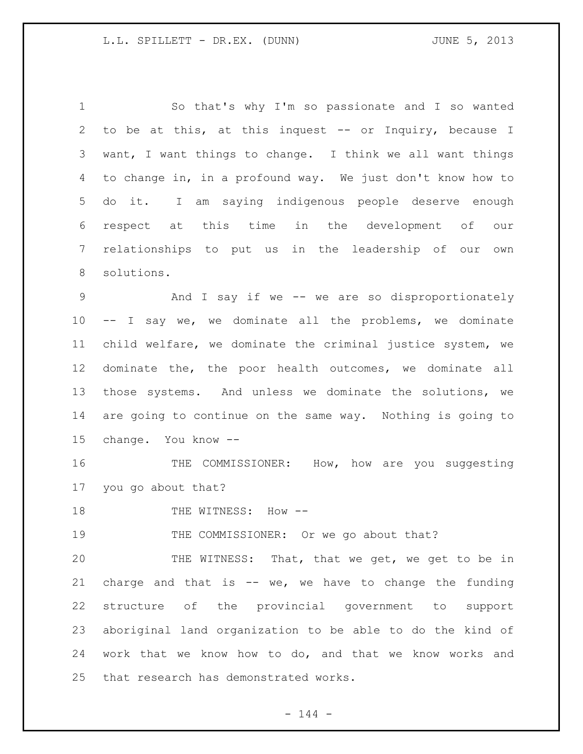So that's why I'm so passionate and I so wanted to be at this, at this inquest -- or Inquiry, because I want, I want things to change. I think we all want things to change in, in a profound way. We just don't know how to do it. I am saying indigenous people deserve enough respect at this time in the development of our relationships to put us in the leadership of our own solutions.

And I say if we -- we are so disproportionately -- I say we, we dominate all the problems, we dominate child welfare, we dominate the criminal justice system, we dominate the, the poor health outcomes, we dominate all those systems. And unless we dominate the solutions, we are going to continue on the same way. Nothing is going to change. You know --

THE COMMISSIONER: How, how are you suggesting you go about that?

THE WITNESS: How --

THE COMMISSIONER: Or we go about that?

THE WITNESS: That, that we get, we get to be in charge and that is -- we, we have to change the funding structure of the provincial government to support aboriginal land organization to be able to do the kind of work that we know how to do, and that we know works and that research has demonstrated works.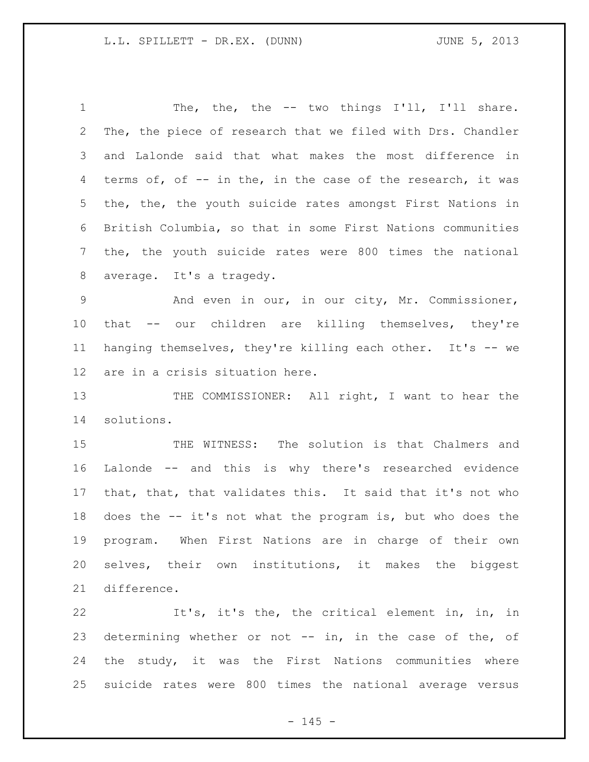The, the, the -- two things I'll, I'll share. The, the piece of research that we filed with Drs. Chandler and Lalonde said that what makes the most difference in terms of, of -- in the, in the case of the research, it was the, the, the youth suicide rates amongst First Nations in British Columbia, so that in some First Nations communities the, the youth suicide rates were 800 times the national average. It's a tragedy.

And even in our, in our city, Mr. Commissioner, that -- our children are killing themselves, they're hanging themselves, they're killing each other. It's -- we are in a crisis situation here.

THE COMMISSIONER: All right, I want to hear the solutions.

THE WITNESS: The solution is that Chalmers and Lalonde -- and this is why there's researched evidence that, that, that validates this. It said that it's not who does the -- it's not what the program is, but who does the program. When First Nations are in charge of their own selves, their own institutions, it makes the biggest difference.

It's, it's the, the critical element in, in, in determining whether or not -- in, in the case of the, of the study, it was the First Nations communities where suicide rates were 800 times the national average versus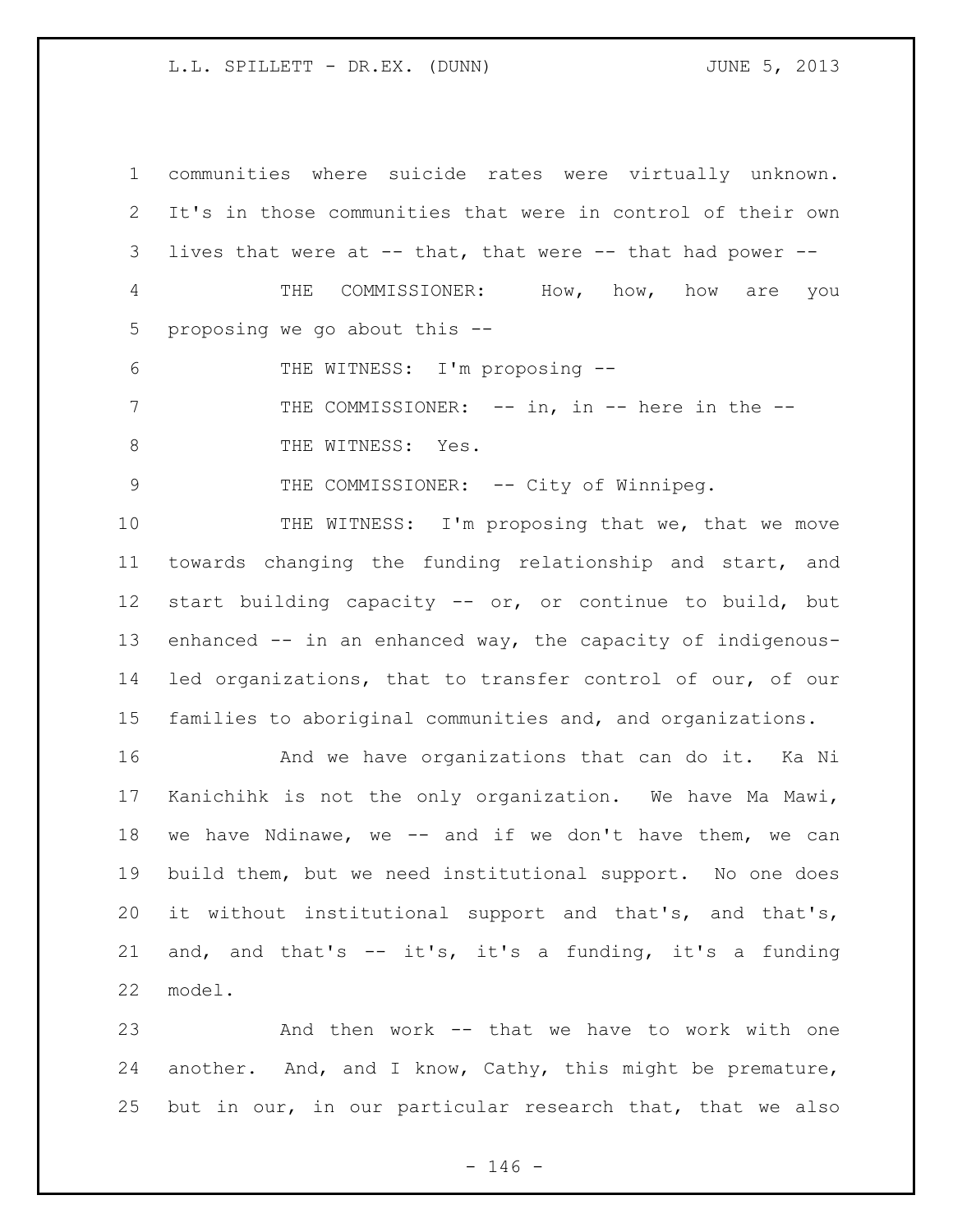communities where suicide rates were virtually unknown. It's in those communities that were in control of their own lives that were at -- that, that were -- that had power --

THE COMMISSIONER: How, how, how are you proposing we go about this --

THE WITNESS: I'm proposing --

THE COMMISSIONER: -- in, in -- here in the --

THE WITNESS: Yes.

THE COMMISSIONER: -- City of Winnipeg.

THE WITNESS: I'm proposing that we, that we move towards changing the funding relationship and start, and start building capacity -- or, or continue to build, but enhanced -- in an enhanced way, the capacity of indigenous-led organizations, that to transfer control of our, of our families to aboriginal communities and, and organizations.

And we have organizations that can do it. Ka Ni Kanichihk is not the only organization. We have Ma Mawi, we have Ndinawe, we -- and if we don't have them, we can build them, but we need institutional support. No one does it without institutional support and that's, and that's, and, and that's -- it's, it's a funding, it's a funding model.

And then work -- that we have to work with one another. And, and I know, Cathy, this might be premature, but in our, in our particular research that, that we also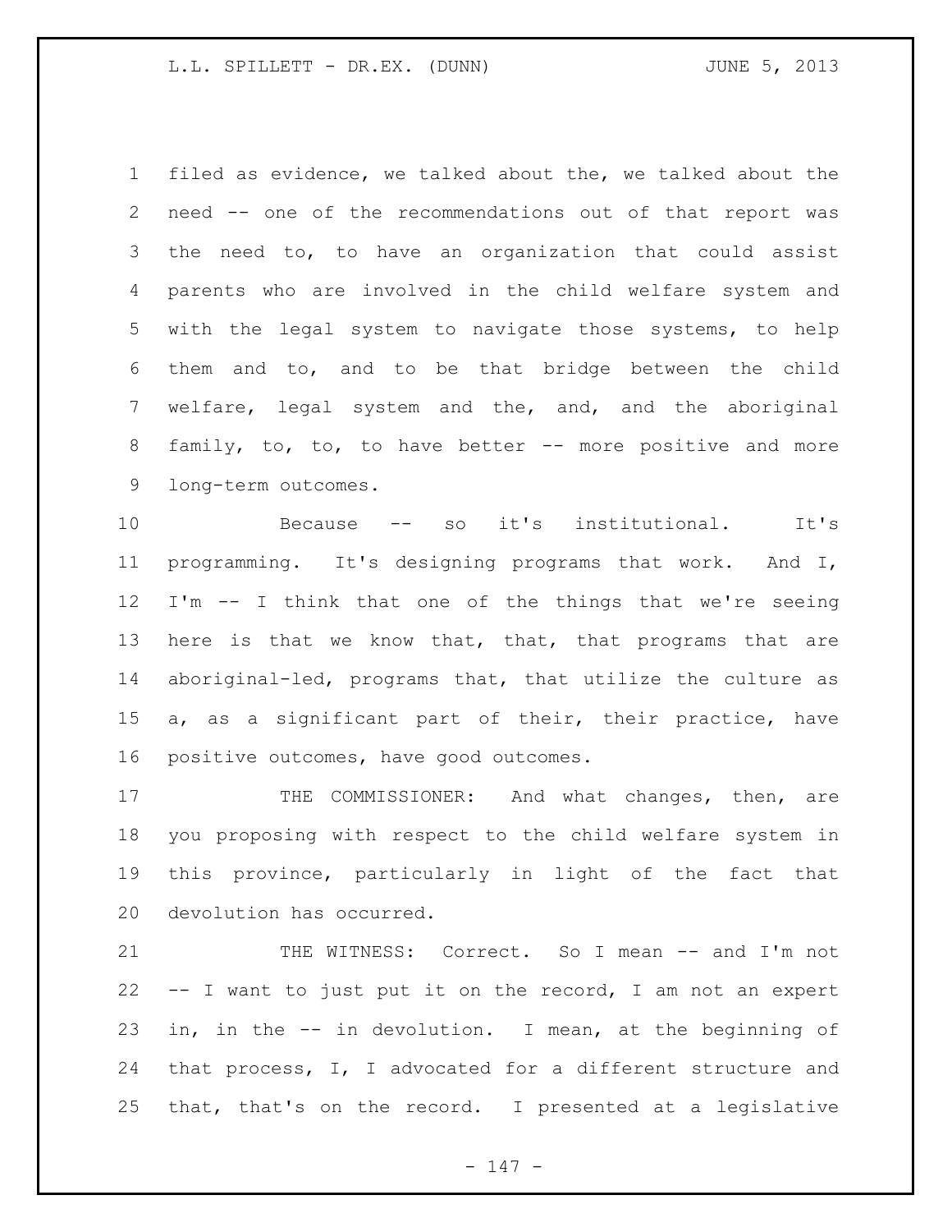filed as evidence, we talked about the, we talked about the need -- one of the recommendations out of that report was the need to, to have an organization that could assist parents who are involved in the child welfare system and with the legal system to navigate those systems, to help them and to, and to be that bridge between the child welfare, legal system and the, and, and the aboriginal family, to, to, to have better -- more positive and more long-term outcomes.

Because -- so it's institutional. It's programming. It's designing programs that work. And I, I'm -- I think that one of the things that we're seeing here is that we know that, that, that programs that are aboriginal-led, programs that, that utilize the culture as a, as a significant part of their, their practice, have positive outcomes, have good outcomes.

THE COMMISSIONER: And what changes, then, are you proposing with respect to the child welfare system in this province, particularly in light of the fact that devolution has occurred.

THE WITNESS: Correct. So I mean -- and I'm not -- I want to just put it on the record, I am not an expert in, in the -- in devolution. I mean, at the beginning of that process, I, I advocated for a different structure and that, that's on the record. I presented at a legislative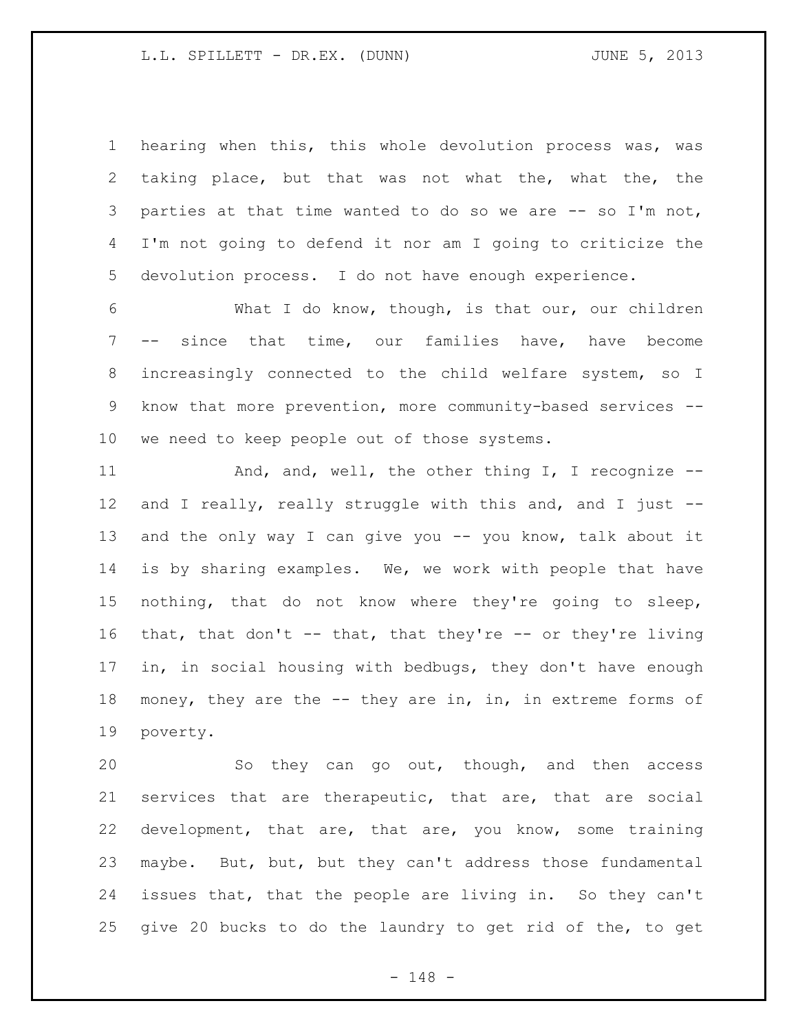hearing when this, this whole devolution process was, was taking place, but that was not what the, what the, the parties at that time wanted to do so we are -- so I'm not, I'm not going to defend it nor am I going to criticize the devolution process. I do not have enough experience.

What I do know, though, is that our, our children -- since that time, our families have, have become increasingly connected to the child welfare system, so I know that more prevention, more community-based services -- we need to keep people out of those systems.

And, and, well, the other thing I, I recognize -- and I really, really struggle with this and, and I just -- and the only way I can give you -- you know, talk about it is by sharing examples. We, we work with people that have nothing, that do not know where they're going to sleep, that, that don't -- that, that they're -- or they're living in, in social housing with bedbugs, they don't have enough money, they are the -- they are in, in, in extreme forms of poverty.

So they can go out, though, and then access services that are therapeutic, that are, that are social development, that are, that are, you know, some training maybe. But, but, but they can't address those fundamental issues that, that the people are living in. So they can't give 20 bucks to do the laundry to get rid of the, to get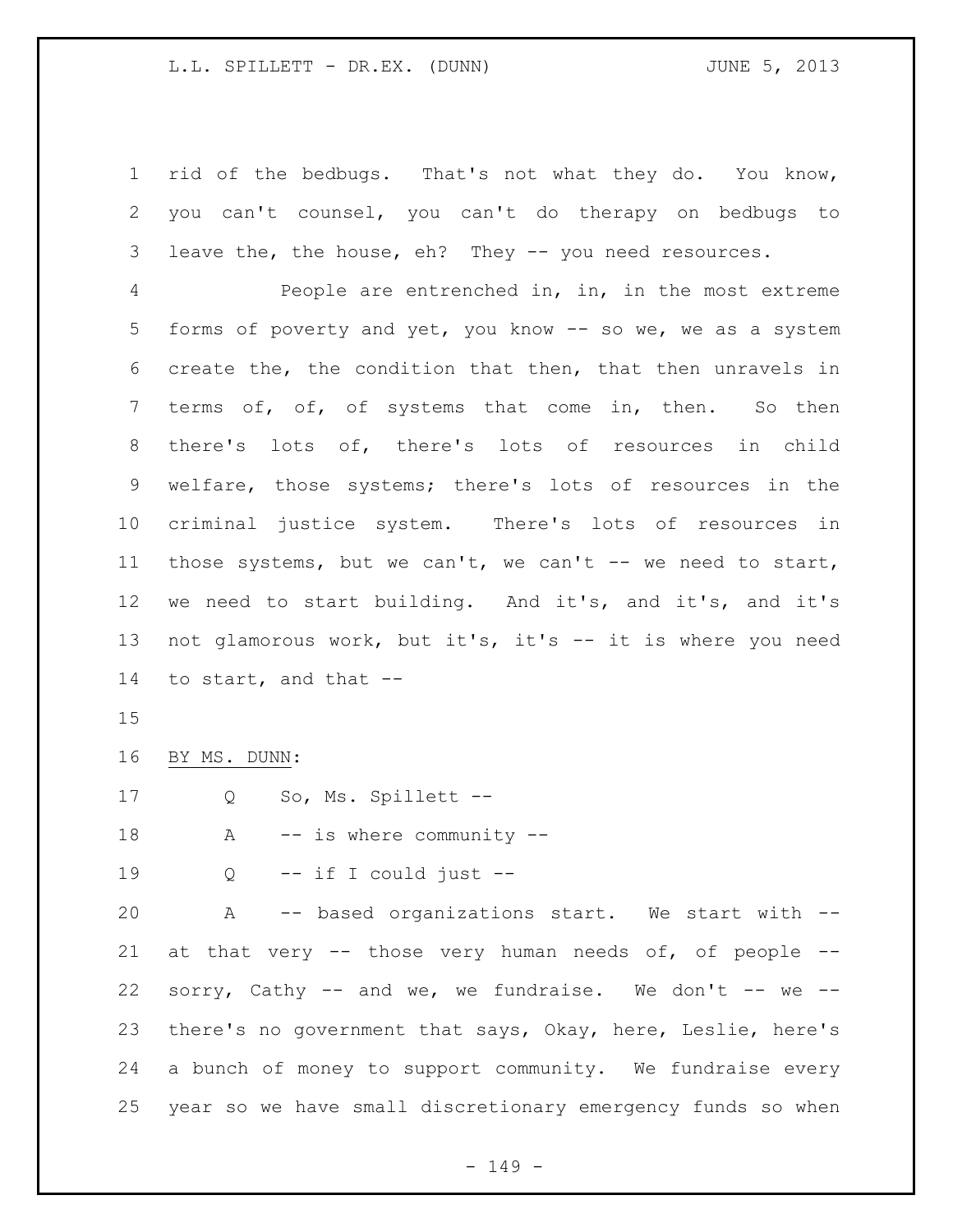rid of the bedbugs. That's not what they do. You know, you can't counsel, you can't do therapy on bedbugs to leave the, the house, eh? They -- you need resources.

People are entrenched in, in, in the most extreme forms of poverty and yet, you know -- so we, we as a system create the, the condition that then, that then unravels in terms of, of, of systems that come in, then. So then there's lots of, there's lots of resources in child welfare, those systems; there's lots of resources in the criminal justice system. There's lots of resources in those systems, but we can't, we can't -- we need to start, we need to start building. And it's, and it's, and it's not glamorous work, but it's, it's -- it is where you need to start, and that --

BY MS. DUNN:

Q So, Ms. Spillett --

A -- is where community --

Q -- if I could just --

A -- based organizations start. We start with -- at that very -- those very human needs of, of people -- sorry, Cathy -- and we, we fundraise. We don't -- we -- there's no government that says, Okay, here, Leslie, here's a bunch of money to support community. We fundraise every year so we have small discretionary emergency funds so when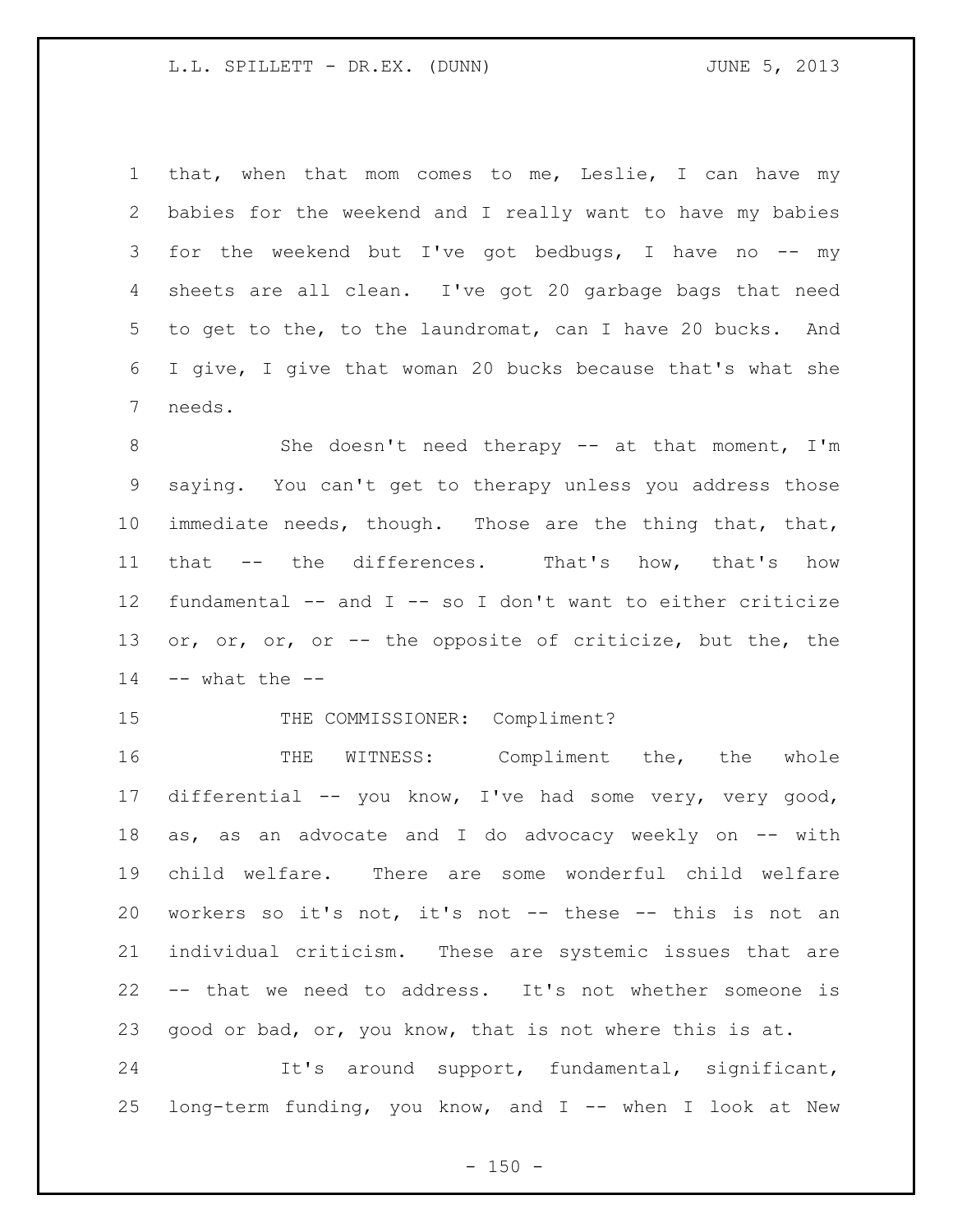that, when that mom comes to me, Leslie, I can have my babies for the weekend and I really want to have my babies for the weekend but I've got bedbugs, I have no -- my sheets are all clean. I've got 20 garbage bags that need to get to the, to the laundromat, can I have 20 bucks. And I give, I give that woman 20 bucks because that's what she needs.

She doesn't need therapy -- at that moment, I'm saying. You can't get to therapy unless you address those immediate needs, though. Those are the thing that, that, that -- the differences. That's how, that's how fundamental -- and I -- so I don't want to either criticize or, or, or, or -- the opposite of criticize, but the, the -- what the --

THE COMMISSIONER: Compliment?

THE WITNESS: Compliment the, the whole differential -- you know, I've had some very, very good, as, as an advocate and I do advocacy weekly on -- with child welfare. There are some wonderful child welfare workers so it's not, it's not -- these -- this is not an individual criticism. These are systemic issues that are -- that we need to address. It's not whether someone is good or bad, or, you know, that is not where this is at.

It's around support, fundamental, significant, long-term funding, you know, and I -- when I look at New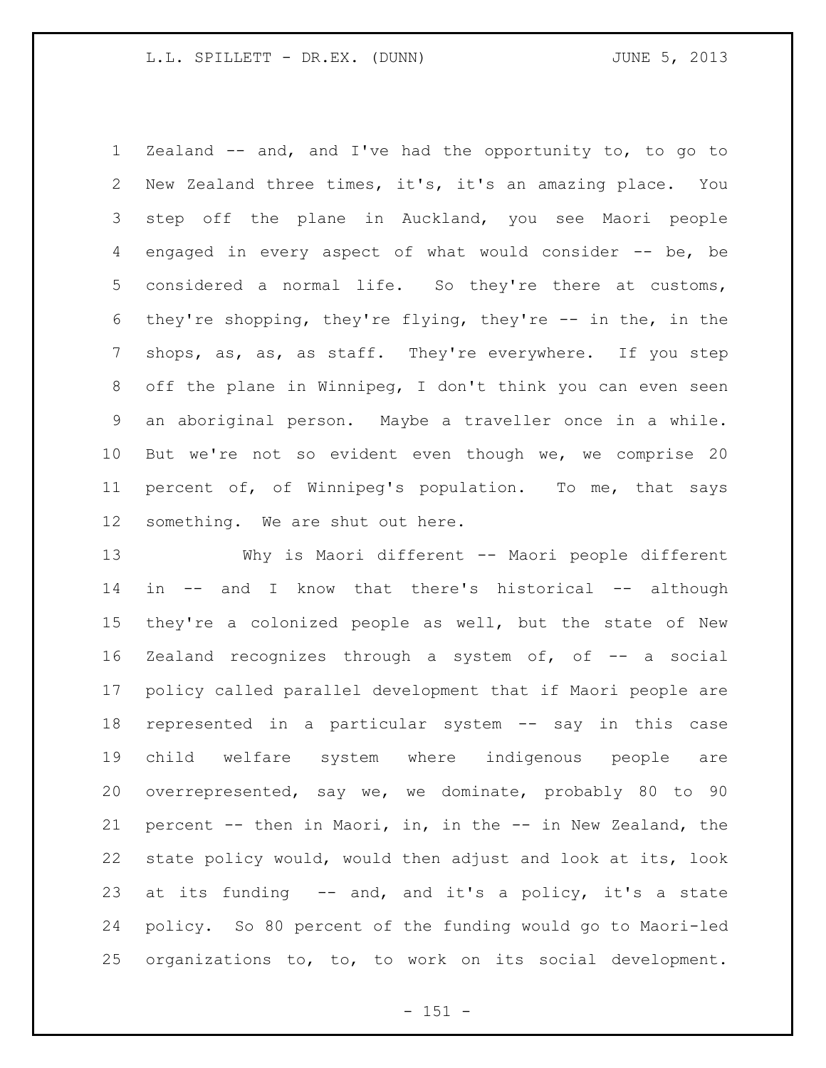Zealand -- and, and I've had the opportunity to, to go to New Zealand three times, it's, it's an amazing place. You step off the plane in Auckland, you see Maori people engaged in every aspect of what would consider -- be, be considered a normal life. So they're there at customs, they're shopping, they're flying, they're -- in the, in the shops, as, as, as staff. They're everywhere. If you step off the plane in Winnipeg, I don't think you can even seen an aboriginal person. Maybe a traveller once in a while. But we're not so evident even though we, we comprise 20 percent of, of Winnipeg's population. To me, that says something. We are shut out here.

Why is Maori different -- Maori people different in -- and I know that there's historical -- although they're a colonized people as well, but the state of New Zealand recognizes through a system of, of -- a social policy called parallel development that if Maori people are represented in a particular system -- say in this case child welfare system where indigenous people are overrepresented, say we, we dominate, probably 80 to 90 percent -- then in Maori, in, in the -- in New Zealand, the state policy would, would then adjust and look at its, look at its funding -- and, and it's a policy, it's a state policy. So 80 percent of the funding would go to Maori-led organizations to, to, to work on its social development.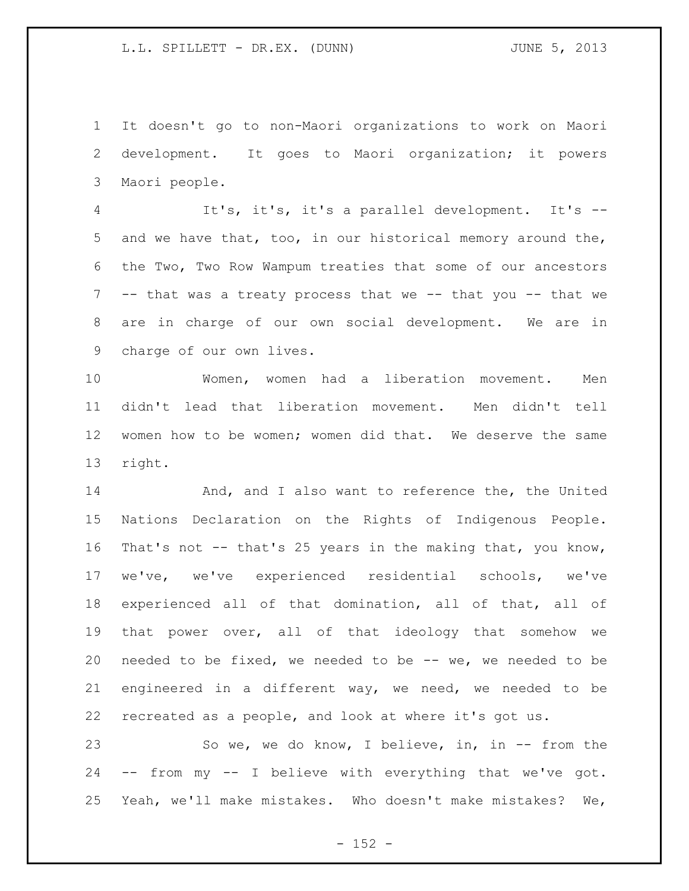It doesn't go to non-Maori organizations to work on Maori development. It goes to Maori organization; it powers Maori people.

It's, it's, it's a parallel development. It's -- and we have that, too, in our historical memory around the, the Two, Two Row Wampum treaties that some of our ancestors -- that was a treaty process that we -- that you -- that we are in charge of our own social development. We are in charge of our own lives.

Women, women had a liberation movement. Men didn't lead that liberation movement. Men didn't tell women how to be women; women did that. We deserve the same right.

And, and I also want to reference the, the United Nations Declaration on the Rights of Indigenous People. That's not -- that's 25 years in the making that, you know, we've, we've experienced residential schools, we've experienced all of that domination, all of that, all of that power over, all of that ideology that somehow we needed to be fixed, we needed to be -- we, we needed to be engineered in a different way, we need, we needed to be recreated as a people, and look at where it's got us.

So we, we do know, I believe, in, in -- from the -- from my -- I believe with everything that we've got. Yeah, we'll make mistakes. Who doesn't make mistakes? We,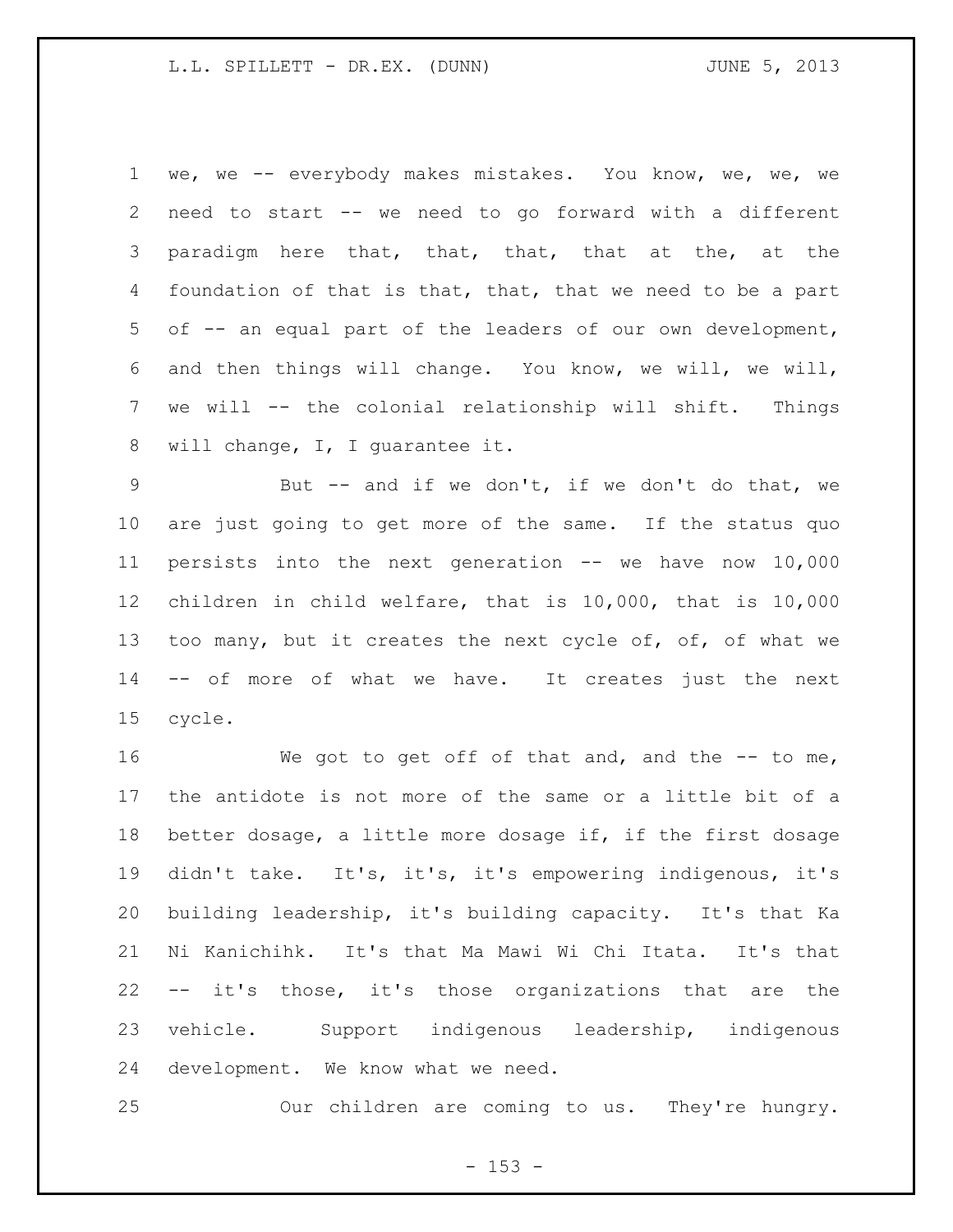we, we -- everybody makes mistakes. You know, we, we, we need to start -- we need to go forward with a different paradigm here that, that, that, that at the, at the foundation of that is that, that, that we need to be a part of -- an equal part of the leaders of our own development, and then things will change. You know, we will, we will, we will -- the colonial relationship will shift. Things will change, I, I guarantee it.

But -- and if we don't, if we don't do that, we are just going to get more of the same. If the status quo persists into the next generation -- we have now 10,000 children in child welfare, that is 10,000, that is 10,000 too many, but it creates the next cycle of, of, of what we -- of more of what we have. It creates just the next cycle.

We got to get off of that and, and the -- to me, the antidote is not more of the same or a little bit of a better dosage, a little more dosage if, if the first dosage didn't take. It's, it's, it's empowering indigenous, it's building leadership, it's building capacity. It's that Ka Ni Kanichihk. It's that Ma Mawi Wi Chi Itata. It's that -- it's those, it's those organizations that are the vehicle. Support indigenous leadership, indigenous development. We know what we need.

Our children are coming to us. They're hungry.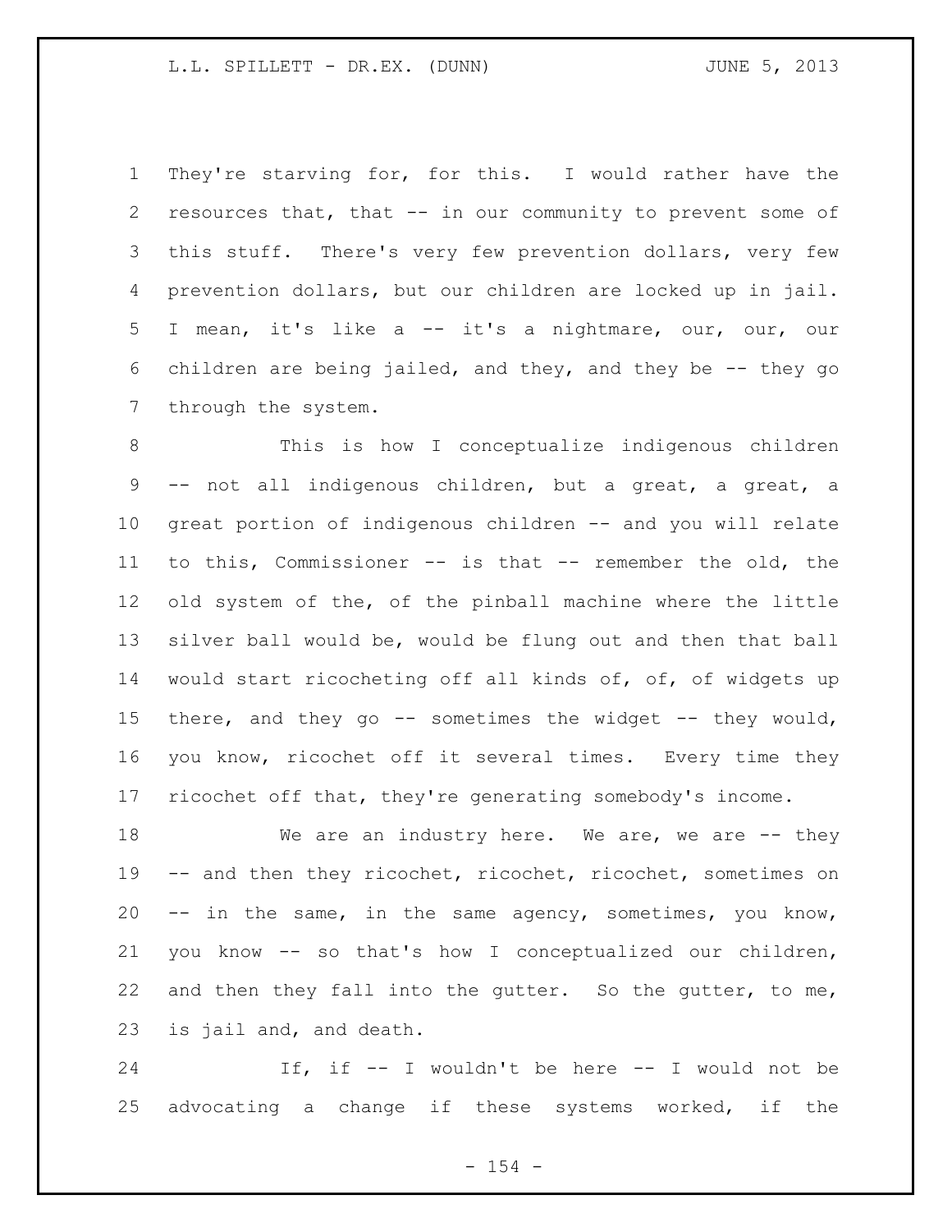They're starving for, for this. I would rather have the resources that, that -- in our community to prevent some of this stuff. There's very few prevention dollars, very few prevention dollars, but our children are locked up in jail. I mean, it's like a -- it's a nightmare, our, our, our children are being jailed, and they, and they be -- they go through the system.

This is how I conceptualize indigenous children -- not all indigenous children, but a great, a great, a great portion of indigenous children -- and you will relate to this, Commissioner -- is that -- remember the old, the old system of the, of the pinball machine where the little silver ball would be, would be flung out and then that ball would start ricocheting off all kinds of, of, of widgets up there, and they go -- sometimes the widget -- they would, you know, ricochet off it several times. Every time they ricochet off that, they're generating somebody's income.

We are an industry here. We are, we are -- they -- and then they ricochet, ricochet, ricochet, sometimes on -- in the same, in the same agency, sometimes, you know, you know -- so that's how I conceptualized our children, and then they fall into the gutter. So the gutter, to me, is jail and, and death.

If, if -- I wouldn't be here -- I would not be advocating a change if these systems worked, if the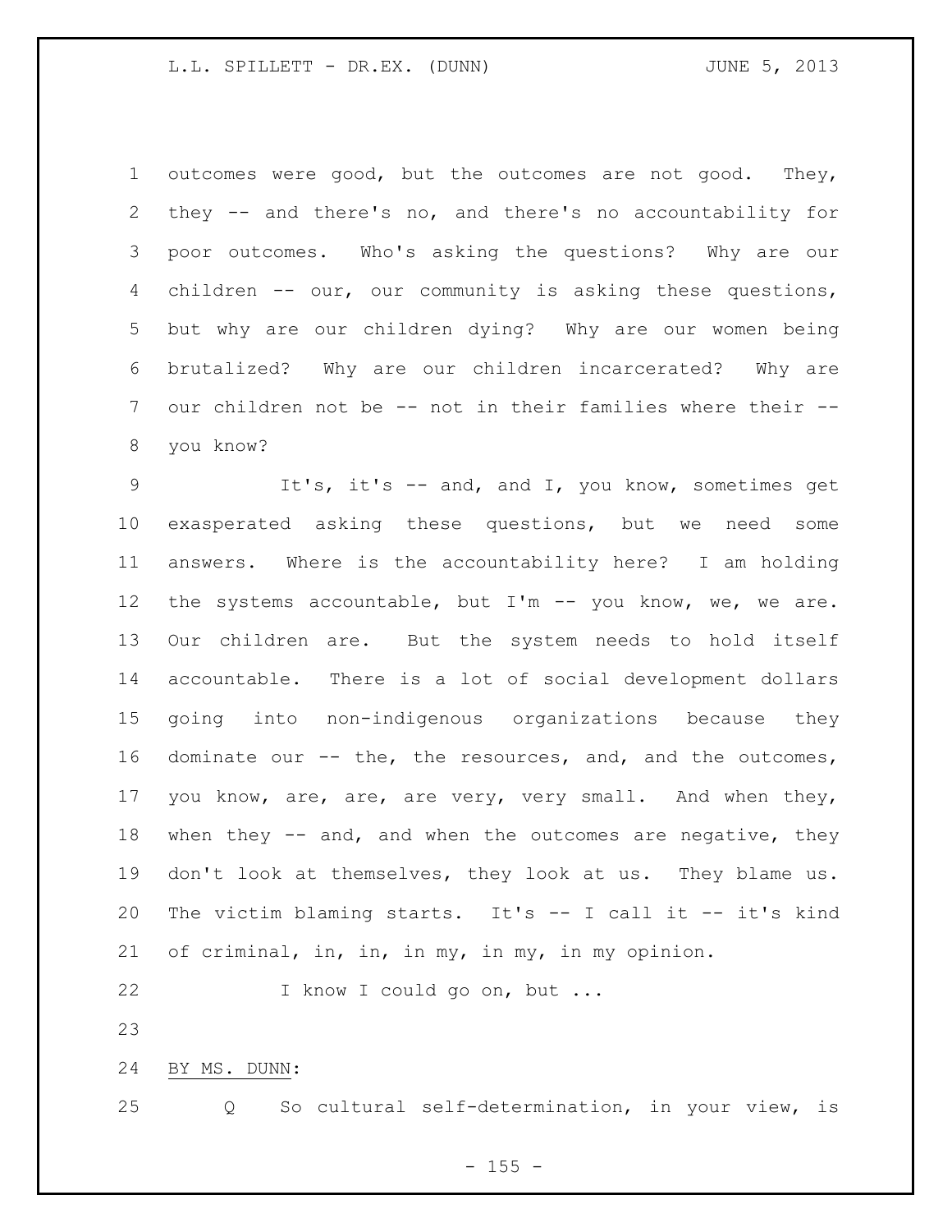outcomes were good, but the outcomes are not good. They, they -- and there's no, and there's no accountability for poor outcomes. Who's asking the questions? Why are our children -- our, our community is asking these questions, but why are our children dying? Why are our women being brutalized? Why are our children incarcerated? Why are our children not be -- not in their families where their -- you know?

It's, it's -- and, and I, you know, sometimes get exasperated asking these questions, but we need some answers. Where is the accountability here? I am holding the systems accountable, but I'm -- you know, we, we are. Our children are. But the system needs to hold itself accountable. There is a lot of social development dollars going into non-indigenous organizations because they dominate our -- the, the resources, and, and the outcomes, you know, are, are, are very, very small. And when they, when they -- and, and when the outcomes are negative, they don't look at themselves, they look at us. They blame us. The victim blaming starts. It's -- I call it -- it's kind of criminal, in, in, in my, in my, in my opinion.

I know I could go on, but ...

BY MS. DUNN:

Q So cultural self-determination, in your view, is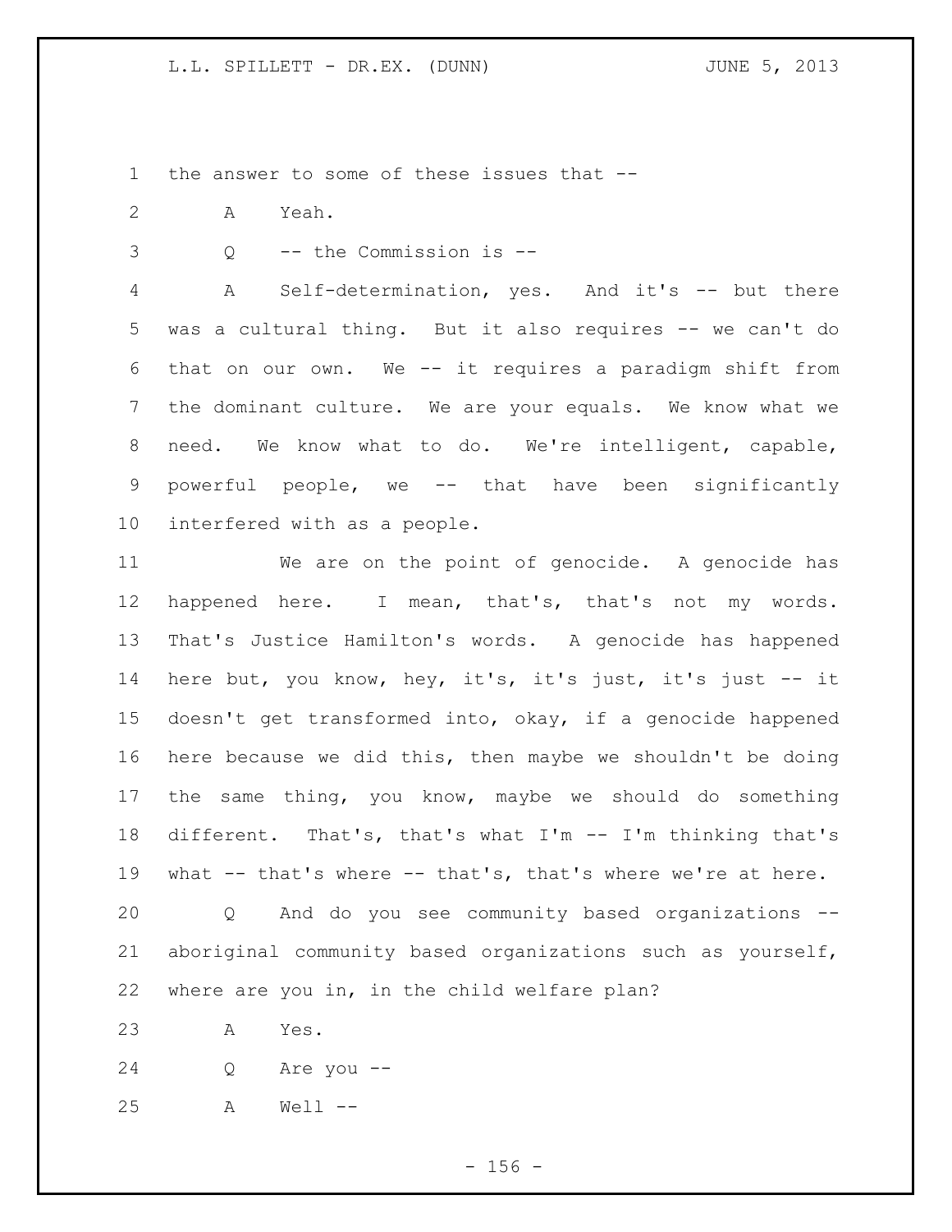the answer to some of these issues that --

A Yeah.

Q -- the Commission is --

A Self-determination, yes. And it's -- but there was a cultural thing. But it also requires -- we can't do that on our own. We -- it requires a paradigm shift from the dominant culture. We are your equals. We know what we need. We know what to do. We're intelligent, capable, powerful people, we -- that have been significantly interfered with as a people.

We are on the point of genocide. A genocide has happened here. I mean, that's, that's not my words. That's Justice Hamilton's words. A genocide has happened here but, you know, hey, it's, it's just, it's just -- it doesn't get transformed into, okay, if a genocide happened here because we did this, then maybe we shouldn't be doing the same thing, you know, maybe we should do something different. That's, that's what I'm -- I'm thinking that's what -- that's where -- that's, that's where we're at here.

Q And do you see community based organizations -- aboriginal community based organizations such as yourself, where are you in, in the child welfare plan?

A Yes.

Q Are you --

A Well --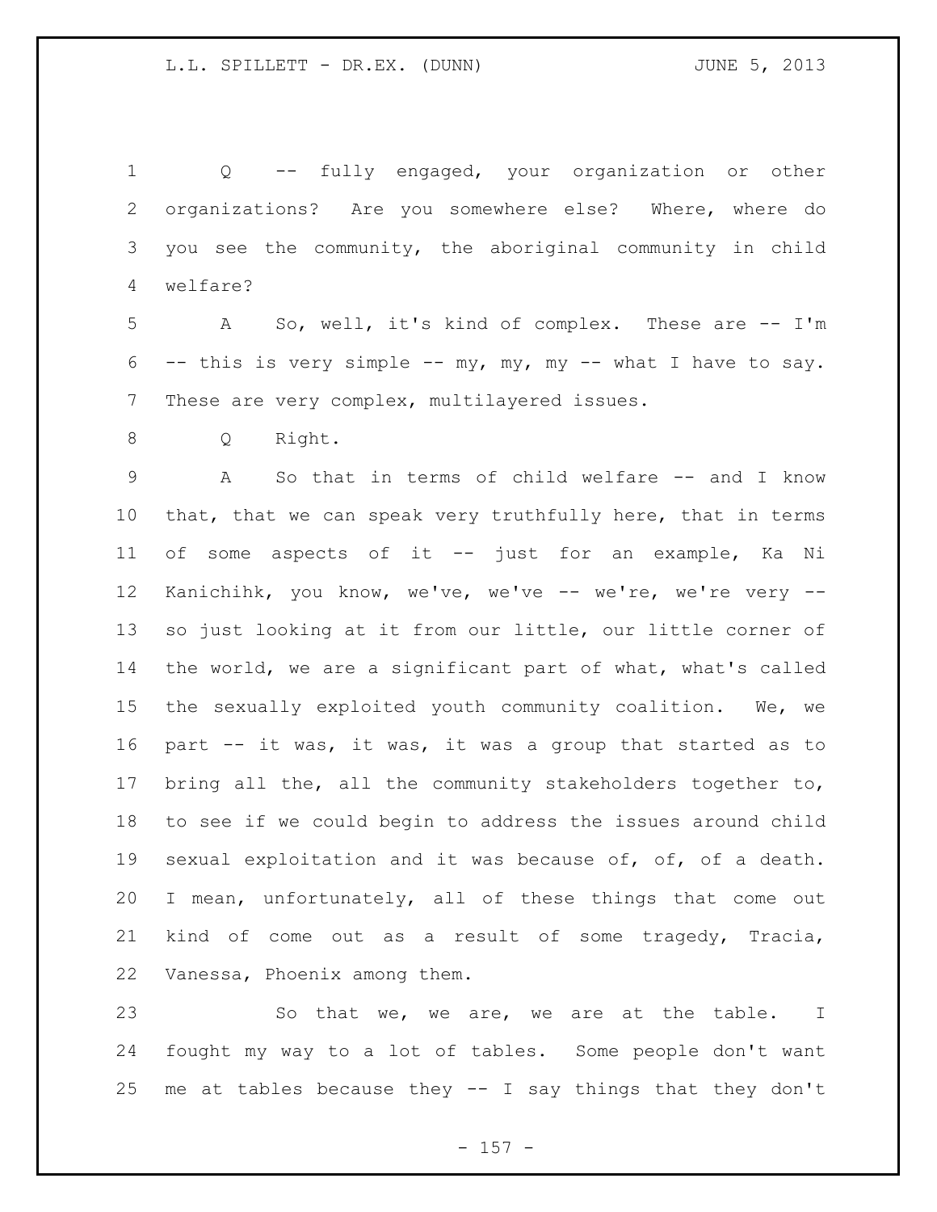Q -- fully engaged, your organization or other organizations? Are you somewhere else? Where, where do you see the community, the aboriginal community in child welfare?

A So, well, it's kind of complex. These are -- I'm -- this is very simple -- my, my, my -- what I have to say. These are very complex, multilayered issues.

Q Right.

A So that in terms of child welfare -- and I know that, that we can speak very truthfully here, that in terms of some aspects of it -- just for an example, Ka Ni Kanichihk, you know, we've, we've -- we're, we're very -- so just looking at it from our little, our little corner of the world, we are a significant part of what, what's called the sexually exploited youth community coalition. We, we part -- it was, it was, it was a group that started as to bring all the, all the community stakeholders together to, to see if we could begin to address the issues around child sexual exploitation and it was because of, of, of a death. I mean, unfortunately, all of these things that come out kind of come out as a result of some tragedy, Tracia, Vanessa, Phoenix among them.

So that we, we are, we are at the table. I fought my way to a lot of tables. Some people don't want me at tables because they -- I say things that they don't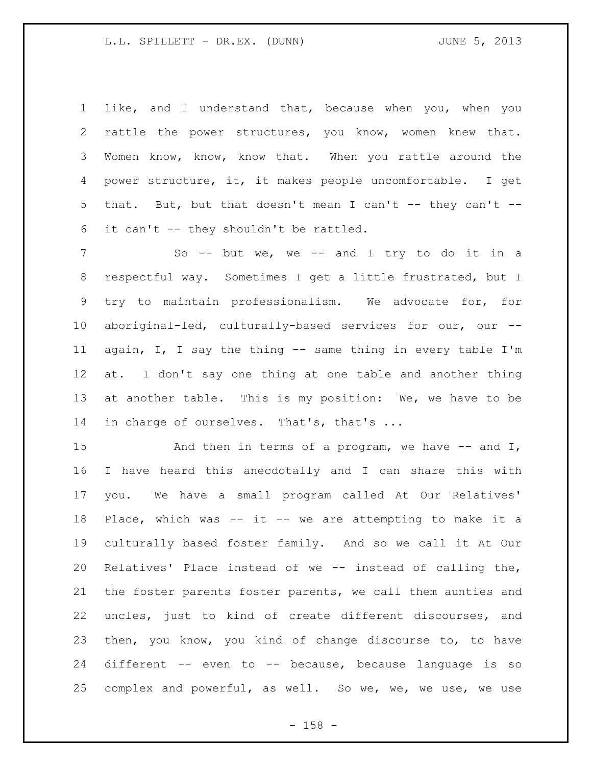like, and I understand that, because when you, when you rattle the power structures, you know, women knew that. Women know, know, know that. When you rattle around the power structure, it, it makes people uncomfortable. I get that. But, but that doesn't mean I can't -- they can't -- it can't -- they shouldn't be rattled.

So -- but we, we -- and I try to do it in a respectful way. Sometimes I get a little frustrated, but I try to maintain professionalism. We advocate for, for aboriginal-led, culturally-based services for our, our -- again, I, I say the thing -- same thing in every table I'm at. I don't say one thing at one table and another thing at another table. This is my position: We, we have to be in charge of ourselves. That's, that's ...

And then in terms of a program, we have -- and I, I have heard this anecdotally and I can share this with you. We have a small program called At Our Relatives' Place, which was -- it -- we are attempting to make it a culturally based foster family. And so we call it At Our Relatives' Place instead of we -- instead of calling the, the foster parents foster parents, we call them aunties and uncles, just to kind of create different discourses, and then, you know, you kind of change discourse to, to have different -- even to -- because, because language is so complex and powerful, as well. So we, we, we use, we use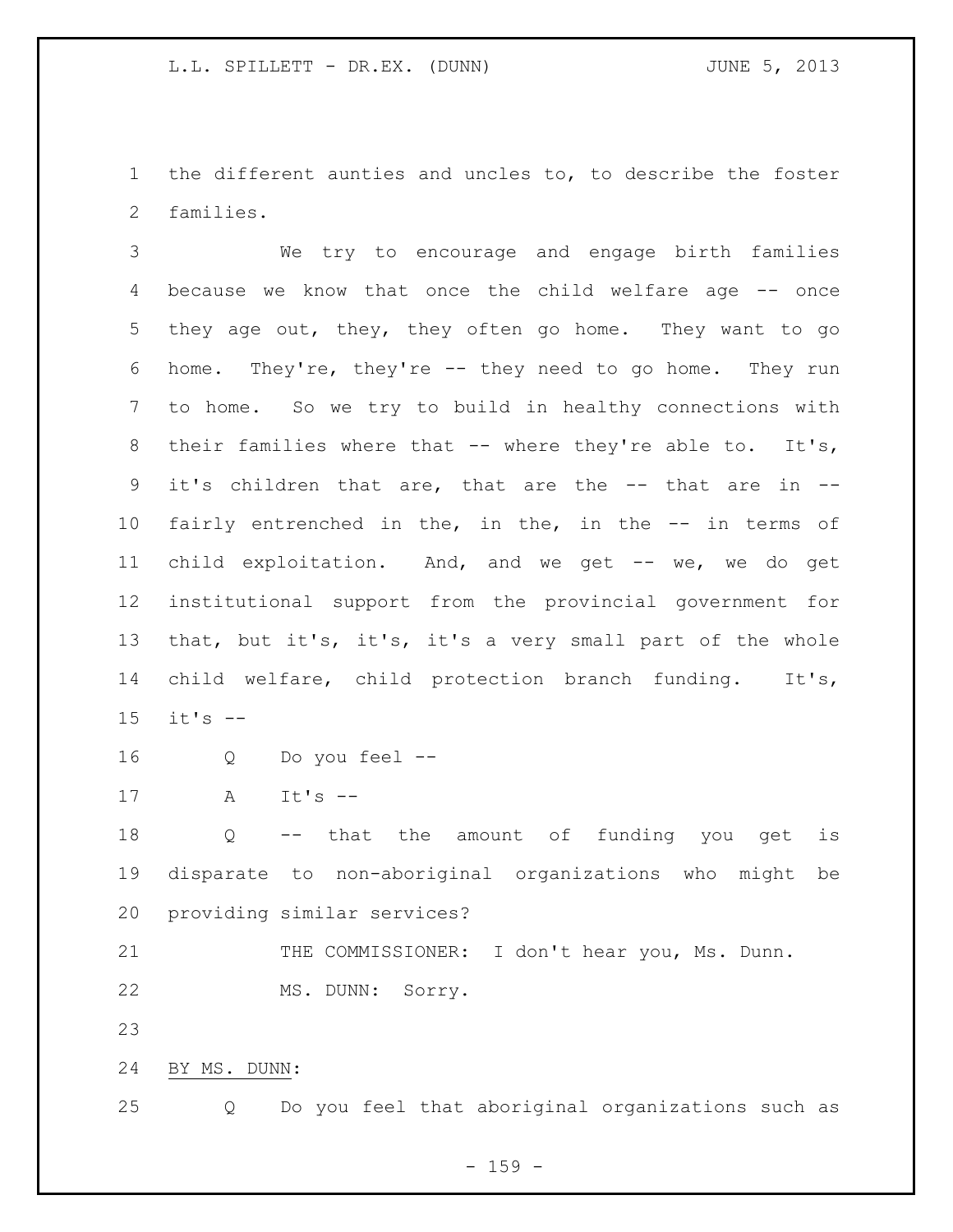the different aunties and uncles to, to describe the foster families.

We try to encourage and engage birth families because we know that once the child welfare age -- once they age out, they, they often go home. They want to go home. They're, they're -- they need to go home. They run to home. So we try to build in healthy connections with their families where that -- where they're able to. It's, it's children that are, that are the -- that are in -- fairly entrenched in the, in the, in the -- in terms of child exploitation. And, and we get -- we, we do get institutional support from the provincial government for that, but it's, it's, it's a very small part of the whole child welfare, child protection branch funding. It's, it's --

Q Do you feel --

A It's --

Q -- that the amount of funding you get is disparate to non-aboriginal organizations who might be providing similar services?

THE COMMISSIONER: I don't hear you, Ms. Dunn.

MS. DUNN: Sorry.

BY MS. DUNN:

Q Do you feel that aboriginal organizations such as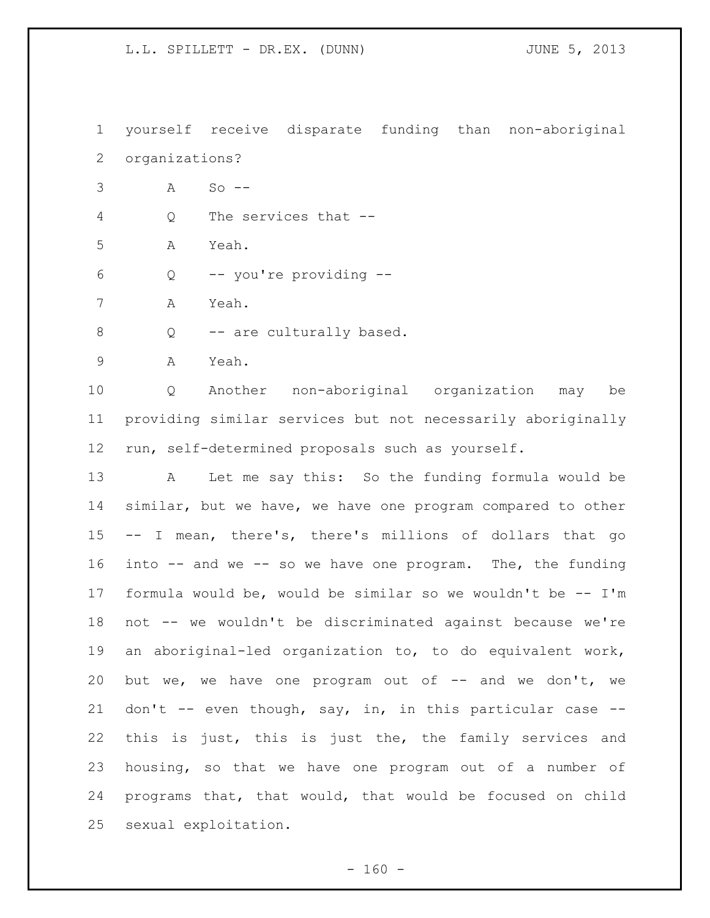yourself receive disparate funding than non-aboriginal organizations?

A So --

Q The services that --

A Yeah.

Q -- you're providing --

A Yeah.

Q -- are culturally based.

A Yeah.

Q Another non-aboriginal organization may be providing similar services but not necessarily aboriginally run, self-determined proposals such as yourself.

A Let me say this: So the funding formula would be similar, but we have, we have one program compared to other -- I mean, there's, there's millions of dollars that go into -- and we -- so we have one program. The, the funding formula would be, would be similar so we wouldn't be -- I'm not -- we wouldn't be discriminated against because we're an aboriginal-led organization to, to do equivalent work, but we, we have one program out of -- and we don't, we don't -- even though, say, in, in this particular case -- this is just, this is just the, the family services and housing, so that we have one program out of a number of programs that, that would, that would be focused on child sexual exploitation.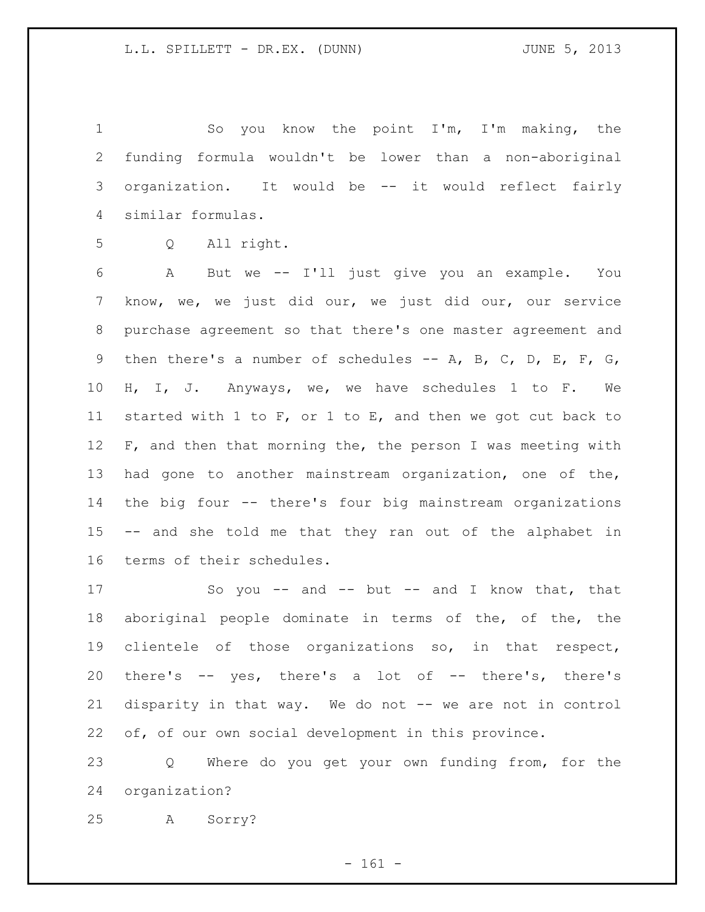So you know the point I'm, I'm making, the funding formula wouldn't be lower than a non-aboriginal organization. It would be -- it would reflect fairly similar formulas.

Q All right.

A But we -- I'll just give you an example. You know, we, we just did our, we just did our, our service purchase agreement so that there's one master agreement and then there's a number of schedules -- A, B, C, D, E, F, G, H, I, J. Anyways, we, we have schedules 1 to F. We started with 1 to F, or 1 to E, and then we got cut back to F, and then that morning the, the person I was meeting with had gone to another mainstream organization, one of the, the big four -- there's four big mainstream organizations -- and she told me that they ran out of the alphabet in terms of their schedules.

So you -- and -- but -- and I know that, that aboriginal people dominate in terms of the, of the, the clientele of those organizations so, in that respect, there's -- yes, there's a lot of -- there's, there's disparity in that way. We do not -- we are not in control of, of our own social development in this province.

Q Where do you get your own funding from, for the organization?

A Sorry?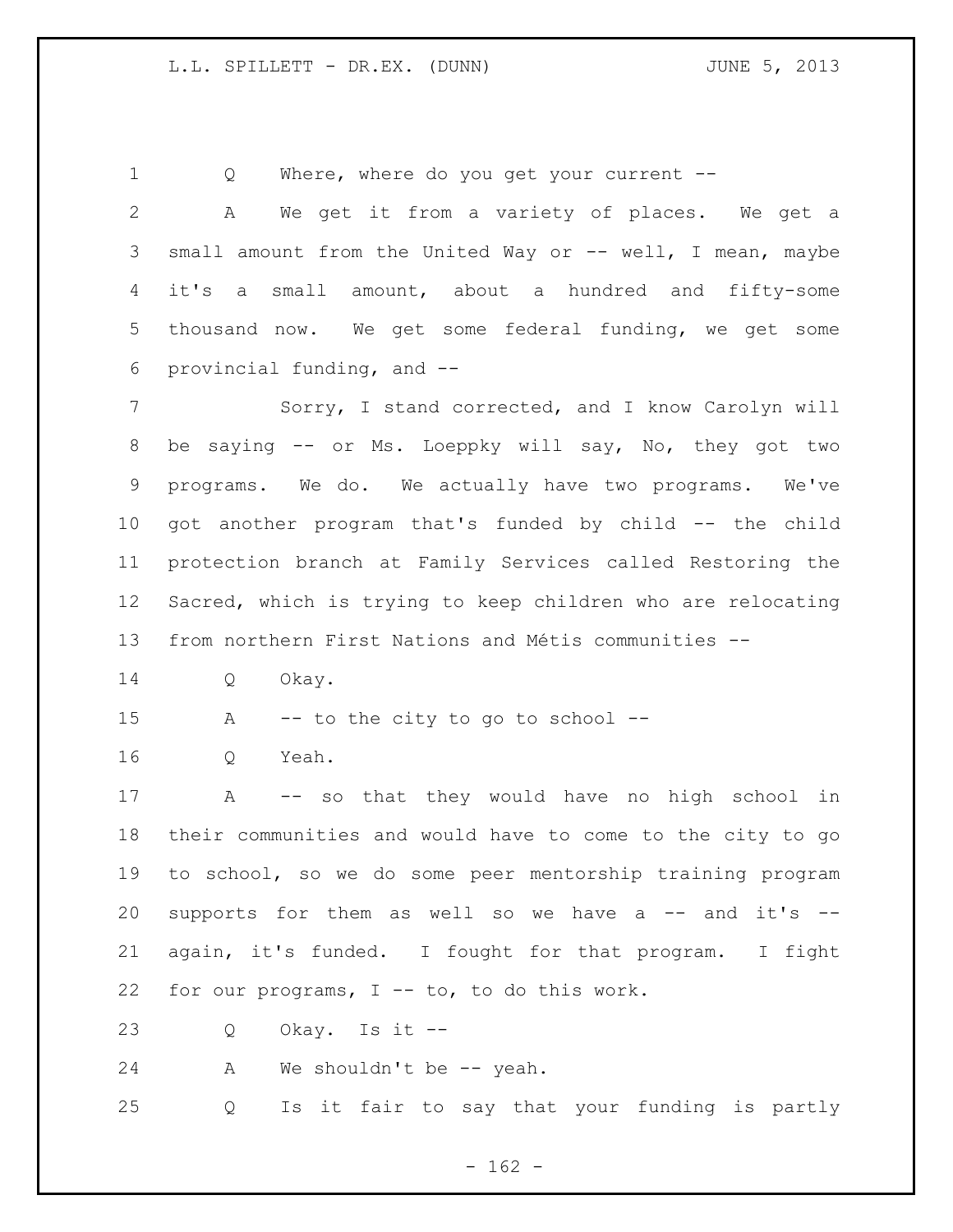Q Where, where do you get your current --

A We get it from a variety of places. We get a small amount from the United Way or -- well, I mean, maybe it's a small amount, about a hundred and fifty-some thousand now. We get some federal funding, we get some provincial funding, and --

Sorry, I stand corrected, and I know Carolyn will be saying -- or Ms. Loeppky will say, No, they got two programs. We do. We actually have two programs. We've got another program that's funded by child -- the child protection branch at Family Services called Restoring the Sacred, which is trying to keep children who are relocating from northern First Nations and Métis communities --

Q Okay.

A -- to the city to go to school --

Q Yeah.

A -- so that they would have no high school in their communities and would have to come to the city to go to school, so we do some peer mentorship training program supports for them as well so we have a -- and it's -- again, it's funded. I fought for that program. I fight for our programs, I -- to, to do this work.

Q Okay. Is it --

A We shouldn't be -- yeah.

Q Is it fair to say that your funding is partly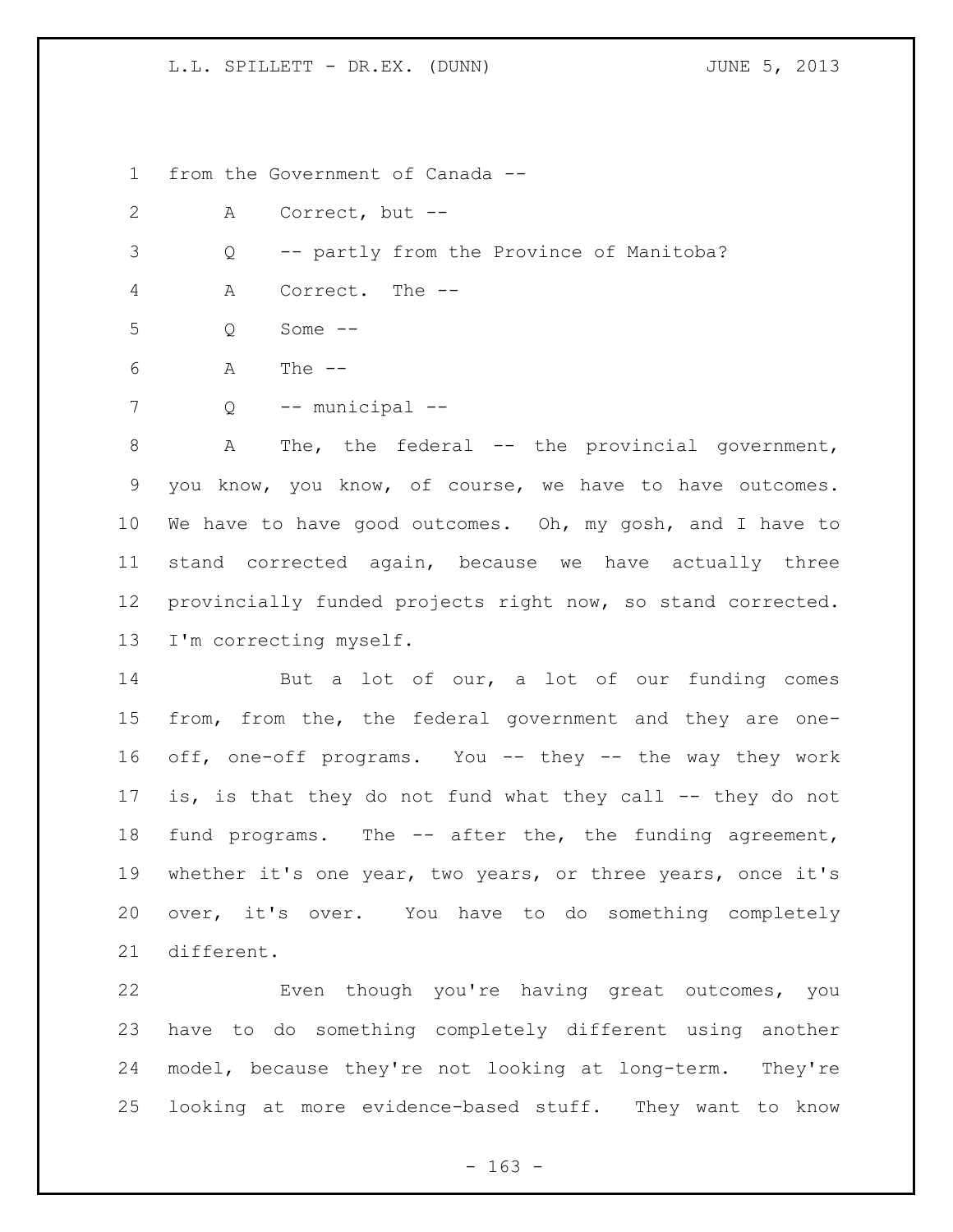from the Government of Canada --

A Correct, but --

Q -- partly from the Province of Manitoba?

A Correct. The --

Q Some --

A The --

Q -- municipal --

A The, the federal -- the provincial government, you know, you know, of course, we have to have outcomes. We have to have good outcomes. Oh, my gosh, and I have to stand corrected again, because we have actually three provincially funded projects right now, so stand corrected. I'm correcting myself.

But a lot of our, a lot of our funding comes from, from the, the federal government and they are one-off, one-off programs. You -- they -- the way they work is, is that they do not fund what they call -- they do not fund programs. The -- after the, the funding agreement, whether it's one year, two years, or three years, once it's over, it's over. You have to do something completely different.

Even though you're having great outcomes, you have to do something completely different using another model, because they're not looking at long-term. They're looking at more evidence-based stuff. They want to know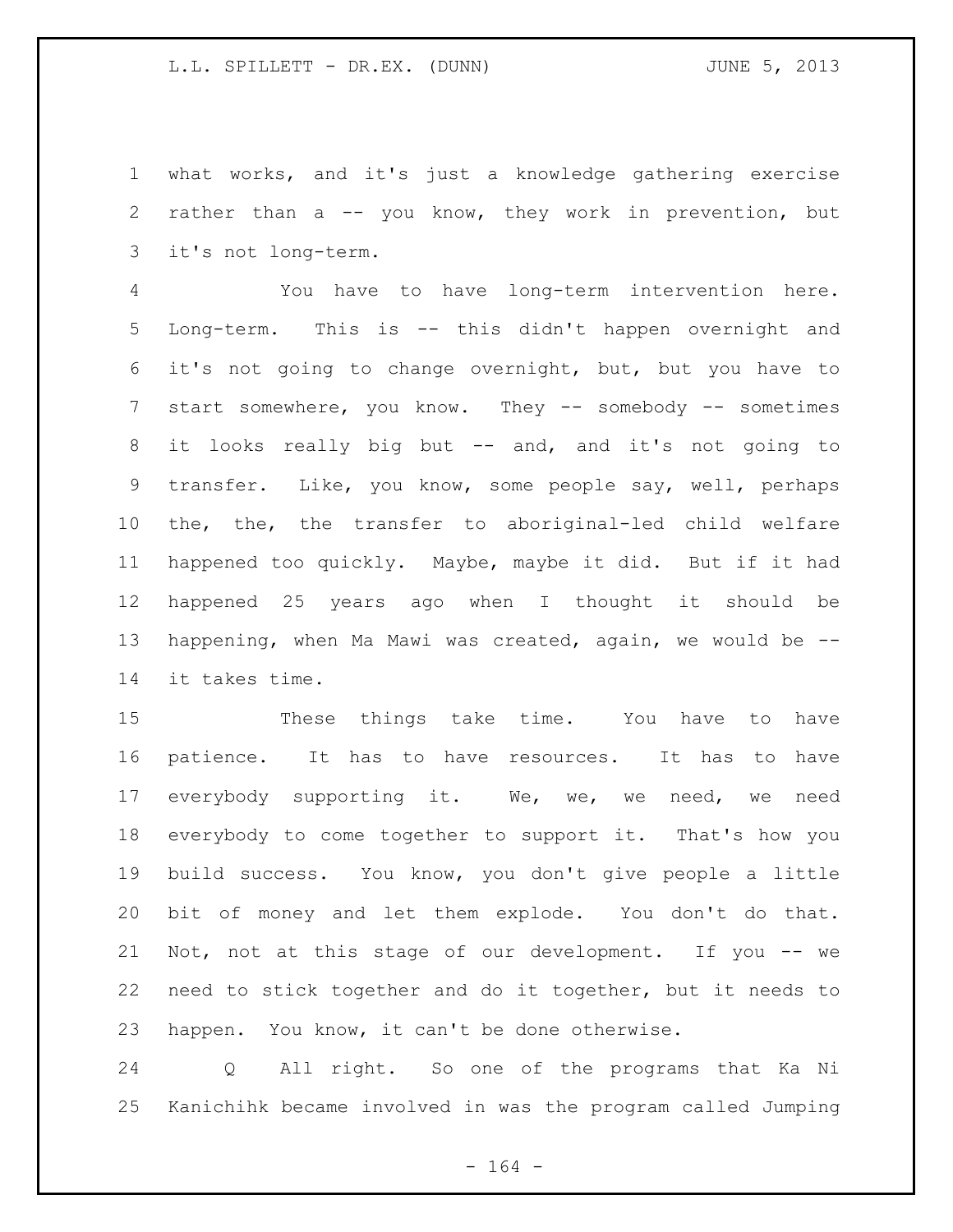what works, and it's just a knowledge gathering exercise rather than a -- you know, they work in prevention, but it's not long-term.

You have to have long-term intervention here. Long-term. This is -- this didn't happen overnight and it's not going to change overnight, but, but you have to start somewhere, you know. They -- somebody -- sometimes it looks really big but -- and, and it's not going to transfer. Like, you know, some people say, well, perhaps the, the, the transfer to aboriginal-led child welfare happened too quickly. Maybe, maybe it did. But if it had happened 25 years ago when I thought it should be happening, when Ma Mawi was created, again, we would be -- it takes time.

These things take time. You have to have patience. It has to have resources. It has to have everybody supporting it. We, we, we need, we need everybody to come together to support it. That's how you build success. You know, you don't give people a little bit of money and let them explode. You don't do that. Not, not at this stage of our development. If you -- we need to stick together and do it together, but it needs to happen. You know, it can't be done otherwise.

Q All right. So one of the programs that Ka Ni Kanichihk became involved in was the program called Jumping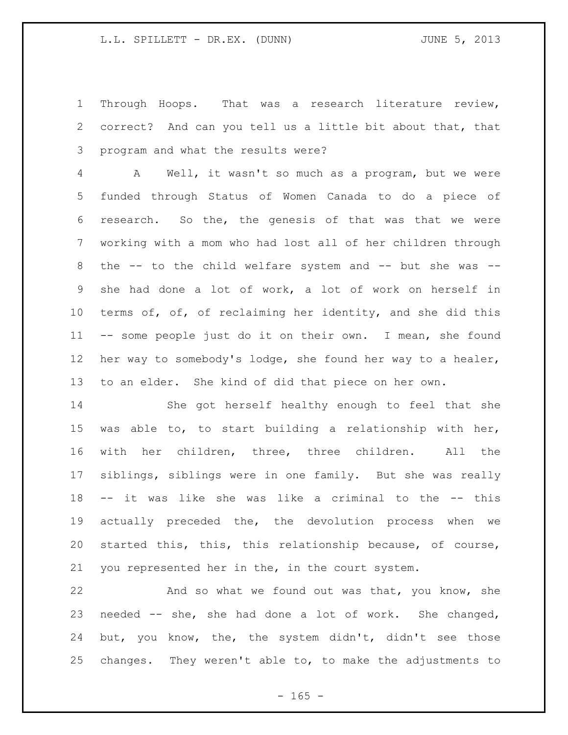Through Hoops. That was a research literature review, correct? And can you tell us a little bit about that, that program and what the results were?

A Well, it wasn't so much as a program, but we were funded through Status of Women Canada to do a piece of research. So the, the genesis of that was that we were working with a mom who had lost all of her children through the -- to the child welfare system and -- but she was -- she had done a lot of work, a lot of work on herself in terms of, of, of reclaiming her identity, and she did this -- some people just do it on their own. I mean, she found her way to somebody's lodge, she found her way to a healer, to an elder. She kind of did that piece on her own.

She got herself healthy enough to feel that she was able to, to start building a relationship with her, with her children, three, three children. All the siblings, siblings were in one family. But she was really -- it was like she was like a criminal to the -- this actually preceded the, the devolution process when we started this, this, this relationship because, of course, you represented her in the, in the court system.

And so what we found out was that, you know, she needed -- she, she had done a lot of work. She changed, but, you know, the, the system didn't, didn't see those changes. They weren't able to, to make the adjustments to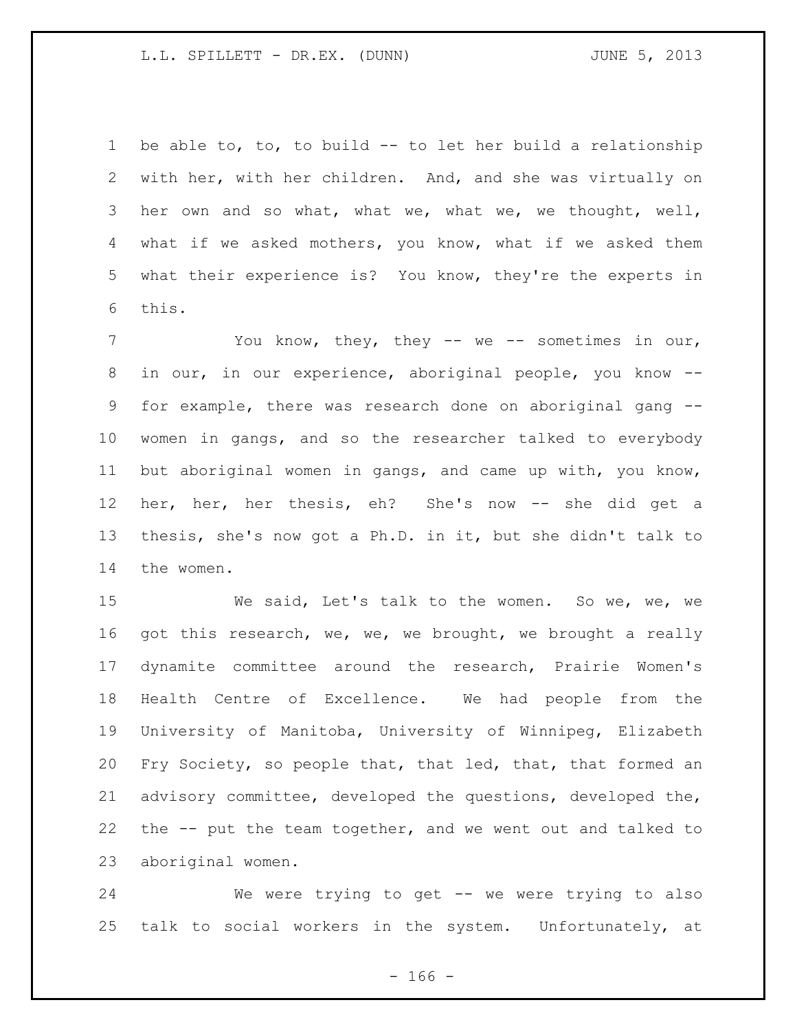be able to, to, to build -- to let her build a relationship with her, with her children. And, and she was virtually on her own and so what, what we, what we, we thought, well, what if we asked mothers, you know, what if we asked them what their experience is? You know, they're the experts in this.

You know, they, they -- we -- sometimes in our, in our, in our experience, aboriginal people, you know -- for example, there was research done on aboriginal gang -- women in gangs, and so the researcher talked to everybody but aboriginal women in gangs, and came up with, you know, her, her, her thesis, eh? She's now -- she did get a thesis, she's now got a Ph.D. in it, but she didn't talk to the women.

We said, Let's talk to the women. So we, we, we got this research, we, we, we brought, we brought a really dynamite committee around the research, Prairie Women's Health Centre of Excellence. We had people from the University of Manitoba, University of Winnipeg, Elizabeth Fry Society, so people that, that led, that, that formed an advisory committee, developed the questions, developed the, the -- put the team together, and we went out and talked to aboriginal women.

We were trying to get -- we were trying to also talk to social workers in the system. Unfortunately, at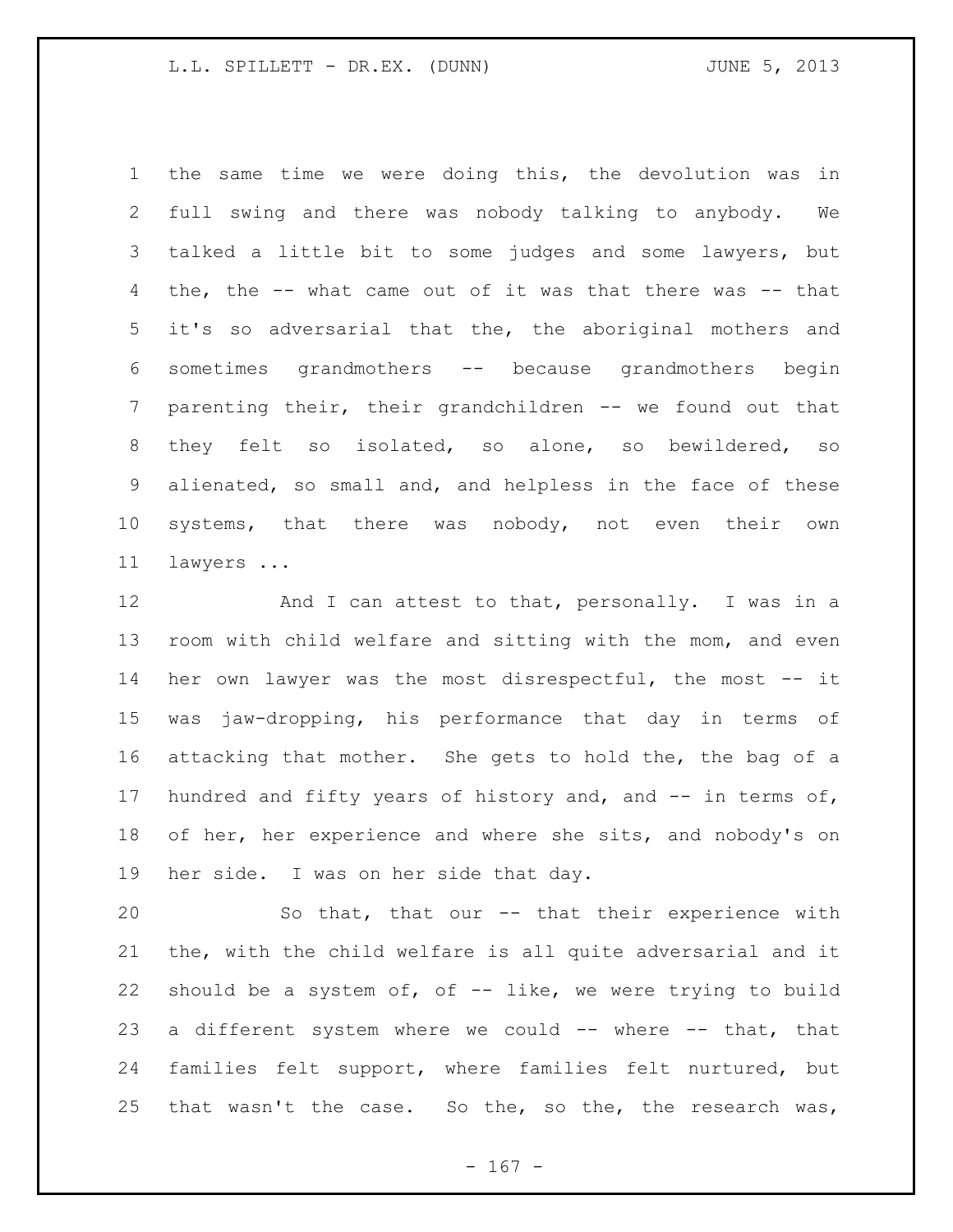the same time we were doing this, the devolution was in full swing and there was nobody talking to anybody. We talked a little bit to some judges and some lawyers, but the, the -- what came out of it was that there was -- that it's so adversarial that the, the aboriginal mothers and sometimes grandmothers -- because grandmothers begin parenting their, their grandchildren -- we found out that they felt so isolated, so alone, so bewildered, so alienated, so small and, and helpless in the face of these systems, that there was nobody, not even their own lawyers ...

And I can attest to that, personally. I was in a room with child welfare and sitting with the mom, and even her own lawyer was the most disrespectful, the most -- it was jaw-dropping, his performance that day in terms of attacking that mother. She gets to hold the, the bag of a hundred and fifty years of history and, and -- in terms of, of her, her experience and where she sits, and nobody's on her side. I was on her side that day.

So that, that our -- that their experience with the, with the child welfare is all quite adversarial and it should be a system of, of -- like, we were trying to build a different system where we could -- where -- that, that families felt support, where families felt nurtured, but that wasn't the case. So the, so the, the research was,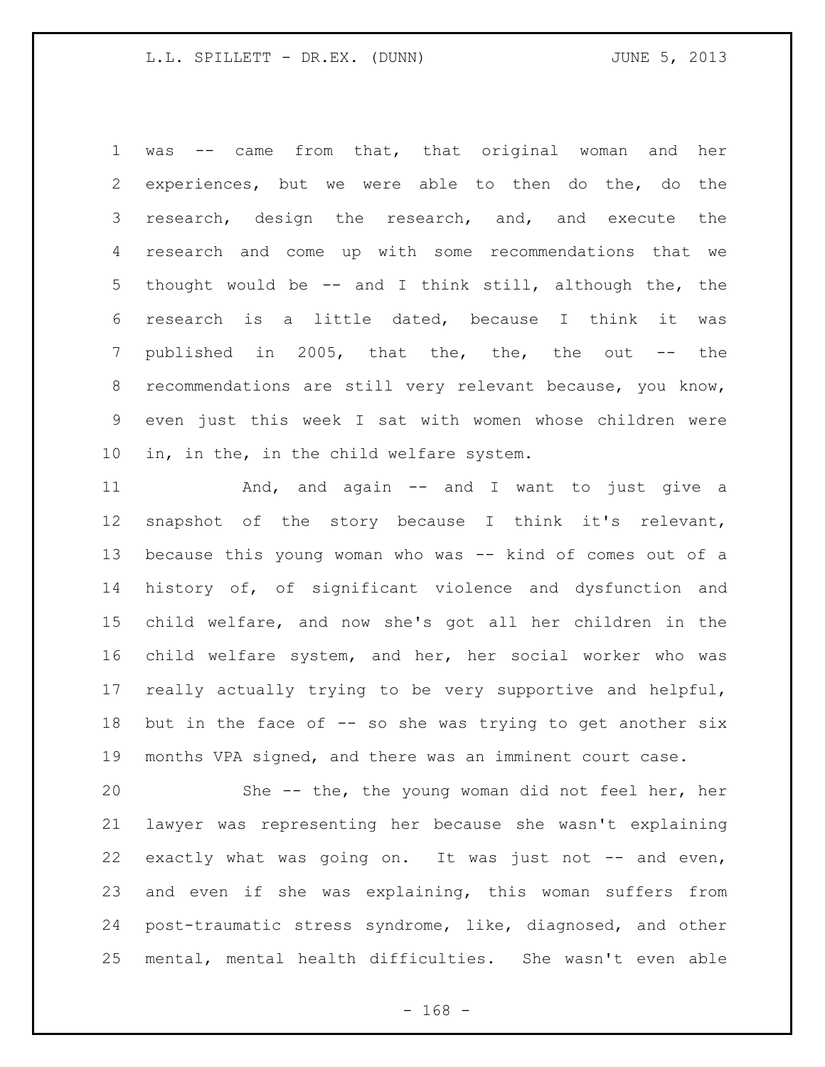was -- came from that, that original woman and her experiences, but we were able to then do the, do the research, design the research, and, and execute the research and come up with some recommendations that we thought would be -- and I think still, although the, the research is a little dated, because I think it was published in 2005, that the, the, the out -- the recommendations are still very relevant because, you know, even just this week I sat with women whose children were in, in the, in the child welfare system.

And, and again -- and I want to just give a snapshot of the story because I think it's relevant, because this young woman who was -- kind of comes out of a history of, of significant violence and dysfunction and child welfare, and now she's got all her children in the child welfare system, and her, her social worker who was really actually trying to be very supportive and helpful, but in the face of -- so she was trying to get another six months VPA signed, and there was an imminent court case.

She -- the, the young woman did not feel her, her lawyer was representing her because she wasn't explaining exactly what was going on. It was just not -- and even, and even if she was explaining, this woman suffers from post-traumatic stress syndrome, like, diagnosed, and other mental, mental health difficulties. She wasn't even able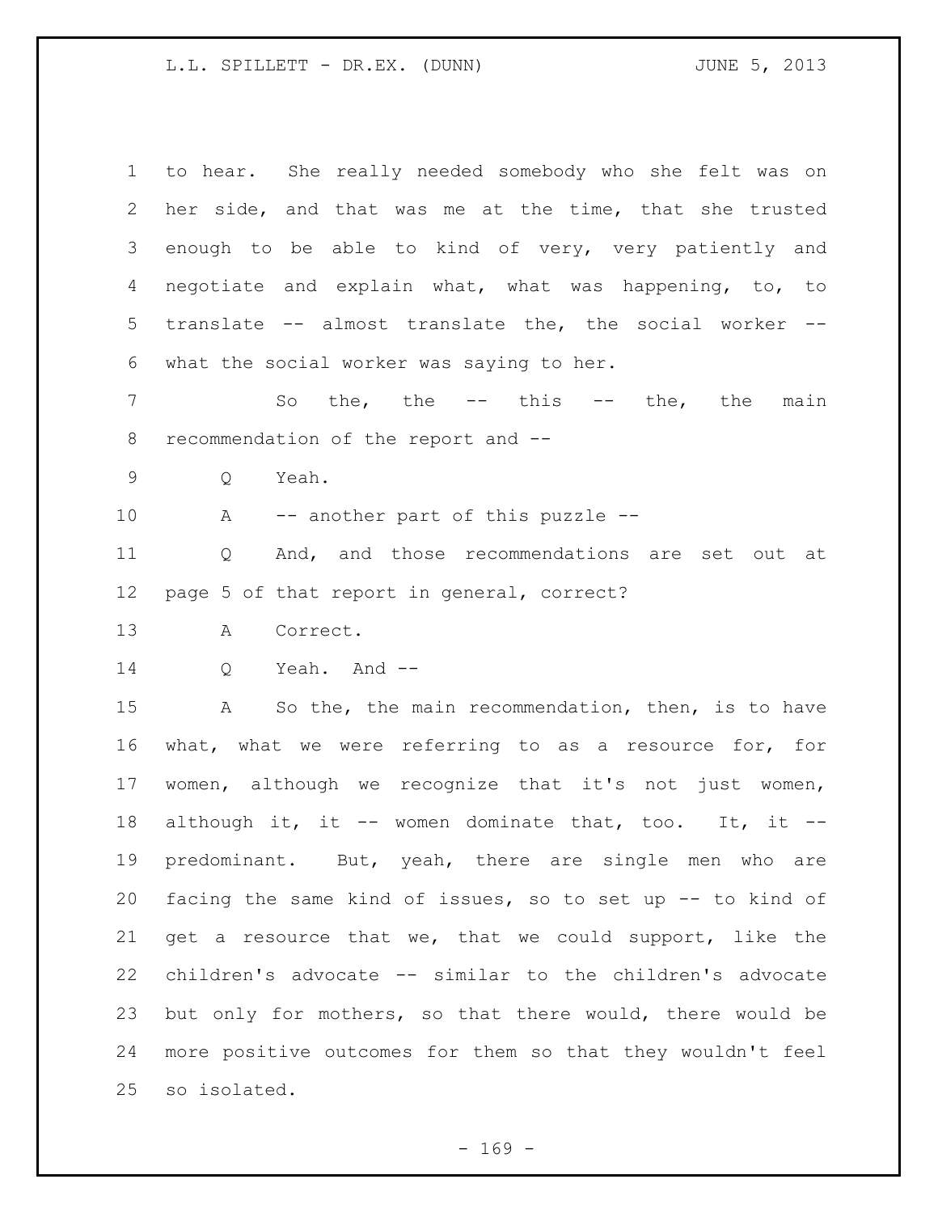to hear. She really needed somebody who she felt was on her side, and that was me at the time, that she trusted enough to be able to kind of very, very patiently and negotiate and explain what, what was happening, to, to translate -- almost translate the, the social worker -- what the social worker was saying to her.

So the, the -- this -- the, the main recommendation of the report and --

Q Yeah.

A -- another part of this puzzle --

Q And, and those recommendations are set out at page 5 of that report in general, correct?

A Correct.

Q Yeah. And --

A So the, the main recommendation, then, is to have what, what we were referring to as a resource for, for women, although we recognize that it's not just women, although it, it -- women dominate that, too. It, it -- predominant. But, yeah, there are single men who are facing the same kind of issues, so to set up -- to kind of get a resource that we, that we could support, like the children's advocate -- similar to the children's advocate but only for mothers, so that there would, there would be more positive outcomes for them so that they wouldn't feel so isolated.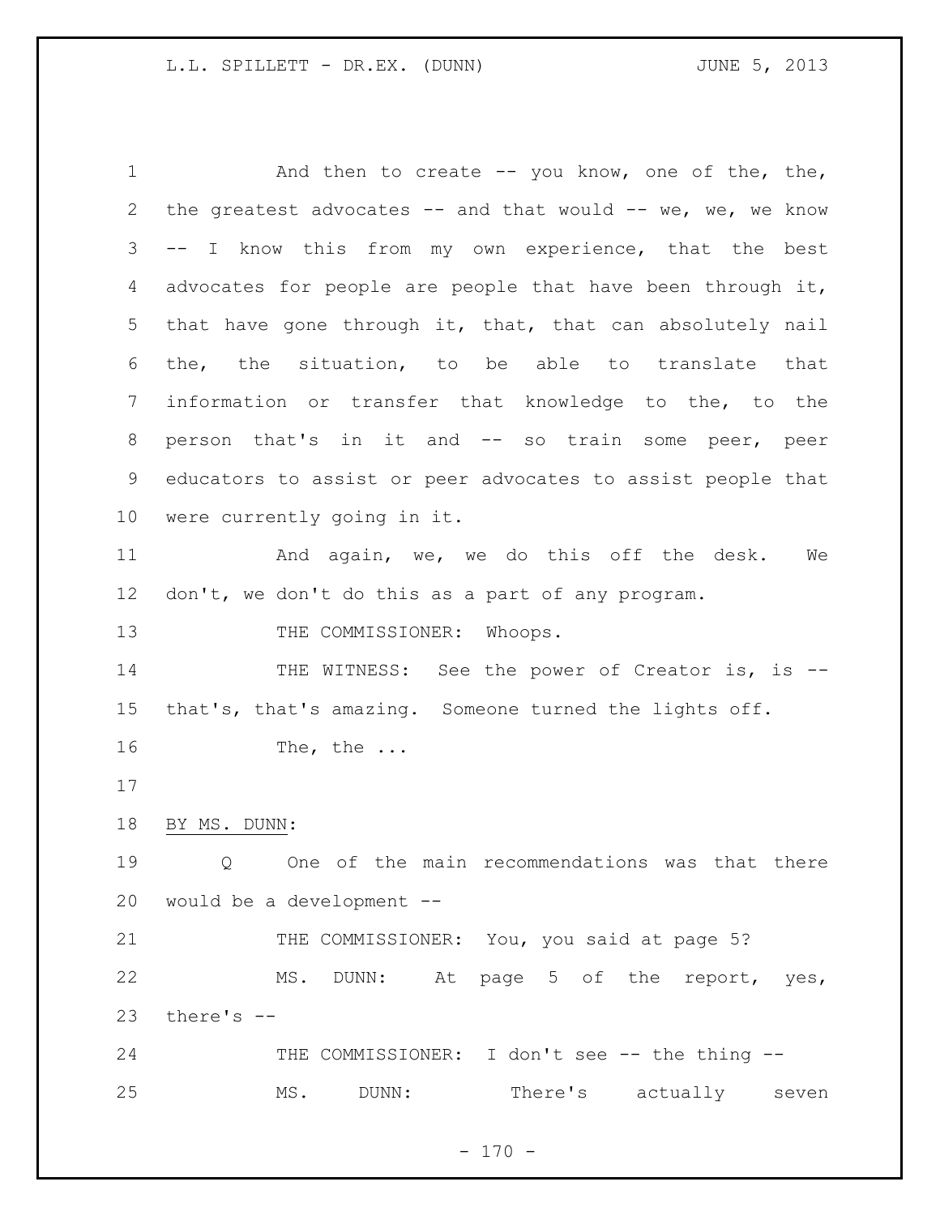And then to create -- you know, one of the, the, the greatest advocates -- and that would -- we, we, we know -- I know this from my own experience, that the best advocates for people are people that have been through it, that have gone through it, that, that can absolutely nail the, the situation, to be able to translate that information or transfer that knowledge to the, to the person that's in it and -- so train some peer, peer educators to assist or peer advocates to assist people that were currently going in it.

And again, we, we do this off the desk. We don't, we don't do this as a part of any program.

THE COMMISSIONER: Whoops.

THE WITNESS: See the power of Creator is, is -- that's, that's amazing. Someone turned the lights off.

The, the ...

BY MS. DUNN:

Q One of the main recommendations was that there would be a development --

THE COMMISSIONER: You, you said at page 5?

MS. DUNN: At page 5 of the report, yes, there's --

THE COMMISSIONER: I don't see -- the thing --

MS. DUNN: There's actually seven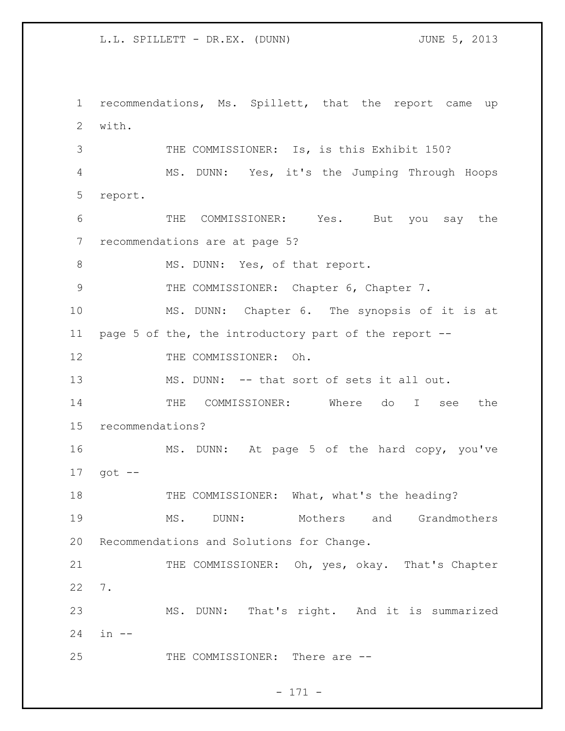recommendations, Ms. Spillett, that the report came up with.

THE COMMISSIONER: Is, is this Exhibit 150?

MS. DUNN: Yes, it's the Jumping Through Hoops report.

THE COMMISSIONER: Yes. But you say the recommendations are at page 5?

MS. DUNN: Yes, of that report.

THE COMMISSIONER: Chapter 6, Chapter 7.

MS. DUNN: Chapter 6. The synopsis of it is at page 5 of the, the introductory part of the report --

THE COMMISSIONER: Oh.

MS. DUNN: -- that sort of sets it all out.

THE COMMISSIONER: Where do I see the recommendations?

MS. DUNN: At page 5 of the hard copy, you've got --

THE COMMISSIONER: What, what's the heading?

MS. DUNN: Mothers and Grandmothers Recommendations and Solutions for Change.

THE COMMISSIONER: Oh, yes, okay. That's Chapter 7.

MS. DUNN: That's right. And it is summarized in --

THE COMMISSIONER: There are --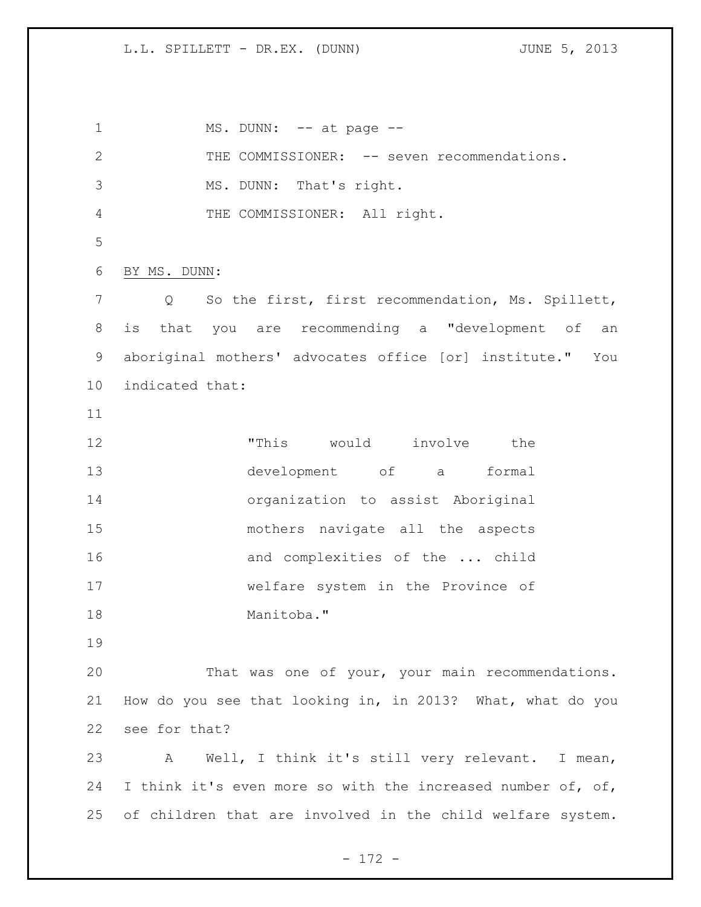MS. DUNN: -- at page --

THE COMMISSIONER: -- seven recommendations.

MS. DUNN: That's right.

THE COMMISSIONER: All right.

BY MS. DUNN:

Q So the first, first recommendation, Ms. Spillett, is that you are recommending a "development of an aboriginal mothers' advocates office [or] institute." You indicated that:

> "This would involve the development of a formal organization to assist Aboriginal mothers navigate all the aspects and complexities of the ... child welfare system in the Province of Manitoba."

That was one of your, your main recommendations. How do you see that looking in, in 2013? What, what do you see for that?

A Well, I think it's still very relevant. I mean, I think it's even more so with the increased number of, of, of children that are involved in the child welfare system.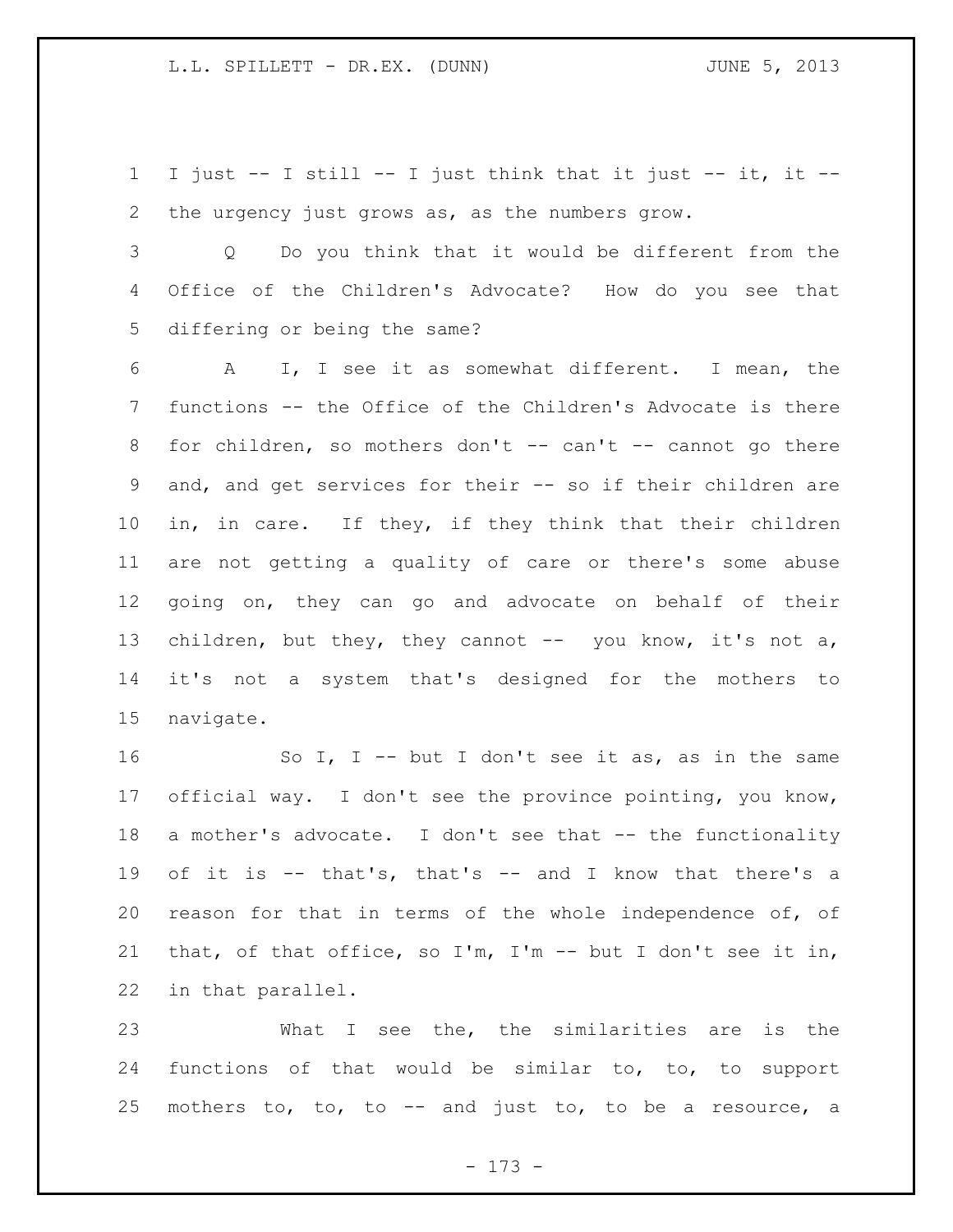I just -- I still -- I just think that it just -- it, it -- the urgency just grows as, as the numbers grow.

Q Do you think that it would be different from the Office of the Children's Advocate? How do you see that differing or being the same?

A I, I see it as somewhat different. I mean, the functions -- the Office of the Children's Advocate is there for children, so mothers don't -- can't -- cannot go there and, and get services for their -- so if their children are in, in care. If they, if they think that their children are not getting a quality of care or there's some abuse going on, they can go and advocate on behalf of their children, but they, they cannot -- you know, it's not a, it's not a system that's designed for the mothers to navigate.

So I, I -- but I don't see it as, as in the same official way. I don't see the province pointing, you know, a mother's advocate. I don't see that -- the functionality of it is -- that's, that's -- and I know that there's a reason for that in terms of the whole independence of, of that, of that office, so I'm, I'm -- but I don't see it in, in that parallel.

What I see the, the similarities are is the functions of that would be similar to, to, to support mothers to, to, to -- and just to, to be a resource, a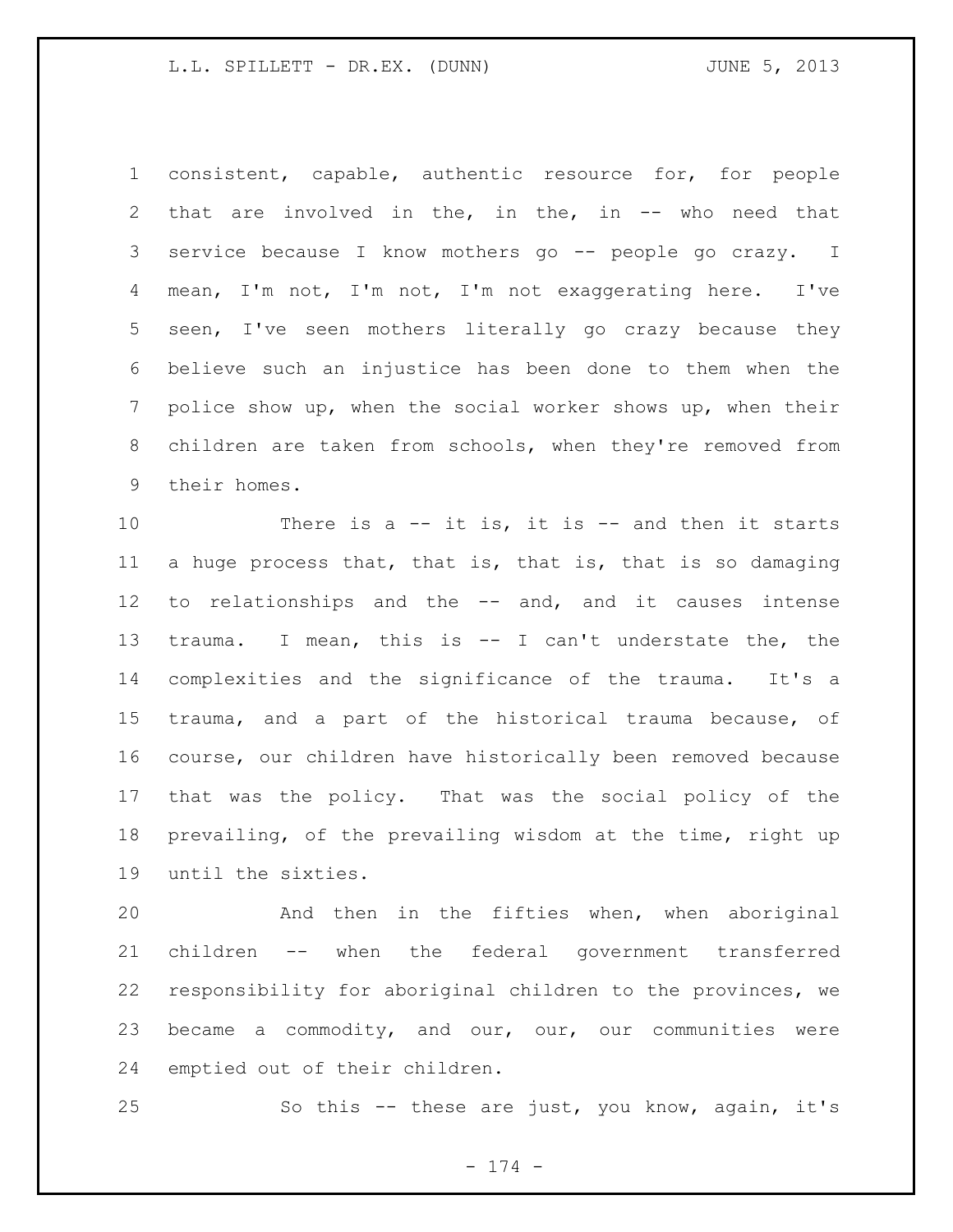consistent, capable, authentic resource for, for people that are involved in the, in the, in -- who need that service because I know mothers go -- people go crazy. I mean, I'm not, I'm not, I'm not exaggerating here. I've seen, I've seen mothers literally go crazy because they believe such an injustice has been done to them when the police show up, when the social worker shows up, when their children are taken from schools, when they're removed from their homes.

There is a -- it is, it is -- and then it starts a huge process that, that is, that is, that is so damaging to relationships and the -- and, and it causes intense trauma. I mean, this is -- I can't understate the, the complexities and the significance of the trauma. It's a trauma, and a part of the historical trauma because, of course, our children have historically been removed because that was the policy. That was the social policy of the prevailing, of the prevailing wisdom at the time, right up until the sixties.

And then in the fifties when, when aboriginal children -- when the federal government transferred responsibility for aboriginal children to the provinces, we became a commodity, and our, our, our communities were emptied out of their children.

So this -- these are just, you know, again, it's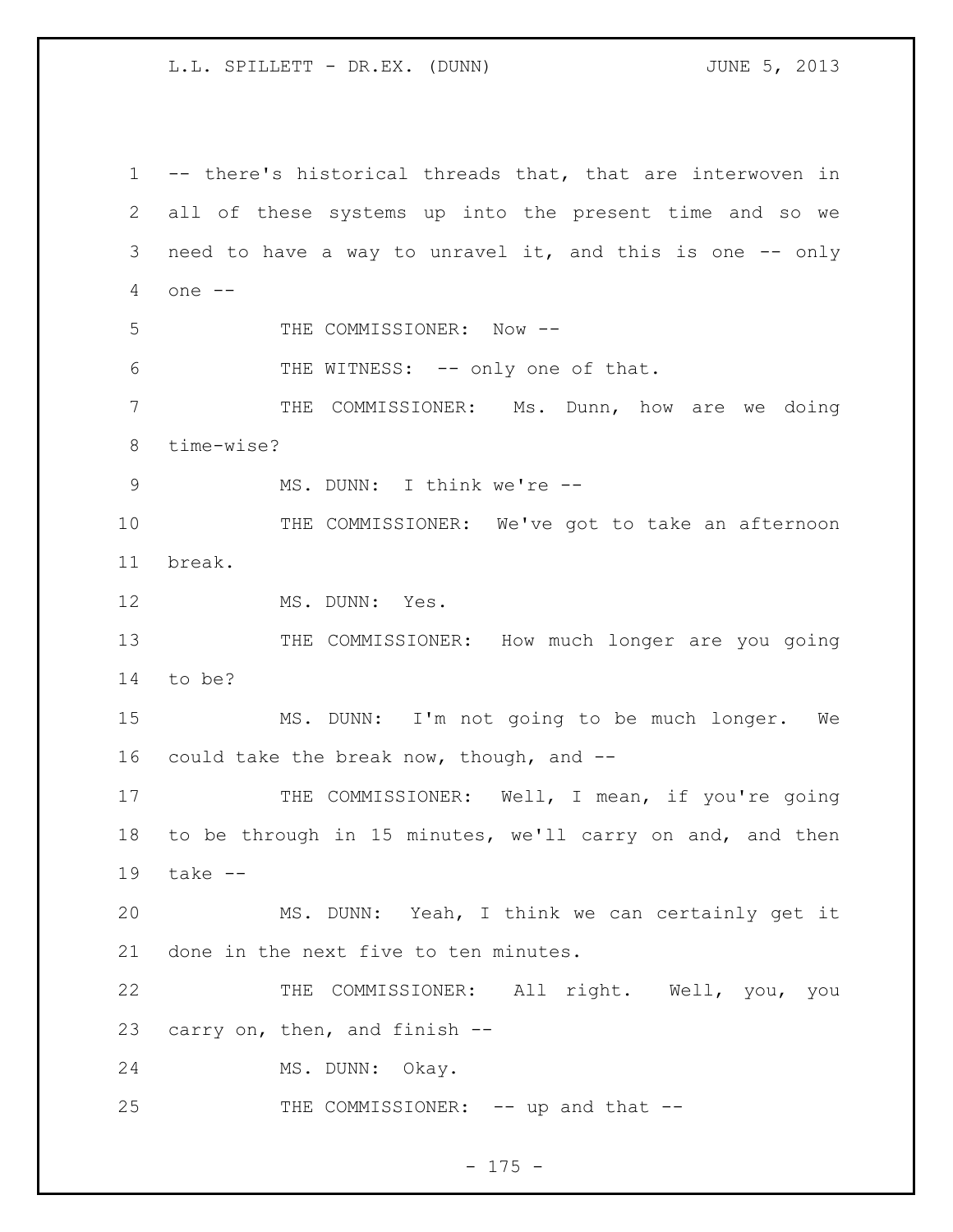-- there's historical threads that, that are interwoven in all of these systems up into the present time and so we need to have a way to unravel it, and this is one -- only one --

THE COMMISSIONER: Now --

THE WITNESS: -- only one of that.

THE COMMISSIONER: Ms. Dunn, how are we doing time-wise?

MS. DUNN: I think we're --

THE COMMISSIONER: We've got to take an afternoon break.

MS. DUNN: Yes.

THE COMMISSIONER: How much longer are you going to be?

MS. DUNN: I'm not going to be much longer. We could take the break now, though, and --

THE COMMISSIONER: Well, I mean, if you're going to be through in 15 minutes, we'll carry on and, and then take --

MS. DUNN: Yeah, I think we can certainly get it done in the next five to ten minutes.

THE COMMISSIONER: All right. Well, you, you carry on, then, and finish --

MS. DUNN: Okay.

THE COMMISSIONER: -- up and that --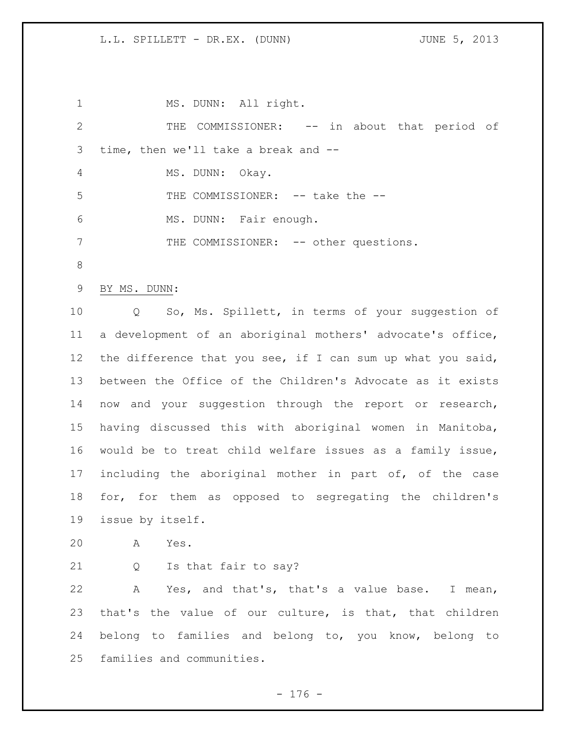MS. DUNN: All right.

THE COMMISSIONER: -- in about that period of time, then we'll take a break and --

MS. DUNN: Okay.

THE COMMISSIONER: -- take the --

MS. DUNN: Fair enough.

THE COMMISSIONER: -- other questions.

BY MS. DUNN:

Q So, Ms. Spillett, in terms of your suggestion of a development of an aboriginal mothers' advocate's office, the difference that you see, if I can sum up what you said, between the Office of the Children's Advocate as it exists now and your suggestion through the report or research, having discussed this with aboriginal women in Manitoba, would be to treat child welfare issues as a family issue, including the aboriginal mother in part of, of the case for, for them as opposed to segregating the children's issue by itself.

A Yes.

Q Is that fair to say?

A Yes, and that's, that's a value base. I mean, that's the value of our culture, is that, that children belong to families and belong to, you know, belong to families and communities.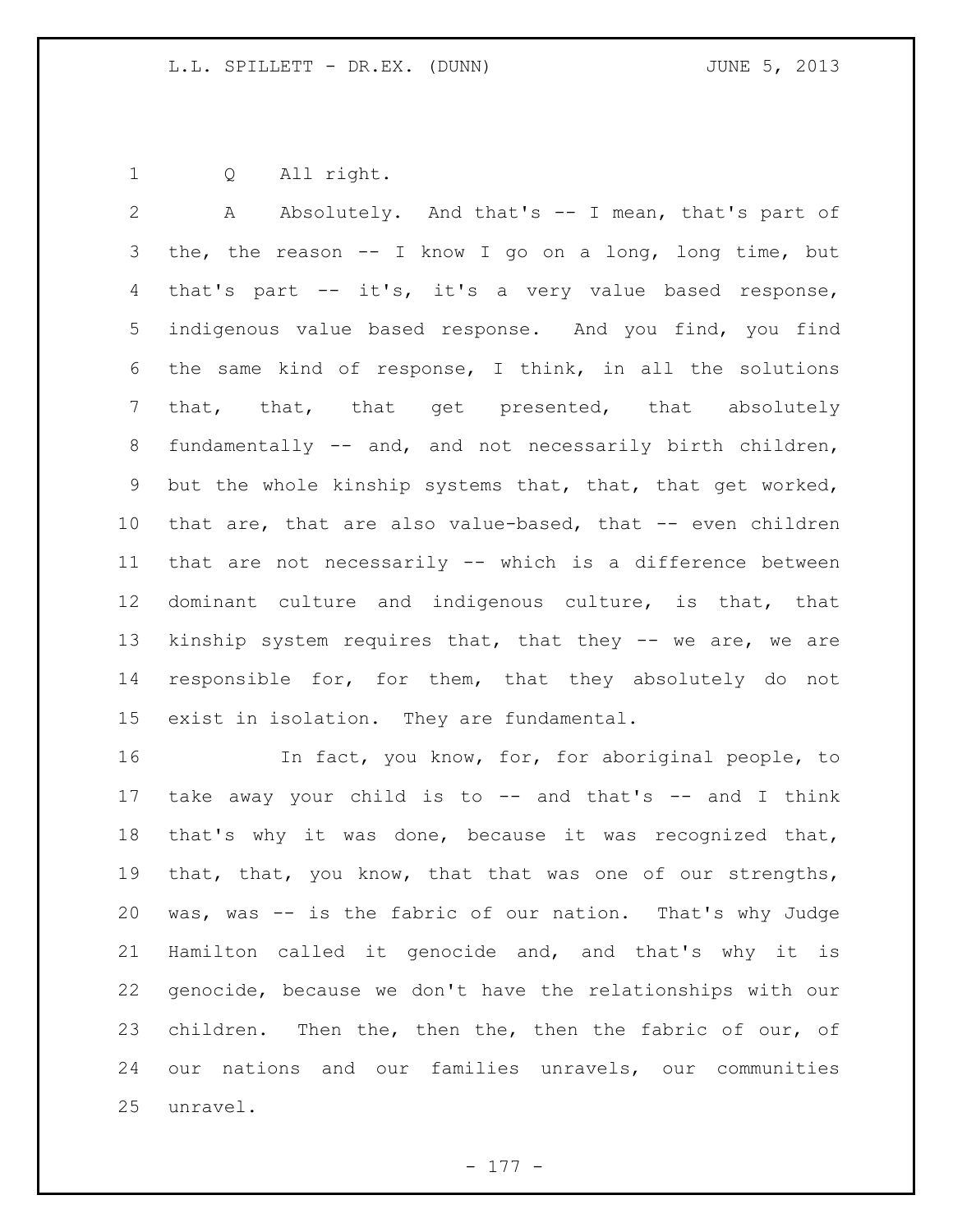Q All right.

A Absolutely. And that's -- I mean, that's part of the, the reason -- I know I go on a long, long time, but that's part -- it's, it's a very value based response, indigenous value based response. And you find, you find the same kind of response, I think, in all the solutions that, that, that get presented, that absolutely fundamentally -- and, and not necessarily birth children, but the whole kinship systems that, that, that get worked, that are, that are also value-based, that -- even children that are not necessarily -- which is a difference between dominant culture and indigenous culture, is that, that kinship system requires that, that they -- we are, we are responsible for, for them, that they absolutely do not exist in isolation. They are fundamental.

In fact, you know, for, for aboriginal people, to take away your child is to -- and that's -- and I think that's why it was done, because it was recognized that, that, that, you know, that that was one of our strengths, was, was -- is the fabric of our nation. That's why Judge Hamilton called it genocide and, and that's why it is genocide, because we don't have the relationships with our children. Then the, then the, then the fabric of our, of our nations and our families unravels, our communities unravel.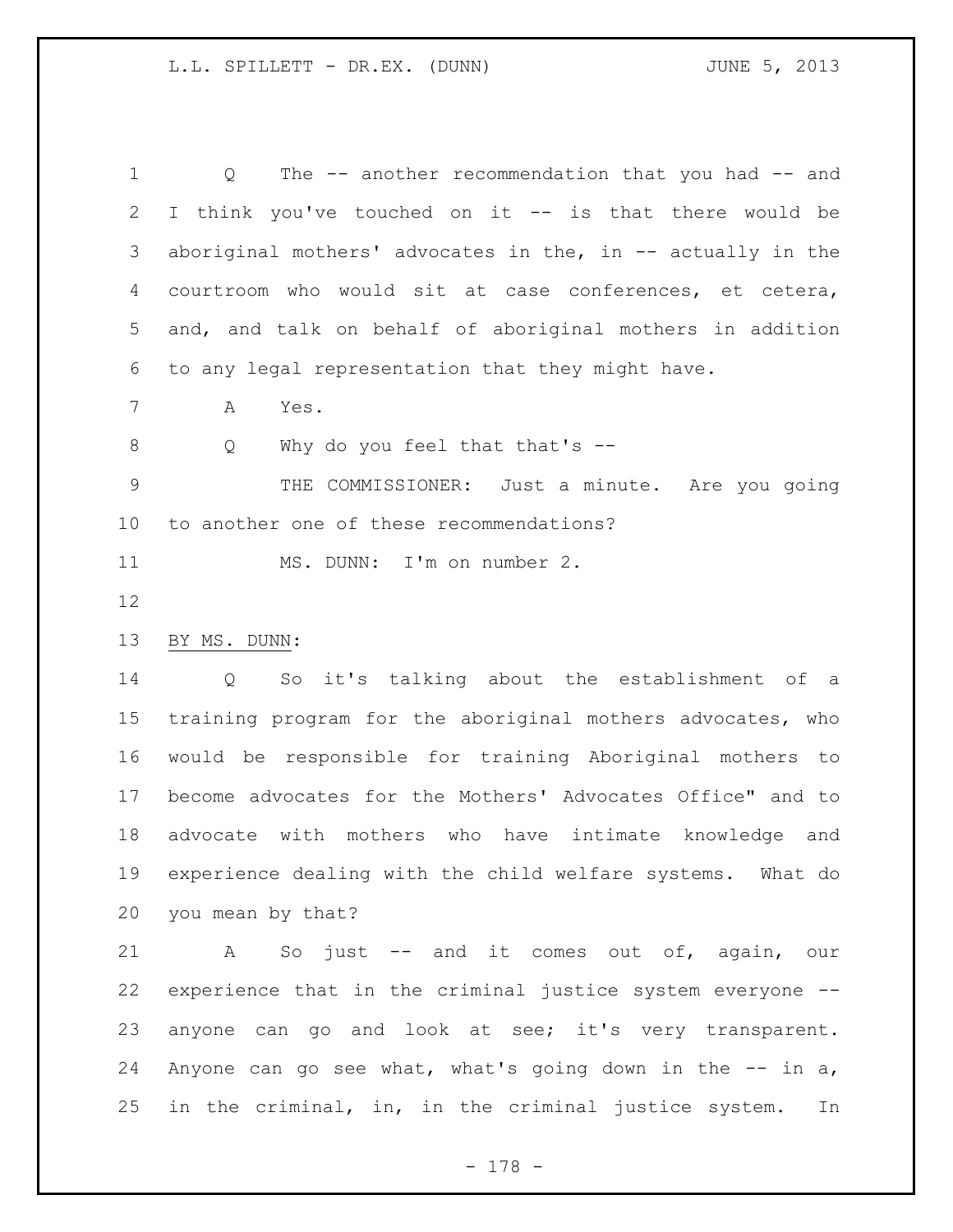Q The -- another recommendation that you had -- and I think you've touched on it -- is that there would be aboriginal mothers' advocates in the, in -- actually in the courtroom who would sit at case conferences, et cetera, and, and talk on behalf of aboriginal mothers in addition to any legal representation that they might have.

A Yes.

Q Why do you feel that that's --

THE COMMISSIONER: Just a minute. Are you going to another one of these recommendations?

MS. DUNN: I'm on number 2.

BY MS. DUNN:

Q So it's talking about the establishment of a training program for the aboriginal mothers advocates, who would be responsible for training Aboriginal mothers to become advocates for the Mothers' Advocates Office" and to advocate with mothers who have intimate knowledge and experience dealing with the child welfare systems. What do you mean by that?

A So just -- and it comes out of, again, our experience that in the criminal justice system everyone -- anyone can go and look at see; it's very transparent. Anyone can go see what, what's going down in the -- in a, in the criminal, in, in the criminal justice system. In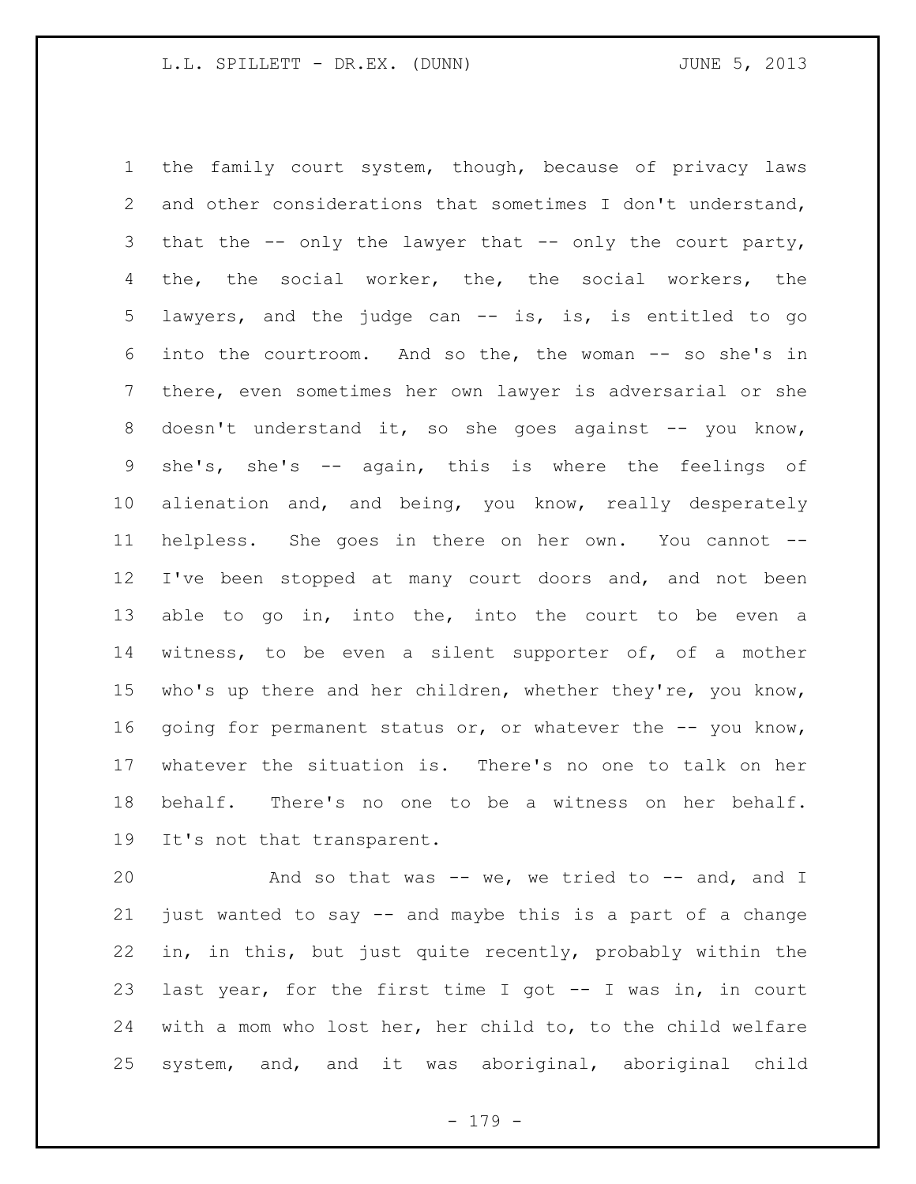the family court system, though, because of privacy laws and other considerations that sometimes I don't understand, that the -- only the lawyer that -- only the court party, the, the social worker, the, the social workers, the lawyers, and the judge can -- is, is, is entitled to go into the courtroom. And so the, the woman -- so she's in there, even sometimes her own lawyer is adversarial or she doesn't understand it, so she goes against -- you know, she's, she's -- again, this is where the feelings of alienation and, and being, you know, really desperately helpless. She goes in there on her own. You cannot -- I've been stopped at many court doors and, and not been able to go in, into the, into the court to be even a witness, to be even a silent supporter of, of a mother who's up there and her children, whether they're, you know, going for permanent status or, or whatever the -- you know, whatever the situation is. There's no one to talk on her behalf. There's no one to be a witness on her behalf. It's not that transparent.

And so that was -- we, we tried to -- and, and I just wanted to say -- and maybe this is a part of a change in, in this, but just quite recently, probably within the last year, for the first time I got -- I was in, in court with a mom who lost her, her child to, to the child welfare system, and, and it was aboriginal, aboriginal child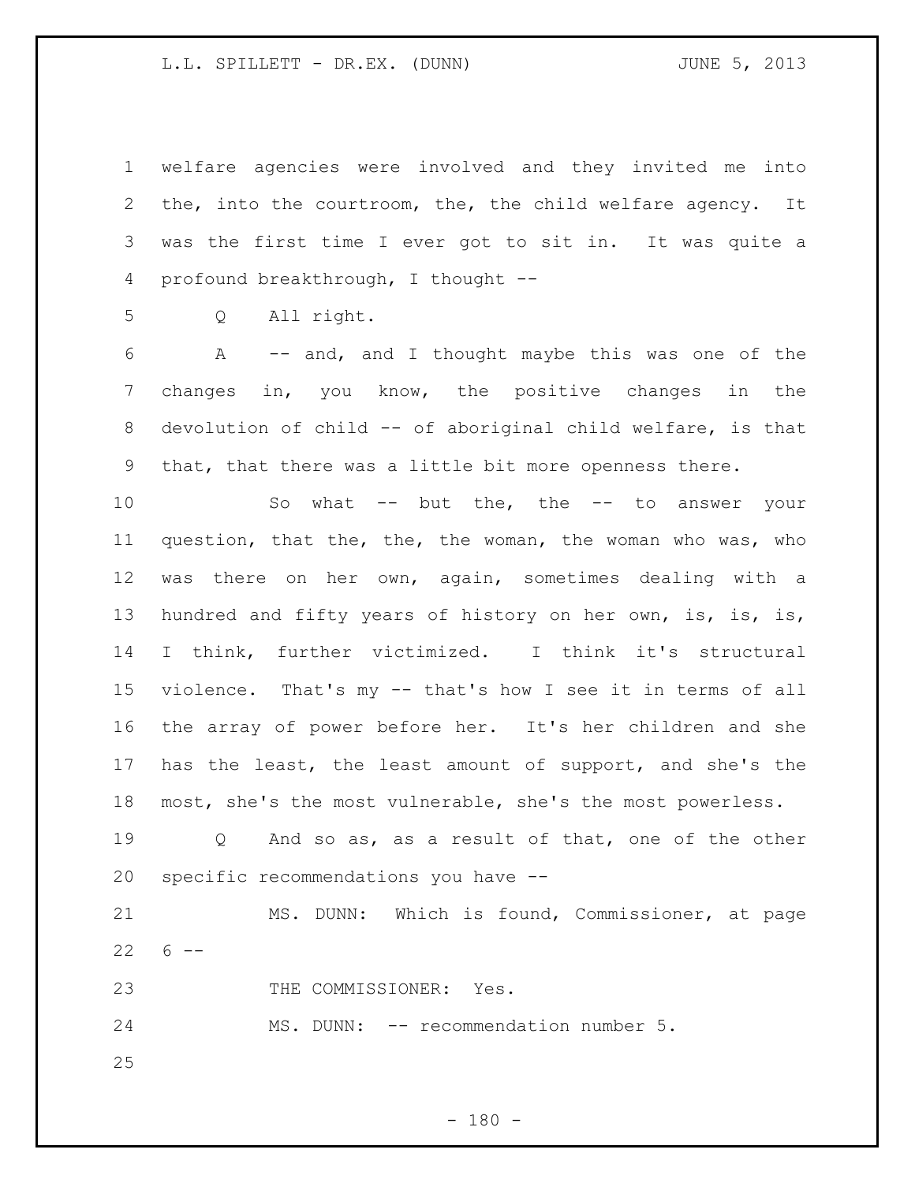welfare agencies were involved and they invited me into the, into the courtroom, the, the child welfare agency. It was the first time I ever got to sit in. It was quite a profound breakthrough, I thought --

Q All right.

A -- and, and I thought maybe this was one of the changes in, you know, the positive changes in the devolution of child -- of aboriginal child welfare, is that that, that there was a little bit more openness there.

So what -- but the, the -- to answer your question, that the, the, the woman, the woman who was, who was there on her own, again, sometimes dealing with a hundred and fifty years of history on her own, is, is, is, I think, further victimized. I think it's structural violence. That's my -- that's how I see it in terms of all the array of power before her. It's her children and she has the least, the least amount of support, and she's the most, she's the most vulnerable, she's the most powerless.

Q And so as, as a result of that, one of the other specific recommendations you have --

MS. DUNN: Which is found, Commissioner, at page 6 --

THE COMMISSIONER: Yes.

MS. DUNN: -- recommendation number 5.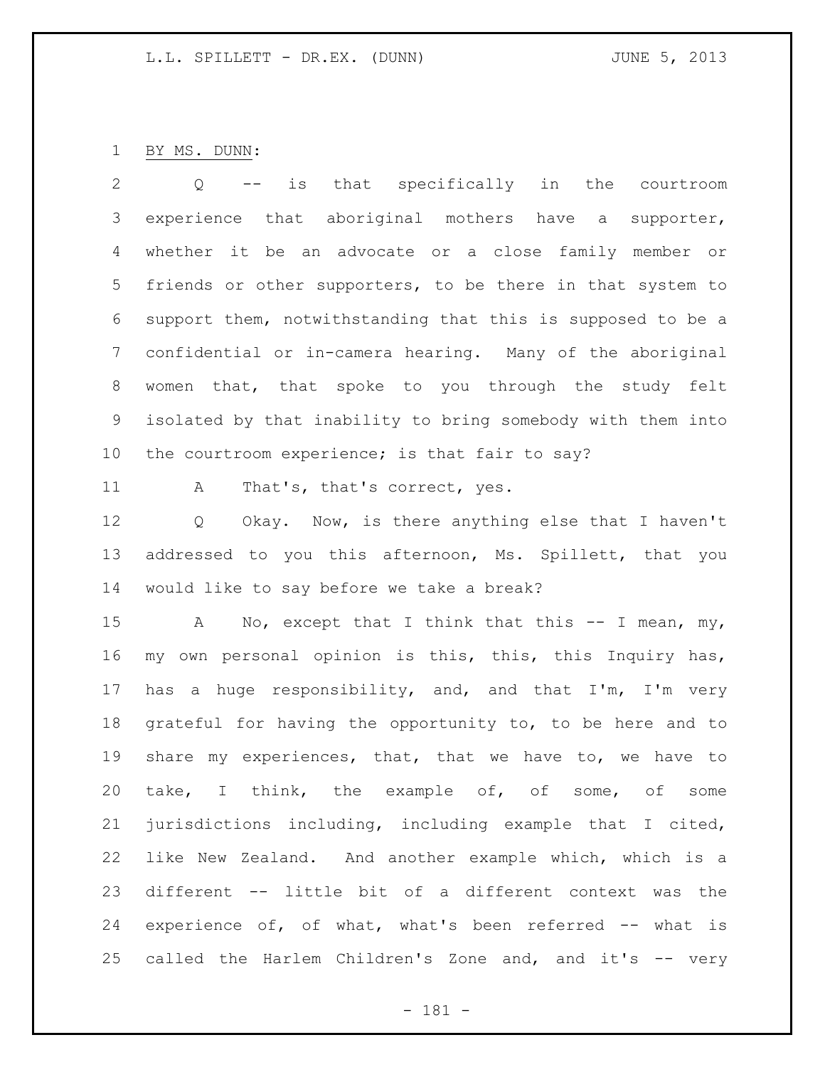BY MS. DUNN:

Q -- is that specifically in the courtroom experience that aboriginal mothers have a supporter, whether it be an advocate or a close family member or friends or other supporters, to be there in that system to support them, notwithstanding that this is supposed to be a confidential or in-camera hearing. Many of the aboriginal women that, that spoke to you through the study felt isolated by that inability to bring somebody with them into the courtroom experience; is that fair to say?

A That's, that's correct, yes.

Q Okay. Now, is there anything else that I haven't addressed to you this afternoon, Ms. Spillett, that you would like to say before we take a break?

A No, except that I think that this -- I mean, my, my own personal opinion is this, this, this Inquiry has, has a huge responsibility, and, and that I'm, I'm very grateful for having the opportunity to, to be here and to share my experiences, that, that we have to, we have to take, I think, the example of, of some, of some jurisdictions including, including example that I cited, like New Zealand. And another example which, which is a different -- little bit of a different context was the experience of, of what, what's been referred -- what is called the Harlem Children's Zone and, and it's -- very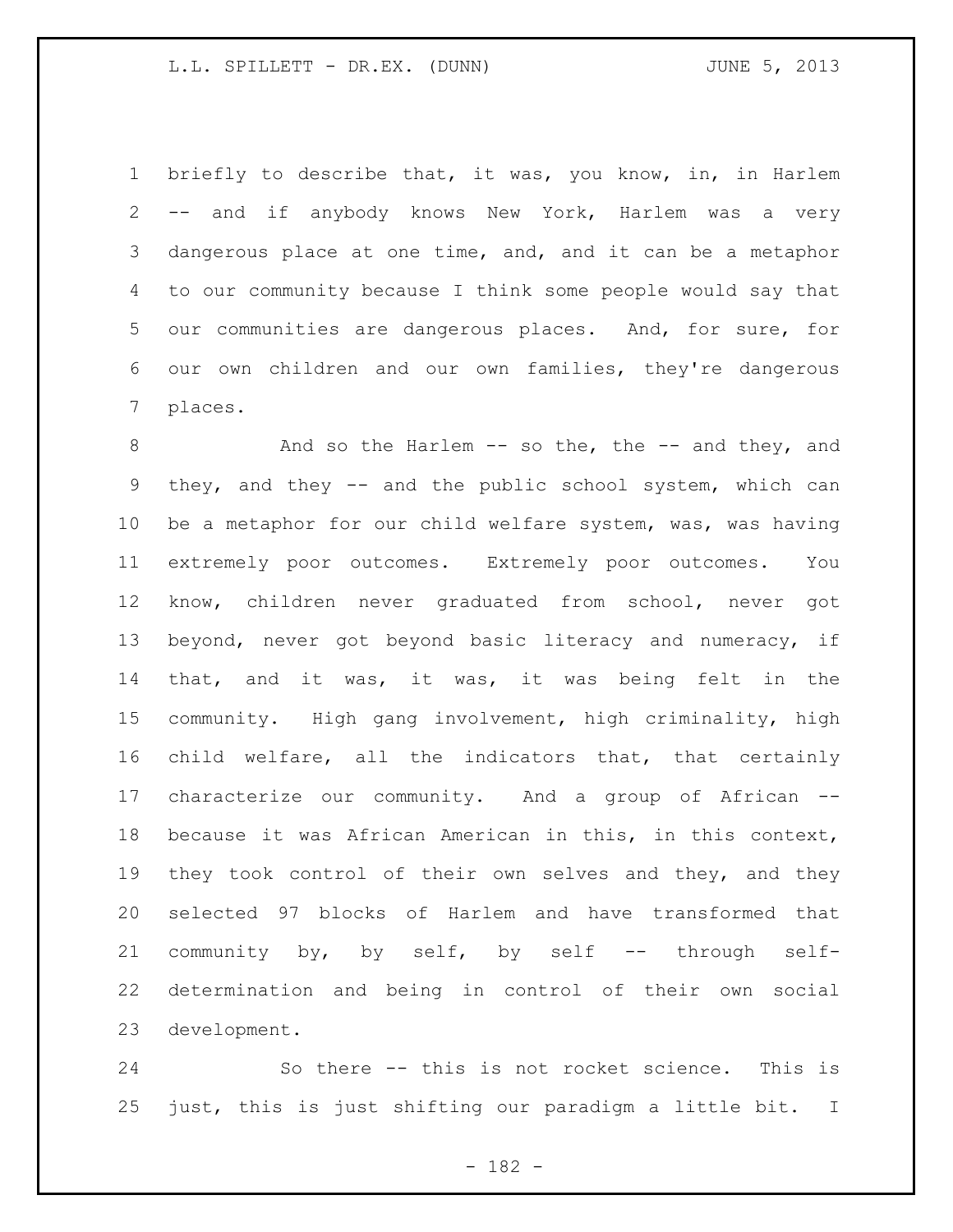briefly to describe that, it was, you know, in, in Harlem -- and if anybody knows New York, Harlem was a very dangerous place at one time, and, and it can be a metaphor to our community because I think some people would say that our communities are dangerous places. And, for sure, for our own children and our own families, they're dangerous places.

And so the Harlem -- so the, the -- and they, and they, and they -- and the public school system, which can be a metaphor for our child welfare system, was, was having extremely poor outcomes. Extremely poor outcomes. You know, children never graduated from school, never got beyond, never got beyond basic literacy and numeracy, if that, and it was, it was, it was being felt in the community. High gang involvement, high criminality, high child welfare, all the indicators that, that certainly characterize our community. And a group of African -- because it was African American in this, in this context, they took control of their own selves and they, and they selected 97 blocks of Harlem and have transformed that community by, by self, by self -- through self-determination and being in control of their own social development.

So there -- this is not rocket science. This is just, this is just shifting our paradigm a little bit. I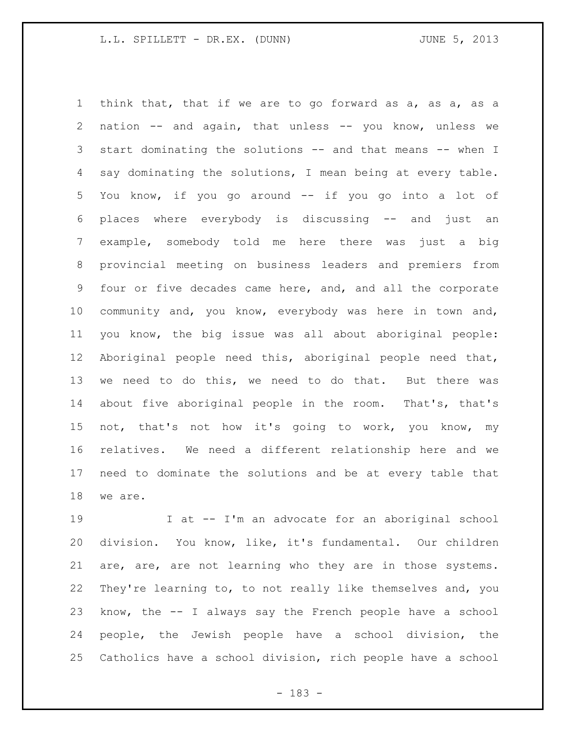think that, that if we are to go forward as a, as a, as a nation -- and again, that unless -- you know, unless we start dominating the solutions -- and that means -- when I say dominating the solutions, I mean being at every table. You know, if you go around -- if you go into a lot of places where everybody is discussing -- and just an example, somebody told me here there was just a big provincial meeting on business leaders and premiers from four or five decades came here, and, and all the corporate community and, you know, everybody was here in town and, you know, the big issue was all about aboriginal people: Aboriginal people need this, aboriginal people need that, we need to do this, we need to do that. But there was about five aboriginal people in the room. That's, that's not, that's not how it's going to work, you know, my relatives. We need a different relationship here and we need to dominate the solutions and be at every table that we are.

I at -- I'm an advocate for an aboriginal school division. You know, like, it's fundamental. Our children are, are, are not learning who they are in those systems. They're learning to, to not really like themselves and, you know, the -- I always say the French people have a school people, the Jewish people have a school division, the Catholics have a school division, rich people have a school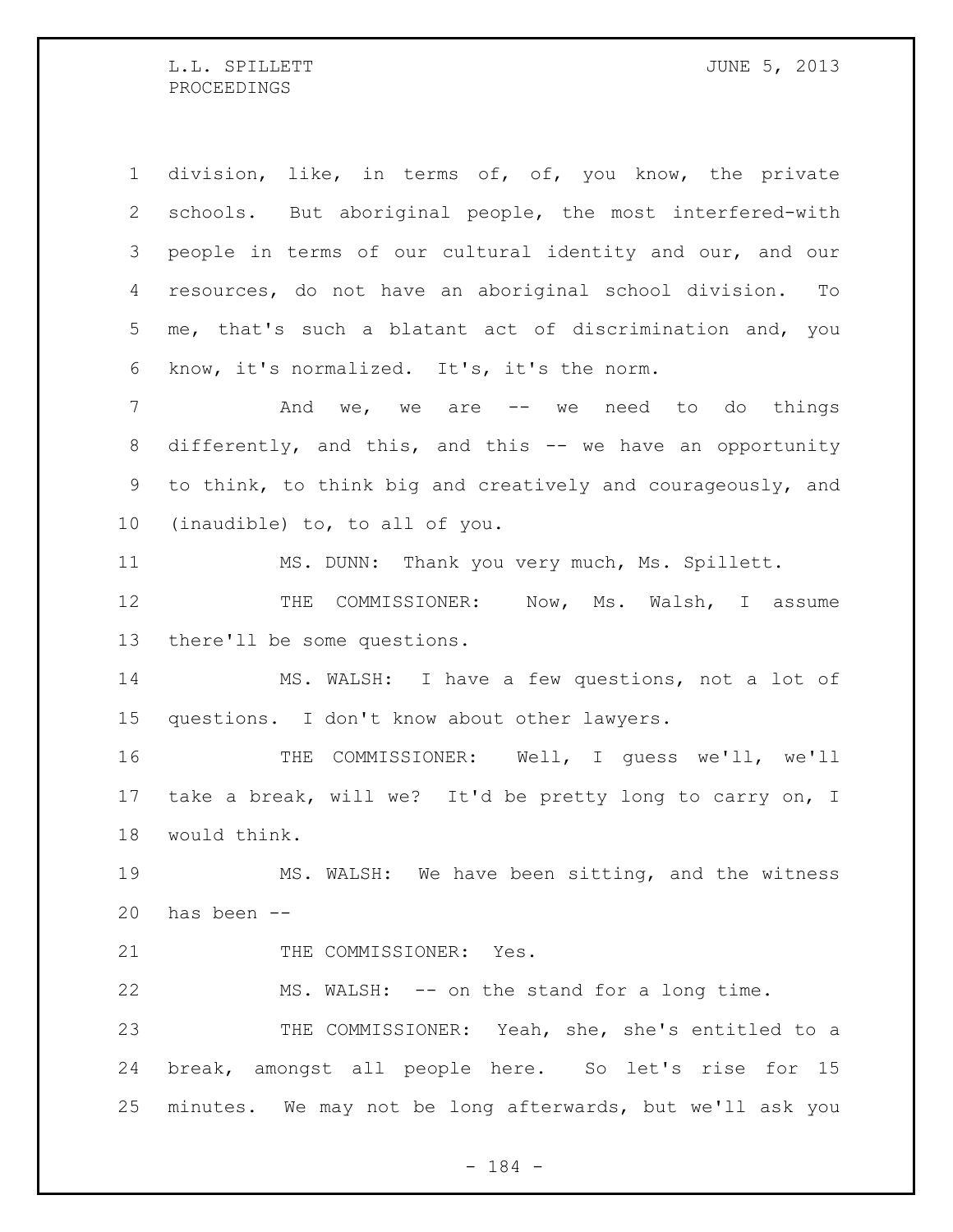division, like, in terms of, of, you know, the private schools. But aboriginal people, the most interfered-with people in terms of our cultural identity and our, and our resources, do not have an aboriginal school division. To me, that's such a blatant act of discrimination and, you know, it's normalized. It's, it's the norm.

And we, we are -- we need to do things differently, and this, and this -- we have an opportunity to think, to think big and creatively and courageously, and (inaudible) to, to all of you.

MS. DUNN: Thank you very much, Ms. Spillett.

THE COMMISSIONER: Now, Ms. Walsh, I assume there'll be some questions.

MS. WALSH: I have a few questions, not a lot of questions. I don't know about other lawyers.

THE COMMISSIONER: Well, I guess we'll, we'll take a break, will we? It'd be pretty long to carry on, I would think.

MS. WALSH: We have been sitting, and the witness has been --

THE COMMISSIONER: Yes.

MS. WALSH: -- on the stand for a long time.

THE COMMISSIONER: Yeah, she, she's entitled to a break, amongst all people here. So let's rise for 15 minutes. We may not be long afterwards, but we'll ask you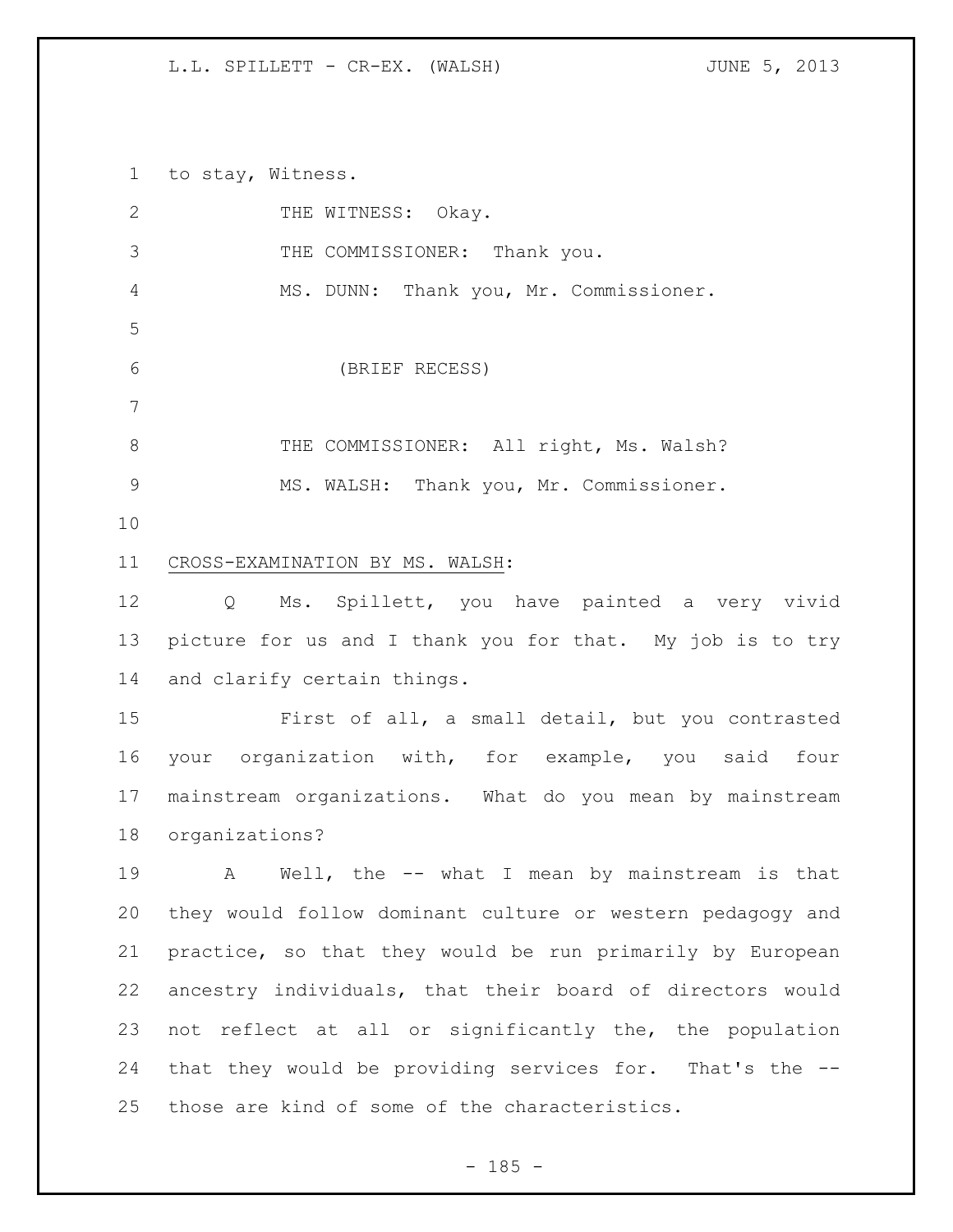to stay, Witness.

THE WITNESS: Okay.

THE COMMISSIONER: Thank you.

MS. DUNN: Thank you, Mr. Commissioner.

(BRIEF RECESS)

THE COMMISSIONER: All right, Ms. Walsh?

MS. WALSH: Thank you, Mr. Commissioner.

CROSS-EXAMINATION BY MS. WALSH:

Q Ms. Spillett, you have painted a very vivid picture for us and I thank you for that. My job is to try and clarify certain things.

First of all, a small detail, but you contrasted your organization with, for example, you said four mainstream organizations. What do you mean by mainstream organizations?

A Well, the -- what I mean by mainstream is that they would follow dominant culture or western pedagogy and practice, so that they would be run primarily by European ancestry individuals, that their board of directors would not reflect at all or significantly the, the population that they would be providing services for. That's the -- those are kind of some of the characteristics.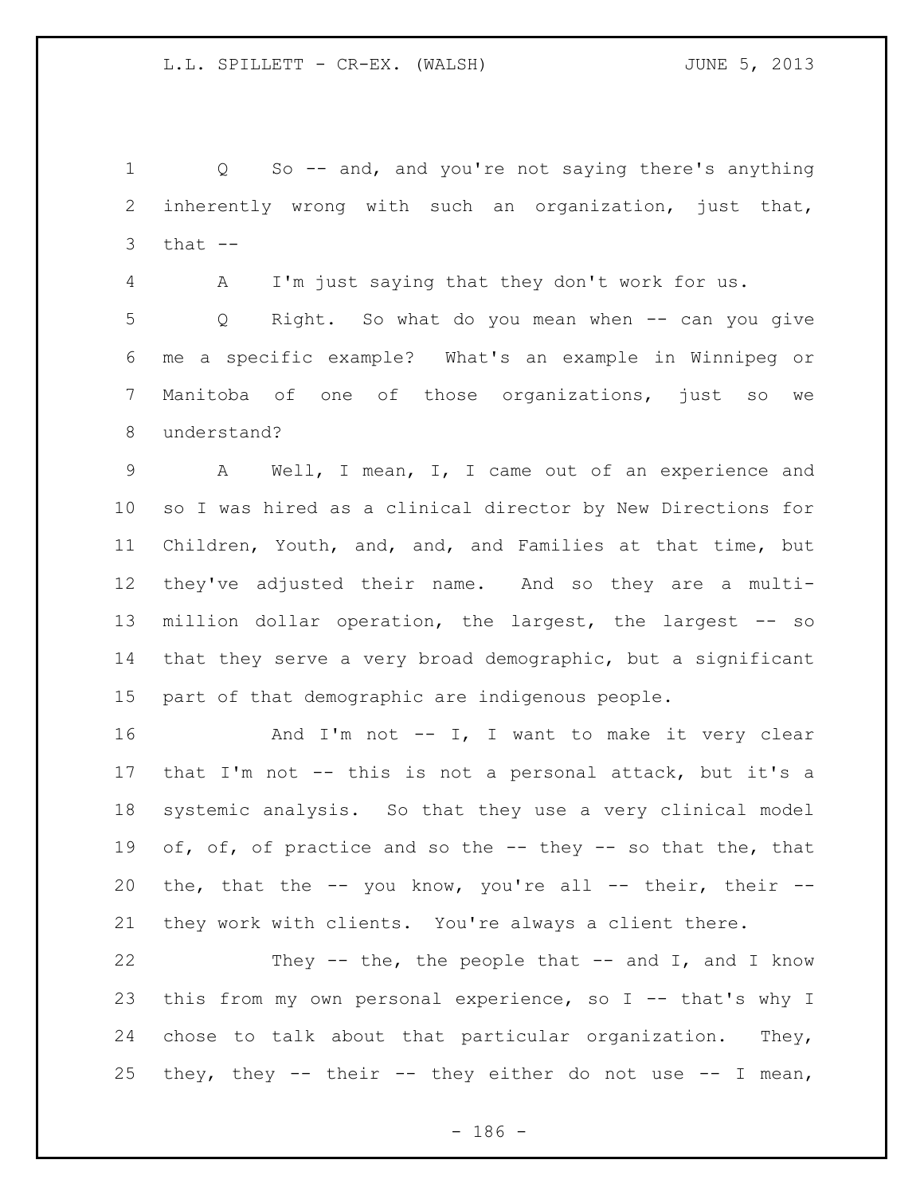Q So -- and, and you're not saying there's anything inherently wrong with such an organization, just that, that --

A I'm just saying that they don't work for us.

Q Right. So what do you mean when -- can you give me a specific example? What's an example in Winnipeg or Manitoba of one of those organizations, just so we understand?

A Well, I mean, I, I came out of an experience and so I was hired as a clinical director by New Directions for Children, Youth, and, and, and Families at that time, but they've adjusted their name. And so they are a multi-million dollar operation, the largest, the largest -- so that they serve a very broad demographic, but a significant part of that demographic are indigenous people.

And I'm not -- I, I want to make it very clear that I'm not -- this is not a personal attack, but it's a systemic analysis. So that they use a very clinical model of, of, of practice and so the -- they -- so that the, that the, that the -- you know, you're all -- their, their -- they work with clients. You're always a client there.

They -- the, the people that -- and I, and I know this from my own personal experience, so I -- that's why I chose to talk about that particular organization. They, they, they -- their -- they either do not use -- I mean,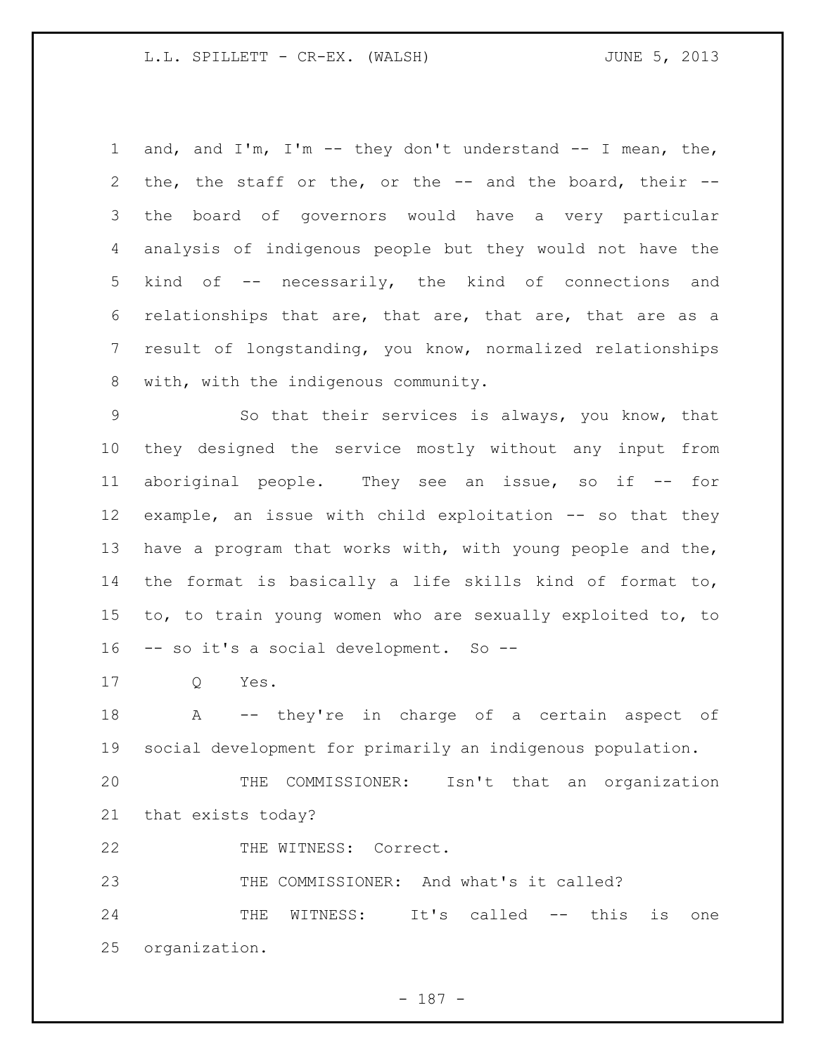and, and I'm, I'm -- they don't understand -- I mean, the, the, the staff or the, or the -- and the board, their -- the board of governors would have a very particular analysis of indigenous people but they would not have the kind of -- necessarily, the kind of connections and relationships that are, that are, that are, that are as a result of longstanding, you know, normalized relationships with, with the indigenous community.

So that their services is always, you know, that they designed the service mostly without any input from aboriginal people. They see an issue, so if -- for example, an issue with child exploitation -- so that they have a program that works with, with young people and the, the format is basically a life skills kind of format to, to, to train young women who are sexually exploited to, to -- so it's a social development. So --

Q Yes.

A -- they're in charge of a certain aspect of social development for primarily an indigenous population.

THE COMMISSIONER: Isn't that an organization that exists today?

THE WITNESS: Correct.

THE COMMISSIONER: And what's it called?

THE WITNESS: It's called -- this is one organization.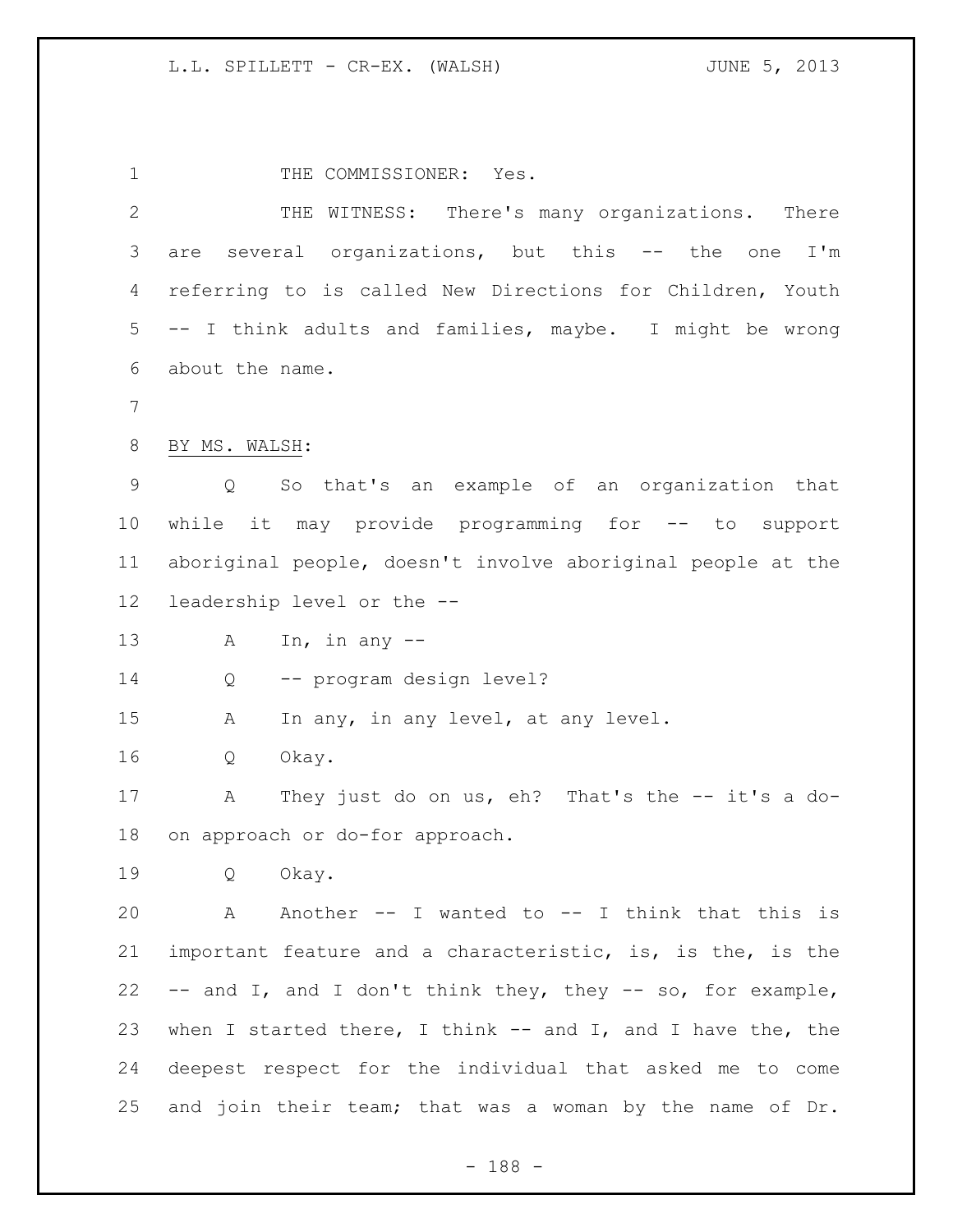THE COMMISSIONER: Yes.

THE WITNESS: There's many organizations. There are several organizations, but this -- the one I'm referring to is called New Directions for Children, Youth -- I think adults and families, maybe. I might be wrong about the name.

BY MS. WALSH:

Q So that's an example of an organization that while it may provide programming for -- to support aboriginal people, doesn't involve aboriginal people at the leadership level or the --

A In, in any --

Q -- program design level?

A In any, in any level, at any level.

Q Okay.

A They just do on us, eh? That's the -- it's a do-on approach or do-for approach.

Q Okay.

A Another -- I wanted to -- I think that this is important feature and a characteristic, is, is the, is the -- and I, and I don't think they, they -- so, for example, when I started there, I think -- and I, and I have the, the deepest respect for the individual that asked me to come and join their team; that was a woman by the name of Dr.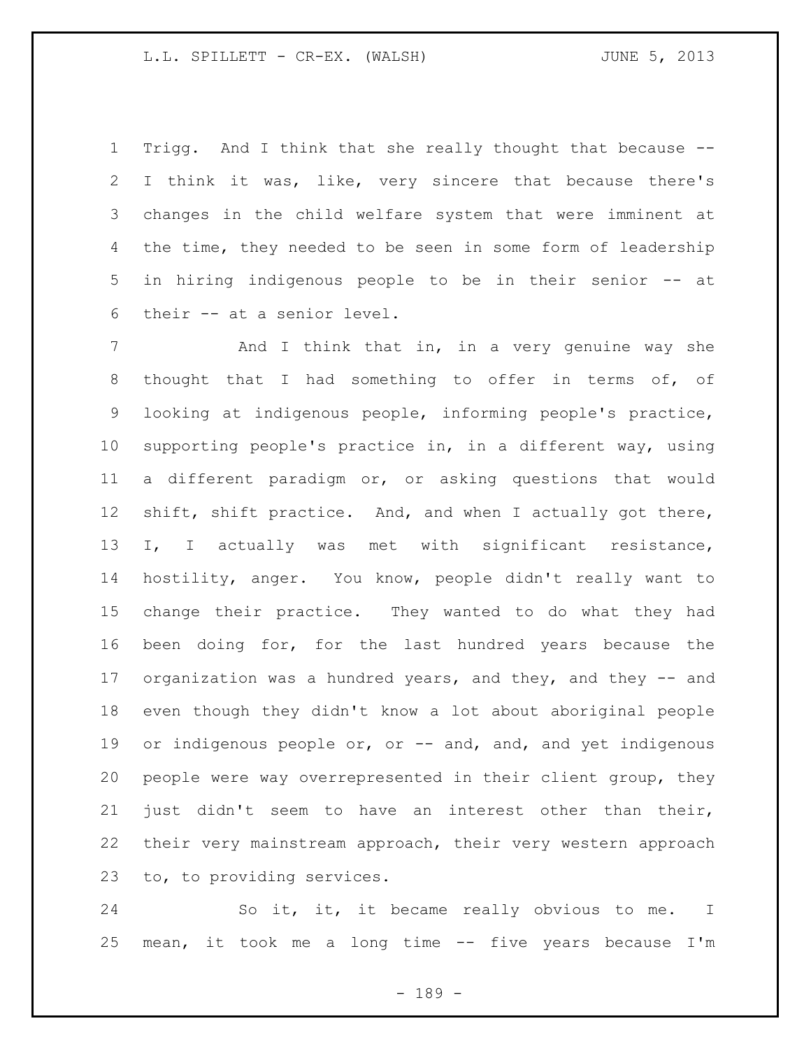Trigg. And I think that she really thought that because -- I think it was, like, very sincere that because there's changes in the child welfare system that were imminent at the time, they needed to be seen in some form of leadership in hiring indigenous people to be in their senior -- at their -- at a senior level.

And I think that in, in a very genuine way she thought that I had something to offer in terms of, of looking at indigenous people, informing people's practice, supporting people's practice in, in a different way, using a different paradigm or, or asking questions that would shift, shift practice. And, and when I actually got there, I, I actually was met with significant resistance, hostility, anger. You know, people didn't really want to change their practice. They wanted to do what they had been doing for, for the last hundred years because the organization was a hundred years, and they, and they -- and even though they didn't know a lot about aboriginal people or indigenous people or, or -- and, and, and yet indigenous people were way overrepresented in their client group, they just didn't seem to have an interest other than their, their very mainstream approach, their very western approach to, to providing services.

So it, it, it became really obvious to me. I mean, it took me a long time -- five years because I'm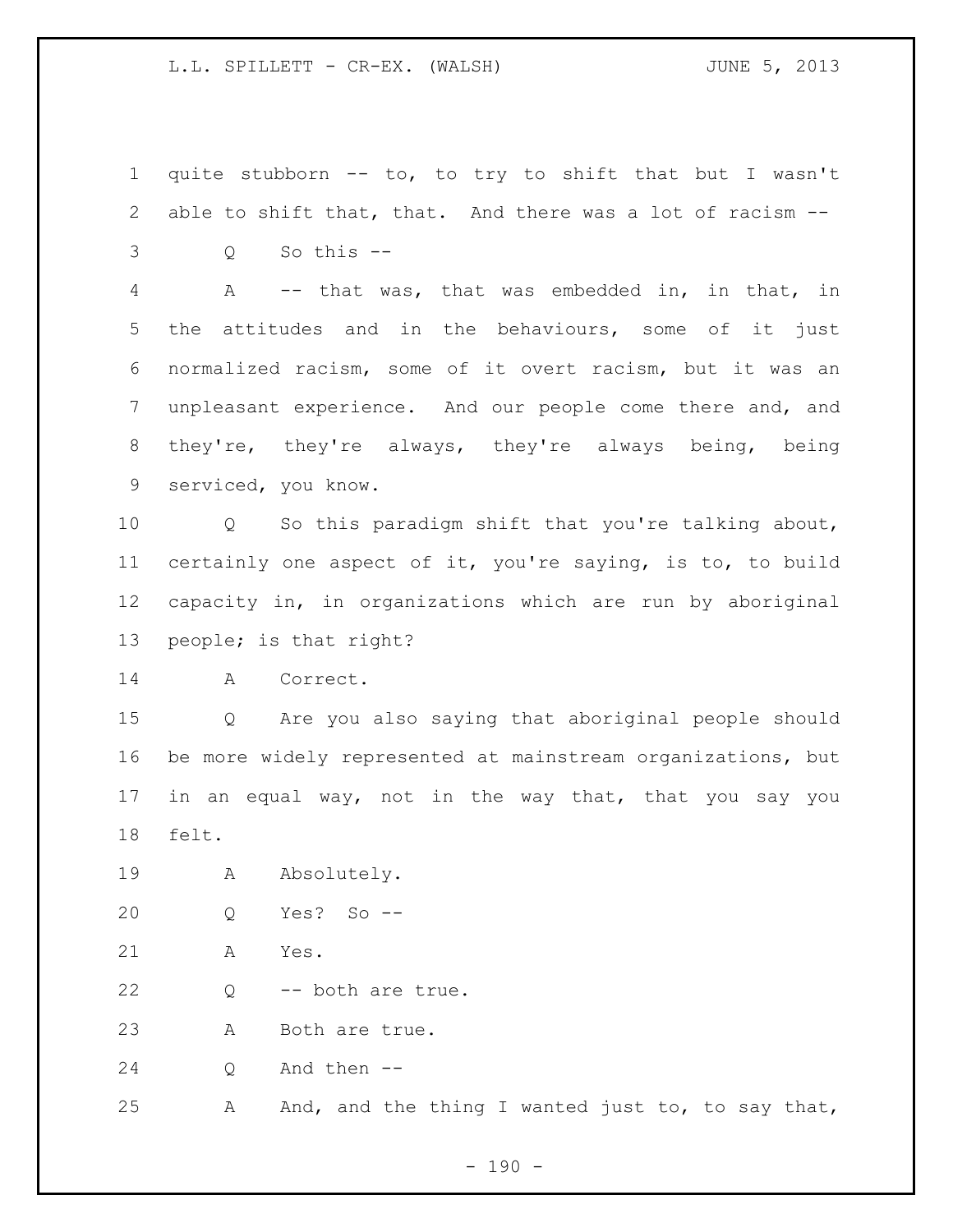quite stubborn -- to, to try to shift that but I wasn't able to shift that, that. And there was a lot of racism --

Q So this --

A -- that was, that was embedded in, in that, in the attitudes and in the behaviours, some of it just normalized racism, some of it overt racism, but it was an unpleasant experience. And our people come there and, and they're, they're always, they're always being, being serviced, you know.

Q So this paradigm shift that you're talking about, certainly one aspect of it, you're saying, is to, to build capacity in, in organizations which are run by aboriginal people; is that right?

A Correct.

Q Are you also saying that aboriginal people should be more widely represented at mainstream organizations, but in an equal way, not in the way that, that you say you felt.

A Absolutely.

Q Yes? So --

A Yes.

Q -- both are true.

A Both are true.

Q And then --

A And, and the thing I wanted just to, to say that,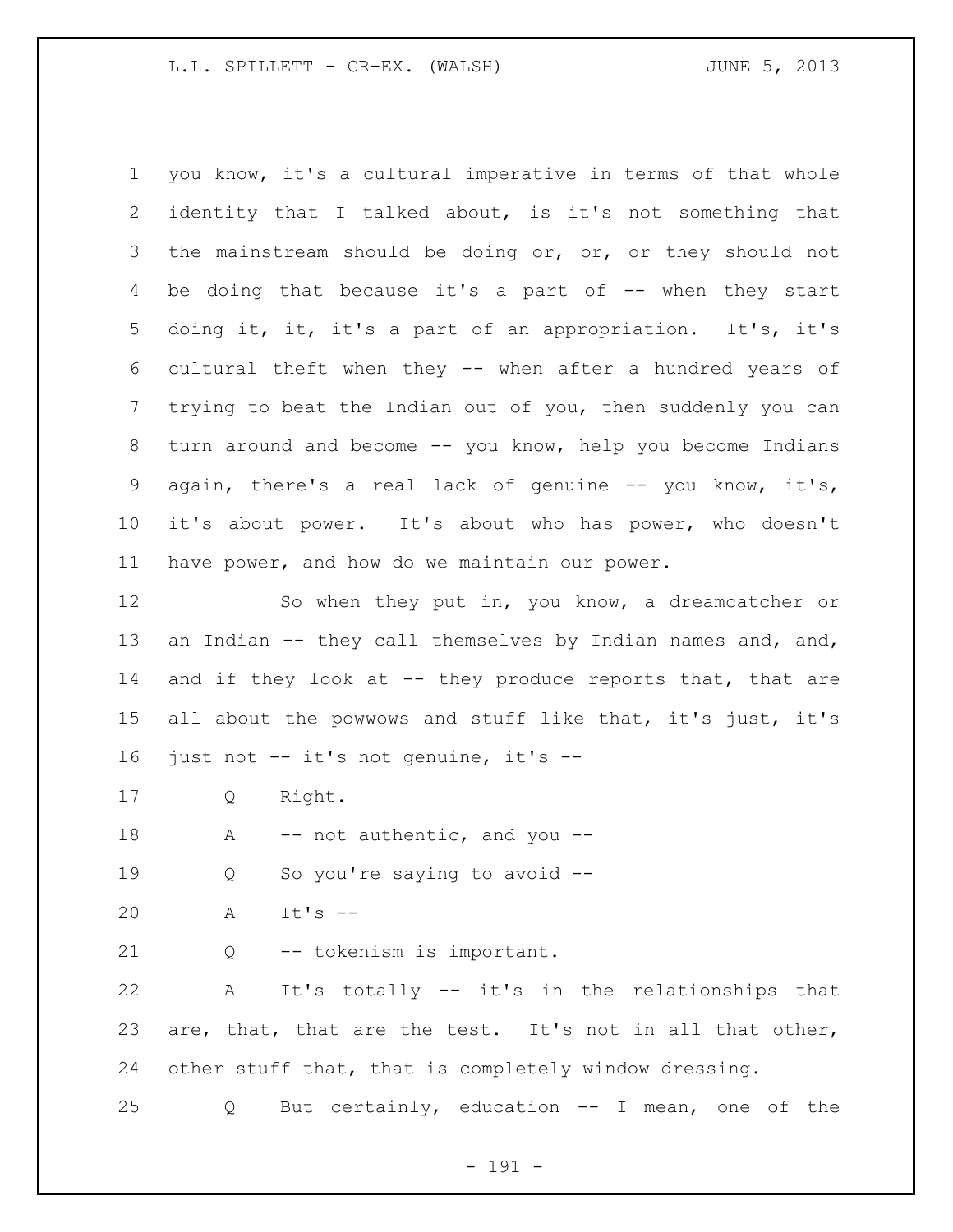you know, it's a cultural imperative in terms of that whole identity that I talked about, is it's not something that the mainstream should be doing or, or, or they should not be doing that because it's a part of -- when they start doing it, it, it's a part of an appropriation. It's, it's cultural theft when they -- when after a hundred years of trying to beat the Indian out of you, then suddenly you can turn around and become -- you know, help you become Indians again, there's a real lack of genuine -- you know, it's, it's about power. It's about who has power, who doesn't have power, and how do we maintain our power.

So when they put in, you know, a dreamcatcher or an Indian -- they call themselves by Indian names and, and, and if they look at -- they produce reports that, that are all about the powwows and stuff like that, it's just, it's just not -- it's not genuine, it's --

Q Right.

A -- not authentic, and you --

Q So you're saying to avoid --

A It's --

Q -- tokenism is important.

A It's totally -- it's in the relationships that are, that, that are the test. It's not in all that other, other stuff that, that is completely window dressing.

Q But certainly, education -- I mean, one of the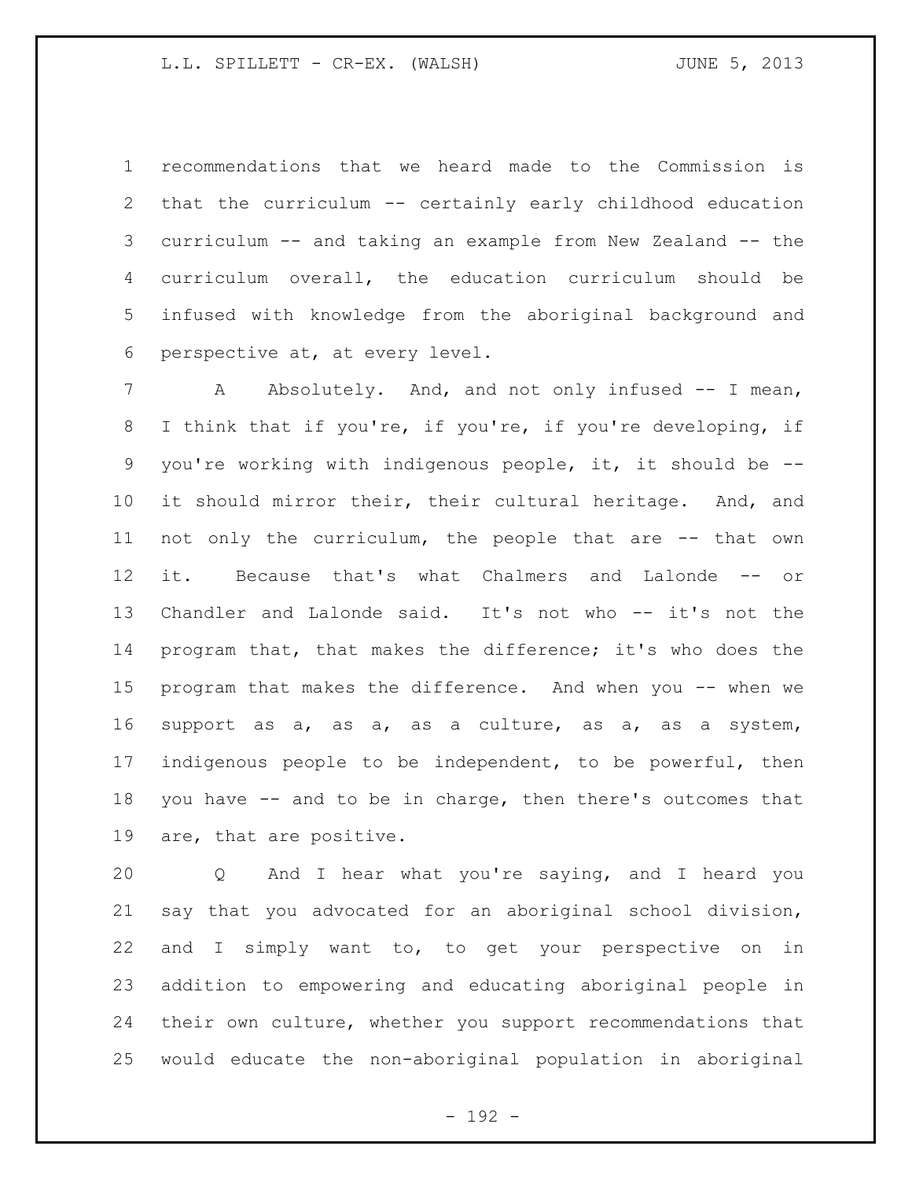recommendations that we heard made to the Commission is that the curriculum -- certainly early childhood education curriculum -- and taking an example from New Zealand -- the curriculum overall, the education curriculum should be infused with knowledge from the aboriginal background and perspective at, at every level.

A Absolutely. And, and not only infused -- I mean, I think that if you're, if you're, if you're developing, if you're working with indigenous people, it, it should be -- it should mirror their, their cultural heritage. And, and not only the curriculum, the people that are -- that own it. Because that's what Chalmers and Lalonde -- or Chandler and Lalonde said. It's not who -- it's not the program that, that makes the difference; it's who does the program that makes the difference. And when you -- when we support as a, as a, as a culture, as a, as a system, indigenous people to be independent, to be powerful, then you have -- and to be in charge, then there's outcomes that are, that are positive.

Q And I hear what you're saying, and I heard you say that you advocated for an aboriginal school division, and I simply want to, to get your perspective on in addition to empowering and educating aboriginal people in their own culture, whether you support recommendations that would educate the non-aboriginal population in aboriginal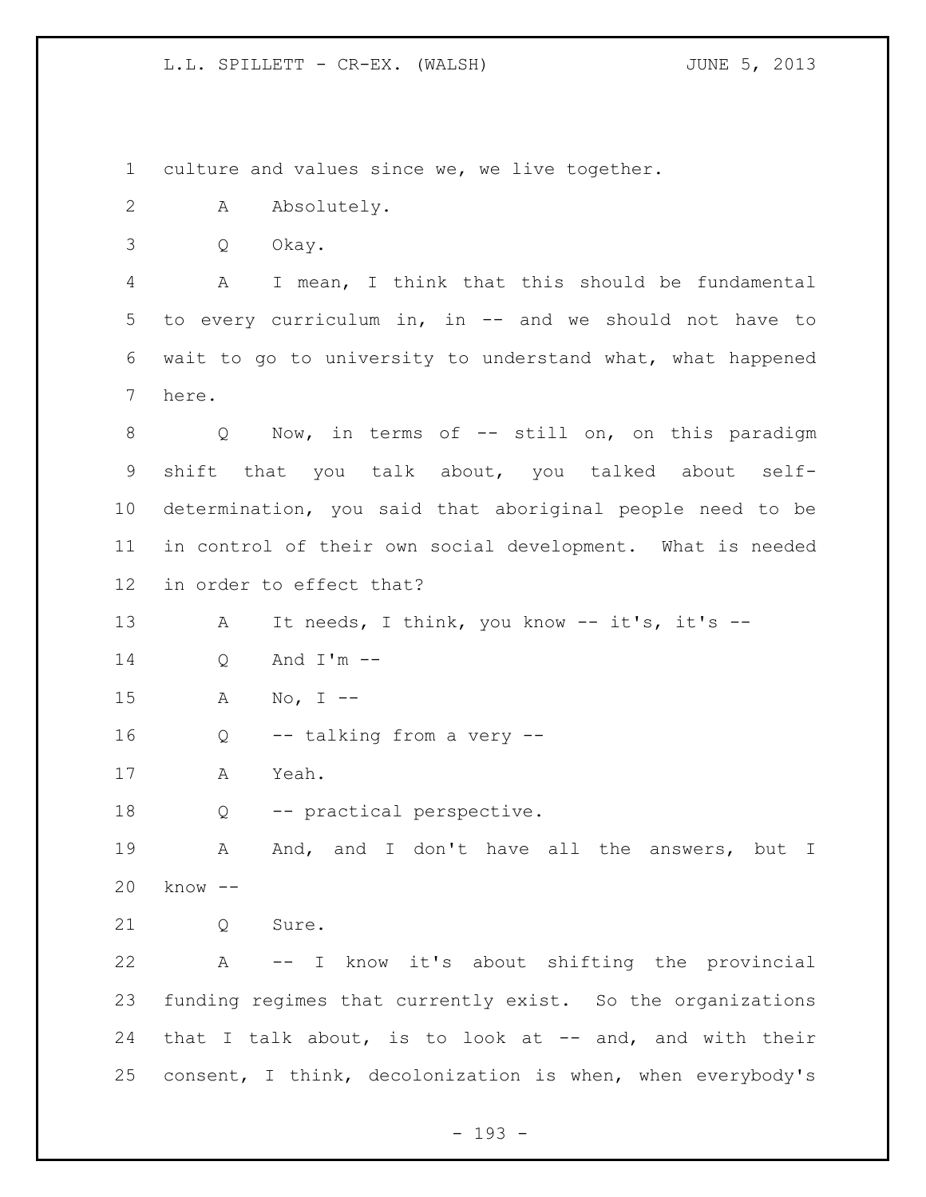culture and values since we, we live together.

A Absolutely.

Q Okay.

A I mean, I think that this should be fundamental to every curriculum in, in -- and we should not have to wait to go to university to understand what, what happened here.

Q Now, in terms of -- still on, on this paradigm shift that you talk about, you talked about self-determination, you said that aboriginal people need to be in control of their own social development. What is needed in order to effect that?

A It needs, I think, you know -- it's, it's --

Q And I'm --

A No, I --

Q -- talking from a very --

A Yeah.

Q -- practical perspective.

A And, and I don't have all the answers, but I know --

Q Sure.

A -- I know it's about shifting the provincial funding regimes that currently exist. So the organizations that I talk about, is to look at -- and, and with their consent, I think, decolonization is when, when everybody's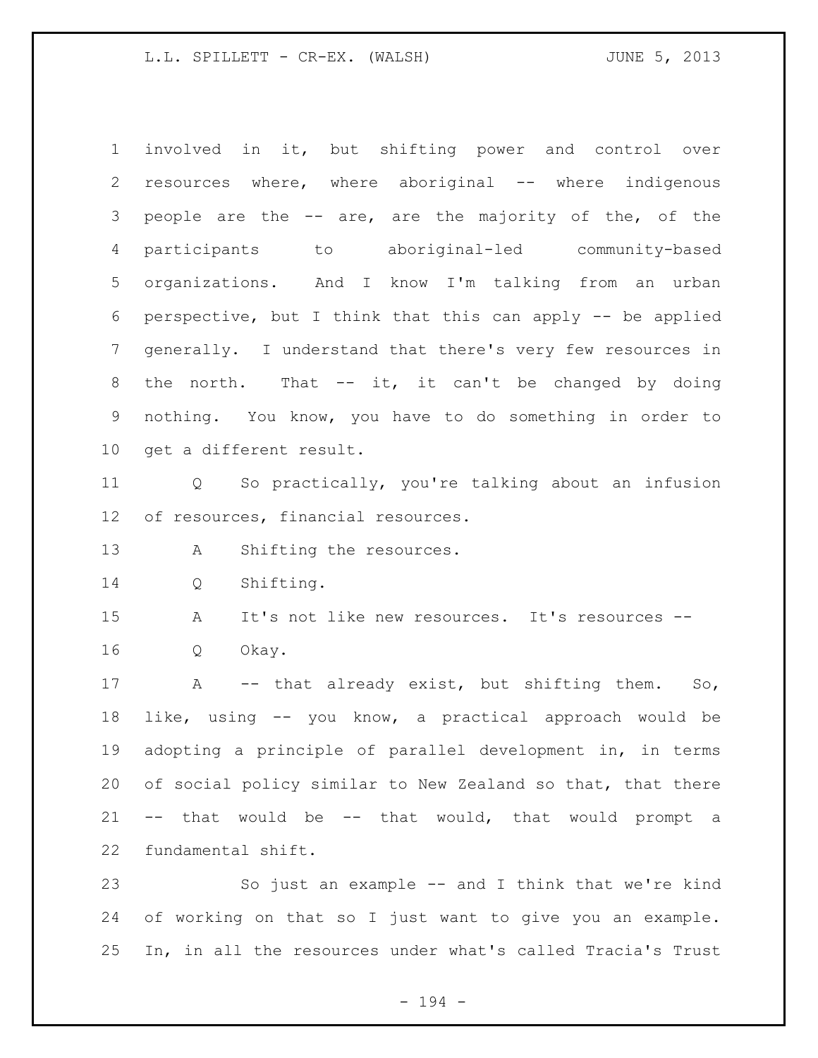involved in it, but shifting power and control over resources where, where aboriginal -- where indigenous people are the -- are, are the majority of the, of the participants to aboriginal-led community-based organizations. And I know I'm talking from an urban perspective, but I think that this can apply -- be applied generally. I understand that there's very few resources in the north. That -- it, it can't be changed by doing nothing. You know, you have to do something in order to get a different result.

Q So practically, you're talking about an infusion of resources, financial resources.

A Shifting the resources.

Q Shifting.

A It's not like new resources. It's resources --

Q Okay.

A -- that already exist, but shifting them. So, like, using -- you know, a practical approach would be adopting a principle of parallel development in, in terms of social policy similar to New Zealand so that, that there -- that would be -- that would, that would prompt a fundamental shift.

So just an example -- and I think that we're kind of working on that so I just want to give you an example. In, in all the resources under what's called Tracia's Trust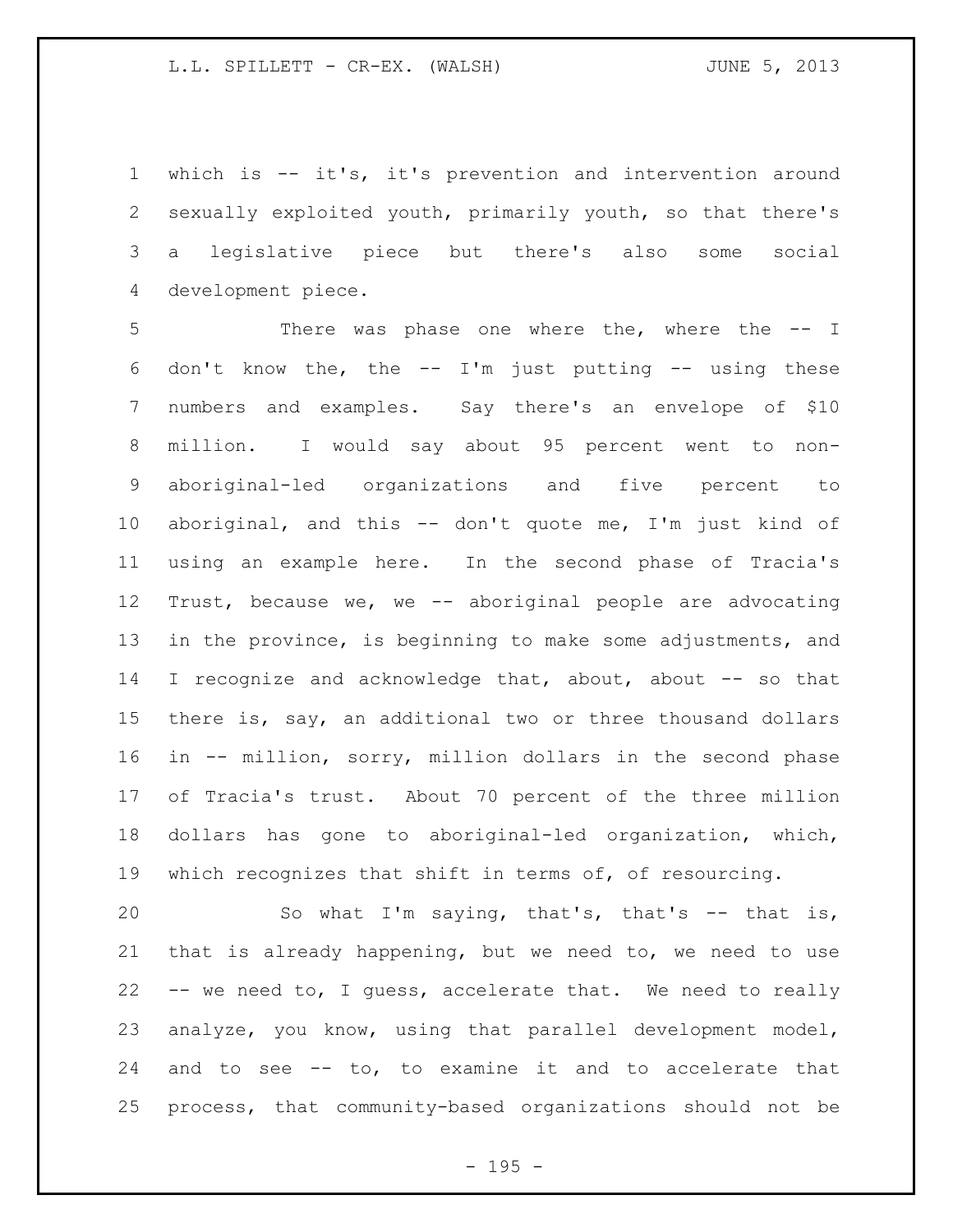which is -- it's, it's prevention and intervention around sexually exploited youth, primarily youth, so that there's a legislative piece but there's also some social development piece.

There was phase one where the, where the -- I don't know the, the -- I'm just putting -- using these numbers and examples. Say there's an envelope of $10 million. I would say about 95 percent went to non-aboriginal-led organizations and five percent to aboriginal, and this -- don't quote me, I'm just kind of using an example here. In the second phase of Tracia's Trust, because we, we -- aboriginal people are advocating in the province, is beginning to make some adjustments, and I recognize and acknowledge that, about, about -- so that there is, say, an additional two or three thousand dollars in -- million, sorry, million dollars in the second phase of Tracia's trust. About 70 percent of the three million dollars has gone to aboriginal-led organization, which, which recognizes that shift in terms of, of resourcing.

So what I'm saying, that's, that's -- that is, that is already happening, but we need to, we need to use -- we need to, I guess, accelerate that. We need to really analyze, you know, using that parallel development model, and to see -- to, to examine it and to accelerate that process, that community-based organizations should not be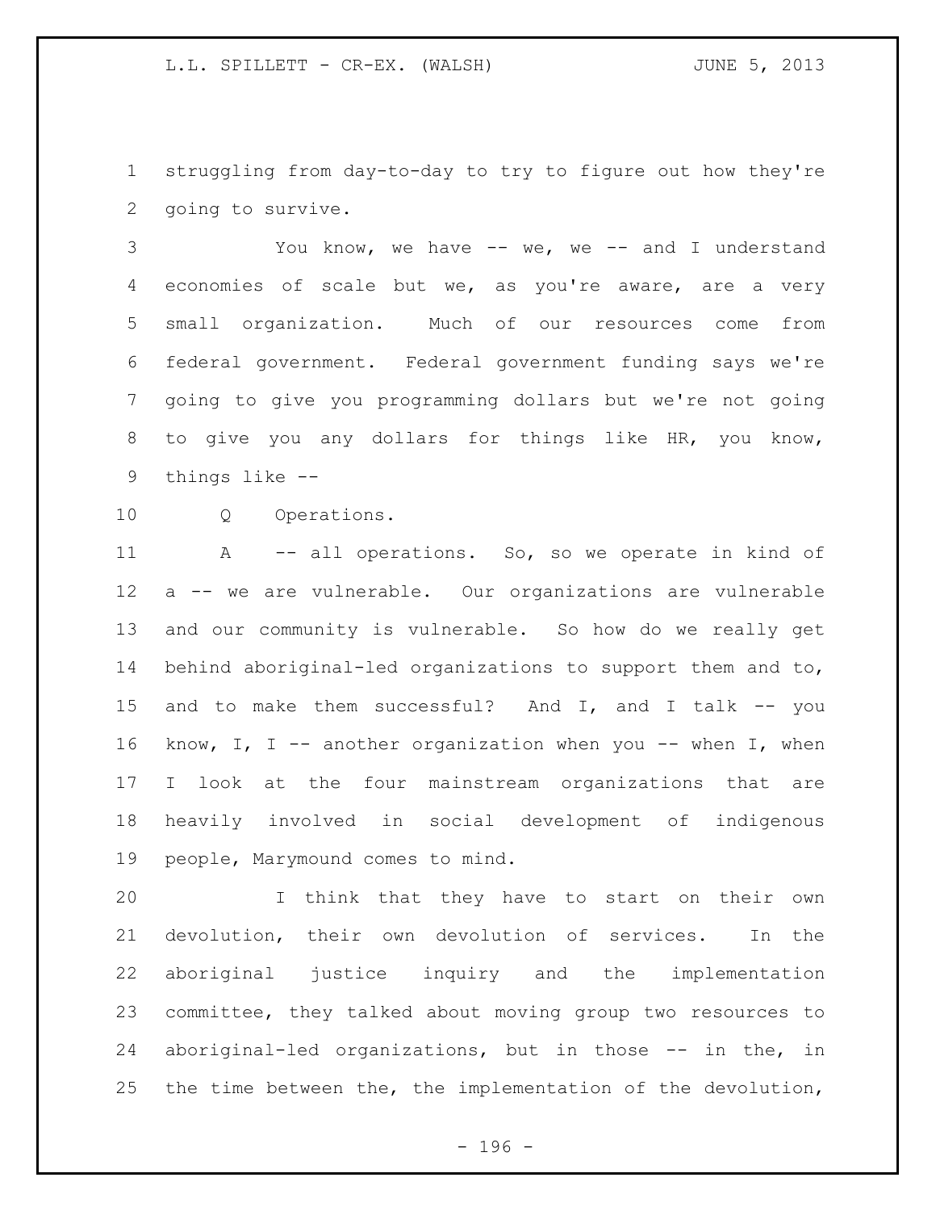struggling from day-to-day to try to figure out how they're going to survive.

You know, we have -- we, we -- and I understand economies of scale but we, as you're aware, are a very small organization. Much of our resources come from federal government. Federal government funding says we're going to give you programming dollars but we're not going to give you any dollars for things like HR, you know, things like --

Q Operations.

A -- all operations. So, so we operate in kind of a -- we are vulnerable. Our organizations are vulnerable and our community is vulnerable. So how do we really get behind aboriginal-led organizations to support them and to, and to make them successful? And I, and I talk -- you know, I, I -- another organization when you -- when I, when I look at the four mainstream organizations that are heavily involved in social development of indigenous people, Marymound comes to mind.

I think that they have to start on their own devolution, their own devolution of services. In the aboriginal justice inquiry and the implementation committee, they talked about moving group two resources to aboriginal-led organizations, but in those -- in the, in the time between the, the implementation of the devolution,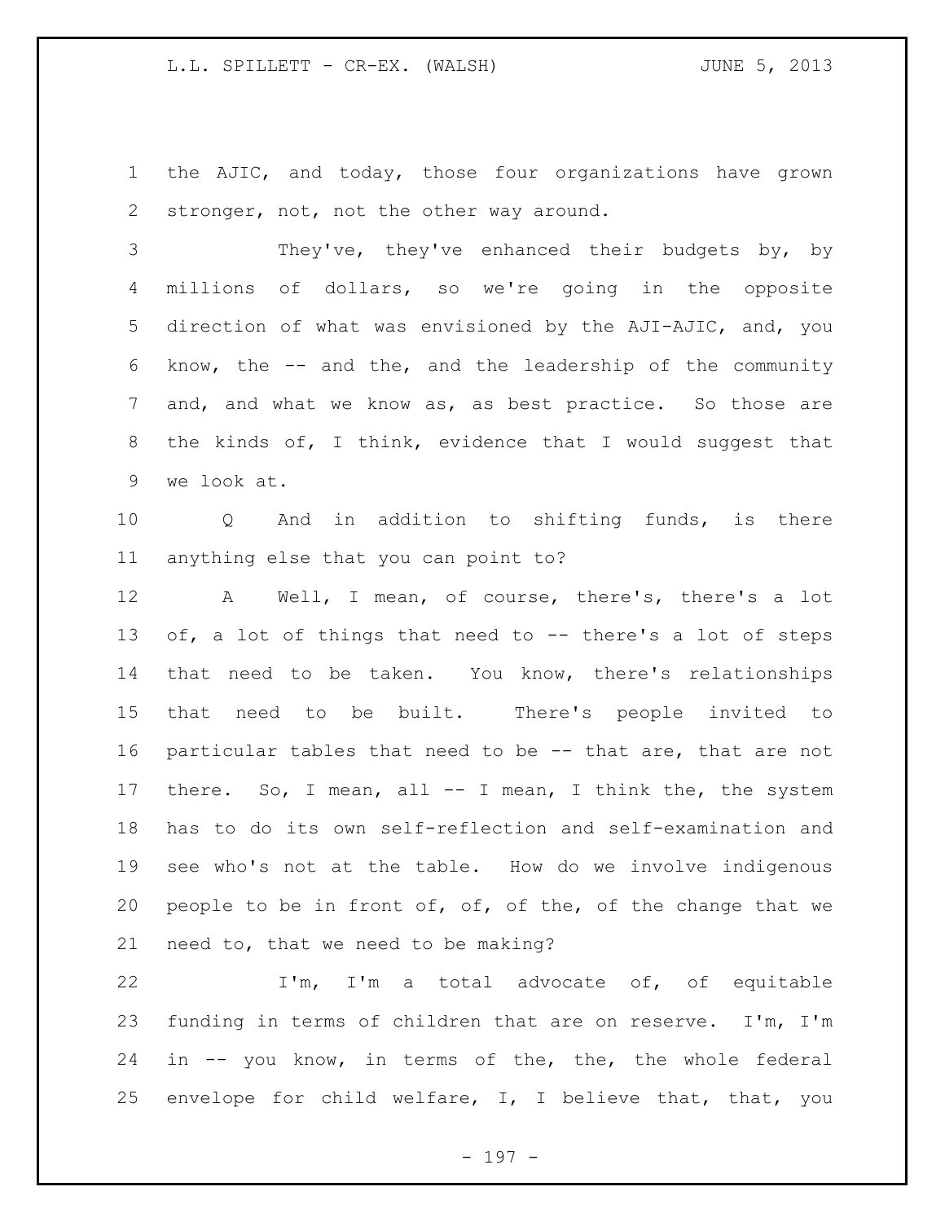the AJIC, and today, those four organizations have grown stronger, not, not the other way around.

They've, they've enhanced their budgets by, by millions of dollars, so we're going in the opposite direction of what was envisioned by the AJI-AJIC, and, you know, the -- and the, and the leadership of the community and, and what we know as, as best practice. So those are the kinds of, I think, evidence that I would suggest that we look at.

Q And in addition to shifting funds, is there anything else that you can point to?

A Well, I mean, of course, there's, there's a lot of, a lot of things that need to -- there's a lot of steps that need to be taken. You know, there's relationships that need to be built. There's people invited to particular tables that need to be -- that are, that are not there. So, I mean, all -- I mean, I think the, the system has to do its own self-reflection and self-examination and see who's not at the table. How do we involve indigenous people to be in front of, of, of the, of the change that we need to, that we need to be making?

I'm, I'm a total advocate of, of equitable funding in terms of children that are on reserve. I'm, I'm in -- you know, in terms of the, the, the whole federal envelope for child welfare, I, I believe that, that, you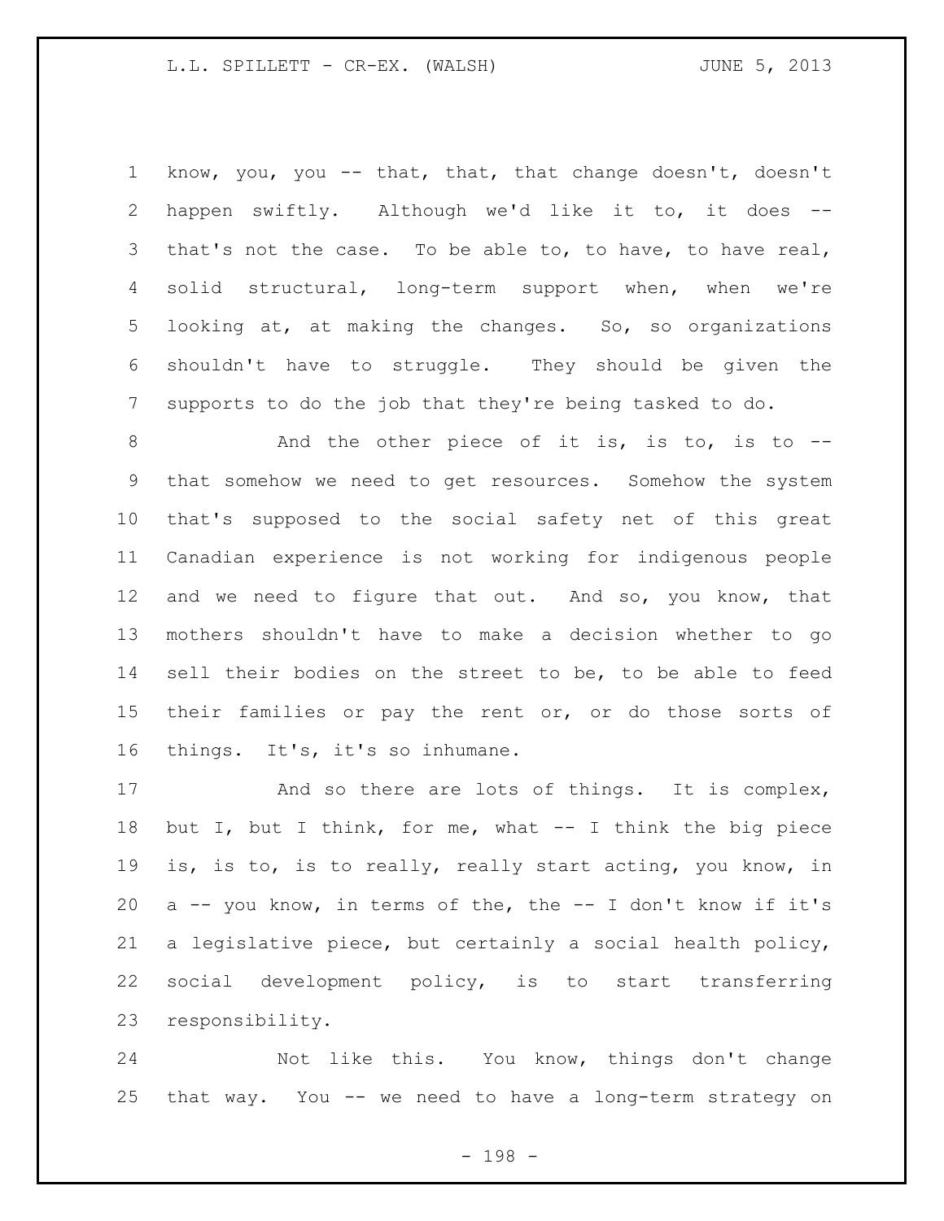know, you, you -- that, that, that change doesn't, doesn't happen swiftly. Although we'd like it to, it does -- that's not the case. To be able to, to have, to have real, solid structural, long-term support when, when we're looking at, at making the changes. So, so organizations shouldn't have to struggle. They should be given the supports to do the job that they're being tasked to do.

And the other piece of it is, is to, is to -- that somehow we need to get resources. Somehow the system that's supposed to the social safety net of this great Canadian experience is not working for indigenous people and we need to figure that out. And so, you know, that mothers shouldn't have to make a decision whether to go sell their bodies on the street to be, to be able to feed their families or pay the rent or, or do those sorts of things. It's, it's so inhumane.

And so there are lots of things. It is complex, but I, but I think, for me, what -- I think the big piece is, is to, is to really, really start acting, you know, in a -- you know, in terms of the, the -- I don't know if it's a legislative piece, but certainly a social health policy, social development policy, is to start transferring responsibility.

Not like this. You know, things don't change that way. You -- we need to have a long-term strategy on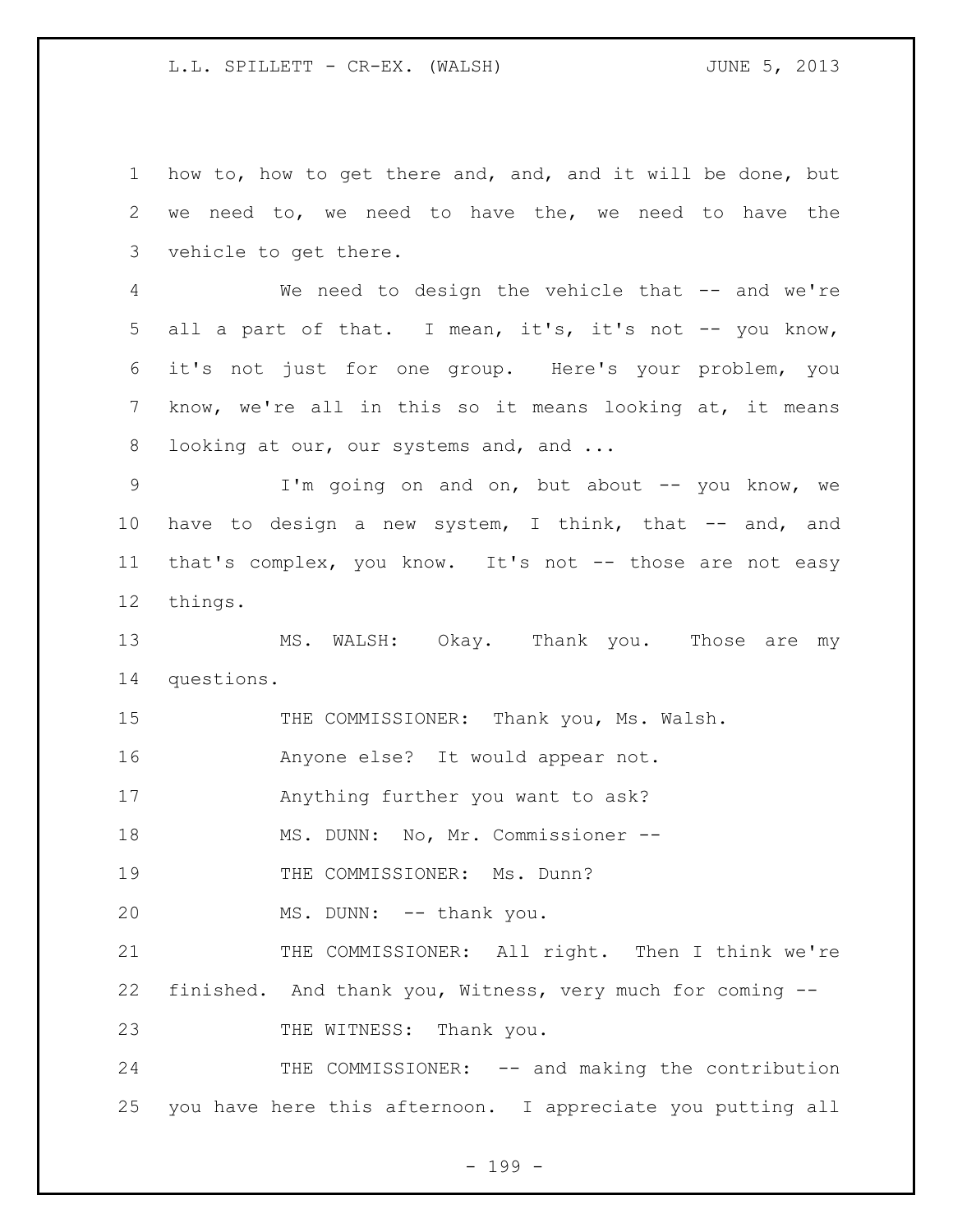how to, how to get there and, and, and it will be done, but we need to, we need to have the, we need to have the vehicle to get there.

We need to design the vehicle that -- and we're all a part of that. I mean, it's, it's not -- you know, it's not just for one group. Here's your problem, you know, we're all in this so it means looking at, it means looking at our, our systems and, and ...

I'm going on and on, but about -- you know, we have to design a new system, I think, that -- and, and that's complex, you know. It's not -- those are not easy things.

MS. WALSH: Okay. Thank you. Those are my questions.

THE COMMISSIONER: Thank you, Ms. Walsh.

Anyone else? It would appear not.

Anything further you want to ask?

MS. DUNN: No, Mr. Commissioner --

THE COMMISSIONER: Ms. Dunn?

MS. DUNN: -- thank you.

THE COMMISSIONER: All right. Then I think we're finished. And thank you, Witness, very much for coming --

THE WITNESS: Thank you.

THE COMMISSIONER: -- and making the contribution you have here this afternoon. I appreciate you putting all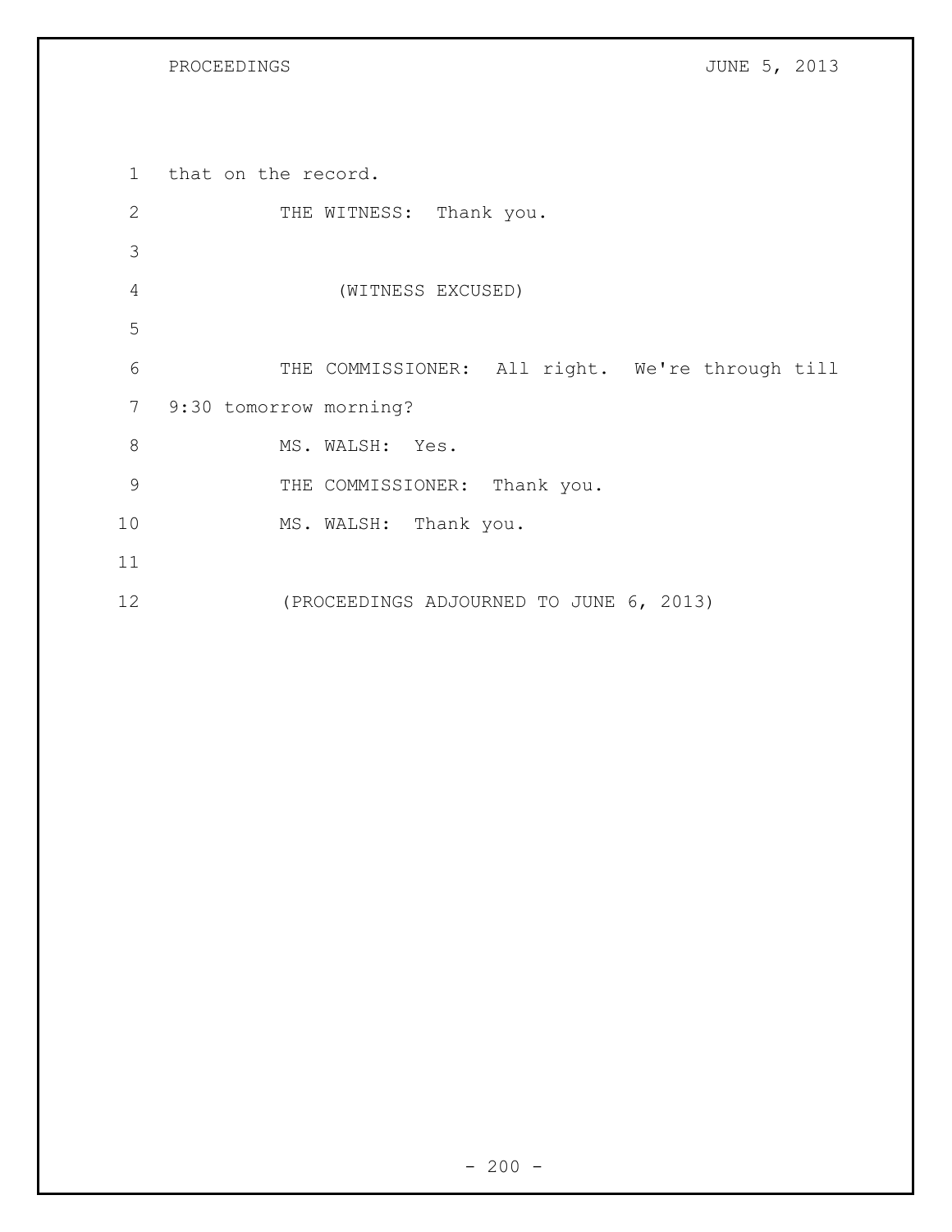that on the record.

THE WITNESS: Thank you.

(WITNESS EXCUSED)

THE COMMISSIONER: All right. We're through till 9:30 tomorrow morning?

MS. WALSH: Yes.

THE COMMISSIONER: Thank you.

MS. WALSH: Thank you.

(PROCEEDINGS ADJOURNED TO JUNE 6, 2013)